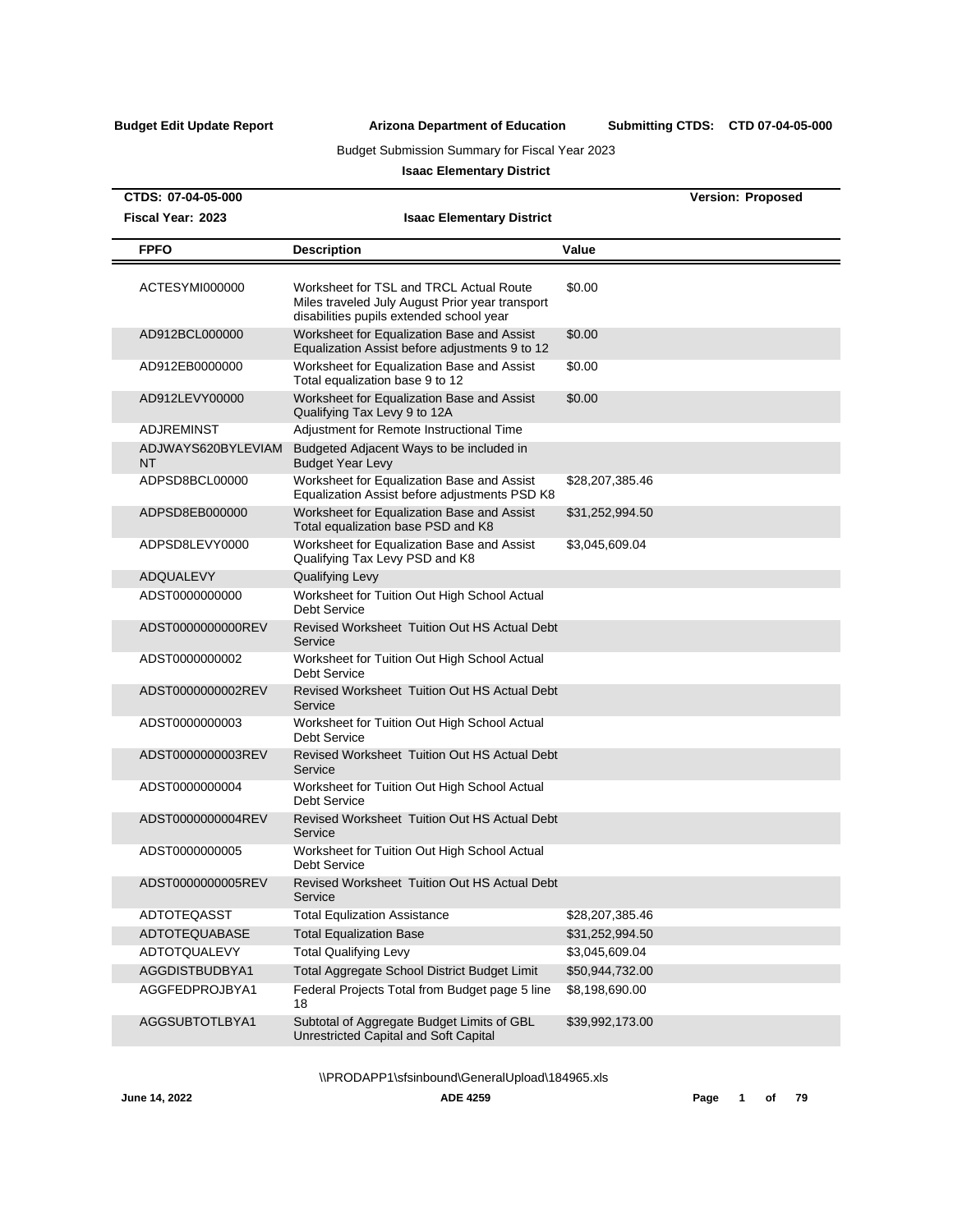**Budget Edit Update Report** **Arizona Department of Education** **Submitting CTDS: CTD 07-04-05-000**

Budget Submission Summary for Fiscal Year 2023

**Isaac Elementary District**

**CTDS: 07-04-05-000** **Version: Proposed**

**Fiscal Year: 2023** **Isaac Elementary District**

| FPFO | Description | Value |
|---|---|---|
| ACTESYMI000000 | Worksheet for TSL and TRCL Actual Route Miles traveled July August Prior year transport disabilities pupils extended school year | $0.00 |
| AD912BCL000000 | Worksheet for Equalization Base and Assist Equalization Assist before adjustments 9 to 12 | $0.00 |
| AD912EB0000000 | Worksheet for Equalization Base and Assist Total equalization base 9 to 12 | $0.00 |
| AD912LEVY00000 | Worksheet for Equalization Base and Assist Qualifying Tax Levy 9 to 12A | $0.00 |
| ADJREMINST | Adjustment for Remote Instructional Time | |
| ADJWAYS620BYLEVIAMNT | Budgeted Adjacent Ways to be included in Budget Year Levy | |
| ADPSD8BCL00000 | Worksheet for Equalization Base and Assist Equalization Assist before adjustments PSD K8 | $28,207,385.46 |
| ADPSD8EB000000 | Worksheet for Equalization Base and Assist Total equalization base PSD and K8 | $31,252,994.50 |
| ADPSD8LEVY0000 | Worksheet for Equalization Base and Assist Qualifying Tax Levy PSD and K8 | $3,045,609.04 |
| ADQUALEVY | Qualifying Levy | |
| ADST0000000000 | Worksheet for Tuition Out High School Actual Debt Service | |
| ADST0000000000REV | Revised Worksheet Tuition Out HS Actual Debt Service | |
| ADST0000000002 | Worksheet for Tuition Out High School Actual Debt Service | |
| ADST0000000002REV | Revised Worksheet Tuition Out HS Actual Debt Service | |
| ADST0000000003 | Worksheet for Tuition Out High School Actual Debt Service | |
| ADST0000000003REV | Revised Worksheet Tuition Out HS Actual Debt Service | |
| ADST0000000004 | Worksheet for Tuition Out High School Actual Debt Service | |
| ADST0000000004REV | Revised Worksheet Tuition Out HS Actual Debt Service | |
| ADST0000000005 | Worksheet for Tuition Out High School Actual Debt Service | |
| ADST0000000005REV | Revised Worksheet Tuition Out HS Actual Debt Service | |
| ADTOTEQASST | Total Equlization Assistance | $28,207,385.46 |
| ADTOTEQUABASE | Total Equalization Base | $31,252,994.50 |
| ADTOTQUALEVY | Total Qualifying Levy | $3,045,609.04 |
| AGGDISTBUDBYA1 | Total Aggregate School District Budget Limit | $50,944,732.00 |
| AGGFEDPROJBYA1 | Federal Projects Total from Budget page 5 line 18 | $8,198,690.00 |
| AGGSUBTOTLBYA1 | Subtotal of Aggregate Budget Limits of GBL Unrestricted Capital and Soft Capital | $39,992,173.00 |

\\PRODAPP1\sfsinbound\GeneralUpload\184965.xls

June 14, 2022 ADE 4259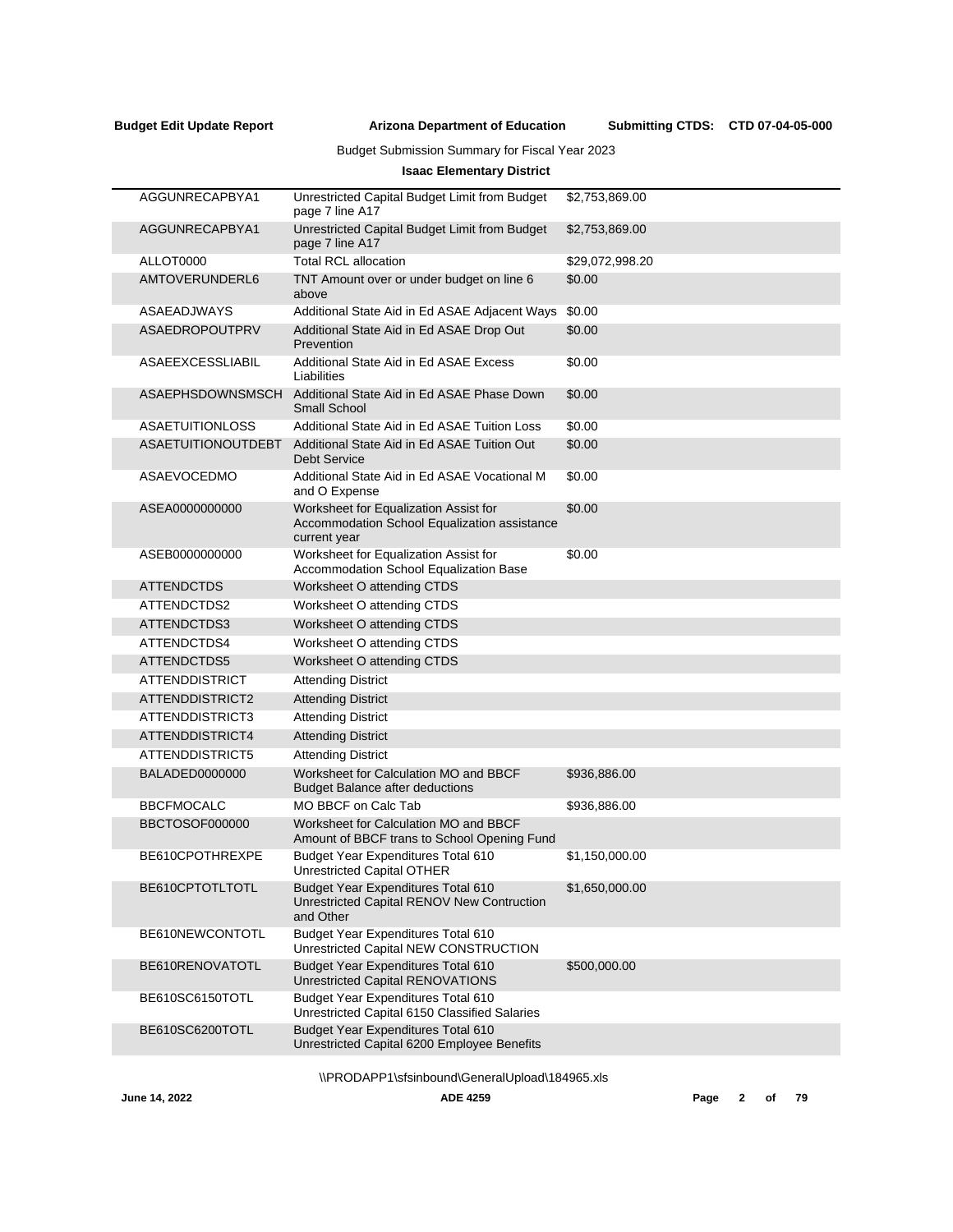**Budget Edit Update Report** **Arizona Department of Education** **Submitting CTDS: CTD 07-04-05-000**

Budget Submission Summary for Fiscal Year 2023

**Isaac Elementary District**

| | | |
|---|---|---|
| AGGUNRECAPBYA1 | Unrestricted Capital Budget Limit from Budget page 7 line A17 | $2,753,869.00 |
| AGGUNRECAPBYA1 | Unrestricted Capital Budget Limit from Budget page 7 line A17 | $2,753,869.00 |
| ALLOT0000 | Total RCL allocation | $29,072,998.20 |
| AMTOVERUNDERL6 | TNT Amount over or under budget on line 6 above | $0.00 |
| ASAEADJWAYS | Additional State Aid in Ed ASAE Adjacent Ways | $0.00 |
| ASAEDROPOUTPRV | Additional State Aid in Ed ASAE Drop Out Prevention | $0.00 |
| ASAEEXCESSLIABIL | Additional State Aid in Ed ASAE Excess Liabilities | $0.00 |
| ASAEPHSDOWNSMSCH | Additional State Aid in Ed ASAE Phase Down Small School | $0.00 |
| ASAETUITIONLOSS | Additional State Aid in Ed ASAE Tuition Loss | $0.00 |
| ASAETUITIONOUTDEBT | Additional State Aid in Ed ASAE Tuition Out Debt Service | $0.00 |
| ASAEVOCEDMO | Additional State Aid in Ed ASAE Vocational M and O Expense | $0.00 |
| ASEA0000000000 | Worksheet for Equalization Assist for Accommodation School Equalization assistance current year | $0.00 |
| ASEB0000000000 | Worksheet for Equalization Assist for Accommodation School Equalization Base | $0.00 |
| ATTENDCTDS | Worksheet O attending CTDS | |
| ATTENDCTDS2 | Worksheet O attending CTDS | |
| ATTENDCTDS3 | Worksheet O attending CTDS | |
| ATTENDCTDS4 | Worksheet O attending CTDS | |
| ATTENDCTDS5 | Worksheet O attending CTDS | |
| ATTENDDISTRICT | Attending District | |
| ATTENDDISTRICT2 | Attending District | |
| ATTENDDISTRICT3 | Attending District | |
| ATTENDDISTRICT4 | Attending District | |
| ATTENDDISTRICT5 | Attending District | |
| BALADED0000000 | Worksheet for Calculation MO and BBCF Budget Balance after deductions | $936,886.00 |
| BBCFMOCALC | MO BBCF on Calc Tab | $936,886.00 |
| BBCTOSOF000000 | Worksheet for Calculation MO and BBCF Amount of BBCF trans to School Opening Fund | |
| BE610CPOTHREXPE | Budget Year Expenditures Total 610 Unrestricted Capital OTHER | $1,150,000.00 |
| BE610CPTOTLTOTL | Budget Year Expenditures Total 610 Unrestricted Capital RENOV New Contruction and Other | $1,650,000.00 |
| BE610NEWCONTOTL | Budget Year Expenditures Total 610 Unrestricted Capital NEW CONSTRUCTION | |
| BE610RENOVATOTL | Budget Year Expenditures Total 610 Unrestricted Capital RENOVATIONS | $500,000.00 |
| BE610SC6150TOTL | Budget Year Expenditures Total 610 Unrestricted Capital 6150 Classified Salaries | |
| BE610SC6200TOTL | Budget Year Expenditures Total 610 Unrestricted Capital 6200 Employee Benefits | |

\\PRODAPP1\sfsinbound\GeneralUpload\184965.xls

June 14, 2022 ADE 4259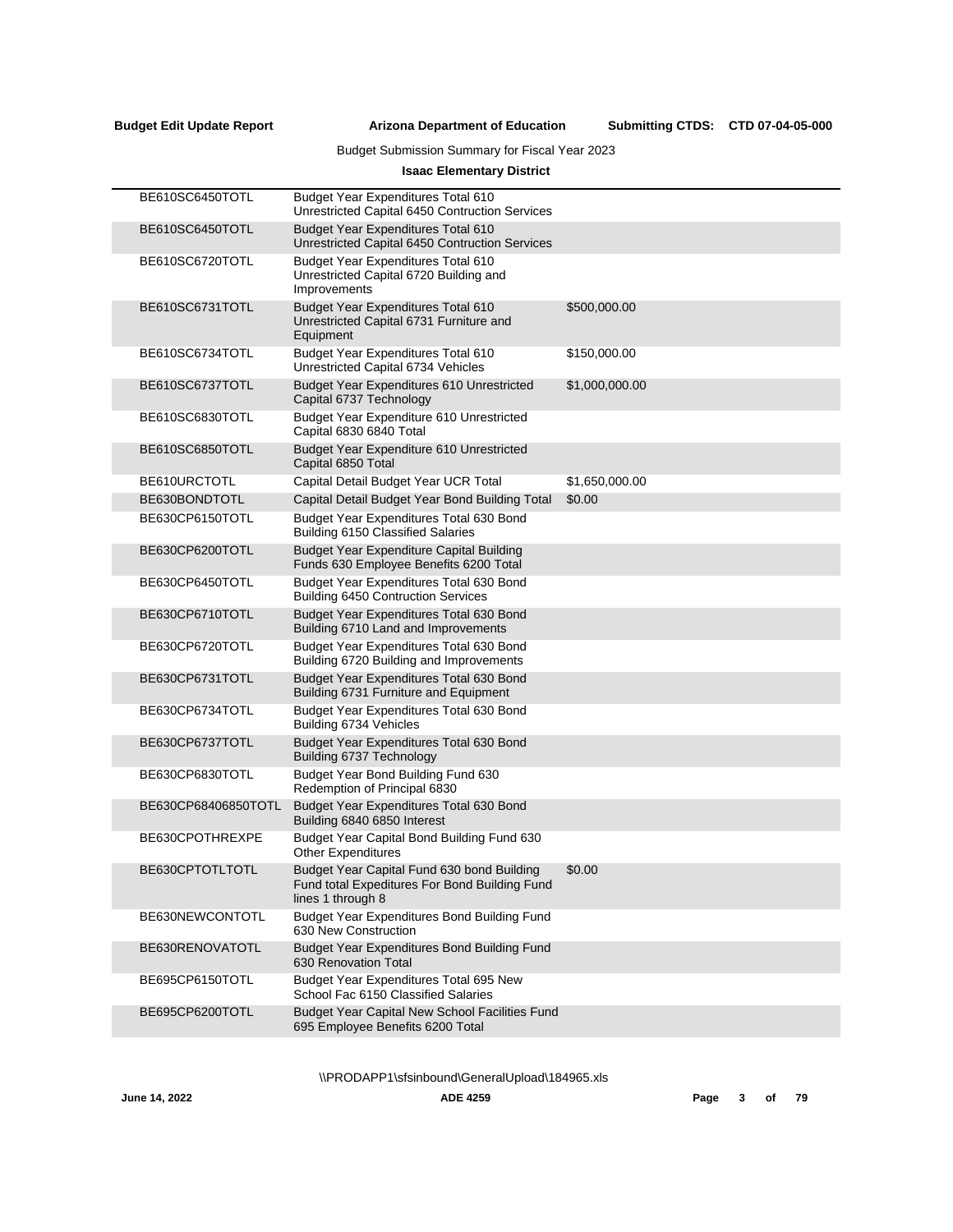Budget Submission Summary for Fiscal Year 2023

**Isaac Elementary District**

| Code | Description | Amount |
|---|---|---|
| BE610SC6450TOTL | Budget Year Expenditures Total 610 Unrestricted Capital 6450 Contruction Services | |
| BE610SC6450TOTL | Budget Year Expenditures Total 610 Unrestricted Capital 6450 Contruction Services | |
| BE610SC6720TOTL | Budget Year Expenditures Total 610 Unrestricted Capital 6720 Building and Improvements | |
| BE610SC6731TOTL | Budget Year Expenditures Total 610 Unrestricted Capital 6731 Furniture and Equipment | $500,000.00 |
| BE610SC6734TOTL | Budget Year Expenditures Total 610 Unrestricted Capital 6734 Vehicles | $150,000.00 |
| BE610SC6737TOTL | Budget Year Expenditures 610 Unrestricted Capital 6737 Technology | $1,000,000.00 |
| BE610SC6830TOTL | Budget Year Expenditure 610 Unrestricted Capital 6830 6840 Total | |
| BE610SC6850TOTL | Budget Year Expenditure 610 Unrestricted Capital 6850 Total | |
| BE610URCTOTL | Capital Detail Budget Year UCR Total | $1,650,000.00 |
| BE630BONDTOTL | Capital Detail Budget Year Bond Building Total | $0.00 |
| BE630CP6150TOTL | Budget Year Expenditures Total 630 Bond Building 6150 Classified Salaries | |
| BE630CP6200TOTL | Budget Year Expenditure Capital Building Funds 630 Employee Benefits 6200 Total | |
| BE630CP6450TOTL | Budget Year Expenditures Total 630 Bond Building 6450 Contruction Services | |
| BE630CP6710TOTL | Budget Year Expenditures Total 630 Bond Building 6710 Land and Improvements | |
| BE630CP6720TOTL | Budget Year Expenditures Total 630 Bond Building 6720 Building and Improvements | |
| BE630CP6731TOTL | Budget Year Expenditures Total 630 Bond Building 6731 Furniture and Equipment | |
| BE630CP6734TOTL | Budget Year Expenditures Total 630 Bond Building 6734 Vehicles | |
| BE630CP6737TOTL | Budget Year Expenditures Total 630 Bond Building 6737 Technology | |
| BE630CP6830TOTL | Budget Year Bond Building Fund 630 Redemption of Principal 6830 | |
| BE630CP68406850TOTL | Budget Year Expenditures Total 630 Bond Building 6840 6850 Interest | |
| BE630CPOTHREXPE | Budget Year Capital Bond Building Fund 630 Other Expenditures | |
| BE630CPTOTLTOTL | Budget Year Capital Fund 630 bond Building Fund total Expeditures For Bond Building Fund lines 1 through 8 | $0.00 |
| BE630NEWCONTOTL | Budget Year Expenditures Bond Building Fund 630 New Construction | |
| BE630RENOVATOTL | Budget Year Expenditures Bond Building Fund 630 Renovation Total | |
| BE695CP6150TOTL | Budget Year Expenditures Total 695 New School Fac 6150 Classified Salaries | |
| BE695CP6200TOTL | Budget Year Capital New School Facilities Fund 695 Employee Benefits 6200 Total | |

\\PRODAPP1\sfsinbound\GeneralUpload\184965.xls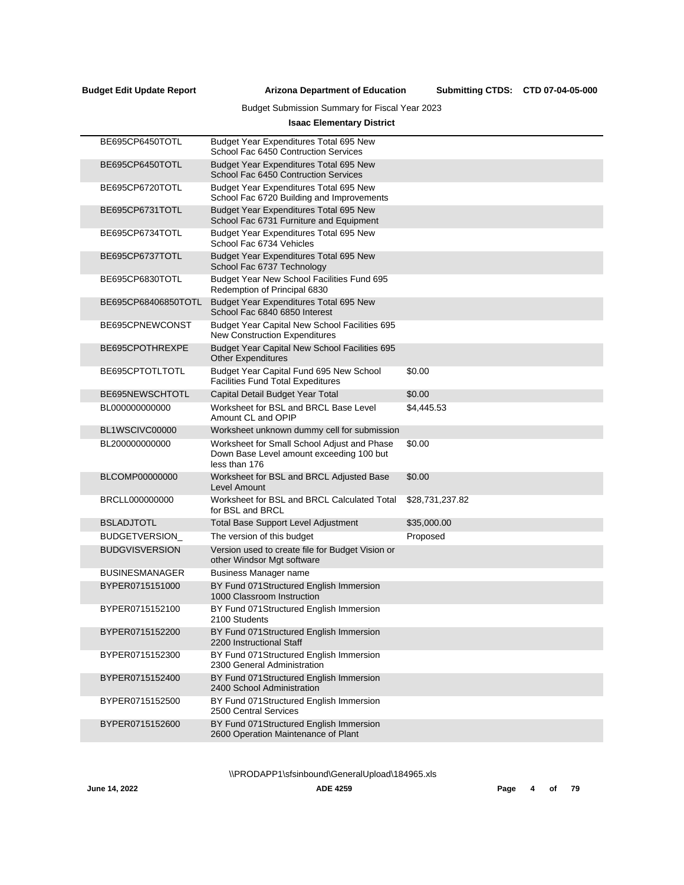**Budget Edit Update Report** **Arizona Department of Education** **Submitting CTDS: CTD 07-04-05-000**

Budget Submission Summary for Fiscal Year 2023

**Isaac Elementary District**

| Code | Description | Value |
|---|---|---|
| BE695CP6450TOTL | Budget Year Expenditures Total 695 New School Fac 6450 Contruction Services | |
| BE695CP6450TOTL | Budget Year Expenditures Total 695 New School Fac 6450 Contruction Services | |
| BE695CP6720TOTL | Budget Year Expenditures Total 695 New School Fac 6720 Building and Improvements | |
| BE695CP6731TOTL | Budget Year Expenditures Total 695 New School Fac 6731 Furniture and Equipment | |
| BE695CP6734TOTL | Budget Year Expenditures Total 695 New School Fac 6734 Vehicles | |
| BE695CP6737TOTL | Budget Year Expenditures Total 695 New School Fac 6737 Technology | |
| BE695CP6830TOTL | Budget Year New School Facilities Fund 695 Redemption of Principal 6830 | |
| BE695CP68406850TOTL | Budget Year Expenditures Total 695 New School Fac 6840 6850 Interest | |
| BE695CPNEWCONST | Budget Year Capital New School Facilities 695 New Construction Expenditures | |
| BE695CPOTHREXPE | Budget Year Capital New School Facilities 695 Other Expenditures | |
| BE695CPTOTLTOTL | Budget Year Capital Fund 695 New School Facilities Fund Total Expeditures | $0.00 |
| BE695NEWSCHTOTL | Capital Detail Budget Year Total | $0.00 |
| BL000000000000 | Worksheet for BSL and BRCL Base Level Amount CL and OPIP | $4,445.53 |
| BL1WSCIVC00000 | Worksheet unknown dummy cell for submission | |
| BL200000000000 | Worksheet for Small School Adjust and Phase Down Base Level amount exceeding 100 but less than 176 | $0.00 |
| BLCOMP00000000 | Worksheet for BSL and BRCL Adjusted Base Level Amount | $0.00 |
| BRCLL000000000 | Worksheet for BSL and BRCL Calculated Total for BSL and BRCL | $28,731,237.82 |
| BSLADJTOTL | Total Base Support Level Adjustment | $35,000.00 |
| BUDGETVERSION_ | The version of this budget | Proposed |
| BUDGVISVERSION | Version used to create file for Budget Vision or other Windsor Mgt software | |
| BUSINESMANAGER | Business Manager name | |
| BYPER0715151000 | BY Fund 071Structured English Immersion 1000 Classroom Instruction | |
| BYPER0715152100 | BY Fund 071Structured English Immersion 2100 Students | |
| BYPER0715152200 | BY Fund 071Structured English Immersion 2200 Instructional Staff | |
| BYPER0715152300 | BY Fund 071Structured English Immersion 2300 General Administration | |
| BYPER0715152400 | BY Fund 071Structured English Immersion 2400 School Administration | |
| BYPER0715152500 | BY Fund 071Structured English Immersion 2500 Central Services | |
| BYPER0715152600 | BY Fund 071Structured English Immersion 2600 Operation Maintenance of Plant | |

\\PRODAPP1\sfsinbound\GeneralUpload\184965.xls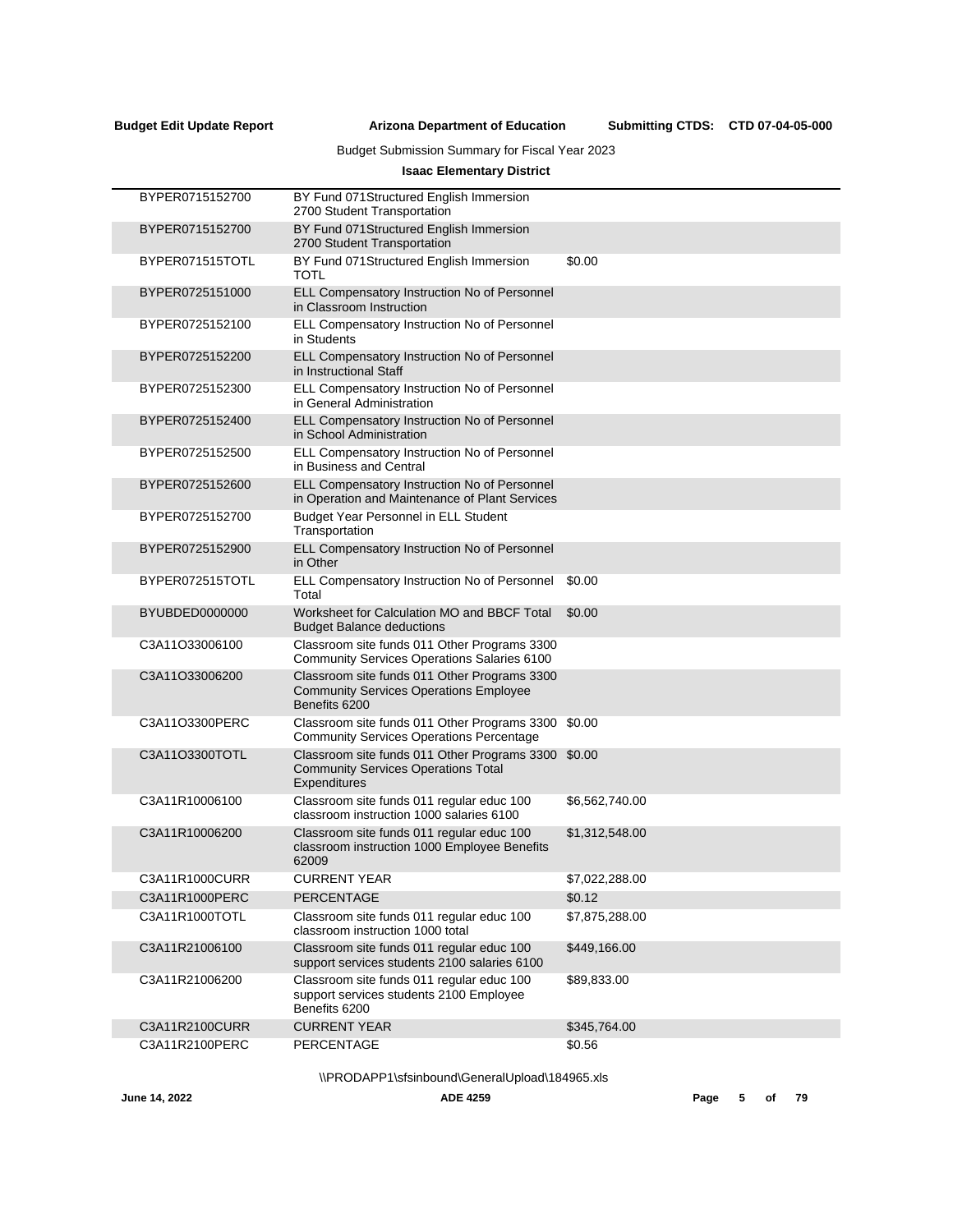Budget Submission Summary for Fiscal Year 2023

**Isaac Elementary District**

| | | |
|---|---|---|
| BYPER0715152700 | BY Fund 071Structured English Immersion 2700 Student Transportation | |
| BYPER0715152700 | BY Fund 071Structured English Immersion 2700 Student Transportation | |
| BYPER071515TOTL | BY Fund 071Structured English Immersion TOTL | $0.00 |
| BYPER0725151000 | ELL Compensatory Instruction No of Personnel in Classroom Instruction | |
| BYPER0725152100 | ELL Compensatory Instruction No of Personnel in Students | |
| BYPER0725152200 | ELL Compensatory Instruction No of Personnel in Instructional Staff | |
| BYPER0725152300 | ELL Compensatory Instruction No of Personnel in General Administration | |
| BYPER0725152400 | ELL Compensatory Instruction No of Personnel in School Administration | |
| BYPER0725152500 | ELL Compensatory Instruction No of Personnel in Business and Central | |
| BYPER0725152600 | ELL Compensatory Instruction No of Personnel in Operation and Maintenance of Plant Services | |
| BYPER0725152700 | Budget Year Personnel in ELL Student Transportation | |
| BYPER0725152900 | ELL Compensatory Instruction No of Personnel in Other | |
| BYPER072515TOTL | ELL Compensatory Instruction No of Personnel Total | $0.00 |
| BYUBDED0000000 | Worksheet for Calculation MO and BBCF Total Budget Balance deductions | $0.00 |
| C3A11O33006100 | Classroom site funds 011 Other Programs 3300 Community Services Operations Salaries 6100 | |
| C3A11O33006200 | Classroom site funds 011 Other Programs 3300 Community Services Operations Employee Benefits 6200 | |
| C3A11O3300PERC | Classroom site funds 011 Other Programs 3300 Community Services Operations Percentage | $0.00 |
| C3A11O3300TOTL | Classroom site funds 011 Other Programs 3300 Community Services Operations Total Expenditures | $0.00 |
| C3A11R10006100 | Classroom site funds 011 regular educ 100 classroom instruction 1000 salaries 6100 | $6,562,740.00 |
| C3A11R10006200 | Classroom site funds 011 regular educ 100 classroom instruction 1000 Employee Benefits 62009 | $1,312,548.00 |
| C3A11R1000CURR | CURRENT YEAR | $7,022,288.00 |
| C3A11R1000PERC | PERCENTAGE | $0.12 |
| C3A11R1000TOTL | Classroom site funds 011 regular educ 100 classroom instruction 1000 total | $7,875,288.00 |
| C3A11R21006100 | Classroom site funds 011 regular educ 100 support services students 2100 salaries 6100 | $449,166.00 |
| C3A11R21006200 | Classroom site funds 011 regular educ 100 support services students 2100 Employee Benefits 6200 | $89,833.00 |
| C3A11R2100CURR | CURRENT YEAR | $345,764.00 |
| C3A11R2100PERC | PERCENTAGE | $0.56 |

\\PRODAPP1\sfsinbound\GeneralUpload\184965.xls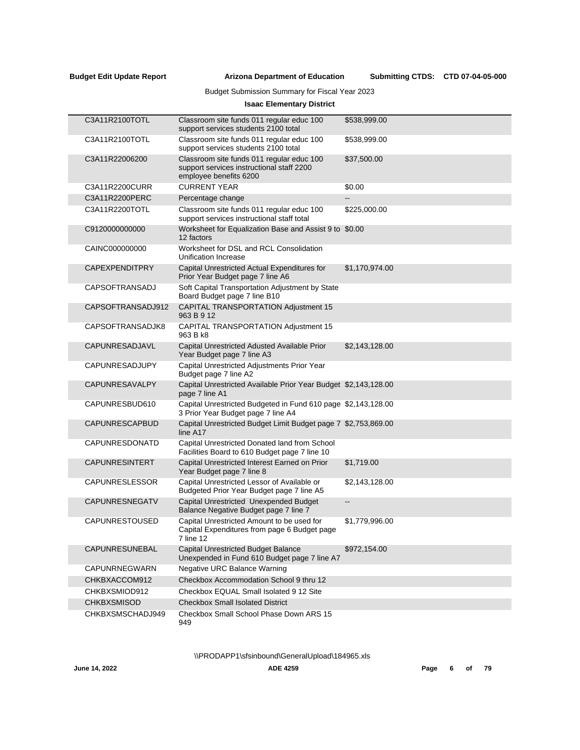**Budget Edit Update Report** **Arizona Department of Education** **Submitting CTDS: CTD 07-04-05-000**

Budget Submission Summary for Fiscal Year 2023

**Isaac Elementary District**

| | | |
|---|---|---|
| C3A11R2100TOTL | Classroom site funds 011 regular educ 100 support services students 2100 total | $538,999.00 |
| C3A11R2100TOTL | Classroom site funds 011 regular educ 100 support services students 2100 total | $538,999.00 |
| C3A11R22006200 | Classroom site funds 011 regular educ 100 support services instructional staff 2200 employee benefits 6200 | $37,500.00 |
| C3A11R2200CURR | CURRENT YEAR | $0.00 |
| C3A11R2200PERC | Percentage change | -- |
| C3A11R2200TOTL | Classroom site funds 011 regular educ 100 support services instructional staff total | $225,000.00 |
| C9120000000000 | Worksheet for Equalization Base and Assist 9 to 12 factors | $0.00 |
| CAINC000000000 | Worksheet for DSL and RCL Consolidation Unification Increase | |
| CAPEXPENDITPRY | Capital Unrestricted Actual Expenditures for Prior Year Budget page 7 line A6 | $1,170,974.00 |
| CAPSOFTRANSADJ | Soft Capital Transportation Adjustment by State Board Budget page 7 line B10 | |
| CAPSOFTRANSADJ912 | CAPITAL TRANSPORTATION Adjustment 15 963 B 9 12 | |
| CAPSOFTRANSADJK8 | CAPITAL TRANSPORTATION Adjustment 15 963 B k8 | |
| CAPUNRESADJAVL | Capital Unrestricted Adusted Available Prior Year Budget page 7 line A3 | $2,143,128.00 |
| CAPUNRESADJUPY | Capital Unrestricted Adjustments Prior Year Budget page 7 line A2 | |
| CAPUNRESAVALPY | Capital Unrestricted Available Prior Year Budget page 7 line A1 | $2,143,128.00 |
| CAPUNRESBUD610 | Capital Unrestricted Budgeted in Fund 610 page 3 Prior Year Budget page 7 line A4 | $2,143,128.00 |
| CAPUNRESCAPBUD | Capital Unrestricted Budget Limit Budget page 7 line A17 | $2,753,869.00 |
| CAPUNRESDONATD | Capital Unrestricted Donated land from School Facilities Board to 610 Budget page 7 line 10 | |
| CAPUNRESINTERT | Capital Unrestricted Interest Earned on Prior Year Budget page 7 line 8 | $1,719.00 |
| CAPUNRESLESSOR | Capital Unrestricted Lessor of Available or Budgeted Prior Year Budget page 7 line A5 | $2,143,128.00 |
| CAPUNRESNEGATV | Capital Unrestricted Unexpended Budget Balance Negative Budget page 7 line 7 | -- |
| CAPUNRESTOUSED | Capital Unrestricted Amount to be used for Capital Expenditures from page 6 Budget page 7 line 12 | $1,779,996.00 |
| CAPUNRESUNEBAL | Capital Unrestricted Budget Balance Unexpended in Fund 610 Budget page 7 line A7 | $972,154.00 |
| CAPUNRNEGWARN | Negative URC Balance Warning | |
| CHKBXACCOM912 | Checkbox Accommodation School 9 thru 12 | |
| CHKBXSMIOD912 | Checkbox EQUAL Small Isolated 9 12 Site | |
| CHKBXSMISOD | Checkbox Small Isolated District | |
| CHKBXSMSCHADJ949 | Checkbox Small School Phase Down ARS 15 949 | |

\\PRODAPP1\sfsinbound\GeneralUpload\184965.xls

June 14, 2022 ADE 4259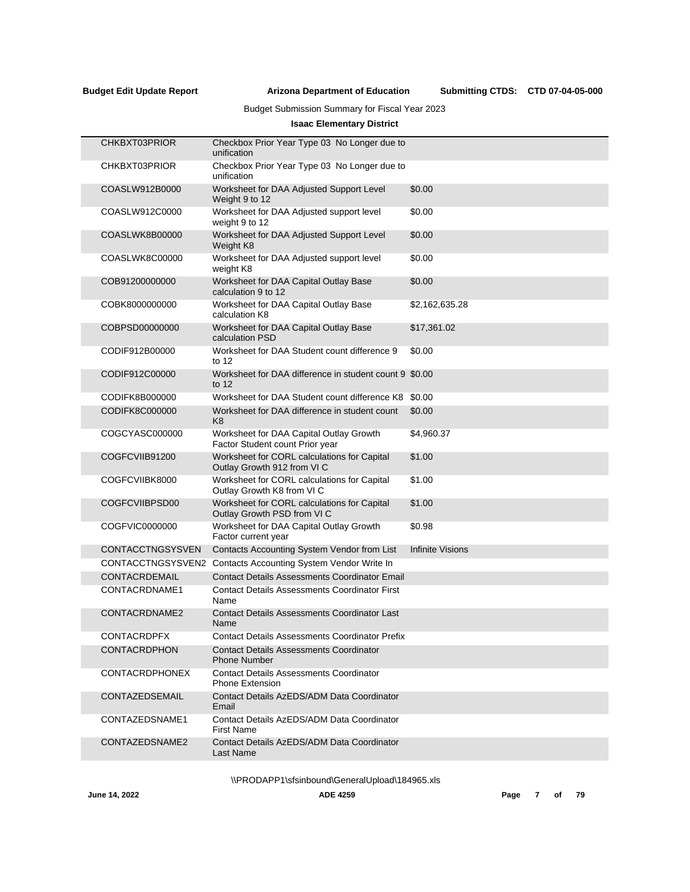Budget Submission Summary for Fiscal Year 2023

**Isaac Elementary District**

| | | |
|---|---|---|
| CHKBXT03PRIOR | Checkbox Prior Year Type 03 No Longer due to unification | |
| CHKBXT03PRIOR | Checkbox Prior Year Type 03 No Longer due to unification | |
| COASLW912B0000 | Worksheet for DAA Adjusted Support Level Weight 9 to 12 | $0.00 |
| COASLW912C0000 | Worksheet for DAA Adjusted support level weight 9 to 12 | $0.00 |
| COASLWK8B00000 | Worksheet for DAA Adjusted Support Level Weight K8 | $0.00 |
| COASLWK8C00000 | Worksheet for DAA Adjusted support level weight K8 | $0.00 |
| COB91200000000 | Worksheet for DAA Capital Outlay Base calculation 9 to 12 | $0.00 |
| COBK8000000000 | Worksheet for DAA Capital Outlay Base calculation K8 | $2,162,635.28 |
| COBPSD00000000 | Worksheet for DAA Capital Outlay Base calculation PSD | $17,361.02 |
| CODIF912B00000 | Worksheet for DAA Student count difference 9 to 12 | $0.00 |
| CODIF912C00000 | Worksheet for DAA difference in student count 9 to 12 | $0.00 |
| CODIFK8B000000 | Worksheet for DAA Student count difference K8 | $0.00 |
| CODIFK8C000000 | Worksheet for DAA difference in student count K8 | $0.00 |
| COGCYASC000000 | Worksheet for DAA Capital Outlay Growth Factor Student count Prior year | $4,960.37 |
| COGFCVIIB91200 | Worksheet for CORL calculations for Capital Outlay Growth 912 from VI C | $1.00 |
| COGFCVIIBK8000 | Worksheet for CORL calculations for Capital Outlay Growth K8 from VI C | $1.00 |
| COGFCVIIBPSD00 | Worksheet for CORL calculations for Capital Outlay Growth PSD from VI C | $1.00 |
| COGFVIC0000000 | Worksheet for DAA Capital Outlay Growth Factor current year | $0.98 |
| CONTACCTNGSYSVEN | Contacts Accounting System Vendor from List | Infinite Visions |
| CONTACCTNGSYSVEN2 | Contacts Accounting System Vendor Write In | |
| CONTACRDEMAIL | Contact Details Assessments Coordinator Email | |
| CONTACRDNAME1 | Contact Details Assessments Coordinator First Name | |
| CONTACRDNAME2 | Contact Details Assessments Coordinator Last Name | |
| CONTACRDPFX | Contact Details Assessments Coordinator Prefix | |
| CONTACRDPHON | Contact Details Assessments Coordinator Phone Number | |
| CONTACRDPHONEX | Contact Details Assessments Coordinator Phone Extension | |
| CONTAZEDSEMAIL | Contact Details AzEDS/ADM Data Coordinator Email | |
| CONTAZEDSNAME1 | Contact Details AzEDS/ADM Data Coordinator First Name | |
| CONTAZEDSNAME2 | Contact Details AzEDS/ADM Data Coordinator Last Name | |

\\PRODAPP1\sfsinbound\GeneralUpload\184965.xls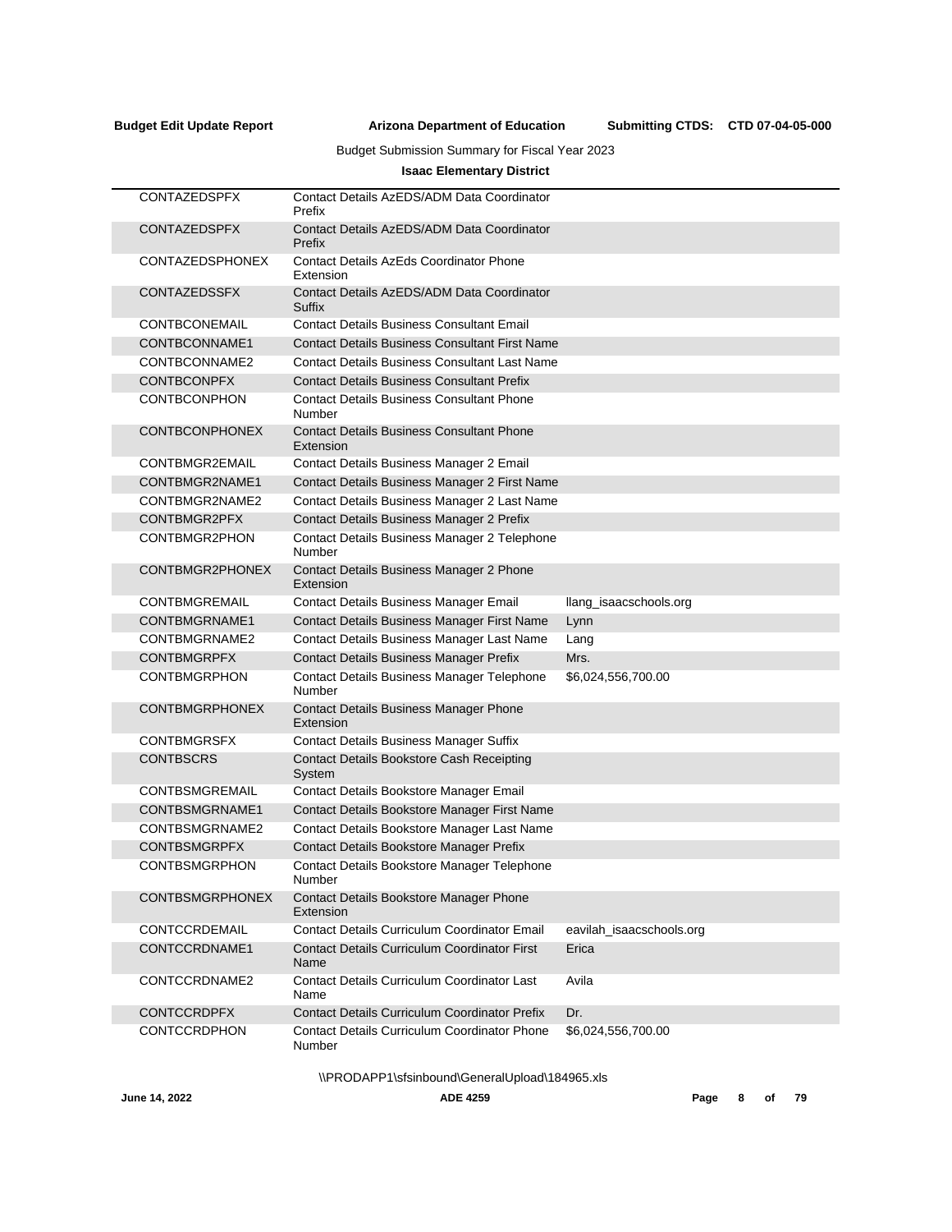**Budget Edit Update Report** **Arizona Department of Education** **Submitting CTDS: CTD 07-04-05-000**

Budget Submission Summary for Fiscal Year 2023

**Isaac Elementary District**

| | | |
|---|---|---|
| CONTAZEDSPFX | Contact Details AzEDS/ADM Data Coordinator Prefix | |
| CONTAZEDSPFX | Contact Details AzEDS/ADM Data Coordinator Prefix | |
| CONTAZEDSPHONEX | Contact Details AzEds Coordinator Phone Extension | |
| CONTAZEDSSFX | Contact Details AzEDS/ADM Data Coordinator Suffix | |
| CONTBCONEMAIL | Contact Details Business Consultant Email | |
| CONTBCONNAME1 | Contact Details Business Consultant First Name | |
| CONTBCONNAME2 | Contact Details Business Consultant Last Name | |
| CONTBCONPFX | Contact Details Business Consultant Prefix | |
| CONTBCONPHON | Contact Details Business Consultant Phone Number | |
| CONTBCONPHONEX | Contact Details Business Consultant Phone Extension | |
| CONTBMGR2EMAIL | Contact Details Business Manager 2 Email | |
| CONTBMGR2NAME1 | Contact Details Business Manager 2 First Name | |
| CONTBMGR2NAME2 | Contact Details Business Manager 2 Last Name | |
| CONTBMGR2PFX | Contact Details Business Manager 2 Prefix | |
| CONTBMGR2PHON | Contact Details Business Manager 2 Telephone Number | |
| CONTBMGR2PHONEX | Contact Details Business Manager 2 Phone Extension | |
| CONTBMGREMAIL | Contact Details Business Manager Email | llang_isaacschools.org |
| CONTBMGRNAME1 | Contact Details Business Manager First Name | Lynn |
| CONTBMGRNAME2 | Contact Details Business Manager Last Name | Lang |
| CONTBMGRPFX | Contact Details Business Manager Prefix | Mrs. |
| CONTBMGRPHON | Contact Details Business Manager Telephone Number | $6,024,556,700.00 |
| CONTBMGRPHONEX | Contact Details Business Manager Phone Extension | |
| CONTBMGRSFX | Contact Details Business Manager Suffix | |
| CONTBSCRS | Contact Details Bookstore Cash Receipting System | |
| CONTBSMGREMAIL | Contact Details Bookstore Manager Email | |
| CONTBSMGRNAME1 | Contact Details Bookstore Manager First Name | |
| CONTBSMGRNAME2 | Contact Details Bookstore Manager Last Name | |
| CONTBSMGRPFX | Contact Details Bookstore Manager Prefix | |
| CONTBSMGRPHON | Contact Details Bookstore Manager Telephone Number | |
| CONTBSMGRPHONEX | Contact Details Bookstore Manager Phone Extension | |
| CONTCCRDEMAIL | Contact Details Curriculum Coordinator Email | eavilah_isaacschools.org |
| CONTCCRDNAME1 | Contact Details Curriculum Coordinator First Name | Erica |
| CONTCCRDNAME2 | Contact Details Curriculum Coordinator Last Name | Avila |
| CONTCCRDPFX | Contact Details Curriculum Coordinator Prefix | Dr. |
| CONTCCRDPHON | Contact Details Curriculum Coordinator Phone Number | $6,024,556,700.00 |

\\PRODAPP1\sfsinbound\GeneralUpload\184965.xls

June 14, 2022 ADE 4259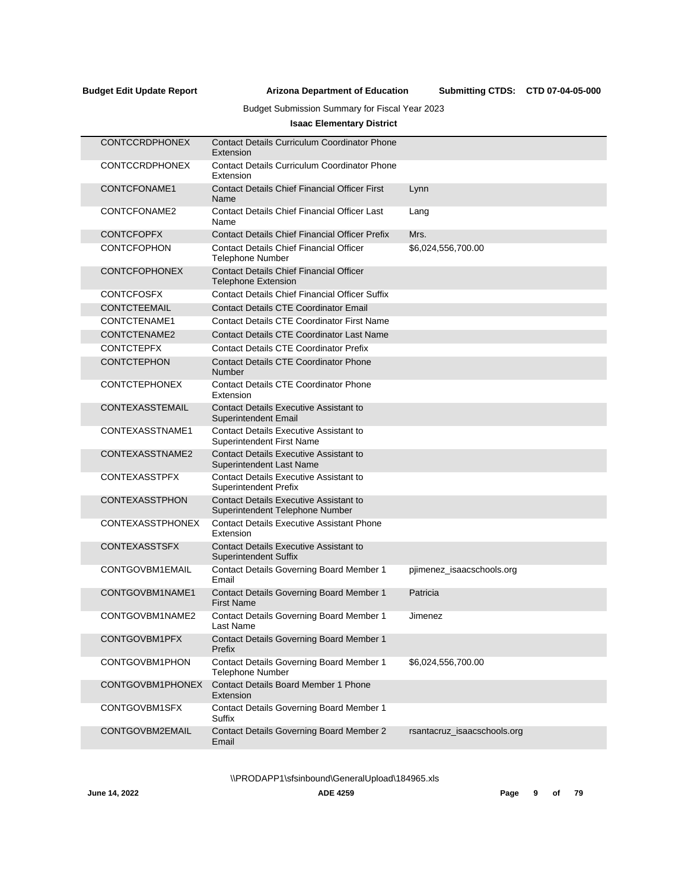**Budget Edit Update Report** **Arizona Department of Education** **Submitting CTDS: CTD 07-04-05-000**

Budget Submission Summary for Fiscal Year 2023

**Isaac Elementary District**

| | | |
|---|---|---|
| CONTCCRDPHONEX | Contact Details Curriculum Coordinator Phone Extension | |
| CONTCCRDPHONEX | Contact Details Curriculum Coordinator Phone Extension | |
| CONTCFONAME1 | Contact Details Chief Financial Officer First Name | Lynn |
| CONTCFONAME2 | Contact Details Chief Financial Officer Last Name | Lang |
| CONTCFOPFX | Contact Details Chief Financial Officer Prefix | Mrs. |
| CONTCFOPHON | Contact Details Chief Financial Officer Telephone Number | $6,024,556,700.00 |
| CONTCFOPHONEX | Contact Details Chief Financial Officer Telephone Extension | |
| CONTCFOSFX | Contact Details Chief Financial Officer Suffix | |
| CONTCTEEMAIL | Contact Details CTE Coordinator Email | |
| CONTCTENAME1 | Contact Details CTE Coordinator First Name | |
| CONTCTENAME2 | Contact Details CTE Coordinator Last Name | |
| CONTCTEPFX | Contact Details CTE Coordinator Prefix | |
| CONTCTEPHON | Contact Details CTE Coordinator Phone Number | |
| CONTCTEPHONEX | Contact Details CTE Coordinator Phone Extension | |
| CONTEXASSTEMAIL | Contact Details Executive Assistant to Superintendent Email | |
| CONTEXASSTNAME1 | Contact Details Executive Assistant to Superintendent First Name | |
| CONTEXASSTNAME2 | Contact Details Executive Assistant to Superintendent Last Name | |
| CONTEXASSTPFX | Contact Details Executive Assistant to Superintendent Prefix | |
| CONTEXASSTPHON | Contact Details Executive Assistant to Superintendent Telephone Number | |
| CONTEXASSTPHONEX | Contact Details Executive Assistant Phone Extension | |
| CONTEXASSTSFX | Contact Details Executive Assistant to Superintendent Suffix | |
| CONTGOVBM1EMAIL | Contact Details Governing Board Member 1 Email | pjimenez_isaacschools.org |
| CONTGOVBM1NAME1 | Contact Details Governing Board Member 1 First Name | Patricia |
| CONTGOVBM1NAME2 | Contact Details Governing Board Member 1 Last Name | Jimenez |
| CONTGOVBM1PFX | Contact Details Governing Board Member 1 Prefix | |
| CONTGOVBM1PHON | Contact Details Governing Board Member 1 Telephone Number | $6,024,556,700.00 |
| CONTGOVBM1PHONEX | Contact Details Board Member 1 Phone Extension | |
| CONTGOVBM1SFX | Contact Details Governing Board Member 1 Suffix | |
| CONTGOVBM2EMAIL | Contact Details Governing Board Member 2 Email | rsantacruz_isaacschools.org |

\\PRODAPP1\sfsinbound\GeneralUpload\184965.xls

June 14, 2022 ADE 4259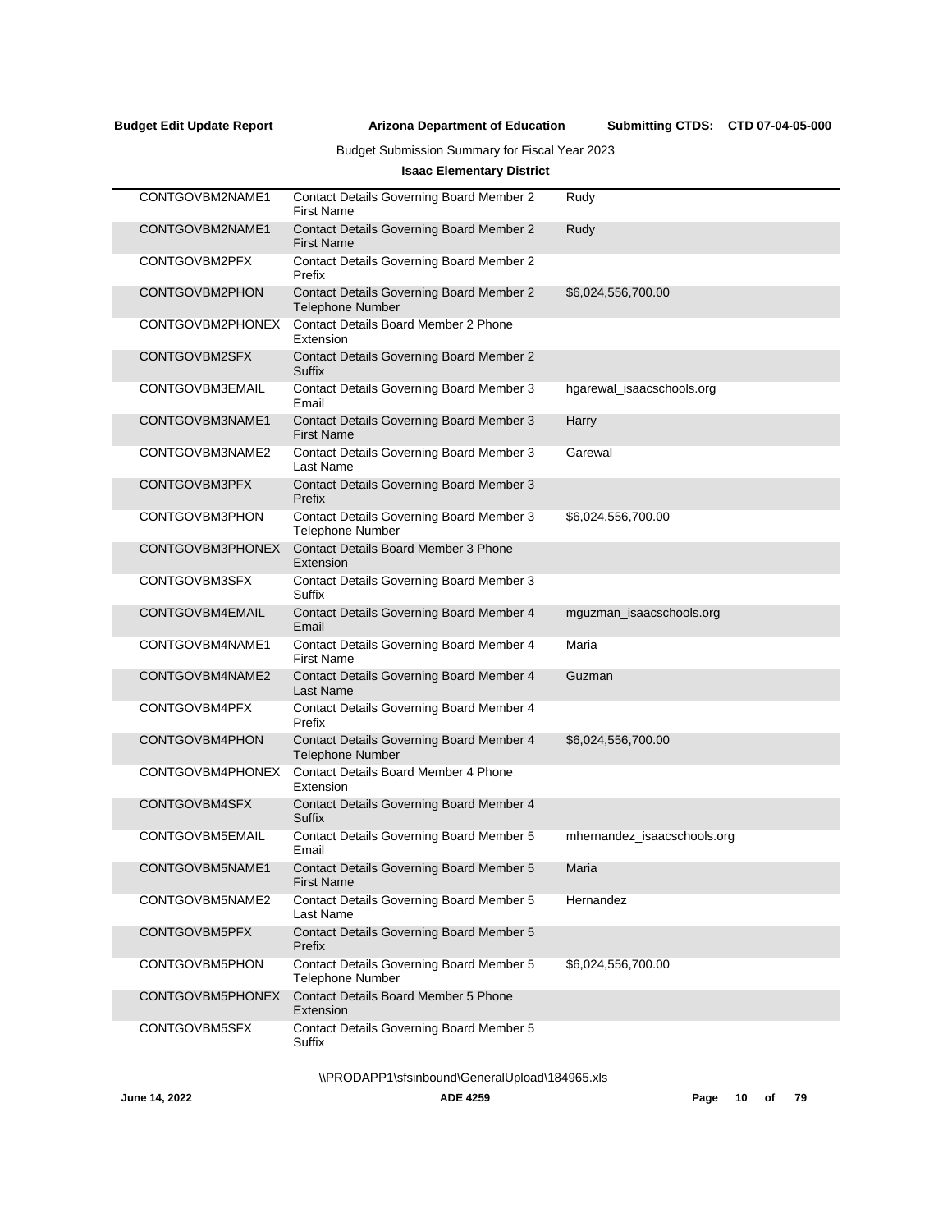**Budget Edit Update Report** **Arizona Department of Education** **Submitting CTDS: CTD 07-04-05-000**

Budget Submission Summary for Fiscal Year 2023

**Isaac Elementary District**

| | | |
|---|---|---|
| CONTGOVBM2NAME1 | Contact Details Governing Board Member 2 First Name | Rudy |
| CONTGOVBM2NAME1 | Contact Details Governing Board Member 2 First Name | Rudy |
| CONTGOVBM2PFX | Contact Details Governing Board Member 2 Prefix | |
| CONTGOVBM2PHON | Contact Details Governing Board Member 2 Telephone Number | $6,024,556,700.00 |
| CONTGOVBM2PHONEX | Contact Details Board Member 2 Phone Extension | |
| CONTGOVBM2SFX | Contact Details Governing Board Member 2 Suffix | |
| CONTGOVBM3EMAIL | Contact Details Governing Board Member 3 Email | hgarewal_isaacschools.org |
| CONTGOVBM3NAME1 | Contact Details Governing Board Member 3 First Name | Harry |
| CONTGOVBM3NAME2 | Contact Details Governing Board Member 3 Last Name | Garewal |
| CONTGOVBM3PFX | Contact Details Governing Board Member 3 Prefix | |
| CONTGOVBM3PHON | Contact Details Governing Board Member 3 Telephone Number | $6,024,556,700.00 |
| CONTGOVBM3PHONEX | Contact Details Board Member 3 Phone Extension | |
| CONTGOVBM3SFX | Contact Details Governing Board Member 3 Suffix | |
| CONTGOVBM4EMAIL | Contact Details Governing Board Member 4 Email | mguzman_isaacschools.org |
| CONTGOVBM4NAME1 | Contact Details Governing Board Member 4 First Name | Maria |
| CONTGOVBM4NAME2 | Contact Details Governing Board Member 4 Last Name | Guzman |
| CONTGOVBM4PFX | Contact Details Governing Board Member 4 Prefix | |
| CONTGOVBM4PHON | Contact Details Governing Board Member 4 Telephone Number | $6,024,556,700.00 |
| CONTGOVBM4PHONEX | Contact Details Board Member 4 Phone Extension | |
| CONTGOVBM4SFX | Contact Details Governing Board Member 4 Suffix | |
| CONTGOVBM5EMAIL | Contact Details Governing Board Member 5 Email | mhernandez_isaacschools.org |
| CONTGOVBM5NAME1 | Contact Details Governing Board Member 5 First Name | Maria |
| CONTGOVBM5NAME2 | Contact Details Governing Board Member 5 Last Name | Hernandez |
| CONTGOVBM5PFX | Contact Details Governing Board Member 5 Prefix | |
| CONTGOVBM5PHON | Contact Details Governing Board Member 5 Telephone Number | $6,024,556,700.00 |
| CONTGOVBM5PHONEX | Contact Details Board Member 5 Phone Extension | |
| CONTGOVBM5SFX | Contact Details Governing Board Member 5 Suffix | |

\\PRODAPP1\sfsinbound\GeneralUpload\184965.xls

June 14, 2022 ADE 4259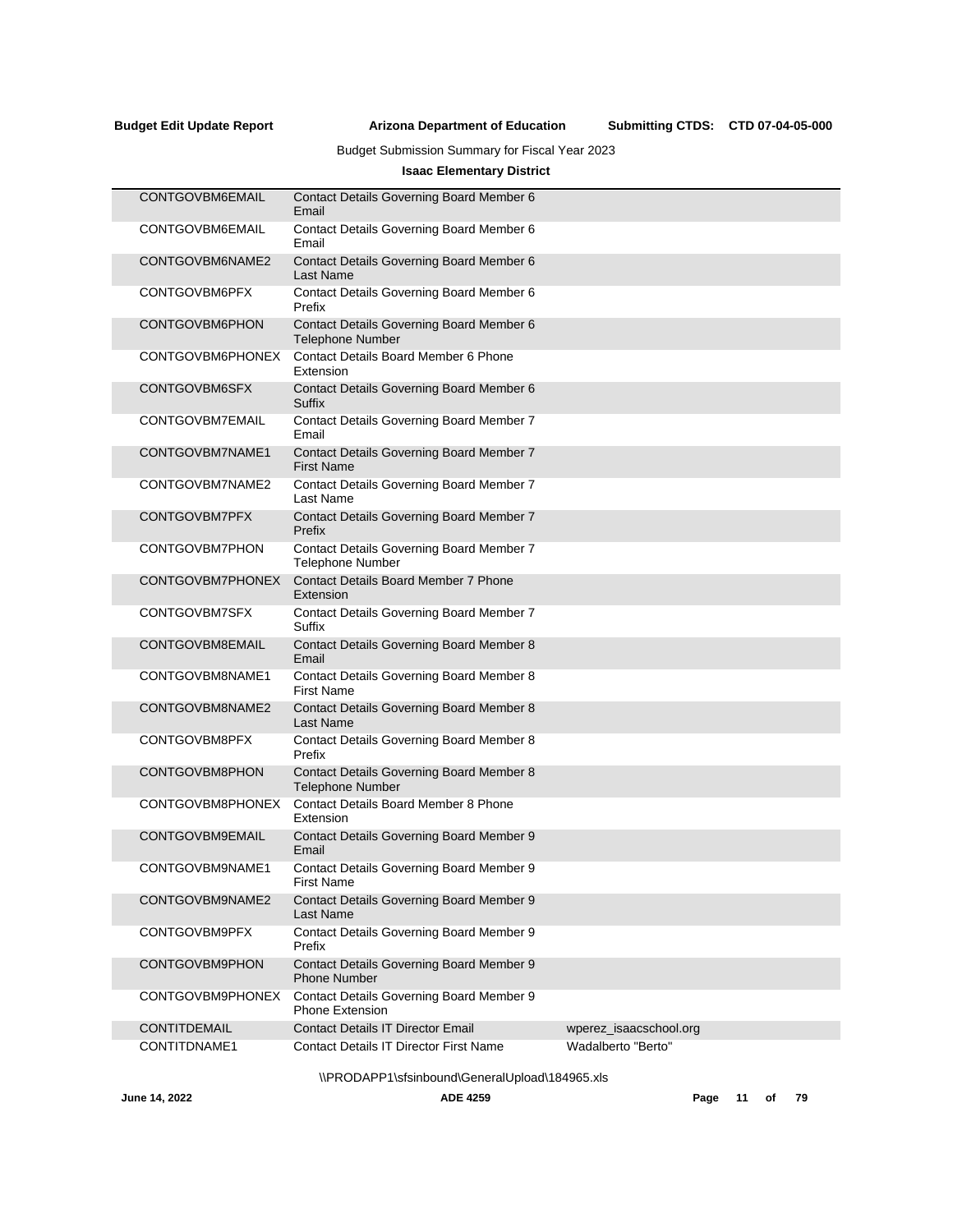Budget Submission Summary for Fiscal Year 2023

**Isaac Elementary District**

| | | |
|---|---|---|
| CONTGOVBM6EMAIL | Contact Details Governing Board Member 6 Email | |
| CONTGOVBM6EMAIL | Contact Details Governing Board Member 6 Email | |
| CONTGOVBM6NAME2 | Contact Details Governing Board Member 6 Last Name | |
| CONTGOVBM6PFX | Contact Details Governing Board Member 6 Prefix | |
| CONTGOVBM6PHON | Contact Details Governing Board Member 6 Telephone Number | |
| CONTGOVBM6PHONEX | Contact Details Board Member 6 Phone Extension | |
| CONTGOVBM6SFX | Contact Details Governing Board Member 6 Suffix | |
| CONTGOVBM7EMAIL | Contact Details Governing Board Member 7 Email | |
| CONTGOVBM7NAME1 | Contact Details Governing Board Member 7 First Name | |
| CONTGOVBM7NAME2 | Contact Details Governing Board Member 7 Last Name | |
| CONTGOVBM7PFX | Contact Details Governing Board Member 7 Prefix | |
| CONTGOVBM7PHON | Contact Details Governing Board Member 7 Telephone Number | |
| CONTGOVBM7PHONEX | Contact Details Board Member 7 Phone Extension | |
| CONTGOVBM7SFX | Contact Details Governing Board Member 7 Suffix | |
| CONTGOVBM8EMAIL | Contact Details Governing Board Member 8 Email | |
| CONTGOVBM8NAME1 | Contact Details Governing Board Member 8 First Name | |
| CONTGOVBM8NAME2 | Contact Details Governing Board Member 8 Last Name | |
| CONTGOVBM8PFX | Contact Details Governing Board Member 8 Prefix | |
| CONTGOVBM8PHON | Contact Details Governing Board Member 8 Telephone Number | |
| CONTGOVBM8PHONEX | Contact Details Board Member 8 Phone Extension | |
| CONTGOVBM9EMAIL | Contact Details Governing Board Member 9 Email | |
| CONTGOVBM9NAME1 | Contact Details Governing Board Member 9 First Name | |
| CONTGOVBM9NAME2 | Contact Details Governing Board Member 9 Last Name | |
| CONTGOVBM9PFX | Contact Details Governing Board Member 9 Prefix | |
| CONTGOVBM9PHON | Contact Details Governing Board Member 9 Phone Number | |
| CONTGOVBM9PHONEX | Contact Details Governing Board Member 9 Phone Extension | |
| CONTITDEMAIL | Contact Details IT Director Email | wperez_isaacschool.org |
| CONTITDNAME1 | Contact Details IT Director First Name | Wadalberto "Berto" |

\\PRODAPP1\sfsinbound\GeneralUpload\184965.xls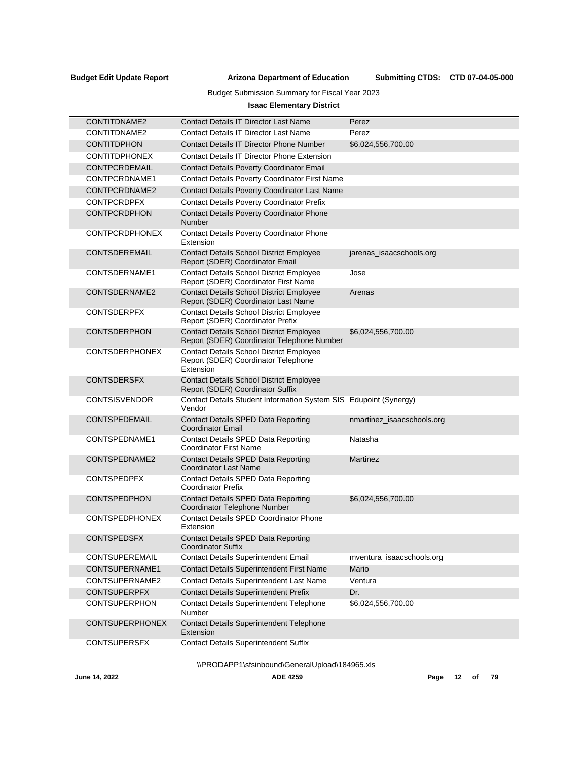**Budget Edit Update Report** **Arizona Department of Education** **Submitting CTDS: CTD 07-04-05-000**

Budget Submission Summary for Fiscal Year 2023

**Isaac Elementary District**

| | | |
|---|---|---|
| CONTITDNAME2 | Contact Details IT Director Last Name | Perez |
| CONTITDNAME2 | Contact Details IT Director Last Name | Perez |
| CONTITDPHON | Contact Details IT Director Phone Number | $6,024,556,700.00 |
| CONTITDPHONEX | Contact Details IT Director Phone Extension | |
| CONTPCRDEMAIL | Contact Details Poverty Coordinator Email | |
| CONTPCRDNAME1 | Contact Details Poverty Coordinator First Name | |
| CONTPCRDNAME2 | Contact Details Poverty Coordinator Last Name | |
| CONTPCRDPFX | Contact Details Poverty Coordinator Prefix | |
| CONTPCRDPHON | Contact Details Poverty Coordinator Phone Number | |
| CONTPCRDPHONEX | Contact Details Poverty Coordinator Phone Extension | |
| CONTSDEREMAIL | Contact Details School District Employee Report (SDER) Coordinator Email | jarenas_isaacschools.org |
| CONTSDERNAME1 | Contact Details School District Employee Report (SDER) Coordinator First Name | Jose |
| CONTSDERNAME2 | Contact Details School District Employee Report (SDER) Coordinator Last Name | Arenas |
| CONTSDERPFX | Contact Details School District Employee Report (SDER) Coordinator Prefix | |
| CONTSDERPHON | Contact Details School District Employee Report (SDER) Coordinator Telephone Number | $6,024,556,700.00 |
| CONTSDERPHONEX | Contact Details School District Employee Report (SDER) Coordinator Telephone Extension | |
| CONTSDERSFX | Contact Details School District Employee Report (SDER) Coordinator Suffix | |
| CONTSISVENDOR | Contact Details Student Information System SIS Vendor | Edupoint (Synergy) |
| CONTSPEDEMAIL | Contact Details SPED Data Reporting Coordinator Email | nmartinez_isaacschools.org |
| CONTSPEDNAME1 | Contact Details SPED Data Reporting Coordinator First Name | Natasha |
| CONTSPEDNAME2 | Contact Details SPED Data Reporting Coordinator Last Name | Martinez |
| CONTSPEDPFX | Contact Details SPED Data Reporting Coordinator Prefix | |
| CONTSPEDPHON | Contact Details SPED Data Reporting Coordinator Telephone Number | $6,024,556,700.00 |
| CONTSPEDPHONEX | Contact Details SPED Coordinator Phone Extension | |
| CONTSPEDSFX | Contact Details SPED Data Reporting Coordinator Suffix | |
| CONTSUPEREMAIL | Contact Details Superintendent Email | mventura_isaacschools.org |
| CONTSUPERNAME1 | Contact Details Superintendent First Name | Mario |
| CONTSUPERNAME2 | Contact Details Superintendent Last Name | Ventura |
| CONTSUPERPFX | Contact Details Superintendent Prefix | Dr. |
| CONTSUPERPHON | Contact Details Superintendent Telephone Number | $6,024,556,700.00 |
| CONTSUPERPHONEX | Contact Details Superintendent Telephone Extension | |
| CONTSUPERSFX | Contact Details Superintendent Suffix | |

\\PRODAPP1\sfsinbound\GeneralUpload\184965.xls

June 14, 2022 ADE 4259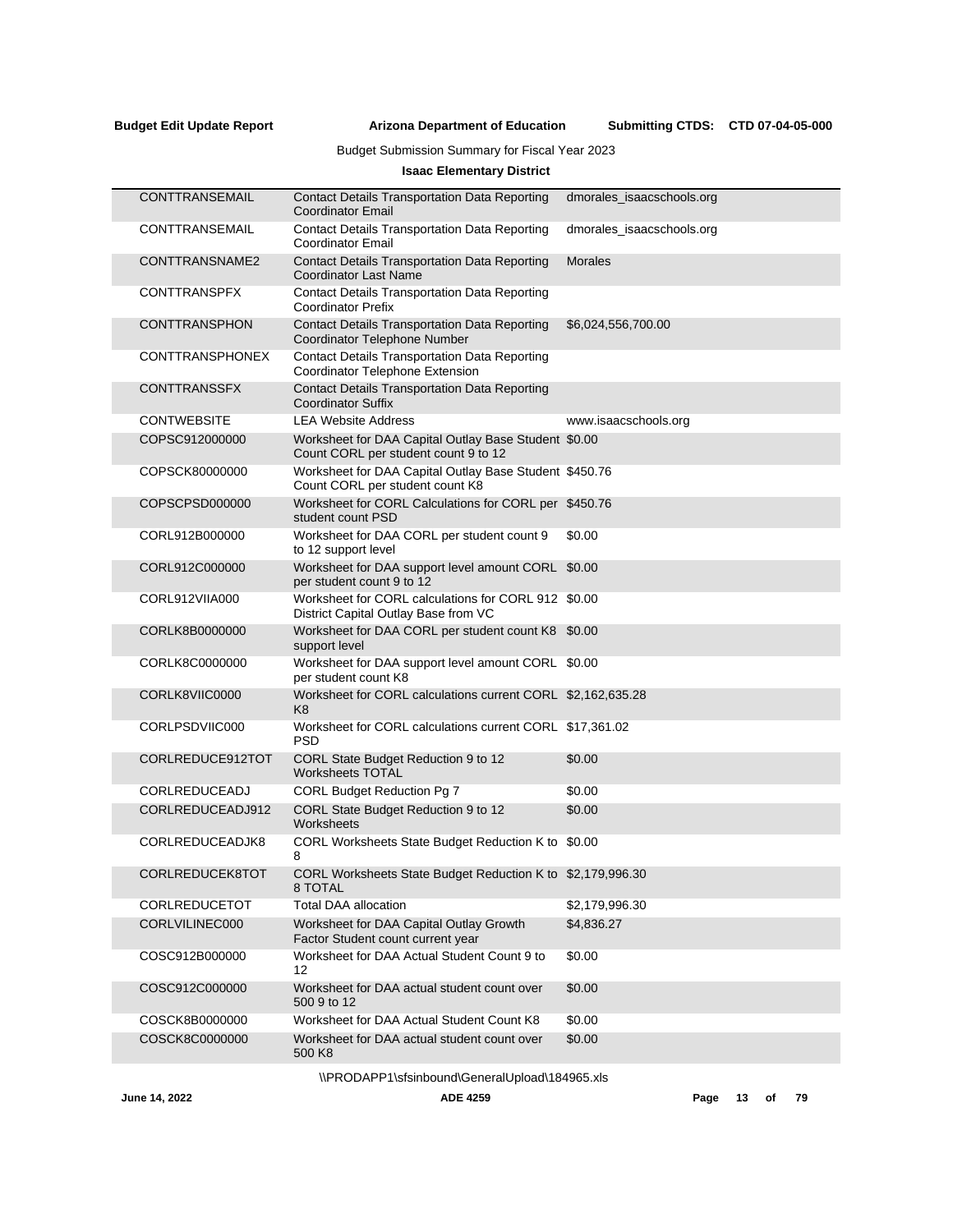Budget Submission Summary for Fiscal Year 2023

**Isaac Elementary District**

| | | |
|---|---|---|
| CONTTRANSEMAIL | Contact Details Transportation Data Reporting Coordinator Email | dmorales_isaacschools.org |
| CONTTRANSEMAIL | Contact Details Transportation Data Reporting Coordinator Email | dmorales_isaacschools.org |
| CONTTRANSNAME2 | Contact Details Transportation Data Reporting Coordinator Last Name | Morales |
| CONTTRANSPFX | Contact Details Transportation Data Reporting Coordinator Prefix | |
| CONTTRANSPHON | Contact Details Transportation Data Reporting Coordinator Telephone Number | $6,024,556,700.00 |
| CONTTRANSPHONEX | Contact Details Transportation Data Reporting Coordinator Telephone Extension | |
| CONTTRANSSFX | Contact Details Transportation Data Reporting Coordinator Suffix | |
| CONTWEBSITE | LEA Website Address | www.isaacschools.org |
| COPSC912000000 | Worksheet for DAA Capital Outlay Base Student Count CORL per student count 9 to 12 | $0.00 |
| COPSCK80000000 | Worksheet for DAA Capital Outlay Base Student Count CORL per student count K8 | $450.76 |
| COPSCPSD000000 | Worksheet for CORL Calculations for CORL per student count PSD | $450.76 |
| CORL912B000000 | Worksheet for DAA CORL per student count 9 to 12 support level | $0.00 |
| CORL912C000000 | Worksheet for DAA support level amount CORL per student count 9 to 12 | $0.00 |
| CORL912VIIA000 | Worksheet for CORL calculations for CORL 912 District Capital Outlay Base from VC | $0.00 |
| CORLK8B0000000 | Worksheet for DAA CORL per student count K8 support level | $0.00 |
| CORLK8C0000000 | Worksheet for DAA support level amount CORL per student count K8 | $0.00 |
| CORLK8VIIC0000 | Worksheet for CORL calculations current CORL K8 | $2,162,635.28 |
| CORLPSDVIIC000 | Worksheet for CORL calculations current CORL PSD | $17,361.02 |
| CORLREDUCE912TOT | CORL State Budget Reduction 9 to 12 Worksheets TOTAL | $0.00 |
| CORLREDUCEADJ | CORL Budget Reduction Pg 7 | $0.00 |
| CORLREDUCEADJ912 | CORL State Budget Reduction 9 to 12 Worksheets | $0.00 |
| CORLREDUCEADJK8 | CORL Worksheets State Budget Reduction K to 8 | $0.00 |
| CORLREDUCEK8TOT | CORL Worksheets State Budget Reduction K to 8 TOTAL | $2,179,996.30 |
| CORLREDUCETOT | Total DAA allocation | $2,179,996.30 |
| CORLVILINEC000 | Worksheet for DAA Capital Outlay Growth Factor Student count current year | $4,836.27 |
| COSC912B000000 | Worksheet for DAA Actual Student Count 9 to 12 | $0.00 |
| COSC912C000000 | Worksheet for DAA actual student count over 500 9 to 12 | $0.00 |
| COSCK8B0000000 | Worksheet for DAA Actual Student Count K8 | $0.00 |
| COSCK8C0000000 | Worksheet for DAA actual student count over 500 K8 | $0.00 |

\\PRODAPP1\sfsinbound\GeneralUpload\184965.xls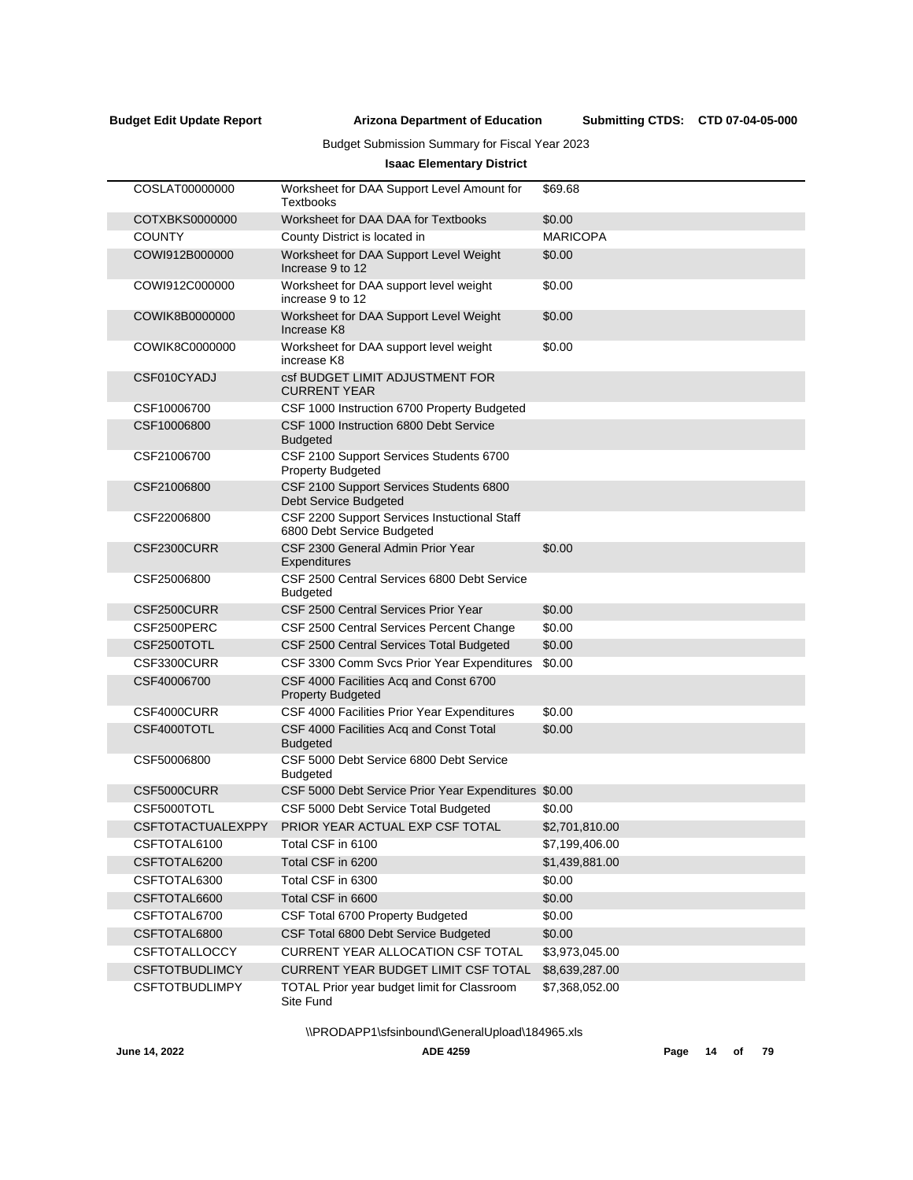**Budget Edit Update Report** **Arizona Department of Education** **Submitting CTDS: CTD 07-04-05-000**

Budget Submission Summary for Fiscal Year 2023

**Isaac Elementary District**

| | | |
|---|---|---|
| COSLAT00000000 | Worksheet for DAA Support Level Amount for Textbooks | $69.68 |
| COTXBKS0000000 | Worksheet for DAA DAA for Textbooks | $0.00 |
| COUNTY | County District is located in | MARICOPA |
| COWI912B000000 | Worksheet for DAA Support Level Weight Increase 9 to 12 | $0.00 |
| COWI912C000000 | Worksheet for DAA support level weight increase 9 to 12 | $0.00 |
| COWIK8B0000000 | Worksheet for DAA Support Level Weight Increase K8 | $0.00 |
| COWIK8C0000000 | Worksheet for DAA support level weight increase K8 | $0.00 |
| CSF010CYADJ | csf BUDGET LIMIT ADJUSTMENT FOR CURRENT YEAR | |
| CSF10006700 | CSF 1000 Instruction 6700 Property Budgeted | |
| CSF10006800 | CSF 1000 Instruction 6800 Debt Service Budgeted | |
| CSF21006700 | CSF 2100 Support Services Students 6700 Property Budgeted | |
| CSF21006800 | CSF 2100 Support Services Students 6800 Debt Service Budgeted | |
| CSF22006800 | CSF 2200 Support Services Instuctional Staff 6800 Debt Service Budgeted | |
| CSF2300CURR | CSF 2300 General Admin Prior Year Expenditures | $0.00 |
| CSF25006800 | CSF 2500 Central Services 6800 Debt Service Budgeted | |
| CSF2500CURR | CSF 2500 Central Services Prior Year | $0.00 |
| CSF2500PERC | CSF 2500 Central Services Percent Change | $0.00 |
| CSF2500TOTL | CSF 2500 Central Services Total Budgeted | $0.00 |
| CSF3300CURR | CSF 3300 Comm Svcs Prior Year Expenditures | $0.00 |
| CSF40006700 | CSF 4000 Facilities Acq and Const 6700 Property Budgeted | |
| CSF4000CURR | CSF 4000 Facilities Prior Year Expenditures | $0.00 |
| CSF4000TOTL | CSF 4000 Facilities Acq and Const Total Budgeted | $0.00 |
| CSF50006800 | CSF 5000 Debt Service 6800 Debt Service Budgeted | |
| CSF5000CURR | CSF 5000 Debt Service Prior Year Expenditures | $0.00 |
| CSF5000TOTL | CSF 5000 Debt Service Total Budgeted | $0.00 |
| CSFTOTACTUALEXPPY | PRIOR YEAR ACTUAL EXP CSF TOTAL | $2,701,810.00 |
| CSFTOTAL6100 | Total CSF in 6100 | $7,199,406.00 |
| CSFTOTAL6200 | Total CSF in 6200 | $1,439,881.00 |
| CSFTOTAL6300 | Total CSF in 6300 | $0.00 |
| CSFTOTAL6600 | Total CSF in 6600 | $0.00 |
| CSFTOTAL6700 | CSF Total 6700 Property Budgeted | $0.00 |
| CSFTOTAL6800 | CSF Total 6800 Debt Service Budgeted | $0.00 |
| CSFTOTALLOCCY | CURRENT YEAR ALLOCATION CSF TOTAL | $3,973,045.00 |
| CSFTOTBUDLIMCY | CURRENT YEAR BUDGET LIMIT CSF TOTAL | $8,639,287.00 |
| CSFTOTBUDLIMPY | TOTAL Prior year budget limit for Classroom Site Fund | $7,368,052.00 |

\\PRODAPP1\sfsinbound\GeneralUpload\184965.xls

June 14, 2022 ADE 4259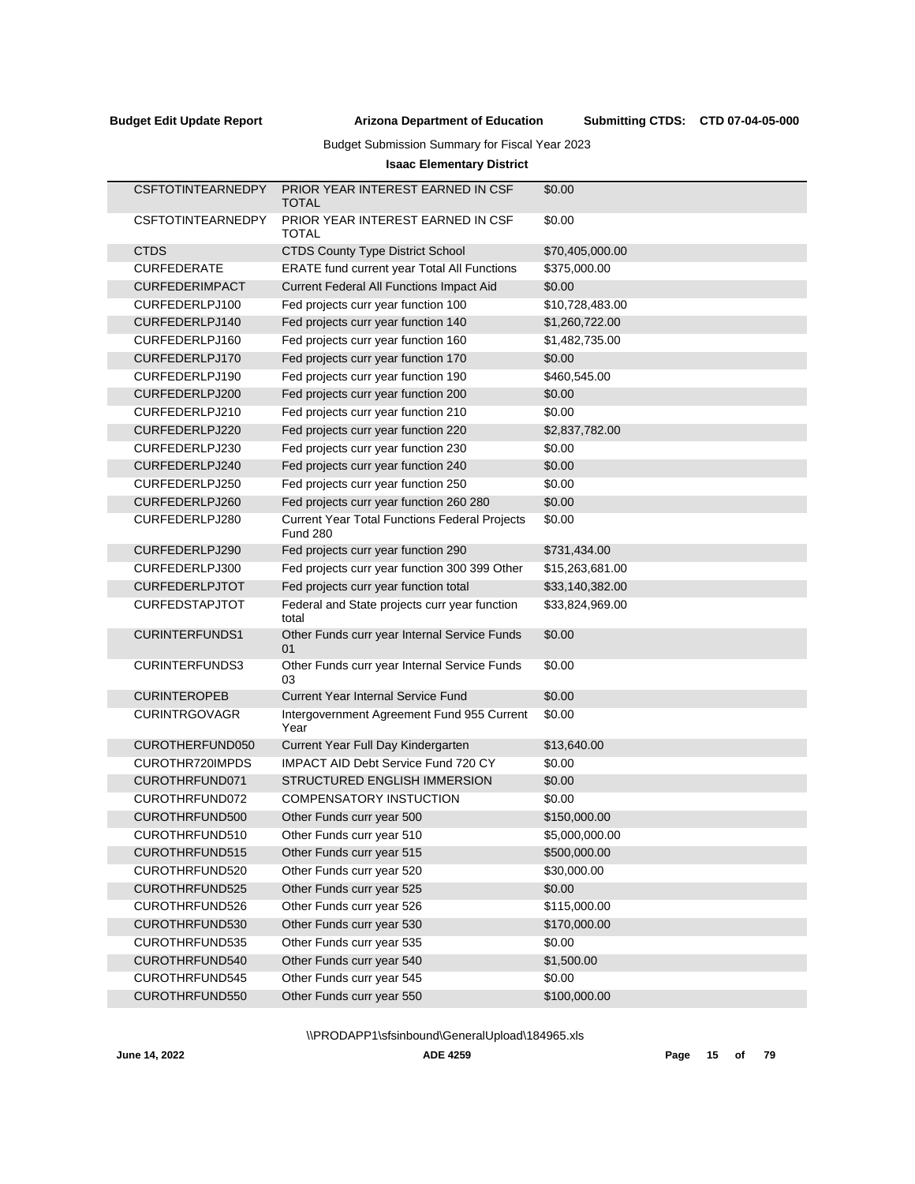**Budget Edit Update Report** **Arizona Department of Education** **Submitting CTDS: CTD 07-04-05-000**

Budget Submission Summary for Fiscal Year 2023

**Isaac Elementary District**

| | | |
|---|---|---|
| CSFTOTINTEARNEDPY | PRIOR YEAR INTEREST EARNED IN CSF TOTAL | $0.00 |
| CSFTOTINTEARNEDPY | PRIOR YEAR INTEREST EARNED IN CSF TOTAL | $0.00 |
| CTDS | CTDS County Type District School | $70,405,000.00 |
| CURFEDERATE | ERATE fund current year Total All Functions | $375,000.00 |
| CURFEDERIMPACT | Current Federal All Functions Impact Aid | $0.00 |
| CURFEDERLPJ100 | Fed projects curr year function 100 | $10,728,483.00 |
| CURFEDERLPJ140 | Fed projects curr year function 140 | $1,260,722.00 |
| CURFEDERLPJ160 | Fed projects curr year function 160 | $1,482,735.00 |
| CURFEDERLPJ170 | Fed projects curr year function 170 | $0.00 |
| CURFEDERLPJ190 | Fed projects curr year function 190 | $460,545.00 |
| CURFEDERLPJ200 | Fed projects curr year function 200 | $0.00 |
| CURFEDERLPJ210 | Fed projects curr year function 210 | $0.00 |
| CURFEDERLPJ220 | Fed projects curr year function 220 | $2,837,782.00 |
| CURFEDERLPJ230 | Fed projects curr year function 230 | $0.00 |
| CURFEDERLPJ240 | Fed projects curr year function 240 | $0.00 |
| CURFEDERLPJ250 | Fed projects curr year function 250 | $0.00 |
| CURFEDERLPJ260 | Fed projects curr year function 260 280 | $0.00 |
| CURFEDERLPJ280 | Current Year Total Functions Federal Projects Fund 280 | $0.00 |
| CURFEDERLPJ290 | Fed projects curr year function 290 | $731,434.00 |
| CURFEDERLPJ300 | Fed projects curr year function 300 399 Other | $15,263,681.00 |
| CURFEDERLPJTOT | Fed projects curr year function total | $33,140,382.00 |
| CURFEDSTAPJTOT | Federal and State projects curr year function total | $33,824,969.00 |
| CURINTERFUNDS1 | Other Funds curr year Internal Service Funds 01 | $0.00 |
| CURINTERFUNDS3 | Other Funds curr year Internal Service Funds 03 | $0.00 |
| CURINTEROPEB | Current Year Internal Service Fund | $0.00 |
| CURINTRGOVAGR | Intergovernment Agreement Fund 955 Current Year | $0.00 |
| CUROTHERFUND050 | Current Year Full Day Kindergarten | $13,640.00 |
| CUROTHR720IMPDS | IMPACT AID Debt Service Fund 720 CY | $0.00 |
| CUROTHRFUND071 | STRUCTURED ENGLISH IMMERSION | $0.00 |
| CUROTHRFUND072 | COMPENSATORY INSTUCTION | $0.00 |
| CUROTHRFUND500 | Other Funds curr year 500 | $150,000.00 |
| CUROTHRFUND510 | Other Funds curr year 510 | $5,000,000.00 |
| CUROTHRFUND515 | Other Funds curr year 515 | $500,000.00 |
| CUROTHRFUND520 | Other Funds curr year 520 | $30,000.00 |
| CUROTHRFUND525 | Other Funds curr year 525 | $0.00 |
| CUROTHRFUND526 | Other Funds curr year 526 | $115,000.00 |
| CUROTHRFUND530 | Other Funds curr year 530 | $170,000.00 |
| CUROTHRFUND535 | Other Funds curr year 535 | $0.00 |
| CUROTHRFUND540 | Other Funds curr year 540 | $1,500.00 |
| CUROTHRFUND545 | Other Funds curr year 545 | $0.00 |
| CUROTHRFUND550 | Other Funds curr year 550 | $100,000.00 |

\\PRODAPP1\sfsinbound\GeneralUpload\184965.xls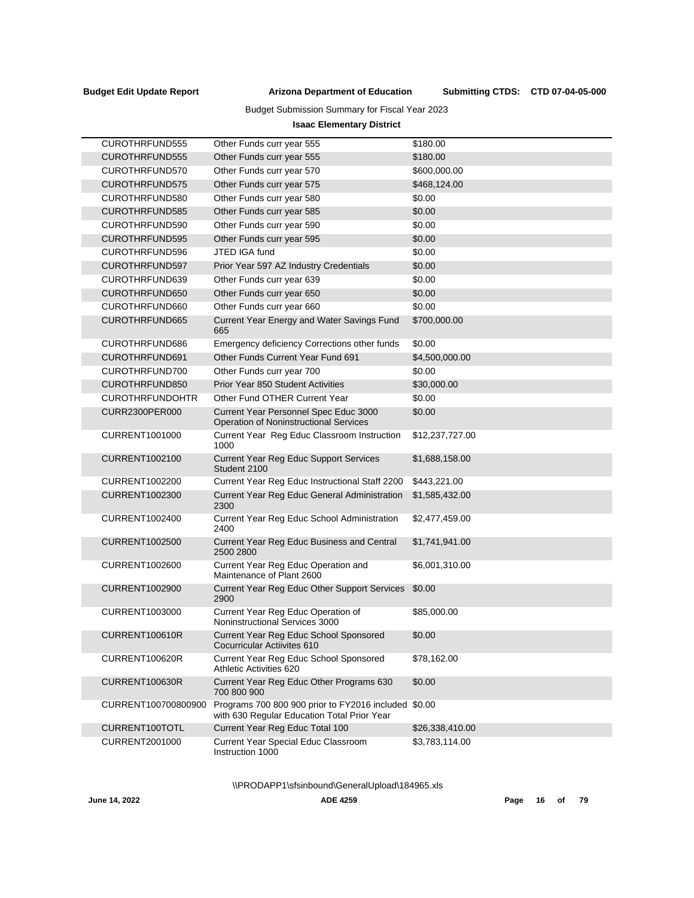Budget Submission Summary for Fiscal Year 2023

**Isaac Elementary District**

| | | |
|---|---|---|
| CUROTHRFUND555 | Other Funds curr year 555 | $180.00 |
| CUROTHRFUND555 | Other Funds curr year 555 | $180.00 |
| CUROTHRFUND570 | Other Funds curr year 570 | $600,000.00 |
| CUROTHRFUND575 | Other Funds curr year 575 | $468,124.00 |
| CUROTHRFUND580 | Other Funds curr year 580 | $0.00 |
| CUROTHRFUND585 | Other Funds curr year 585 | $0.00 |
| CUROTHRFUND590 | Other Funds curr year 590 | $0.00 |
| CUROTHRFUND595 | Other Funds curr year 595 | $0.00 |
| CUROTHRFUND596 | JTED IGA fund | $0.00 |
| CUROTHRFUND597 | Prior Year 597 AZ Industry Credentials | $0.00 |
| CUROTHRFUND639 | Other Funds curr year 639 | $0.00 |
| CUROTHRFUND650 | Other Funds curr year 650 | $0.00 |
| CUROTHRFUND660 | Other Funds curr year 660 | $0.00 |
| CUROTHRFUND665 | Current Year Energy and Water Savings Fund 665 | $700,000.00 |
| CUROTHRFUND686 | Emergency deficiency Corrections other funds | $0.00 |
| CUROTHRFUND691 | Other Funds Current Year Fund 691 | $4,500,000.00 |
| CUROTHRFUND700 | Other Funds curr year 700 | $0.00 |
| CUROTHRFUND850 | Prior Year 850 Student Activities | $30,000.00 |
| CUROTHRFUNDOHTR | Other Fund OTHER Current Year | $0.00 |
| CURR2300PER000 | Current Year Personnel Spec Educ 3000 Operation of Noninstructional Services | $0.00 |
| CURRENT1001000 | Current Year Reg Educ Classroom Instruction 1000 | $12,237,727.00 |
| CURRENT1002100 | Current Year Reg Educ Support Services Student 2100 | $1,688,158.00 |
| CURRENT1002200 | Current Year Reg Educ Instructional Staff 2200 | $443,221.00 |
| CURRENT1002300 | Current Year Reg Educ General Administration 2300 | $1,585,432.00 |
| CURRENT1002400 | Current Year Reg Educ School Administration 2400 | $2,477,459.00 |
| CURRENT1002500 | Current Year Reg Educ Business and Central 2500 2800 | $1,741,941.00 |
| CURRENT1002600 | Current Year Reg Educ Operation and Maintenance of Plant 2600 | $6,001,310.00 |
| CURRENT1002900 | Current Year Reg Educ Other Support Services 2900 | $0.00 |
| CURRENT1003000 | Current Year Reg Educ Operation of Noninstructional Services 3000 | $85,000.00 |
| CURRENT100610R | Current Year Reg Educ School Sponsored Cocurricular Actiivites 610 | $0.00 |
| CURRENT100620R | Current Year Reg Educ School Sponsored Athletic Activities 620 | $78,162.00 |
| CURRENT100630R | Current Year Reg Educ Other Programs 630 700 800 900 | $0.00 |
| CURRENT100700800900 | Programs 700 800 900 prior to FY2016 included with 630 Regular Education Total Prior Year | $0.00 |
| CURRENT100TOTL | Current Year Reg Educ Total 100 | $26,338,410.00 |
| CURRENT2001000 | Current Year Special Educ Classroom Instruction 1000 | $3,783,114.00 |

\\PRODAPP1\sfsinbound\GeneralUpload\184965.xls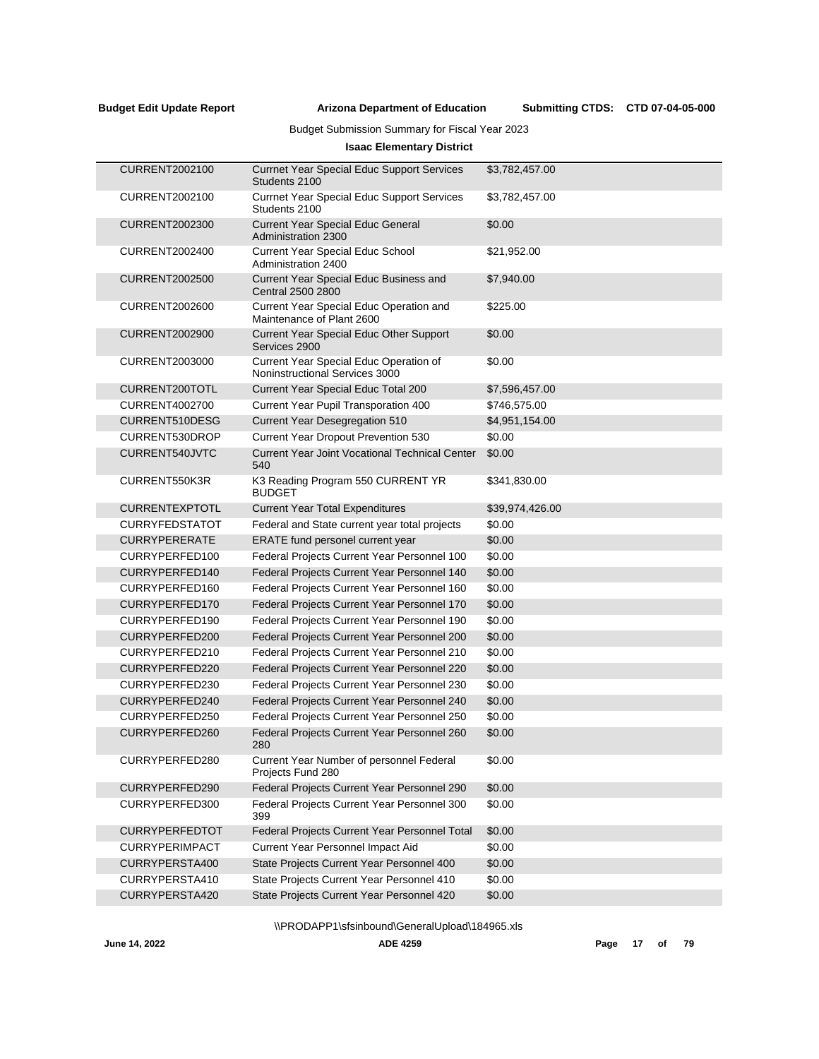Budget Submission Summary for Fiscal Year 2023

**Isaac Elementary District**

| | | |
|---|---|---|
| CURRENT2002100 | Currnet Year Special Educ Support Services Students 2100 | $3,782,457.00 |
| CURRENT2002100 | Currnet Year Special Educ Support Services Students 2100 | $3,782,457.00 |
| CURRENT2002300 | Current Year Special Educ General Administration 2300 | $0.00 |
| CURRENT2002400 | Current Year Special Educ School Administration 2400 | $21,952.00 |
| CURRENT2002500 | Current Year Special Educ Business and Central 2500 2800 | $7,940.00 |
| CURRENT2002600 | Current Year Special Educ Operation and Maintenance of Plant 2600 | $225.00 |
| CURRENT2002900 | Current Year Special Educ Other Support Services 2900 | $0.00 |
| CURRENT2003000 | Current Year Special Educ Operation of Noninstructional Services 3000 | $0.00 |
| CURRENT200TOTL | Current Year Special Educ Total 200 | $7,596,457.00 |
| CURRENT4002700 | Current Year Pupil Transporation 400 | $746,575.00 |
| CURRENT510DESG | Current Year Desegregation 510 | $4,951,154.00 |
| CURRENT530DROP | Current Year Dropout Prevention 530 | $0.00 |
| CURRENT540JVTC | Current Year Joint Vocational Technical Center 540 | $0.00 |
| CURRENT550K3R | K3 Reading Program 550 CURRENT YR BUDGET | $341,830.00 |
| CURRENTEXPTOTL | Current Year Total Expenditures | $39,974,426.00 |
| CURRYFEDSTATOT | Federal and State current year total projects | $0.00 |
| CURRYPERERATE | ERATE fund personel current year | $0.00 |
| CURRYPERFED100 | Federal Projects Current Year Personnel 100 | $0.00 |
| CURRYPERFED140 | Federal Projects Current Year Personnel 140 | $0.00 |
| CURRYPERFED160 | Federal Projects Current Year Personnel 160 | $0.00 |
| CURRYPERFED170 | Federal Projects Current Year Personnel 170 | $0.00 |
| CURRYPERFED190 | Federal Projects Current Year Personnel 190 | $0.00 |
| CURRYPERFED200 | Federal Projects Current Year Personnel 200 | $0.00 |
| CURRYPERFED210 | Federal Projects Current Year Personnel 210 | $0.00 |
| CURRYPERFED220 | Federal Projects Current Year Personnel 220 | $0.00 |
| CURRYPERFED230 | Federal Projects Current Year Personnel 230 | $0.00 |
| CURRYPERFED240 | Federal Projects Current Year Personnel 240 | $0.00 |
| CURRYPERFED250 | Federal Projects Current Year Personnel 250 | $0.00 |
| CURRYPERFED260 | Federal Projects Current Year Personnel 260 280 | $0.00 |
| CURRYPERFED280 | Current Year Number of personnel Federal Projects Fund 280 | $0.00 |
| CURRYPERFED290 | Federal Projects Current Year Personnel 290 | $0.00 |
| CURRYPERFED300 | Federal Projects Current Year Personnel 300 399 | $0.00 |
| CURRYPERFEDTOT | Federal Projects Current Year Personnel Total | $0.00 |
| CURRYPERIMPACT | Current Year Personnel Impact Aid | $0.00 |
| CURRYPERSTA400 | State Projects Current Year Personnel 400 | $0.00 |
| CURRYPERSTA410 | State Projects Current Year Personnel 410 | $0.00 |
| CURRYPERSTA420 | State Projects Current Year Personnel 420 | $0.00 |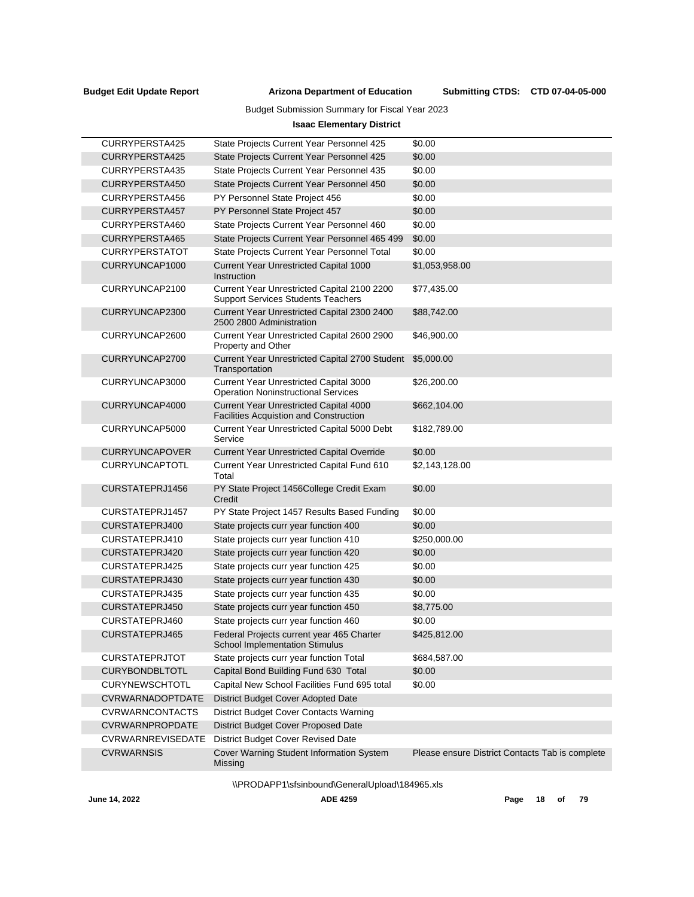Budget Submission Summary for Fiscal Year 2023

**Isaac Elementary District**

| | | |
|---|---|---|
| CURRYPERSTA425 | State Projects Current Year Personnel 425 | $0.00 |
| CURRYPERSTA425 | State Projects Current Year Personnel 425 | $0.00 |
| CURRYPERSTA435 | State Projects Current Year Personnel 435 | $0.00 |
| CURRYPERSTA450 | State Projects Current Year Personnel 450 | $0.00 |
| CURRYPERSTA456 | PY Personnel State Project 456 | $0.00 |
| CURRYPERSTA457 | PY Personnel State Project 457 | $0.00 |
| CURRYPERSTA460 | State Projects Current Year Personnel 460 | $0.00 |
| CURRYPERSTA465 | State Projects Current Year Personnel 465 499 | $0.00 |
| CURRYPERSTATOT | State Projects Current Year Personnel Total | $0.00 |
| CURRYUNCAP1000 | Current Year Unrestricted Capital 1000 Instruction | $1,053,958.00 |
| CURRYUNCAP2100 | Current Year Unrestricted Capital 2100 2200 Support Services Students Teachers | $77,435.00 |
| CURRYUNCAP2300 | Current Year Unrestricted Capital 2300 2400 2500 2800 Administration | $88,742.00 |
| CURRYUNCAP2600 | Current Year Unrestricted Capital 2600 2900 Property and Other | $46,900.00 |
| CURRYUNCAP2700 | Current Year Unrestricted Capital 2700 Student Transportation | $5,000.00 |
| CURRYUNCAP3000 | Current Year Unrestricted Capital 3000 Operation Noninstructional Services | $26,200.00 |
| CURRYUNCAP4000 | Current Year Unrestricted Capital 4000 Facilities Acquistion and Construction | $662,104.00 |
| CURRYUNCAP5000 | Current Year Unrestricted Capital 5000 Debt Service | $182,789.00 |
| CURRYUNCAPOVER | Current Year Unrestricted Capital Override | $0.00 |
| CURRYUNCAPTOTL | Current Year Unrestricted Capital Fund 610 Total | $2,143,128.00 |
| CURSTATEPRJ1456 | PY State Project 1456College Credit Exam Credit | $0.00 |
| CURSTATEPRJ1457 | PY State Project 1457 Results Based Funding | $0.00 |
| CURSTATEPRJ400 | State projects curr year function 400 | $0.00 |
| CURSTATEPRJ410 | State projects curr year function 410 | $250,000.00 |
| CURSTATEPRJ420 | State projects curr year function 420 | $0.00 |
| CURSTATEPRJ425 | State projects curr year function 425 | $0.00 |
| CURSTATEPRJ430 | State projects curr year function 430 | $0.00 |
| CURSTATEPRJ435 | State projects curr year function 435 | $0.00 |
| CURSTATEPRJ450 | State projects curr year function 450 | $8,775.00 |
| CURSTATEPRJ460 | State projects curr year function 460 | $0.00 |
| CURSTATEPRJ465 | Federal Projects current year 465 Charter School Implementation Stimulus | $425,812.00 |
| CURSTATEPRJTOT | State projects curr year function Total | $684,587.00 |
| CURYBONDBLTOTL | Capital Bond Building Fund 630 Total | $0.00 |
| CURYNEWSCHTOTL | Capital New School Facilities Fund 695 total | $0.00 |
| CVRWARNADOPTDATE | District Budget Cover Adopted Date | |
| CVRWARNCONTACTS | District Budget Cover Contacts Warning | |
| CVRWARNPROPDATE | District Budget Cover Proposed Date | |
| CVRWARNREVISEDATE | District Budget Cover Revised Date | |
| CVRWARNSIS | Cover Warning Student Information System Missing | Please ensure District Contacts Tab is complete |

\\PRODAPP1\sfsinbound\GeneralUpload\184965.xls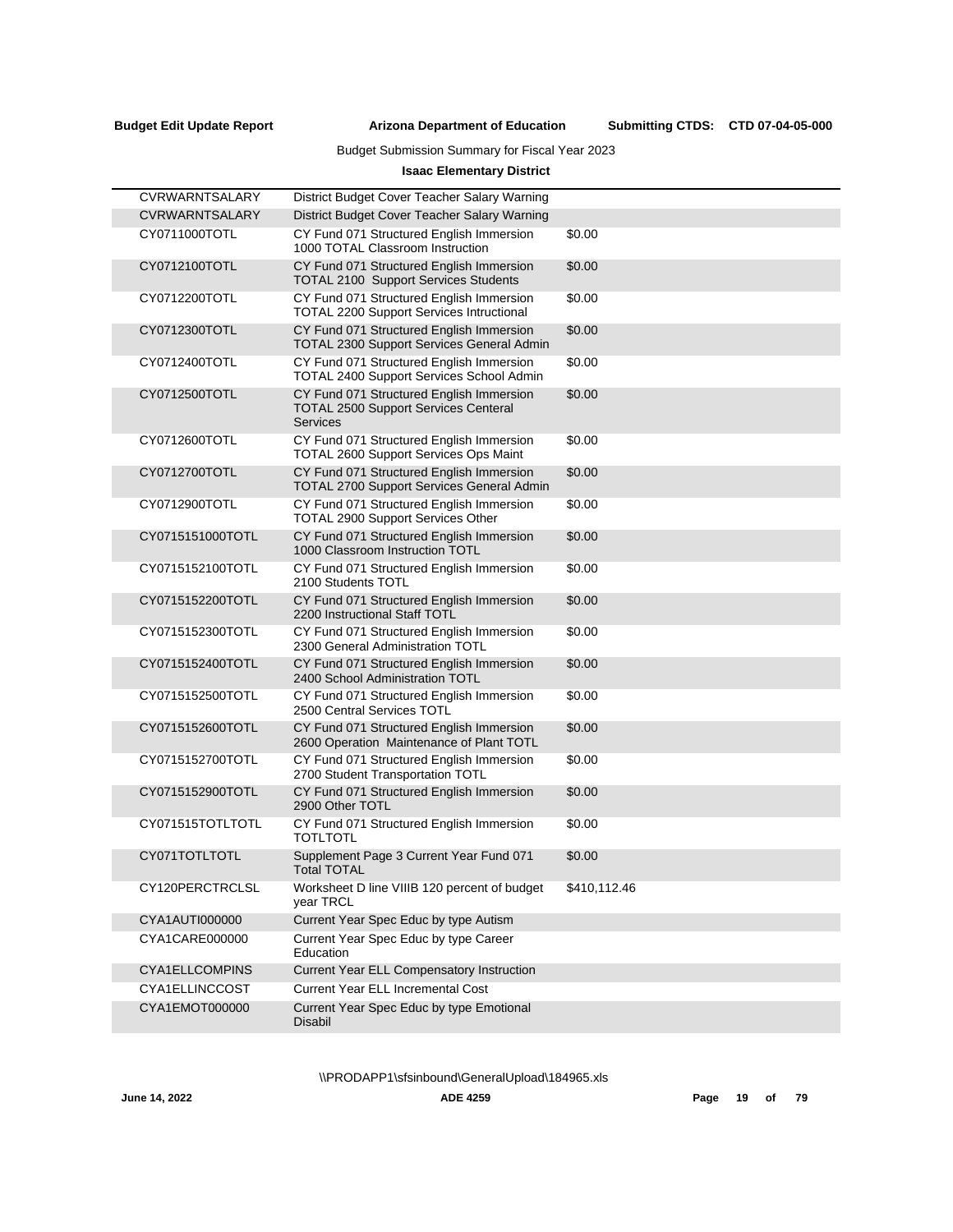Budget Submission Summary for Fiscal Year 2023

**Isaac Elementary District**

| | | |
|---|---|---|
| CVRWARNTSALARY | District Budget Cover Teacher Salary Warning | |
| CVRWARNTSALARY | District Budget Cover Teacher Salary Warning | |
| CY0711000TOTL | CY Fund 071 Structured English Immersion 1000 TOTAL Classroom Instruction | $0.00 |
| CY0712100TOTL | CY Fund 071 Structured English Immersion TOTAL 2100 Support Services Students | $0.00 |
| CY0712200TOTL | CY Fund 071 Structured English Immersion TOTAL 2200 Support Services Intructional | $0.00 |
| CY0712300TOTL | CY Fund 071 Structured English Immersion TOTAL 2300 Support Services General Admin | $0.00 |
| CY0712400TOTL | CY Fund 071 Structured English Immersion TOTAL 2400 Support Services School Admin | $0.00 |
| CY0712500TOTL | CY Fund 071 Structured English Immersion TOTAL 2500 Support Services Centeral Services | $0.00 |
| CY0712600TOTL | CY Fund 071 Structured English Immersion TOTAL 2600 Support Services Ops Maint | $0.00 |
| CY0712700TOTL | CY Fund 071 Structured English Immersion TOTAL 2700 Support Services General Admin | $0.00 |
| CY0712900TOTL | CY Fund 071 Structured English Immersion TOTAL 2900 Support Services Other | $0.00 |
| CY0715151000TOTL | CY Fund 071 Structured English Immersion 1000 Classroom Instruction TOTL | $0.00 |
| CY0715152100TOTL | CY Fund 071 Structured English Immersion 2100 Students TOTL | $0.00 |
| CY0715152200TOTL | CY Fund 071 Structured English Immersion 2200 Instructional Staff TOTL | $0.00 |
| CY0715152300TOTL | CY Fund 071 Structured English Immersion 2300 General Administration TOTL | $0.00 |
| CY0715152400TOTL | CY Fund 071 Structured English Immersion 2400 School Administration TOTL | $0.00 |
| CY0715152500TOTL | CY Fund 071 Structured English Immersion 2500 Central Services TOTL | $0.00 |
| CY0715152600TOTL | CY Fund 071 Structured English Immersion 2600 Operation Maintenance of Plant TOTL | $0.00 |
| CY0715152700TOTL | CY Fund 071 Structured English Immersion 2700 Student Transportation TOTL | $0.00 |
| CY0715152900TOTL | CY Fund 071 Structured English Immersion 2900 Other TOTL | $0.00 |
| CY071515TOTLTOTL | CY Fund 071 Structured English Immersion TOTLTOTL | $0.00 |
| CY071TOTLTOTL | Supplement Page 3 Current Year Fund 071 Total TOTAL | $0.00 |
| CY120PERCTRCLSL | Worksheet D line VIIIB 120 percent of budget year TRCL | $410,112.46 |
| CYA1AUTI000000 | Current Year Spec Educ by type Autism | |
| CYA1CARE000000 | Current Year Spec Educ by type Career Education | |
| CYA1ELLCOMPINS | Current Year ELL Compensatory Instruction | |
| CYA1ELLINCCOST | Current Year ELL Incremental Cost | |
| CYA1EMOT000000 | Current Year Spec Educ by type Emotional Disabil | |

\\PRODAPP1\sfsinbound\GeneralUpload\184965.xls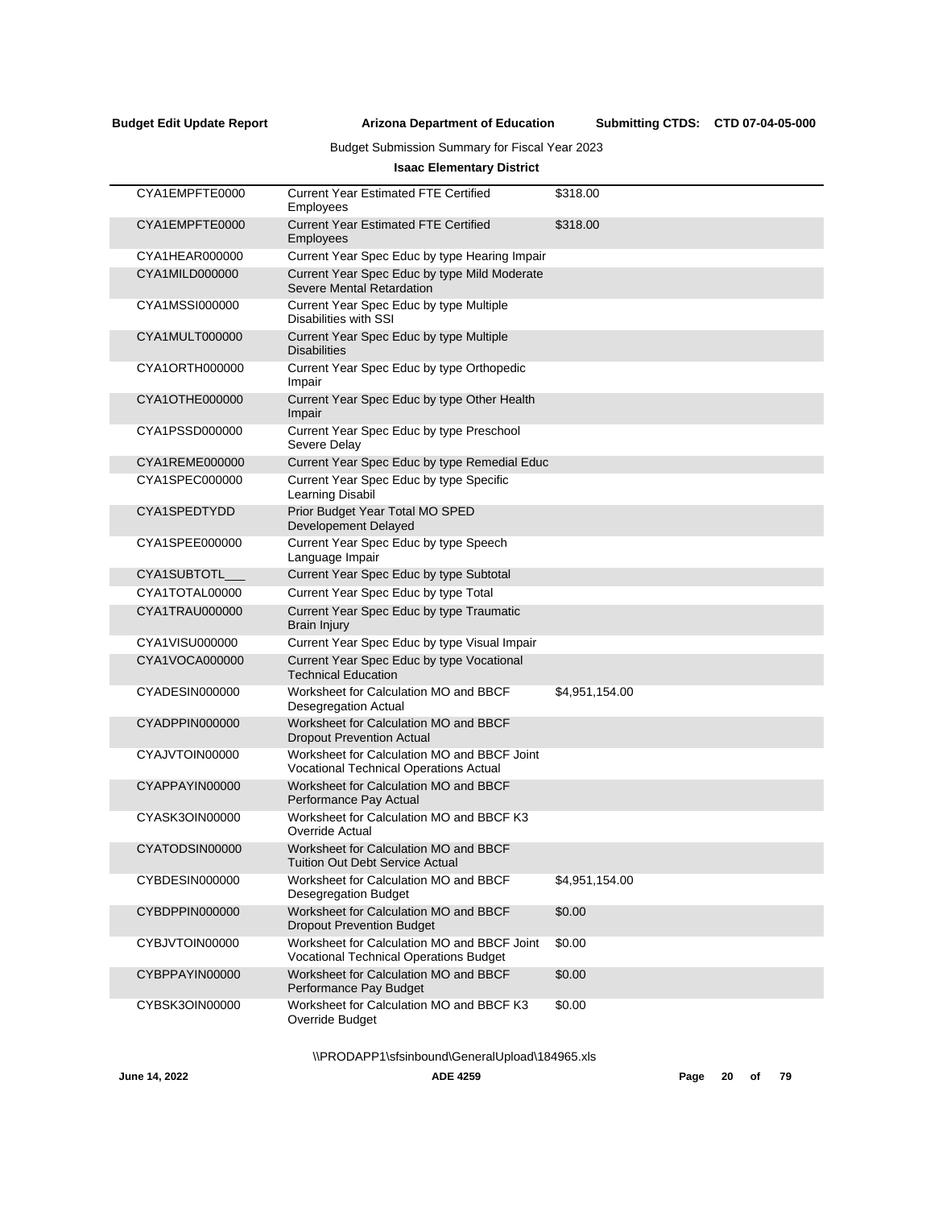**Budget Edit Update Report** **Arizona Department of Education** **Submitting CTDS: CTD 07-04-05-000**

Budget Submission Summary for Fiscal Year 2023

**Isaac Elementary District**

| | | |
|---|---|---|
| CYA1EMPFTE0000 | Current Year Estimated FTE Certified Employees | $318.00 |
| CYA1EMPFTE0000 | Current Year Estimated FTE Certified Employees | $318.00 |
| CYA1HEAR000000 | Current Year Spec Educ by type Hearing Impair | |
| CYA1MILD000000 | Current Year Spec Educ by type Mild Moderate Severe Mental Retardation | |
| CYA1MSSI000000 | Current Year Spec Educ by type Multiple Disabilities with SSI | |
| CYA1MULT000000 | Current Year Spec Educ by type Multiple Disabilities | |
| CYA1ORTH000000 | Current Year Spec Educ by type Orthopedic Impair | |
| CYA1OTHE000000 | Current Year Spec Educ by type Other Health Impair | |
| CYA1PSSD000000 | Current Year Spec Educ by type Preschool Severe Delay | |
| CYA1REME000000 | Current Year Spec Educ by type Remedial Educ | |
| CYA1SPEC000000 | Current Year Spec Educ by type Specific Learning Disabil | |
| CYA1SPEDTYDD | Prior Budget Year Total MO SPED Developement Delayed | |
| CYA1SPEE000000 | Current Year Spec Educ by type Speech Language Impair | |
| CYA1SUBTOTL___ | Current Year Spec Educ by type Subtotal | |
| CYA1TOTAL00000 | Current Year Spec Educ by type Total | |
| CYA1TRAU000000 | Current Year Spec Educ by type Traumatic Brain Injury | |
| CYA1VISU000000 | Current Year Spec Educ by type Visual Impair | |
| CYA1VOCA000000 | Current Year Spec Educ by type Vocational Technical Education | |
| CYADESIN000000 | Worksheet for Calculation MO and BBCF Desegregation Actual | $4,951,154.00 |
| CYADPPIN000000 | Worksheet for Calculation MO and BBCF Dropout Prevention Actual | |
| CYAJVTOIN00000 | Worksheet for Calculation MO and BBCF Joint Vocational Technical Operations Actual | |
| CYAPPAYIN00000 | Worksheet for Calculation MO and BBCF Performance Pay Actual | |
| CYASK3OIN00000 | Worksheet for Calculation MO and BBCF K3 Override Actual | |
| CYATODSIN00000 | Worksheet for Calculation MO and BBCF Tuition Out Debt Service Actual | |
| CYBDESIN000000 | Worksheet for Calculation MO and BBCF Desegregation Budget | $4,951,154.00 |
| CYBDPPIN000000 | Worksheet for Calculation MO and BBCF Dropout Prevention Budget | $0.00 |
| CYBJVTOIN00000 | Worksheet for Calculation MO and BBCF Joint Vocational Technical Operations Budget | $0.00 |
| CYBPPAYIN00000 | Worksheet for Calculation MO and BBCF Performance Pay Budget | $0.00 |
| CYBSK3OIN00000 | Worksheet for Calculation MO and BBCF K3 Override Budget | $0.00 |

\\PRODAPP1\sfsinbound\GeneralUpload\184965.xls

June 14, 2022 ADE 4259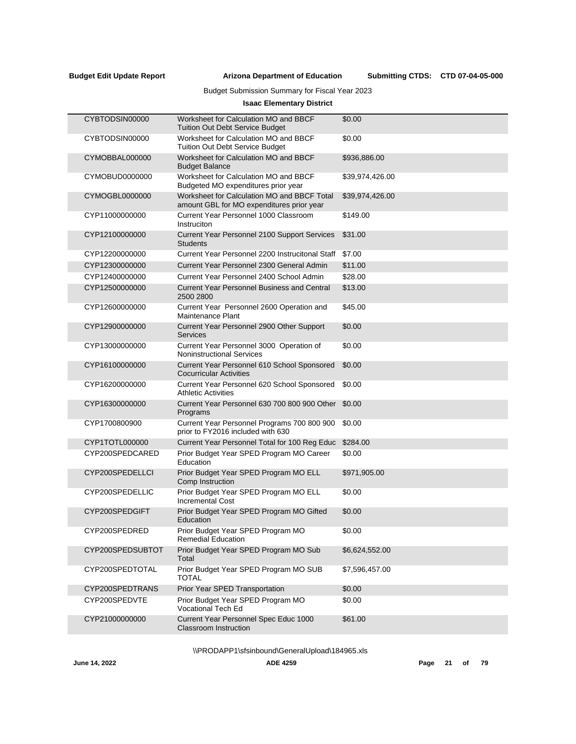Budget Submission Summary for Fiscal Year 2023

**Isaac Elementary District**

| | | |
|---|---|---|
| CYBTODSIN00000 | Worksheet for Calculation MO and BBCF Tuition Out Debt Service Budget | $0.00 |
| CYBTODSIN00000 | Worksheet for Calculation MO and BBCF Tuition Out Debt Service Budget | $0.00 |
| CYMOBBAL000000 | Worksheet for Calculation MO and BBCF Budget Balance | $936,886.00 |
| CYMOBUD0000000 | Worksheet for Calculation MO and BBCF Budgeted MO expenditures prior year | $39,974,426.00 |
| CYMOGBL0000000 | Worksheet for Calculation MO and BBCF Total amount GBL for MO expenditures prior year | $39,974,426.00 |
| CYP11000000000 | Current Year Personnel 1000 Classroom Instruciton | $149.00 |
| CYP12100000000 | Current Year Personnel 2100 Support Services Students | $31.00 |
| CYP12200000000 | Current Year Personnel 2200 Instrucitonal Staff | $7.00 |
| CYP12300000000 | Current Year Personnel 2300 General Admin | $11.00 |
| CYP12400000000 | Current Year Personnel 2400 School Admin | $28.00 |
| CYP12500000000 | Current Year Personnel Business and Central 2500 2800 | $13.00 |
| CYP12600000000 | Current Year Personnel 2600 Operation and Maintenance Plant | $45.00 |
| CYP12900000000 | Current Year Personnel 2900 Other Support Services | $0.00 |
| CYP13000000000 | Current Year Personnel 3000 Operation of Noninstructional Services | $0.00 |
| CYP16100000000 | Current Year Personnel 610 School Sponsored Cocurricular Activities | $0.00 |
| CYP16200000000 | Current Year Personnel 620 School Sponsored Athletic Activities | $0.00 |
| CYP16300000000 | Current Year Personnel 630 700 800 900 Other Programs | $0.00 |
| CYP1700800900 | Current Year Personnel Programs 700 800 900 prior to FY2016 included with 630 | $0.00 |
| CYP1TOTL000000 | Current Year Personnel Total for 100 Reg Educ | $284.00 |
| CYP200SPEDCARED | Prior Budget Year SPED Program MO Career Education | $0.00 |
| CYP200SPEDELLCI | Prior Budget Year SPED Program MO ELL Comp Instruction | $971,905.00 |
| CYP200SPEDELLIC | Prior Budget Year SPED Program MO ELL Incremental Cost | $0.00 |
| CYP200SPEDGIFT | Prior Budget Year SPED Program MO Gifted Education | $0.00 |
| CYP200SPEDRED | Prior Budget Year SPED Program MO Remedial Education | $0.00 |
| CYP200SPEDSUBTOT | Prior Budget Year SPED Program MO Sub Total | $6,624,552.00 |
| CYP200SPEDTOTAL | Prior Budget Year SPED Program MO SUB TOTAL | $7,596,457.00 |
| CYP200SPEDTRANS | Prior Year SPED Transportation | $0.00 |
| CYP200SPEDVTE | Prior Budget Year SPED Program MO Vocational Tech Ed | $0.00 |
| CYP21000000000 | Current Year Personnel Spec Educ 1000 Classroom Instruction | $61.00 |

\\PRODAPP1\sfsinbound\GeneralUpload\184965.xls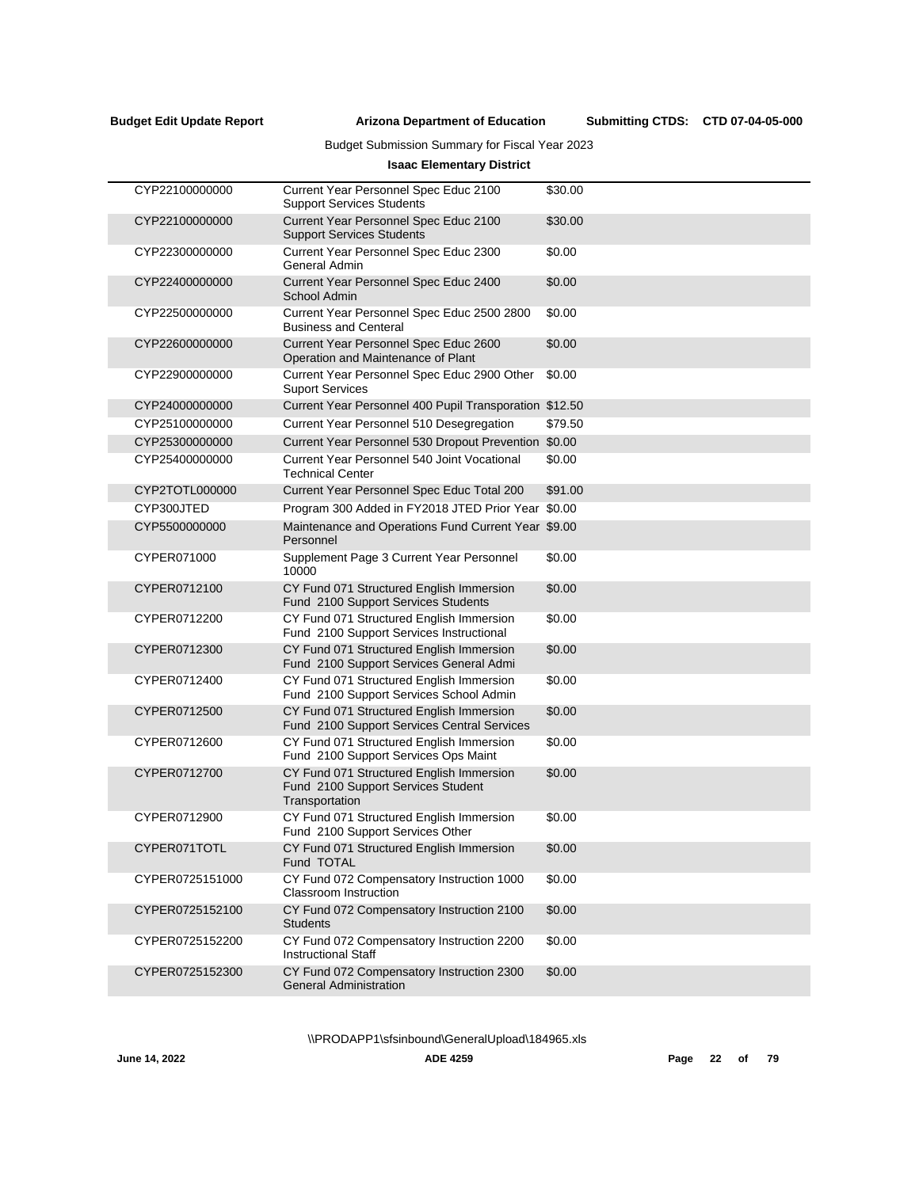**Budget Edit Update Report** **Arizona Department of Education** **Submitting CTDS: CTD 07-04-05-000**

Budget Submission Summary for Fiscal Year 2023

**Isaac Elementary District**

| | | |
|---|---|---|
| CYP22100000000 | Current Year Personnel Spec Educ 2100 Support Services Students | $30.00 |
| CYP22100000000 | Current Year Personnel Spec Educ 2100 Support Services Students | $30.00 |
| CYP22300000000 | Current Year Personnel Spec Educ 2300 General Admin | $0.00 |
| CYP22400000000 | Current Year Personnel Spec Educ 2400 School Admin | $0.00 |
| CYP22500000000 | Current Year Personnel Spec Educ 2500 2800 Business and Centeral | $0.00 |
| CYP22600000000 | Current Year Personnel Spec Educ 2600 Operation and Maintenance of Plant | $0.00 |
| CYP22900000000 | Current Year Personnel Spec Educ 2900 Other Suport Services | $0.00 |
| CYP24000000000 | Current Year Personnel 400 Pupil Transporation | $12.50 |
| CYP25100000000 | Current Year Personnel 510 Desegregation | $79.50 |
| CYP25300000000 | Current Year Personnel 530 Dropout Prevention | $0.00 |
| CYP25400000000 | Current Year Personnel 540 Joint Vocational Technical Center | $0.00 |
| CYP2TOTL000000 | Current Year Personnel Spec Educ Total 200 | $91.00 |
| CYP300JTED | Program 300 Added in FY2018 JTED Prior Year | $0.00 |
| CYP5500000000 | Maintenance and Operations Fund Current Year Personnel | $9.00 |
| CYPER071000 | Supplement Page 3 Current Year Personnel 10000 | $0.00 |
| CYPER0712100 | CY Fund 071 Structured English Immersion Fund 2100 Support Services Students | $0.00 |
| CYPER0712200 | CY Fund 071 Structured English Immersion Fund 2100 Support Services Instructional | $0.00 |
| CYPER0712300 | CY Fund 071 Structured English Immersion Fund 2100 Support Services General Admi | $0.00 |
| CYPER0712400 | CY Fund 071 Structured English Immersion Fund 2100 Support Services School Admin | $0.00 |
| CYPER0712500 | CY Fund 071 Structured English Immersion Fund 2100 Support Services Central Services | $0.00 |
| CYPER0712600 | CY Fund 071 Structured English Immersion Fund 2100 Support Services Ops Maint | $0.00 |
| CYPER0712700 | CY Fund 071 Structured English Immersion Fund 2100 Support Services Student Transportation | $0.00 |
| CYPER0712900 | CY Fund 071 Structured English Immersion Fund 2100 Support Services Other | $0.00 |
| CYPER071TOTL | CY Fund 071 Structured English Immersion Fund TOTAL | $0.00 |
| CYPER0725151000 | CY Fund 072 Compensatory Instruction 1000 Classroom Instruction | $0.00 |
| CYPER0725152100 | CY Fund 072 Compensatory Instruction 2100 Students | $0.00 |
| CYPER0725152200 | CY Fund 072 Compensatory Instruction 2200 Instructional Staff | $0.00 |
| CYPER0725152300 | CY Fund 072 Compensatory Instruction 2300 General Administration | $0.00 |

\\PRODAPP1\sfsinbound\GeneralUpload\184965.xls

June 14, 2022 ADE 4259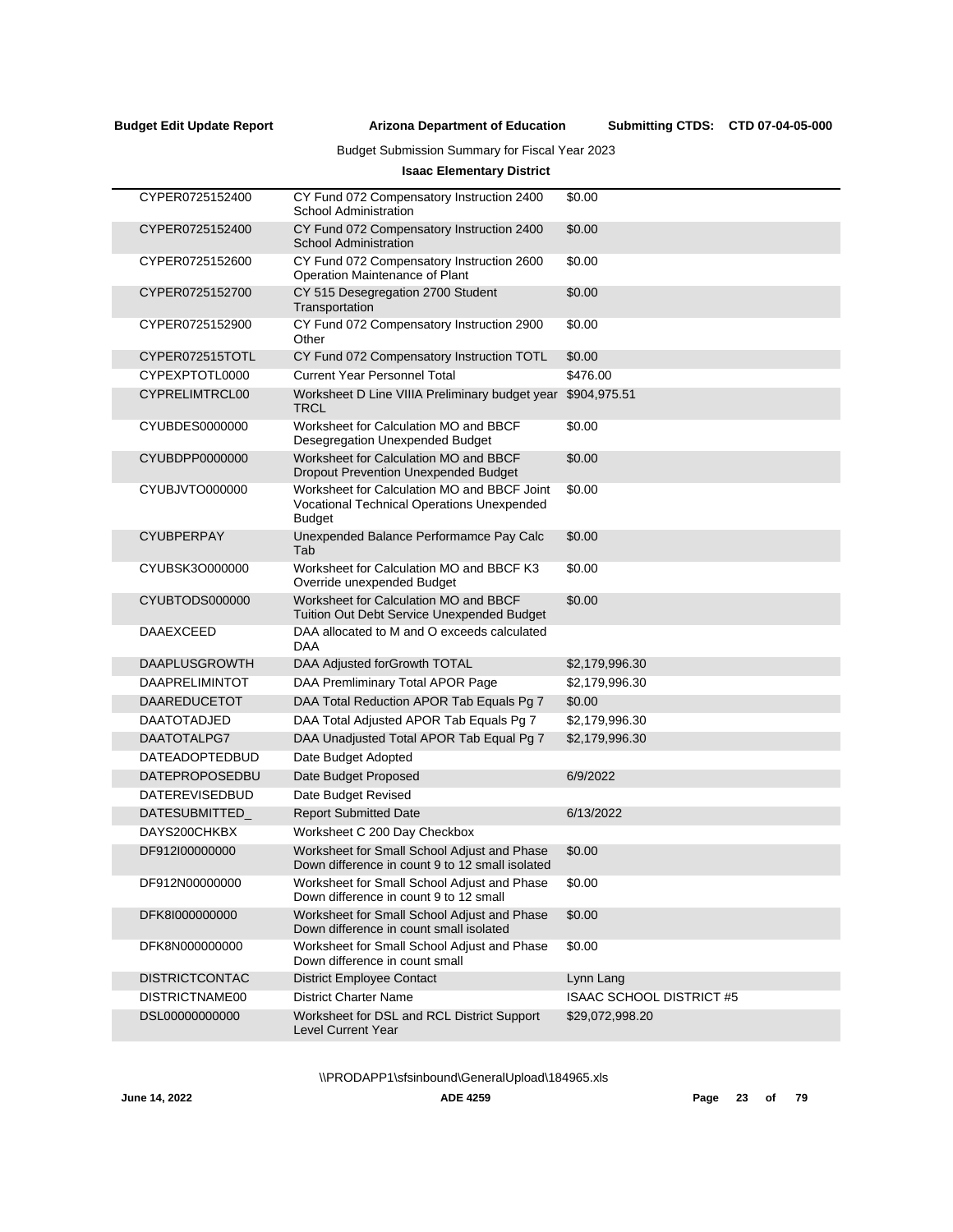Budget Submission Summary for Fiscal Year 2023

**Isaac Elementary District**

| | | |
|---|---|---|
| CYPER0725152400 | CY Fund 072 Compensatory Instruction 2400 School Administration | $0.00 |
| CYPER0725152400 | CY Fund 072 Compensatory Instruction 2400 School Administration | $0.00 |
| CYPER0725152600 | CY Fund 072 Compensatory Instruction 2600 Operation Maintenance of Plant | $0.00 |
| CYPER0725152700 | CY 515 Desegregation 2700 Student Transportation | $0.00 |
| CYPER0725152900 | CY Fund 072 Compensatory Instruction 2900 Other | $0.00 |
| CYPER072515TOTL | CY Fund 072 Compensatory Instruction TOTL | $0.00 |
| CYPEXPTOTL0000 | Current Year Personnel Total | $476.00 |
| CYPRELIMTRCL00 | Worksheet D Line VIIIA Preliminary budget year TRCL | $904,975.51 |
| CYUBDES0000000 | Worksheet for Calculation MO and BBCF Desegregation Unexpended Budget | $0.00 |
| CYUBDPP0000000 | Worksheet for Calculation MO and BBCF Dropout Prevention Unexpended Budget | $0.00 |
| CYUBJVTO000000 | Worksheet for Calculation MO and BBCF Joint Vocational Technical Operations Unexpended Budget | $0.00 |
| CYUBPERPAY | Unexpended Balance Performamce Pay Calc Tab | $0.00 |
| CYUBSK3O000000 | Worksheet for Calculation MO and BBCF K3 Override unexpended Budget | $0.00 |
| CYUBTODS000000 | Worksheet for Calculation MO and BBCF Tuition Out Debt Service Unexpended Budget | $0.00 |
| DAAEXCEED | DAA allocated to M and O exceeds calculated DAA | |
| DAAPLUSGROWTH | DAA Adjusted forGrowth TOTAL | $2,179,996.30 |
| DAAPRELIMINTOT | DAA Premliminary Total APOR Page | $2,179,996.30 |
| DAAREDUCETOT | DAA Total Reduction APOR Tab Equals Pg 7 | $0.00 |
| DAATOTADJED | DAA Total Adjusted APOR Tab Equals Pg 7 | $2,179,996.30 |
| DAATOTALPG7 | DAA Unadjusted Total APOR Tab Equal Pg 7 | $2,179,996.30 |
| DATEADOPTEDBUD | Date Budget Adopted | |
| DATEPROPOSEDBU | Date Budget Proposed | 6/9/2022 |
| DATEREVISEDBUD | Date Budget Revised | |
| DATESUBMITTED_ | Report Submitted Date | 6/13/2022 |
| DAYS200CHKBX | Worksheet C 200 Day Checkbox | |
| DF912I00000000 | Worksheet for Small School Adjust and Phase Down difference in count 9 to 12 small isolated | $0.00 |
| DF912N00000000 | Worksheet for Small School Adjust and Phase Down difference in count 9 to 12 small | $0.00 |
| DFK8I000000000 | Worksheet for Small School Adjust and Phase Down difference in count small isolated | $0.00 |
| DFK8N000000000 | Worksheet for Small School Adjust and Phase Down difference in count small | $0.00 |
| DISTRICTCONTAC | District Employee Contact | Lynn Lang |
| DISTRICTNAME00 | District Charter Name | ISAAC SCHOOL DISTRICT #5 |
| DSL00000000000 | Worksheet for DSL and RCL District Support Level Current Year | $29,072,998.20 |

\\PRODAPP1\sfsinbound\GeneralUpload\184965.xls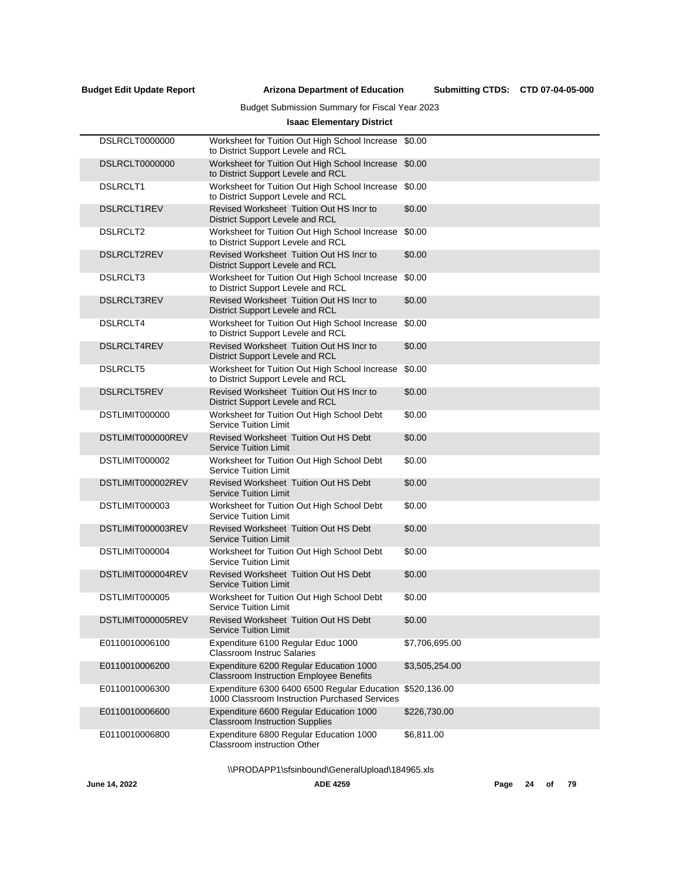Budget Submission Summary for Fiscal Year 2023

**Isaac Elementary District**

| | | |
|---|---|---|
| DSLRCLT0000000 | Worksheet for Tuition Out High School Increase to District Support Levele and RCL | $0.00 |
| DSLRCLT0000000 | Worksheet for Tuition Out High School Increase to District Support Levele and RCL | $0.00 |
| DSLRCLT1 | Worksheet for Tuition Out High School Increase to District Support Levele and RCL | $0.00 |
| DSLRCLT1REV | Revised Worksheet Tuition Out HS Incr to District Support Levele and RCL | $0.00 |
| DSLRCLT2 | Worksheet for Tuition Out High School Increase to District Support Levele and RCL | $0.00 |
| DSLRCLT2REV | Revised Worksheet Tuition Out HS Incr to District Support Levele and RCL | $0.00 |
| DSLRCLT3 | Worksheet for Tuition Out High School Increase to District Support Levele and RCL | $0.00 |
| DSLRCLT3REV | Revised Worksheet Tuition Out HS Incr to District Support Levele and RCL | $0.00 |
| DSLRCLT4 | Worksheet for Tuition Out High School Increase to District Support Levele and RCL | $0.00 |
| DSLRCLT4REV | Revised Worksheet Tuition Out HS Incr to District Support Levele and RCL | $0.00 |
| DSLRCLT5 | Worksheet for Tuition Out High School Increase to District Support Levele and RCL | $0.00 |
| DSLRCLT5REV | Revised Worksheet Tuition Out HS Incr to District Support Levele and RCL | $0.00 |
| DSTLIMIT000000 | Worksheet for Tuition Out High School Debt Service Tuition Limit | $0.00 |
| DSTLIMIT000000REV | Revised Worksheet Tuition Out HS Debt Service Tuition Limit | $0.00 |
| DSTLIMIT000002 | Worksheet for Tuition Out High School Debt Service Tuition Limit | $0.00 |
| DSTLIMIT000002REV | Revised Worksheet Tuition Out HS Debt Service Tuition Limit | $0.00 |
| DSTLIMIT000003 | Worksheet for Tuition Out High School Debt Service Tuition Limit | $0.00 |
| DSTLIMIT000003REV | Revised Worksheet Tuition Out HS Debt Service Tuition Limit | $0.00 |
| DSTLIMIT000004 | Worksheet for Tuition Out High School Debt Service Tuition Limit | $0.00 |
| DSTLIMIT000004REV | Revised Worksheet Tuition Out HS Debt Service Tuition Limit | $0.00 |
| DSTLIMIT000005 | Worksheet for Tuition Out High School Debt Service Tuition Limit | $0.00 |
| DSTLIMIT000005REV | Revised Worksheet Tuition Out HS Debt Service Tuition Limit | $0.00 |
| E0110010006100 | Expenditure 6100 Regular Educ 1000 Classroom Instruc Salaries | $7,706,695.00 |
| E0110010006200 | Expenditure 6200 Regular Education 1000 Classroom Instruction Employee Benefits | $3,505,254.00 |
| E0110010006300 | Expenditure 6300 6400 6500 Regular Education 1000 Classroom Instruction Purchased Services | $520,136.00 |
| E0110010006600 | Expenditure 6600 Regular Education 1000 Classroom Instruction Supplies | $226,730.00 |
| E0110010006800 | Expenditure 6800 Regular Education 1000 Classroom instruction Other | $6,811.00 |

\\PRODAPP1\sfsinbound\GeneralUpload\184965.xls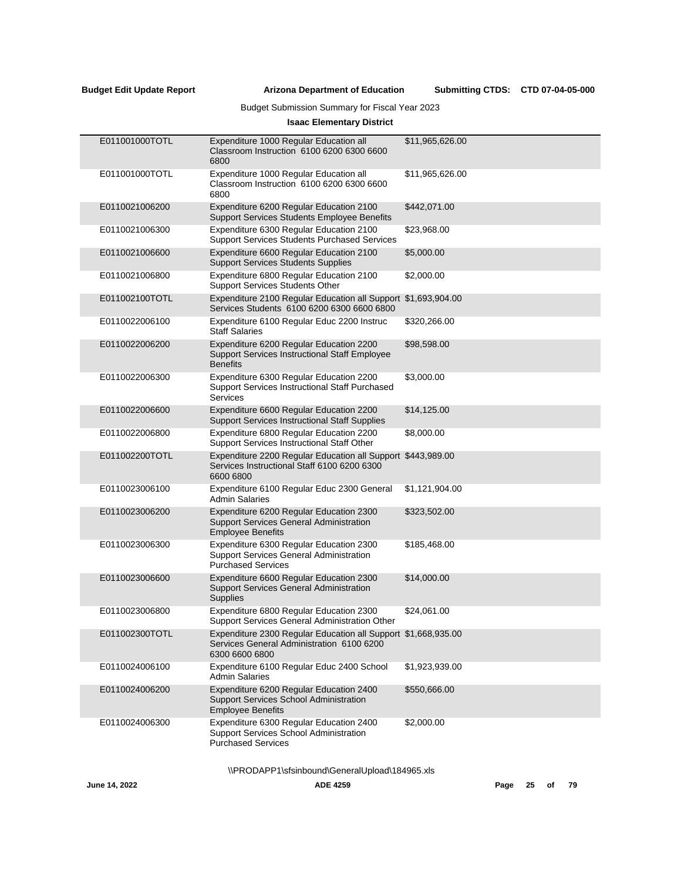Budget Submission Summary for Fiscal Year 2023

**Isaac Elementary District**

| | | |
|---|---|---|
| E011001000TOTL | Expenditure 1000 Regular Education all Classroom Instruction 6100 6200 6300 6600 6800 | $11,965,626.00 |
| E011001000TOTL | Expenditure 1000 Regular Education all Classroom Instruction 6100 6200 6300 6600 6800 | $11,965,626.00 |
| E0110021006200 | Expenditure 6200 Regular Education 2100 Support Services Students Employee Benefits | $442,071.00 |
| E0110021006300 | Expenditure 6300 Regular Education 2100 Support Services Students Purchased Services | $23,968.00 |
| E0110021006600 | Expenditure 6600 Regular Education 2100 Support Services Students Supplies | $5,000.00 |
| E0110021006800 | Expenditure 6800 Regular Education 2100 Support Services Students Other | $2,000.00 |
| E011002100TOTL | Expenditure 2100 Regular Education all Support Services Students 6100 6200 6300 6600 6800 | $1,693,904.00 |
| E0110022006100 | Expenditure 6100 Regular Educ 2200 Instruc Staff Salaries | $320,266.00 |
| E0110022006200 | Expenditure 6200 Regular Education 2200 Support Services Instructional Staff Employee Benefits | $98,598.00 |
| E0110022006300 | Expenditure 6300 Regular Education 2200 Support Services Instructional Staff Purchased Services | $3,000.00 |
| E0110022006600 | Expenditure 6600 Regular Education 2200 Support Services Instructional Staff Supplies | $14,125.00 |
| E0110022006800 | Expenditure 6800 Regular Education 2200 Support Services Instructional Staff Other | $8,000.00 |
| E011002200TOTL | Expenditure 2200 Regular Education all Support Services Instructional Staff 6100 6200 6300 6600 6800 | $443,989.00 |
| E0110023006100 | Expenditure 6100 Regular Educ 2300 General Admin Salaries | $1,121,904.00 |
| E0110023006200 | Expenditure 6200 Regular Education 2300 Support Services General Administration Employee Benefits | $323,502.00 |
| E0110023006300 | Expenditure 6300 Regular Education 2300 Support Services General Administration Purchased Services | $185,468.00 |
| E0110023006600 | Expenditure 6600 Regular Education 2300 Support Services General Administration Supplies | $14,000.00 |
| E0110023006800 | Expenditure 6800 Regular Education 2300 Support Services General Administration Other | $24,061.00 |
| E011002300TOTL | Expenditure 2300 Regular Education all Support Services General Administration 6100 6200 6300 6600 6800 | $1,668,935.00 |
| E0110024006100 | Expenditure 6100 Regular Educ 2400 School Admin Salaries | $1,923,939.00 |
| E0110024006200 | Expenditure 6200 Regular Education 2400 Support Services School Administration Employee Benefits | $550,666.00 |
| E0110024006300 | Expenditure 6300 Regular Education 2400 Support Services School Administration Purchased Services | $2,000.00 |

\\PRODAPP1\sfsinbound\GeneralUpload\184965.xls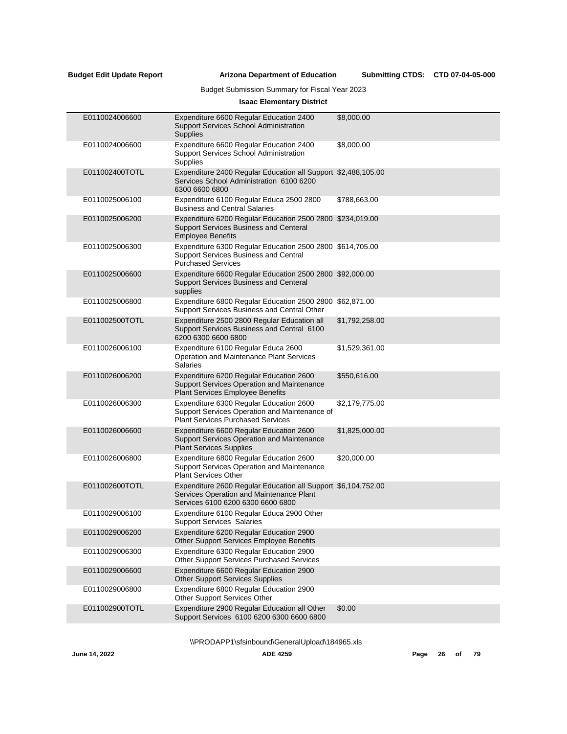**Budget Edit Update Report** **Arizona Department of Education** **Submitting CTDS: CTD 07-04-05-000**

Budget Submission Summary for Fiscal Year 2023

**Isaac Elementary District**

| | | |
|---|---|---|
| E0110024006600 | Expenditure 6600 Regular Education 2400 Support Services School Administration Supplies | $8,000.00 |
| E0110024006600 | Expenditure 6600 Regular Education 2400 Support Services School Administration Supplies | $8,000.00 |
| E011002400TOTL | Expenditure 2400 Regular Education all Support Services School Administration 6100 6200 6300 6600 6800 | $2,488,105.00 |
| E0110025006100 | Expenditure 6100 Regular Educa 2500 2800 Business and Central Salaries | $788,663.00 |
| E0110025006200 | Expenditure 6200 Regular Education 2500 2800 Support Services Business and Centeral Employee Benefits | $234,019.00 |
| E0110025006300 | Expenditure 6300 Regular Education 2500 2800 Support Services Business and Central Purchased Services | $614,705.00 |
| E0110025006600 | Expenditure 6600 Regular Education 2500 2800 Support Services Business and Centeral supplies | $92,000.00 |
| E0110025006800 | Expenditure 6800 Regular Education 2500 2800 Support Services Business and Central Other | $62,871.00 |
| E011002500TOTL | Expenditure 2500 2800 Regular Education all Support Services Business and Central 6100 6200 6300 6600 6800 | $1,792,258.00 |
| E0110026006100 | Expenditure 6100 Regular Educa 2600 Operation and Maintenance Plant Services Salaries | $1,529,361.00 |
| E0110026006200 | Expenditure 6200 Regular Education 2600 Support Services Operation and Maintenance Plant Services Employee Benefits | $550,616.00 |
| E0110026006300 | Expenditure 6300 Regular Education 2600 Support Services Operation and Maintenance of Plant Services Purchased Services | $2,179,775.00 |
| E0110026006600 | Expenditure 6600 Regular Education 2600 Support Services Operation and Maintenance Plant Services Supplies | $1,825,000.00 |
| E0110026006800 | Expenditure 6800 Regular Education 2600 Support Services Operation and Maintenance Plant Services Other | $20,000.00 |
| E011002600TOTL | Expenditure 2600 Regular Education all Support Services Operation and Maintenance Plant Services 6100 6200 6300 6600 6800 | $6,104,752.00 |
| E0110029006100 | Expenditure 6100 Regular Educa 2900 Other Support Services Salaries | |
| E0110029006200 | Expenditure 6200 Regular Education 2900 Other Support Services Employee Benefits | |
| E0110029006300 | Expenditure 6300 Regular Education 2900 Other Support Services Purchased Services | |
| E0110029006600 | Expenditure 6600 Regular Education 2900 Other Support Services Supplies | |
| E0110029006800 | Expenditure 6800 Regular Education 2900 Other Support Services Other | |
| E011002900TOTL | Expenditure 2900 Regular Education all Other Support Services 6100 6200 6300 6600 6800 | $0.00 |

\\PRODAPP1\sfsinbound\GeneralUpload\184965.xls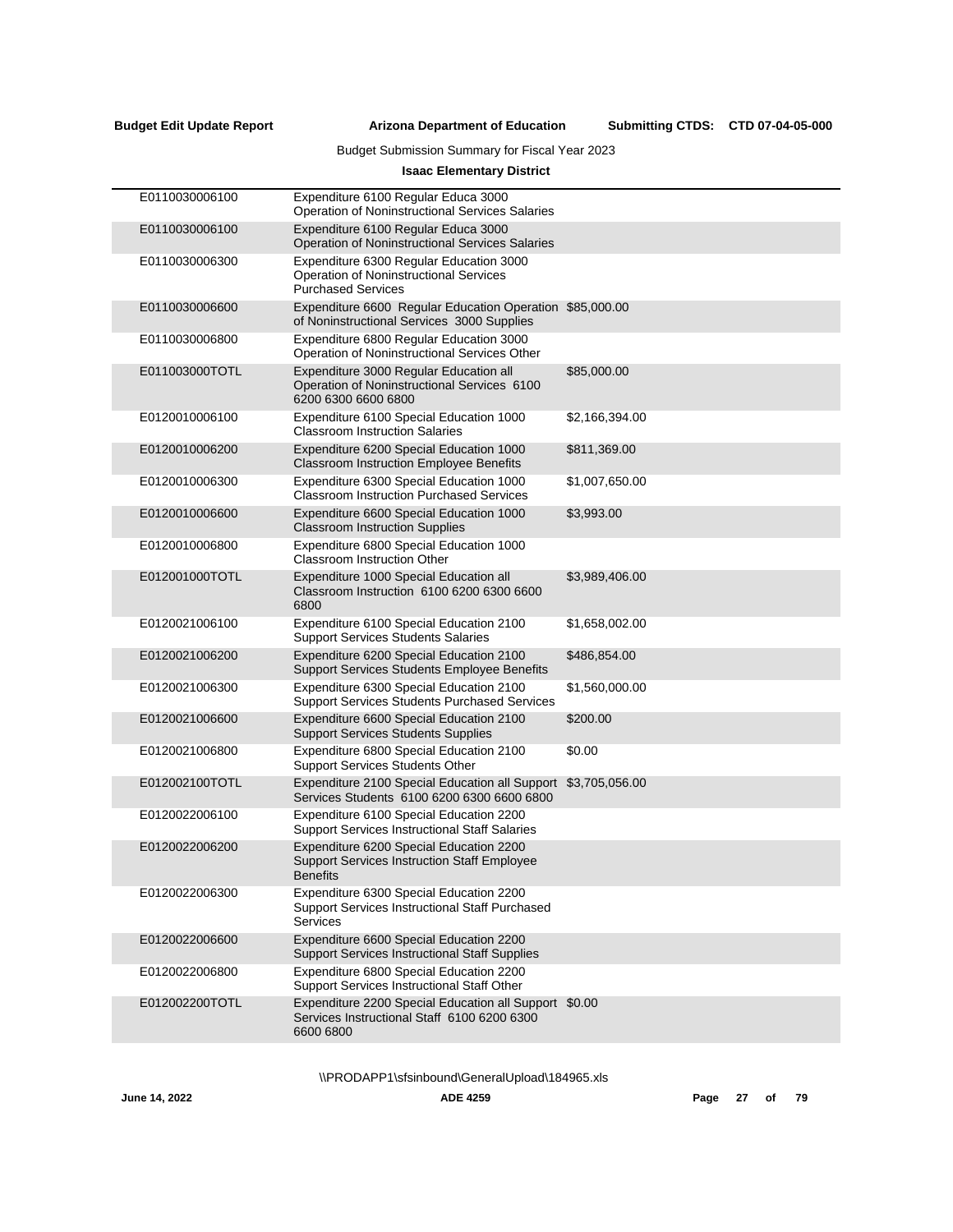Budget Submission Summary for Fiscal Year 2023

**Isaac Elementary District**

| | | |
|---|---|---|
| E0110030006100 | Expenditure 6100 Regular Educa 3000 Operation of Noninstructional Services Salaries | |
| E0110030006100 | Expenditure 6100 Regular Educa 3000 Operation of Noninstructional Services Salaries | |
| E0110030006300 | Expenditure 6300 Regular Education 3000 Operation of Noninstructional Services Purchased Services | |
| E0110030006600 | Expenditure 6600 Regular Education Operation of Noninstructional Services 3000 Supplies | $85,000.00 |
| E0110030006800 | Expenditure 6800 Regular Education 3000 Operation of Noninstructional Services Other | |
| E011003000TOTL | Expenditure 3000 Regular Education all Operation of Noninstructional Services 6100 6200 6300 6600 6800 | $85,000.00 |
| E0120010006100 | Expenditure 6100 Special Education 1000 Classroom Instruction Salaries | $2,166,394.00 |
| E0120010006200 | Expenditure 6200 Special Education 1000 Classroom Instruction Employee Benefits | $811,369.00 |
| E0120010006300 | Expenditure 6300 Special Education 1000 Classroom Instruction Purchased Services | $1,007,650.00 |
| E0120010006600 | Expenditure 6600 Special Education 1000 Classroom Instruction Supplies | $3,993.00 |
| E0120010006800 | Expenditure 6800 Special Education 1000 Classroom Instruction Other | |
| E012001000TOTL | Expenditure 1000 Special Education all Classroom Instruction 6100 6200 6300 6600 6800 | $3,989,406.00 |
| E0120021006100 | Expenditure 6100 Special Education 2100 Support Services Students Salaries | $1,658,002.00 |
| E0120021006200 | Expenditure 6200 Special Education 2100 Support Services Students Employee Benefits | $486,854.00 |
| E0120021006300 | Expenditure 6300 Special Education 2100 Support Services Students Purchased Services | $1,560,000.00 |
| E0120021006600 | Expenditure 6600 Special Education 2100 Support Services Students Supplies | $200.00 |
| E0120021006800 | Expenditure 6800 Special Education 2100 Support Services Students Other | $0.00 |
| E012002100TOTL | Expenditure 2100 Special Education all Support Services Students 6100 6200 6300 6600 6800 | $3,705,056.00 |
| E0120022006100 | Expenditure 6100 Special Education 2200 Support Services Instructional Staff Salaries | |
| E0120022006200 | Expenditure 6200 Special Education 2200 Support Services Instruction Staff Employee Benefits | |
| E0120022006300 | Expenditure 6300 Special Education 2200 Support Services Instructional Staff Purchased Services | |
| E0120022006600 | Expenditure 6600 Special Education 2200 Support Services Instructional Staff Supplies | |
| E0120022006800 | Expenditure 6800 Special Education 2200 Support Services Instructional Staff Other | |
| E012002200TOTL | Expenditure 2200 Special Education all Support Services Instructional Staff 6100 6200 6300 6600 6800 | $0.00 |

\\PRODAPP1\sfsinbound\GeneralUpload\184965.xls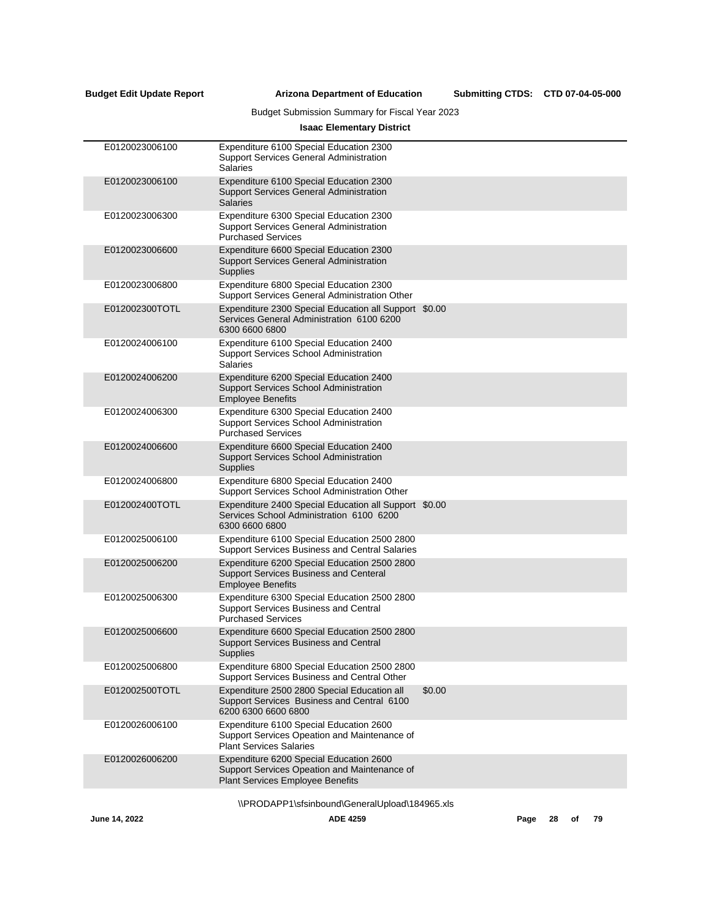**Budget Edit Update Report** **Arizona Department of Education** **Submitting CTDS: CTD 07-04-05-000**

Budget Submission Summary for Fiscal Year 2023

**Isaac Elementary District**

| | | |
|---|---|---|
| E0120023006100 | Expenditure 6100 Special Education 2300 Support Services General Administration Salaries | |
| E0120023006100 | Expenditure 6100 Special Education 2300 Support Services General Administration Salaries | |
| E0120023006300 | Expenditure 6300 Special Education 2300 Support Services General Administration Purchased Services | |
| E0120023006600 | Expenditure 6600 Special Education 2300 Support Services General Administration Supplies | |
| E0120023006800 | Expenditure 6800 Special Education 2300 Support Services General Administration Other | |
| E012002300TOTL | Expenditure 2300 Special Education all Support Services General Administration 6100 6200 6300 6600 6800 | $0.00 |
| E0120024006100 | Expenditure 6100 Special Education 2400 Support Services School Administration Salaries | |
| E0120024006200 | Expenditure 6200 Special Education 2400 Support Services School Administration Employee Benefits | |
| E0120024006300 | Expenditure 6300 Special Education 2400 Support Services School Administration Purchased Services | |
| E0120024006600 | Expenditure 6600 Special Education 2400 Support Services School Administration Supplies | |
| E0120024006800 | Expenditure 6800 Special Education 2400 Support Services School Administration Other | |
| E012002400TOTL | Expenditure 2400 Special Education all Support Services School Administration 6100 6200 6300 6600 6800 | $0.00 |
| E0120025006100 | Expenditure 6100 Special Education 2500 2800 Support Services Business and Central Salaries | |
| E0120025006200 | Expenditure 6200 Special Education 2500 2800 Support Services Business and Centeral Employee Benefits | |
| E0120025006300 | Expenditure 6300 Special Education 2500 2800 Support Services Business and Central Purchased Services | |
| E0120025006600 | Expenditure 6600 Special Education 2500 2800 Support Services Business and Central Supplies | |
| E0120025006800 | Expenditure 6800 Special Education 2500 2800 Support Services Business and Central Other | |
| E012002500TOTL | Expenditure 2500 2800 Special Education all Support Services Business and Central 6100 6200 6300 6600 6800 | $0.00 |
| E0120026006100 | Expenditure 6100 Special Education 2600 Support Services Opeation and Maintenance of Plant Services Salaries | |
| E0120026006200 | Expenditure 6200 Special Education 2600 Support Services Opeation and Maintenance of Plant Services Employee Benefits | |

\\PRODAPP1\sfsinbound\GeneralUpload\184965.xls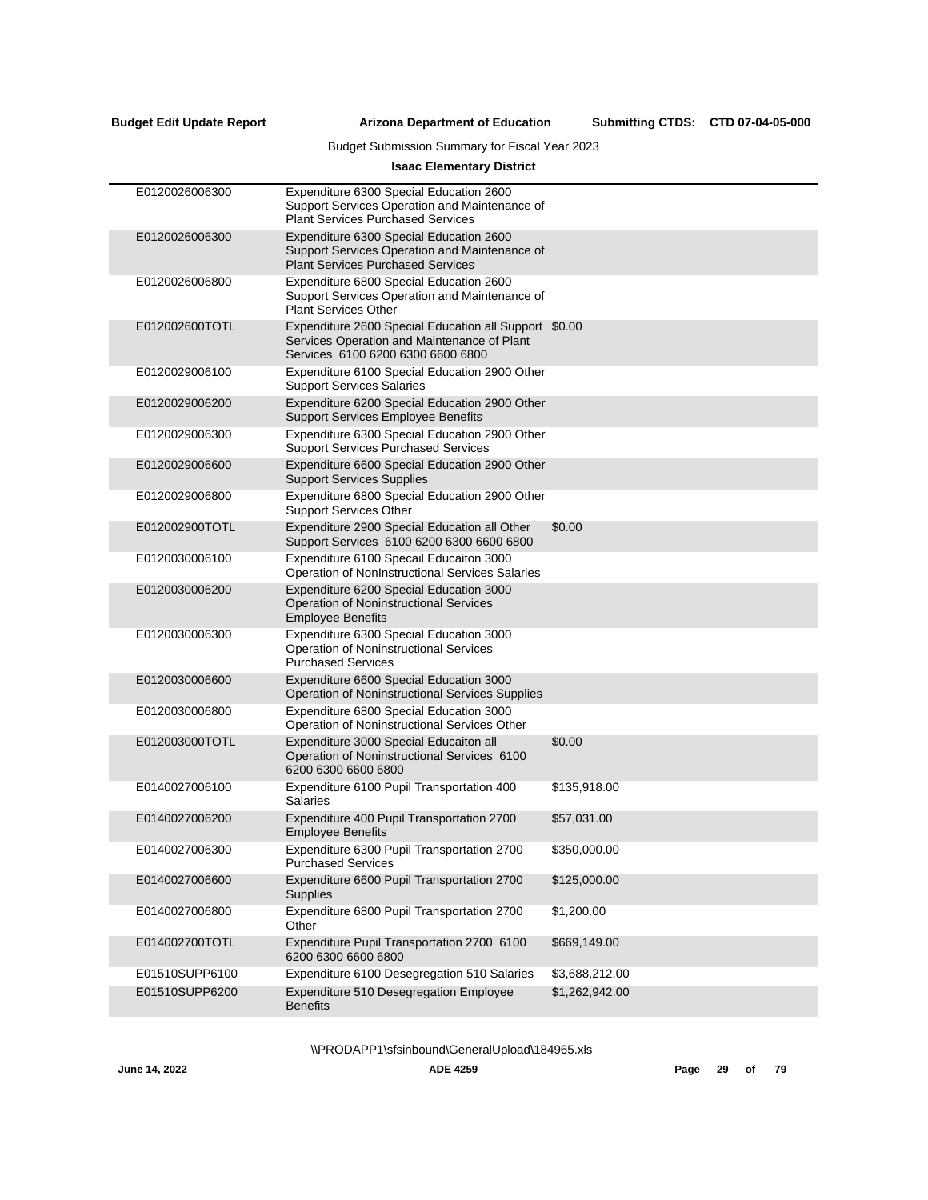Budget Submission Summary for Fiscal Year 2023

**Isaac Elementary District**

| | | |
|---|---|---|
| E0120026006300 | Expenditure 6300 Special Education 2600 Support Services Operation and Maintenance of Plant Services Purchased Services | |
| E0120026006300 | Expenditure 6300 Special Education 2600 Support Services Operation and Maintenance of Plant Services Purchased Services | |
| E0120026006800 | Expenditure 6800 Special Education 2600 Support Services Operation and Maintenance of Plant Services Other | |
| E012002600TOTL | Expenditure 2600 Special Education all Support Services Operation and Maintenance of Plant Services 6100 6200 6300 6600 6800 | $0.00 |
| E0120029006100 | Expenditure 6100 Special Education 2900 Other Support Services Salaries | |
| E0120029006200 | Expenditure 6200 Special Education 2900 Other Support Services Employee Benefits | |
| E0120029006300 | Expenditure 6300 Special Education 2900 Other Support Services Purchased Services | |
| E0120029006600 | Expenditure 6600 Special Education 2900 Other Support Services Supplies | |
| E0120029006800 | Expenditure 6800 Special Education 2900 Other Support Services Other | |
| E012002900TOTL | Expenditure 2900 Special Education all Other Support Services 6100 6200 6300 6600 6800 | $0.00 |
| E0120030006100 | Expenditure 6100 Specail Educaiton 3000 Operation of NonInstructional Services Salaries | |
| E0120030006200 | Expenditure 6200 Special Education 3000 Operation of Noninstructional Services Employee Benefits | |
| E0120030006300 | Expenditure 6300 Special Education 3000 Operation of Noninstructional Services Purchased Services | |
| E0120030006600 | Expenditure 6600 Special Education 3000 Operation of Noninstructional Services Supplies | |
| E0120030006800 | Expenditure 6800 Special Education 3000 Operation of Noninstructional Services Other | |
| E012003000TOTL | Expenditure 3000 Special Educaiton all Operation of Noninstructional Services 6100 6200 6300 6600 6800 | $0.00 |
| E0140027006100 | Expenditure 6100 Pupil Transportation 400 Salaries | $135,918.00 |
| E0140027006200 | Expenditure 400 Pupil Transportation 2700 Employee Benefits | $57,031.00 |
| E0140027006300 | Expenditure 6300 Pupil Transportation 2700 Purchased Services | $350,000.00 |
| E0140027006600 | Expenditure 6600 Pupil Transportation 2700 Supplies | $125,000.00 |
| E0140027006800 | Expenditure 6800 Pupil Transportation 2700 Other | $1,200.00 |
| E014002700TOTL | Expenditure Pupil Transportation 2700 6100 6200 6300 6600 6800 | $669,149.00 |
| E01510SUPP6100 | Expenditure 6100 Desegregation 510 Salaries | $3,688,212.00 |
| E01510SUPP6200 | Expenditure 510 Desegregation Employee Benefits | $1,262,942.00 |

\\PRODAPP1\sfsinbound\GeneralUpload\184965.xls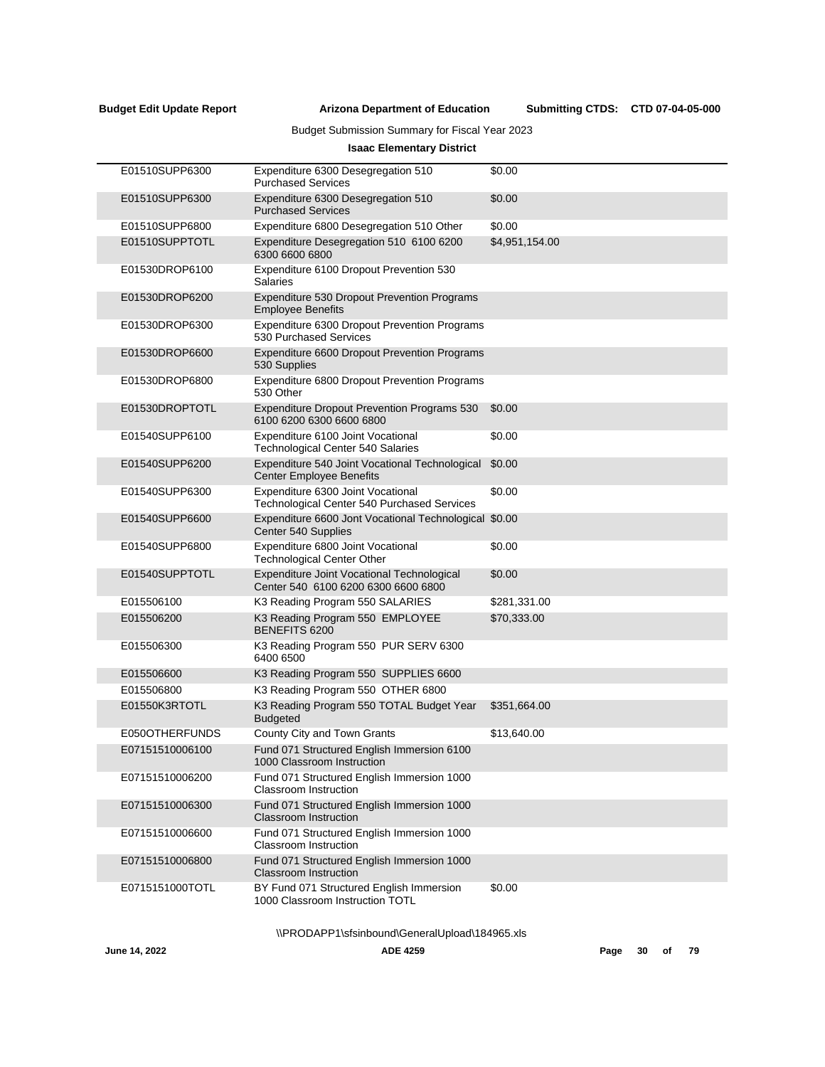Budget Submission Summary for Fiscal Year 2023

**Isaac Elementary District**

| | | |
|---|---|---|
| E01510SUPP6300 | Expenditure 6300 Desegregation 510 Purchased Services | $0.00 |
| E01510SUPP6300 | Expenditure 6300 Desegregation 510 Purchased Services | $0.00 |
| E01510SUPP6800 | Expenditure 6800 Desegregation 510 Other | $0.00 |
| E01510SUPPTOTL | Expenditure Desegregation 510 6100 6200 6300 6600 6800 | $4,951,154.00 |
| E01530DROP6100 | Expenditure 6100 Dropout Prevention 530 Salaries | |
| E01530DROP6200 | Expenditure 530 Dropout Prevention Programs Employee Benefits | |
| E01530DROP6300 | Expenditure 6300 Dropout Prevention Programs 530 Purchased Services | |
| E01530DROP6600 | Expenditure 6600 Dropout Prevention Programs 530 Supplies | |
| E01530DROP6800 | Expenditure 6800 Dropout Prevention Programs 530 Other | |
| E01530DROPTOTL | Expenditure Dropout Prevention Programs 530 6100 6200 6300 6600 6800 | $0.00 |
| E01540SUPP6100 | Expenditure 6100 Joint Vocational Technological Center 540 Salaries | $0.00 |
| E01540SUPP6200 | Expenditure 540 Joint Vocational Technological Center Employee Benefits | $0.00 |
| E01540SUPP6300 | Expenditure 6300 Joint Vocational Technological Center 540 Purchased Services | $0.00 |
| E01540SUPP6600 | Expenditure 6600 Jont Vocational Technological Center 540 Supplies | $0.00 |
| E01540SUPP6800 | Expenditure 6800 Joint Vocational Technological Center Other | $0.00 |
| E01540SUPPTOTL | Expenditure Joint Vocational Technological Center 540 6100 6200 6300 6600 6800 | $0.00 |
| E015506100 | K3 Reading Program 550 SALARIES | $281,331.00 |
| E015506200 | K3 Reading Program 550 EMPLOYEE BENEFITS 6200 | $70,333.00 |
| E015506300 | K3 Reading Program 550 PUR SERV 6300 6400 6500 | |
| E015506600 | K3 Reading Program 550 SUPPLIES 6600 | |
| E015506800 | K3 Reading Program 550 OTHER 6800 | |
| E01550K3RTOTL | K3 Reading Program 550 TOTAL Budget Year Budgeted | $351,664.00 |
| E050OTHERFUNDS | County City and Town Grants | $13,640.00 |
| E07151510006100 | Fund 071 Structured English Immersion 6100 1000 Classroom Instruction | |
| E07151510006200 | Fund 071 Structured English Immersion 1000 Classroom Instruction | |
| E07151510006300 | Fund 071 Structured English Immersion 1000 Classroom Instruction | |
| E07151510006600 | Fund 071 Structured English Immersion 1000 Classroom Instruction | |
| E07151510006800 | Fund 071 Structured English Immersion 1000 Classroom Instruction | |
| E0715151000TOTL | BY Fund 071 Structured English Immersion 1000 Classroom Instruction TOTL | $0.00 |

\\PRODAPP1\sfsinbound\GeneralUpload\184965.xls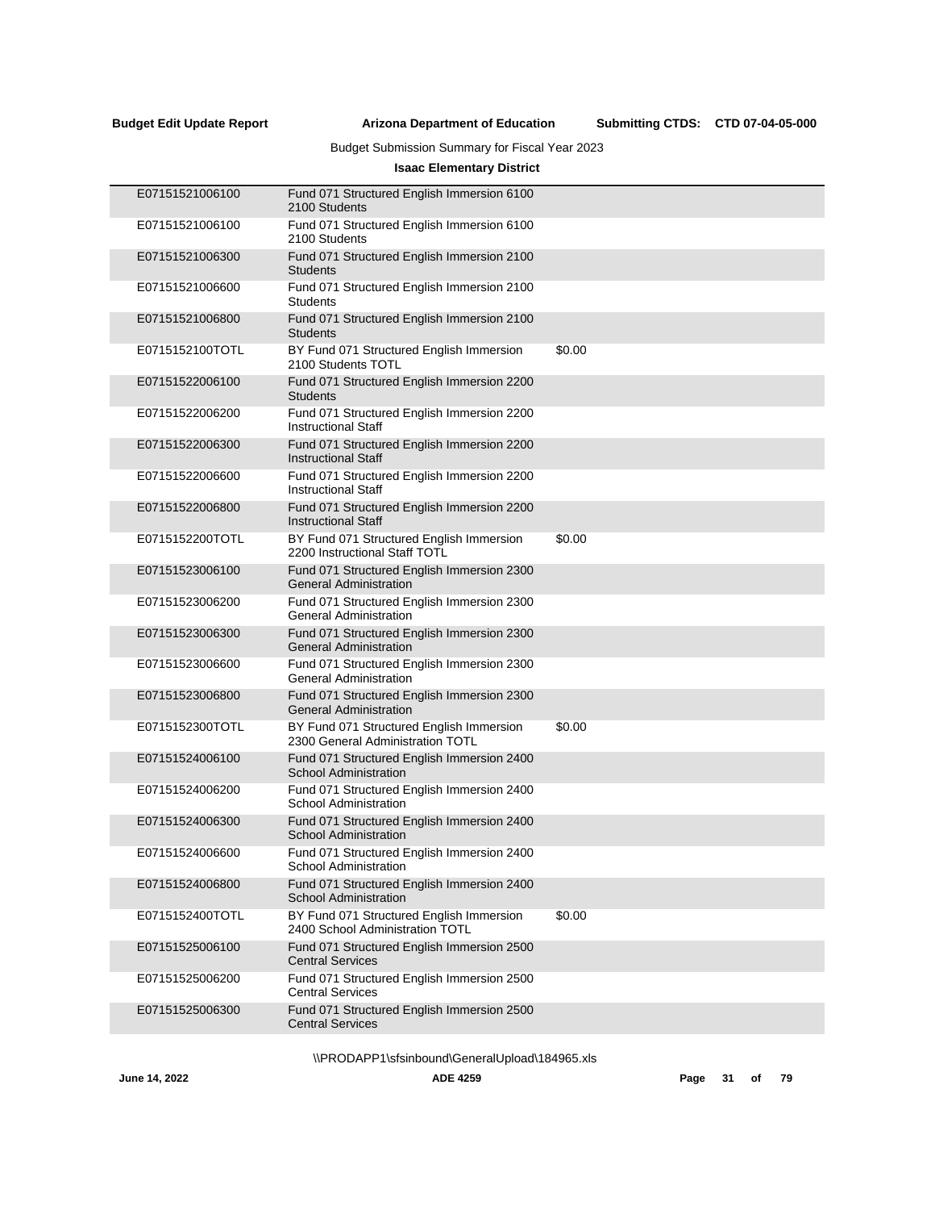**Budget Submission Summary for Fiscal Year 2023**

**Isaac Elementary District**

| | | |
|---|---|---|
| E07151521006100 | Fund 071 Structured English Immersion 6100 2100 Students | |
| E07151521006100 | Fund 071 Structured English Immersion 6100 2100 Students | |
| E07151521006300 | Fund 071 Structured English Immersion 2100 Students | |
| E07151521006600 | Fund 071 Structured English Immersion 2100 Students | |
| E07151521006800 | Fund 071 Structured English Immersion 2100 Students | |
| E0715152100TOTL | BY Fund 071 Structured English Immersion 2100 Students TOTL | $0.00 |
| E07151522006100 | Fund 071 Structured English Immersion 2200 Students | |
| E07151522006200 | Fund 071 Structured English Immersion 2200 Instructional Staff | |
| E07151522006300 | Fund 071 Structured English Immersion 2200 Instructional Staff | |
| E07151522006600 | Fund 071 Structured English Immersion 2200 Instructional Staff | |
| E07151522006800 | Fund 071 Structured English Immersion 2200 Instructional Staff | |
| E0715152200TOTL | BY Fund 071 Structured English Immersion 2200 Instructional Staff TOTL | $0.00 |
| E07151523006100 | Fund 071 Structured English Immersion 2300 General Administration | |
| E07151523006200 | Fund 071 Structured English Immersion 2300 General Administration | |
| E07151523006300 | Fund 071 Structured English Immersion 2300 General Administration | |
| E07151523006600 | Fund 071 Structured English Immersion 2300 General Administration | |
| E07151523006800 | Fund 071 Structured English Immersion 2300 General Administration | |
| E0715152300TOTL | BY Fund 071 Structured English Immersion 2300 General Administration TOTL | $0.00 |
| E07151524006100 | Fund 071 Structured English Immersion 2400 School Administration | |
| E07151524006200 | Fund 071 Structured English Immersion 2400 School Administration | |
| E07151524006300 | Fund 071 Structured English Immersion 2400 School Administration | |
| E07151524006600 | Fund 071 Structured English Immersion 2400 School Administration | |
| E07151524006800 | Fund 071 Structured English Immersion 2400 School Administration | |
| E0715152400TOTL | BY Fund 071 Structured English Immersion 2400 School Administration TOTL | $0.00 |
| E07151525006100 | Fund 071 Structured English Immersion 2500 Central Services | |
| E07151525006200 | Fund 071 Structured English Immersion 2500 Central Services | |
| E07151525006300 | Fund 071 Structured English Immersion 2500 Central Services | |

\\PRODAPP1\sfsinbound\GeneralUpload\184965.xls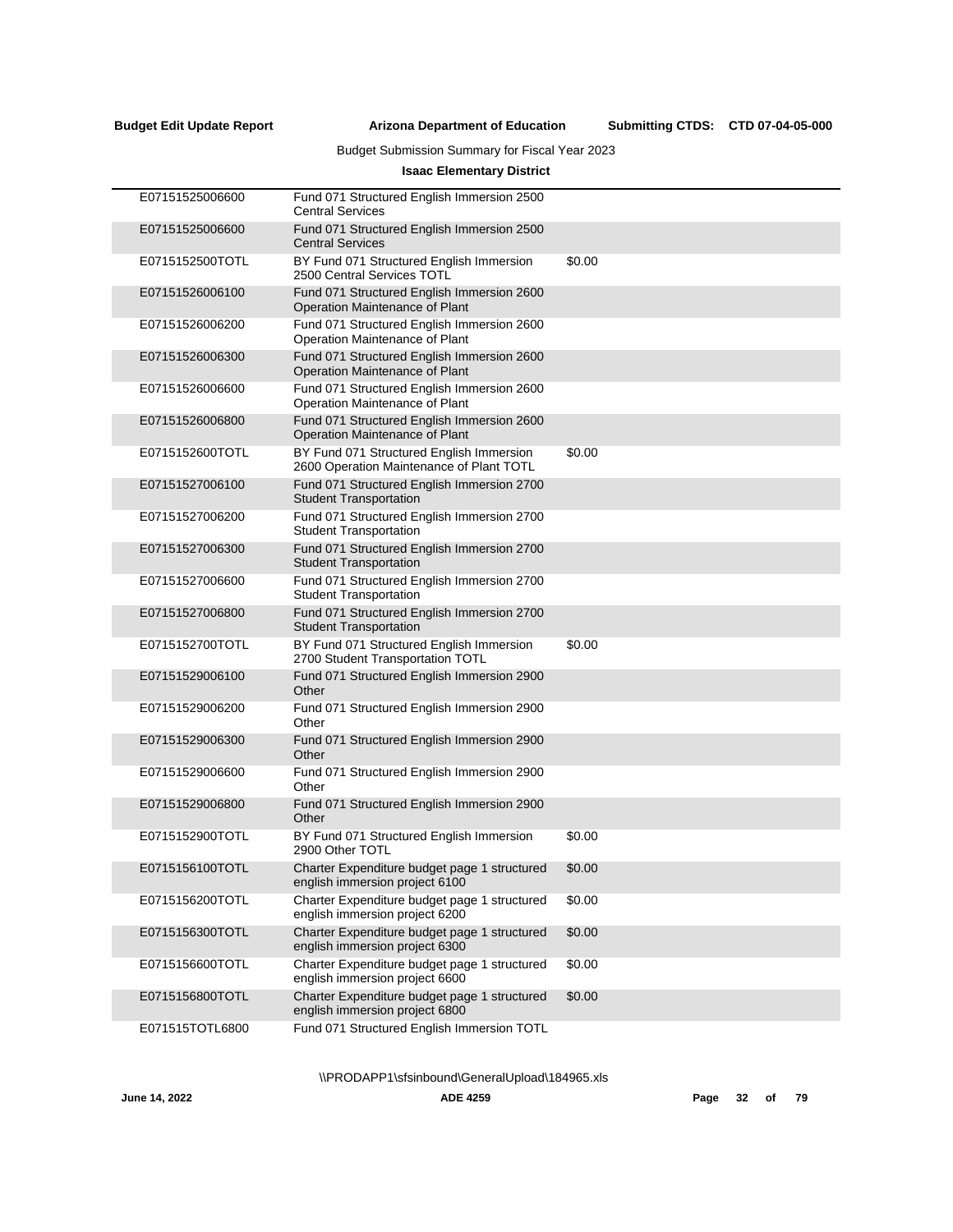**Budget Edit Update Report** | **Arizona Department of Education** | **Submitting CTDS: CTD 07-04-05-000**

Budget Submission Summary for Fiscal Year 2023

**Isaac Elementary District**

| | | |
|---|---|---|
| E07151525006600 | Fund 071 Structured English Immersion 2500 Central Services | |
| E07151525006600 | Fund 071 Structured English Immersion 2500 Central Services | |
| E0715152500TOTL | BY Fund 071 Structured English Immersion 2500 Central Services TOTL | $0.00 |
| E07151526006100 | Fund 071 Structured English Immersion 2600 Operation Maintenance of Plant | |
| E07151526006200 | Fund 071 Structured English Immersion 2600 Operation Maintenance of Plant | |
| E07151526006300 | Fund 071 Structured English Immersion 2600 Operation Maintenance of Plant | |
| E07151526006600 | Fund 071 Structured English Immersion 2600 Operation Maintenance of Plant | |
| E07151526006800 | Fund 071 Structured English Immersion 2600 Operation Maintenance of Plant | |
| E0715152600TOTL | BY Fund 071 Structured English Immersion 2600 Operation Maintenance of Plant TOTL | $0.00 |
| E07151527006100 | Fund 071 Structured English Immersion 2700 Student Transportation | |
| E07151527006200 | Fund 071 Structured English Immersion 2700 Student Transportation | |
| E07151527006300 | Fund 071 Structured English Immersion 2700 Student Transportation | |
| E07151527006600 | Fund 071 Structured English Immersion 2700 Student Transportation | |
| E07151527006800 | Fund 071 Structured English Immersion 2700 Student Transportation | |
| E0715152700TOTL | BY Fund 071 Structured English Immersion 2700 Student Transportation TOTL | $0.00 |
| E07151529006100 | Fund 071 Structured English Immersion 2900 Other | |
| E07151529006200 | Fund 071 Structured English Immersion 2900 Other | |
| E07151529006300 | Fund 071 Structured English Immersion 2900 Other | |
| E07151529006600 | Fund 071 Structured English Immersion 2900 Other | |
| E07151529006800 | Fund 071 Structured English Immersion 2900 Other | |
| E0715152900TOTL | BY Fund 071 Structured English Immersion 2900 Other TOTL | $0.00 |
| E0715156100TOTL | Charter Expenditure budget page 1 structured english immersion project 6100 | $0.00 |
| E0715156200TOTL | Charter Expenditure budget page 1 structured english immersion project 6200 | $0.00 |
| E0715156300TOTL | Charter Expenditure budget page 1 structured english immersion project 6300 | $0.00 |
| E0715156600TOTL | Charter Expenditure budget page 1 structured english immersion project 6600 | $0.00 |
| E0715156800TOTL | Charter Expenditure budget page 1 structured english immersion project 6800 | $0.00 |
| E071515TOTL6800 | Fund 071 Structured English Immersion TOTL | |

\\PRODAPP1\sfsinbound\GeneralUpload\184965.xls

June 14, 2022 | ADE 4259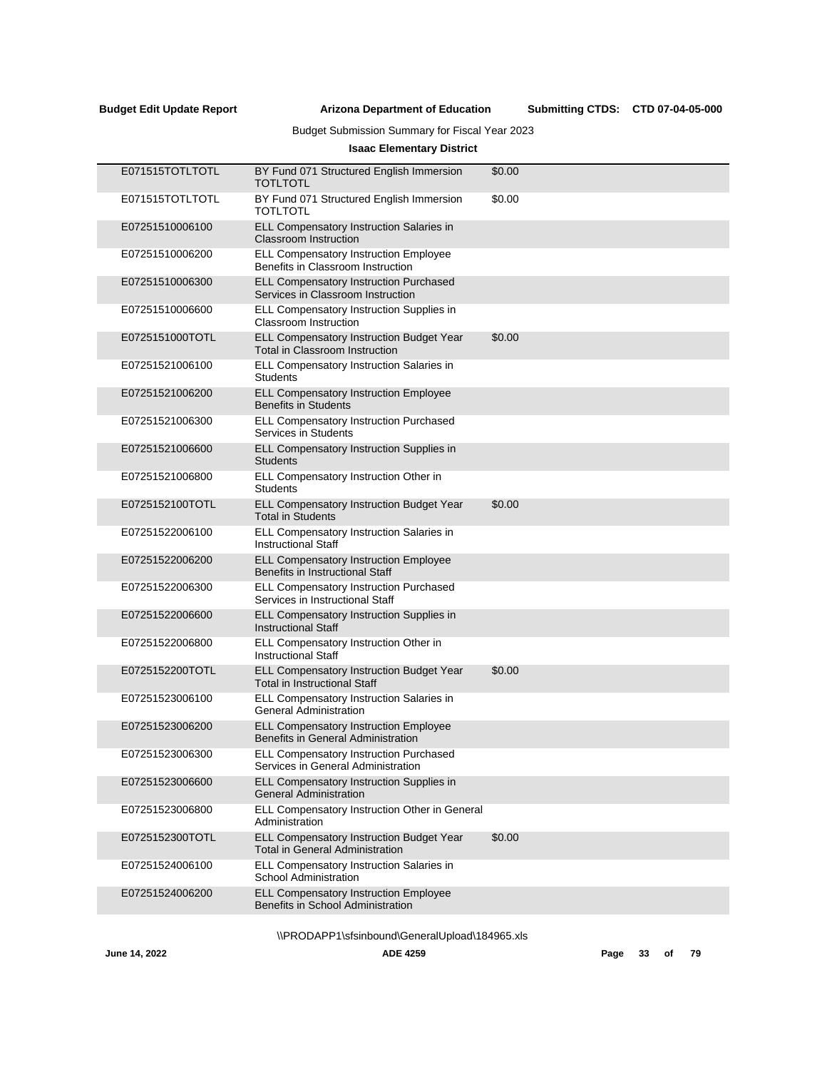Budget Submission Summary for Fiscal Year 2023

**Isaac Elementary District**

| | | |
|---|---|---|
| E071515TOTLTOTL | BY Fund 071 Structured English Immersion TOTLTOTL | $0.00 |
| E071515TOTLTOTL | BY Fund 071 Structured English Immersion TOTLTOTL | $0.00 |
| E07251510006100 | ELL Compensatory Instruction Salaries in Classroom Instruction | |
| E07251510006200 | ELL Compensatory Instruction Employee Benefits in Classroom Instruction | |
| E07251510006300 | ELL Compensatory Instruction Purchased Services in Classroom Instruction | |
| E07251510006600 | ELL Compensatory Instruction Supplies in Classroom Instruction | |
| E0725151000TOTL | ELL Compensatory Instruction Budget Year Total in Classroom Instruction | $0.00 |
| E07251521006100 | ELL Compensatory Instruction Salaries in Students | |
| E07251521006200 | ELL Compensatory Instruction Employee Benefits in Students | |
| E07251521006300 | ELL Compensatory Instruction Purchased Services in Students | |
| E07251521006600 | ELL Compensatory Instruction Supplies in Students | |
| E07251521006800 | ELL Compensatory Instruction Other in Students | |
| E0725152100TOTL | ELL Compensatory Instruction Budget Year Total in Students | $0.00 |
| E07251522006100 | ELL Compensatory Instruction Salaries in Instructional Staff | |
| E07251522006200 | ELL Compensatory Instruction Employee Benefits in Instructional Staff | |
| E07251522006300 | ELL Compensatory Instruction Purchased Services in Instructional Staff | |
| E07251522006600 | ELL Compensatory Instruction Supplies in Instructional Staff | |
| E07251522006800 | ELL Compensatory Instruction Other in Instructional Staff | |
| E0725152200TOTL | ELL Compensatory Instruction Budget Year Total in Instructional Staff | $0.00 |
| E07251523006100 | ELL Compensatory Instruction Salaries in General Administration | |
| E07251523006200 | ELL Compensatory Instruction Employee Benefits in General Administration | |
| E07251523006300 | ELL Compensatory Instruction Purchased Services in General Administration | |
| E07251523006600 | ELL Compensatory Instruction Supplies in General Administration | |
| E07251523006800 | ELL Compensatory Instruction Other in General Administration | |
| E0725152300TOTL | ELL Compensatory Instruction Budget Year Total in General Administration | $0.00 |
| E07251524006100 | ELL Compensatory Instruction Salaries in School Administration | |
| E07251524006200 | ELL Compensatory Instruction Employee Benefits in School Administration | |

\\PRODAPP1\sfsinbound\GeneralUpload\184965.xls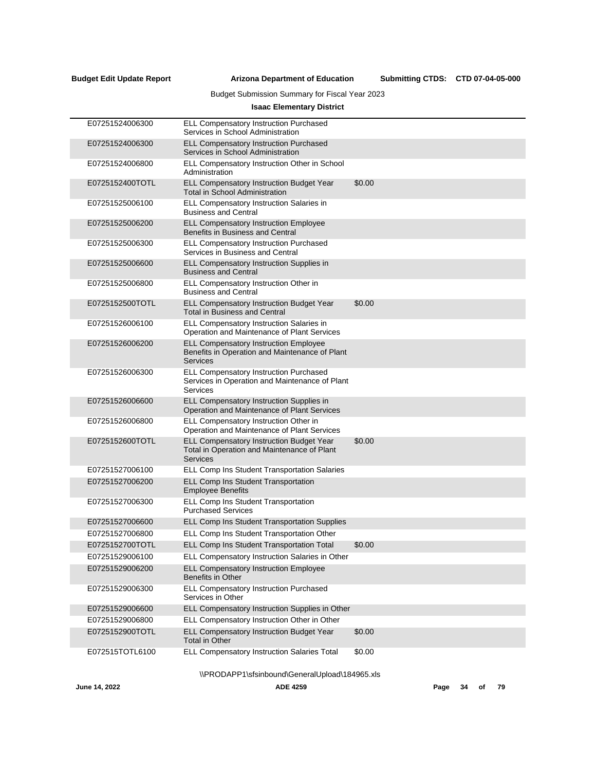**Budget Edit Update Report** **Arizona Department of Education** **Submitting CTDS: CTD 07-04-05-000**

Budget Submission Summary for Fiscal Year 2023

**Isaac Elementary District**

| | | |
|---|---|---|
| E07251524006300 | ELL Compensatory Instruction Purchased Services in School Administration | |
| E07251524006300 | ELL Compensatory Instruction Purchased Services in School Administration | |
| E07251524006800 | ELL Compensatory Instruction Other in School Administration | |
| E0725152400TOTL | ELL Compensatory Instruction Budget Year Total in School Administration | $0.00 |
| E07251525006100 | ELL Compensatory Instruction Salaries in Business and Central | |
| E07251525006200 | ELL Compensatory Instruction Employee Benefits in Business and Central | |
| E07251525006300 | ELL Compensatory Instruction Purchased Services in Business and Central | |
| E07251525006600 | ELL Compensatory Instruction Supplies in Business and Central | |
| E07251525006800 | ELL Compensatory Instruction Other in Business and Central | |
| E0725152500TOTL | ELL Compensatory Instruction Budget Year Total in Business and Central | $0.00 |
| E07251526006100 | ELL Compensatory Instruction Salaries in Operation and Maintenance of Plant Services | |
| E07251526006200 | ELL Compensatory Instruction Employee Benefits in Operation and Maintenance of Plant Services | |
| E07251526006300 | ELL Compensatory Instruction Purchased Services in Operation and Maintenance of Plant Services | |
| E07251526006600 | ELL Compensatory Instruction Supplies in Operation and Maintenance of Plant Services | |
| E07251526006800 | ELL Compensatory Instruction Other in Operation and Maintenance of Plant Services | |
| E0725152600TOTL | ELL Compensatory Instruction Budget Year Total in Operation and Maintenance of Plant Services | $0.00 |
| E07251527006100 | ELL Comp Ins Student Transportation Salaries | |
| E07251527006200 | ELL Comp Ins Student Transportation Employee Benefits | |
| E07251527006300 | ELL Comp Ins Student Transportation Purchased Services | |
| E07251527006600 | ELL Comp Ins Student Transportation Supplies | |
| E07251527006800 | ELL Comp Ins Student Transportation Other | |
| E0725152700TOTL | ELL Comp Ins Student Transportation Total | $0.00 |
| E07251529006100 | ELL Compensatory Instruction Salaries in Other | |
| E07251529006200 | ELL Compensatory Instruction Employee Benefits in Other | |
| E07251529006300 | ELL Compensatory Instruction Purchased Services in Other | |
| E07251529006600 | ELL Compensatory Instruction Supplies in Other | |
| E07251529006800 | ELL Compensatory Instruction Other in Other | |
| E0725152900TOTL | ELL Compensatory Instruction Budget Year Total in Other | $0.00 |
| E072515TOTL6100 | ELL Compensatory Instruction Salaries Total | $0.00 |

\\PRODAPP1\sfsinbound\GeneralUpload\184965.xls

June 14, 2022 ADE 4259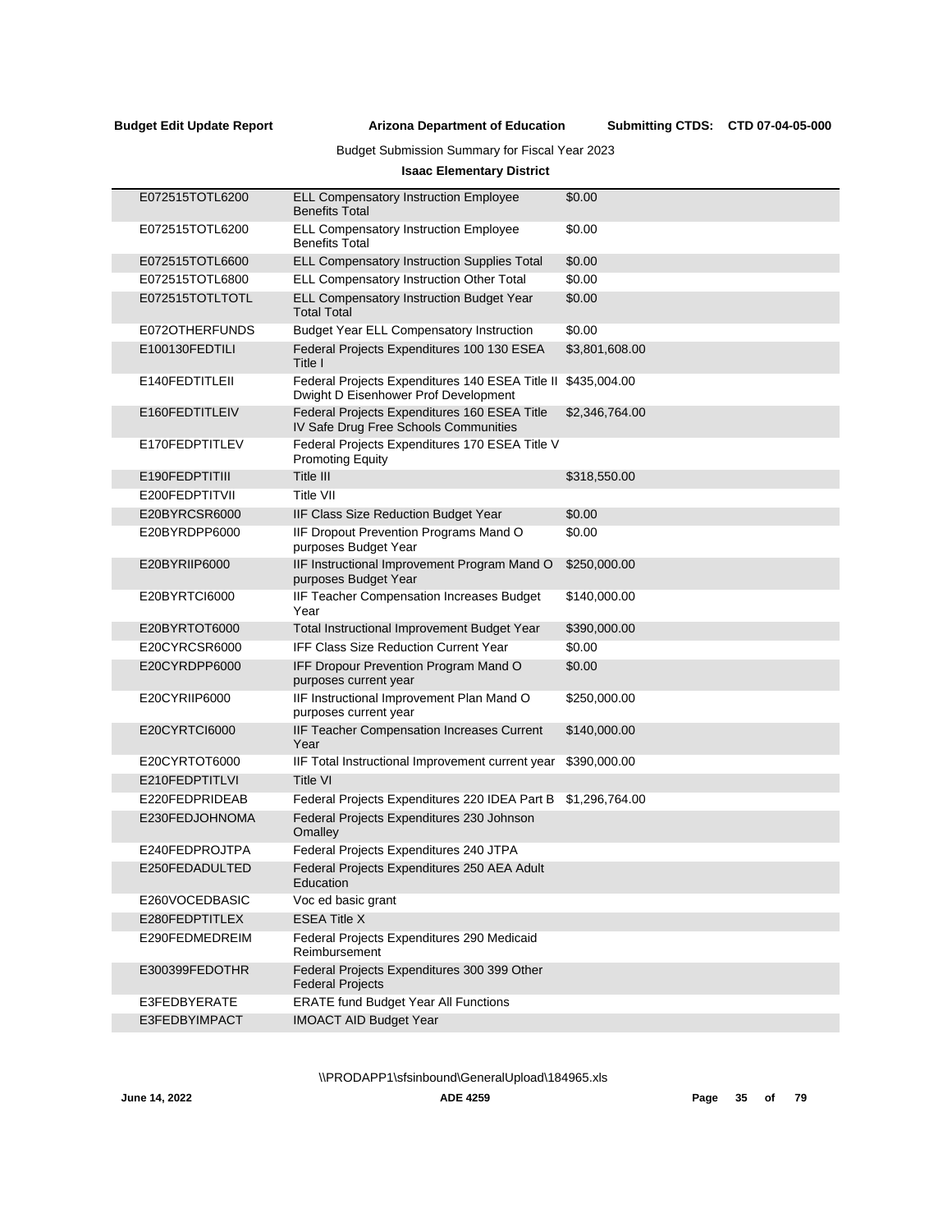**Budget Edit Update Report** **Arizona Department of Education** **Submitting CTDS: CTD 07-04-05-000**

Budget Submission Summary for Fiscal Year 2023

**Isaac Elementary District**

| | | |
|---|---|---|
| E072515TOTL6200 | ELL Compensatory Instruction Employee Benefits Total | $0.00 |
| E072515TOTL6200 | ELL Compensatory Instruction Employee Benefits Total | $0.00 |
| E072515TOTL6600 | ELL Compensatory Instruction Supplies Total | $0.00 |
| E072515TOTL6800 | ELL Compensatory Instruction Other Total | $0.00 |
| E072515TOTLTOTL | ELL Compensatory Instruction Budget Year Total Total | $0.00 |
| E072OTHERFUNDS | Budget Year ELL Compensatory Instruction | $0.00 |
| E100130FEDTILI | Federal Projects Expenditures 100 130 ESEA Title I | $3,801,608.00 |
| E140FEDTITLEII | Federal Projects Expenditures 140 ESEA Title II Dwight D Eisenhower Prof Development | $435,004.00 |
| E160FEDTITLEIV | Federal Projects Expenditures 160 ESEA Title IV Safe Drug Free Schools Communities | $2,346,764.00 |
| E170FEDPTITLEV | Federal Projects Expenditures 170 ESEA Title V Promoting Equity | |
| E190FEDPTITIII | Title III | $318,550.00 |
| E200FEDPTITVII | Title VII | |
| E20BYRCSR6000 | IIF Class Size Reduction Budget Year | $0.00 |
| E20BYRDPP6000 | IIF Dropout Prevention Programs Mand O purposes Budget Year | $0.00 |
| E20BYRIIP6000 | IIF Instructional Improvement Program Mand O purposes Budget Year | $250,000.00 |
| E20BYRTCI6000 | IIF Teacher Compensation Increases Budget Year | $140,000.00 |
| E20BYRTOT6000 | Total Instructional Improvement Budget Year | $390,000.00 |
| E20CYRCSR6000 | IFF Class Size Reduction Current Year | $0.00 |
| E20CYRDPP6000 | IFF Dropour Prevention Program Mand O purposes current year | $0.00 |
| E20CYRIIP6000 | IIF Instructional Improvement Plan Mand O purposes current year | $250,000.00 |
| E20CYRTCI6000 | IIF Teacher Compensation Increases Current Year | $140,000.00 |
| E20CYRTOT6000 | IIF Total Instructional Improvement current year | $390,000.00 |
| E210FEDPTITLVI | Title VI | |
| E220FEDPRIDEAB | Federal Projects Expenditures 220 IDEA Part B | $1,296,764.00 |
| E230FEDJOHNOMA | Federal Projects Expenditures 230 Johnson Omalley | |
| E240FEDPROJTPA | Federal Projects Expenditures 240 JTPA | |
| E250FEDADULTED | Federal Projects Expenditures 250 AEA Adult Education | |
| E260VOCEDBASIC | Voc ed basic grant | |
| E280FEDPTITLEX | ESEA Title X | |
| E290FEDMEDREIM | Federal Projects Expenditures 290 Medicaid Reimbursement | |
| E300399FEDOTHR | Federal Projects Expenditures 300 399 Other Federal Projects | |
| E3FEDBYERATE | ERATE fund Budget Year All Functions | |
| E3FEDBYIMPACT | IMOACT AID Budget Year | |

\\PRODAPP1\sfsinbound\GeneralUpload\184965.xls

June 14, 2022 ADE 4259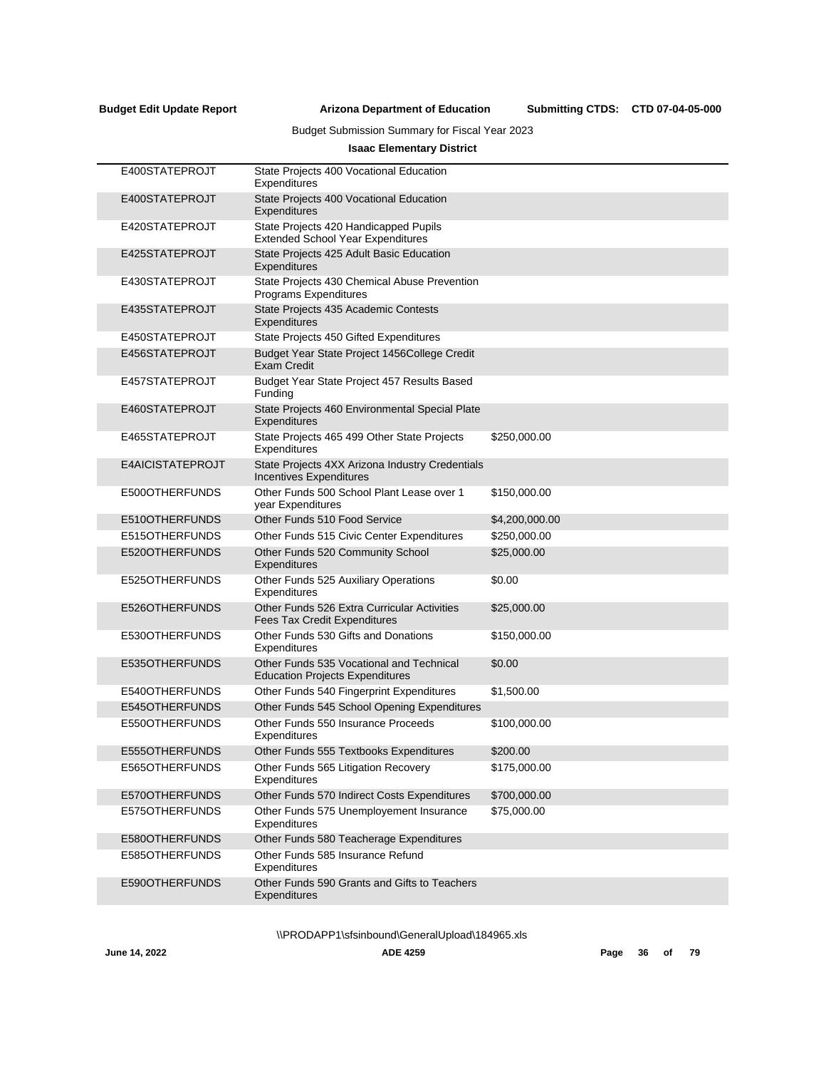**Budget Edit Update Report** **Arizona Department of Education** **Submitting CTDS: CTD 07-04-05-000**

Budget Submission Summary for Fiscal Year 2023

**Isaac Elementary District**

| | | |
|---|---|---|
| E400STATEPROJT | State Projects 400 Vocational Education Expenditures | |
| E400STATEPROJT | State Projects 400 Vocational Education Expenditures | |
| E420STATEPROJT | State Projects 420 Handicapped Pupils Extended School Year Expenditures | |
| E425STATEPROJT | State Projects 425 Adult Basic Education Expenditures | |
| E430STATEPROJT | State Projects 430 Chemical Abuse Prevention Programs Expenditures | |
| E435STATEPROJT | State Projects 435 Academic Contests Expenditures | |
| E450STATEPROJT | State Projects 450 Gifted Expenditures | |
| E456STATEPROJT | Budget Year State Project 1456College Credit Exam Credit | |
| E457STATEPROJT | Budget Year State Project 457 Results Based Funding | |
| E460STATEPROJT | State Projects 460 Environmental Special Plate Expenditures | |
| E465STATEPROJT | State Projects 465 499 Other State Projects Expenditures | $250,000.00 |
| E4AICISTATEPROJT | State Projects 4XX Arizona Industry Credentials Incentives Expenditures | |
| E500OTHERFUNDS | Other Funds 500 School Plant Lease over 1 year Expenditures | $150,000.00 |
| E510OTHERFUNDS | Other Funds 510 Food Service | $4,200,000.00 |
| E515OTHERFUNDS | Other Funds 515 Civic Center Expenditures | $250,000.00 |
| E520OTHERFUNDS | Other Funds 520 Community School Expenditures | $25,000.00 |
| E525OTHERFUNDS | Other Funds 525 Auxiliary Operations Expenditures | $0.00 |
| E526OTHERFUNDS | Other Funds 526 Extra Curricular Activities Fees Tax Credit Expenditures | $25,000.00 |
| E530OTHERFUNDS | Other Funds 530 Gifts and Donations Expenditures | $150,000.00 |
| E535OTHERFUNDS | Other Funds 535 Vocational and Technical Education Projects Expenditures | $0.00 |
| E540OTHERFUNDS | Other Funds 540 Fingerprint Expenditures | $1,500.00 |
| E545OTHERFUNDS | Other Funds 545 School Opening Expenditures | |
| E550OTHERFUNDS | Other Funds 550 Insurance Proceeds Expenditures | $100,000.00 |
| E555OTHERFUNDS | Other Funds 555 Textbooks Expenditures | $200.00 |
| E565OTHERFUNDS | Other Funds 565 Litigation Recovery Expenditures | $175,000.00 |
| E570OTHERFUNDS | Other Funds 570 Indirect Costs Expenditures | $700,000.00 |
| E575OTHERFUNDS | Other Funds 575 Unemployement Insurance Expenditures | $75,000.00 |
| E580OTHERFUNDS | Other Funds 580 Teacherage Expenditures | |
| E585OTHERFUNDS | Other Funds 585 Insurance Refund Expenditures | |
| E590OTHERFUNDS | Other Funds 590 Grants and Gifts to Teachers Expenditures | |

\\PRODAPP1\sfsinbound\GeneralUpload\184965.xls

June 14, 2022 ADE 4259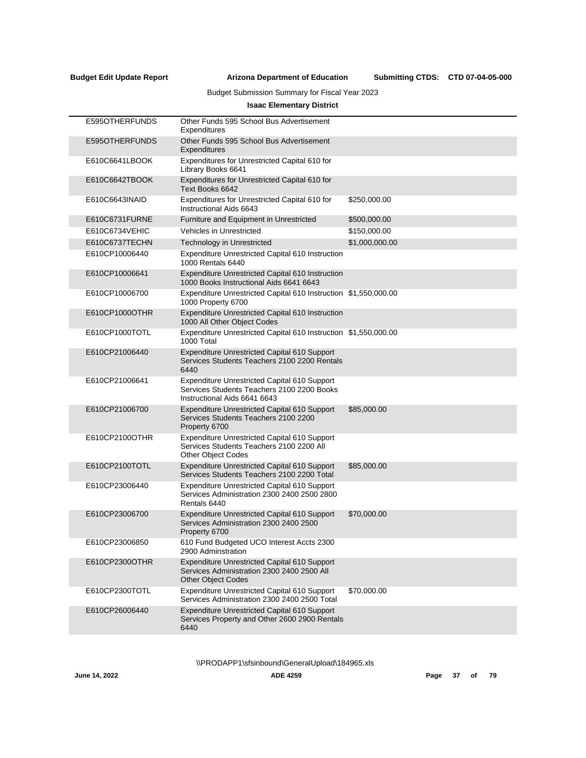Budget Submission Summary for Fiscal Year 2023

**Isaac Elementary District**

| | | |
|---|---|---|
| E595OTHERFUNDS | Other Funds 595 School Bus Advertisement Expenditures | |
| E595OTHERFUNDS | Other Funds 595 School Bus Advertisement Expenditures | |
| E610C6641LBOOK | Expenditures for Unrestricted Capital 610 for Library Books 6641 | |
| E610C6642TBOOK | Expenditures for Unrestricted Capital 610 for Text Books 6642 | |
| E610C6643INAID | Expenditures for Unrestricted Capital 610 for Instructional Aids 6643 | $250,000.00 |
| E610C6731FURNE | Furniture and Equipment in Unrestricted | $500,000.00 |
| E610C6734VEHIC | Vehicles in Unrestricted | $150,000.00 |
| E610C6737TECHN | Technology in Unrestricted | $1,000,000.00 |
| E610CP10006440 | Expenditure Unrestricted Capital 610 Instruction 1000 Rentals 6440 | |
| E610CP10006641 | Expenditure Unrestricted Capital 610 Instruction 1000 Books Instructional Aids 6641 6643 | |
| E610CP10006700 | Expenditure Unrestricted Capital 610 Instruction 1000 Property 6700 | $1,550,000.00 |
| E610CP1000OTHR | Expenditure Unrestricted Capital 610 Instruction 1000 All Other Object Codes | |
| E610CP1000TOTL | Expenditure Unrestricted Capital 610 Instruction 1000 Total | $1,550,000.00 |
| E610CP21006440 | Expenditure Unrestricted Capital 610 Support Services Students Teachers 2100 2200 Rentals 6440 | |
| E610CP21006641 | Expenditure Unrestricted Capital 610 Support Services Students Teachers 2100 2200 Books Instructional Aids 6641 6643 | |
| E610CP21006700 | Expenditure Unrestricted Capital 610 Support Services Students Teachers 2100 2200 Property 6700 | $85,000.00 |
| E610CP2100OTHR | Expenditure Unrestricted Capital 610 Support Services Students Teachers 2100 2200 All Other Object Codes | |
| E610CP2100TOTL | Expenditure Unrestricted Capital 610 Support Services Students Teachers 2100 2200 Total | $85,000.00 |
| E610CP23006440 | Expenditure Unrestricted Capital 610 Support Services Administration 2300 2400 2500 2800 Rentals 6440 | |
| E610CP23006700 | Expenditure Unrestricted Capital 610 Support Services Administration 2300 2400 2500 Property 6700 | $70,000.00 |
| E610CP23006850 | 610 Fund Budgeted UCO Interest Accts 2300 2900 Adminstration | |
| E610CP2300OTHR | Expenditure Unrestricted Capital 610 Support Services Administration 2300 2400 2500 All Other Object Codes | |
| E610CP2300TOTL | Expenditure Unrestricted Capital 610 Support Services Administration 2300 2400 2500 Total | $70,000.00 |
| E610CP26006440 | Expenditure Unrestricted Capital 610 Support Services Property and Other 2600 2900 Rentals 6440 | |

\\PRODAPP1\sfsinbound\GeneralUpload\184965.xls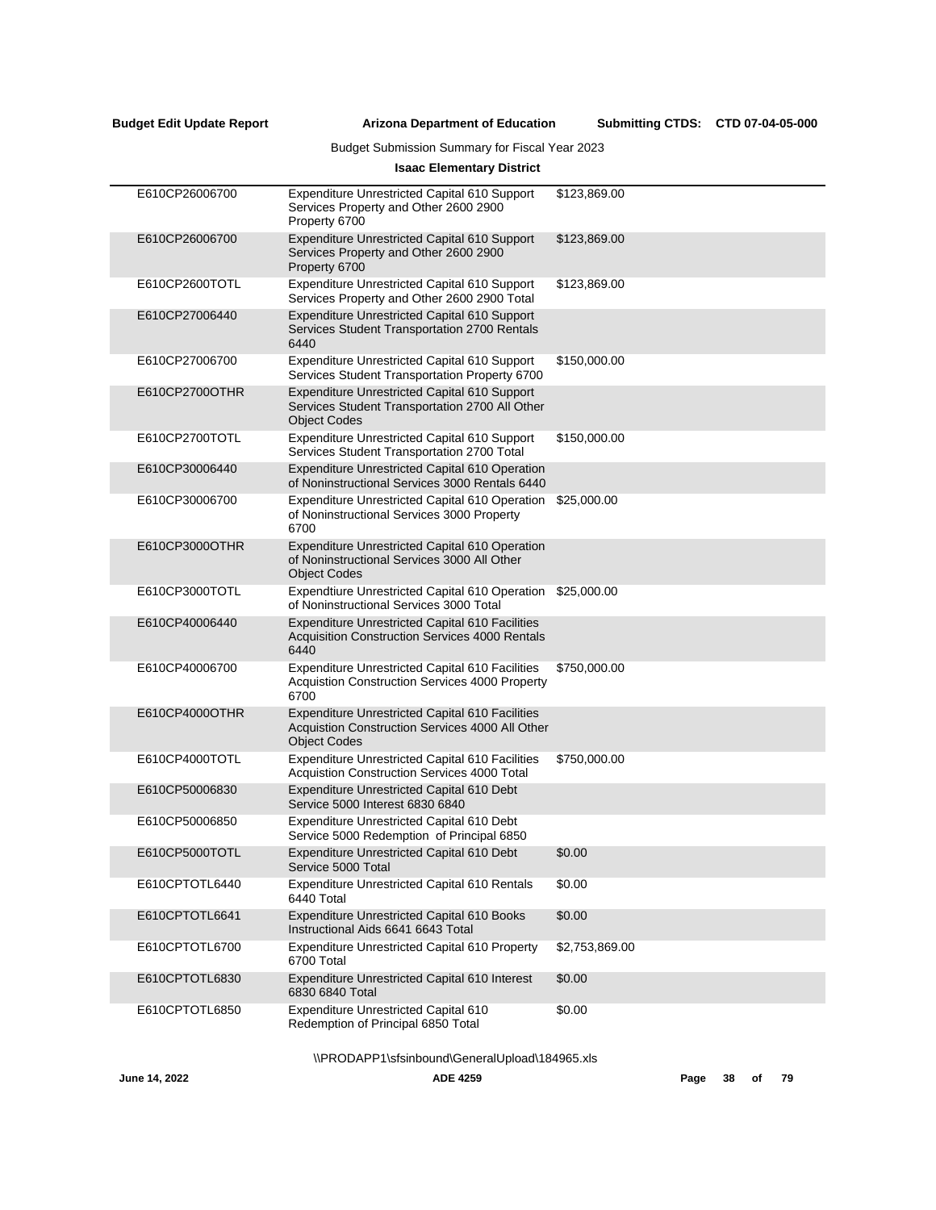Budget Submission Summary for Fiscal Year 2023

**Isaac Elementary District**

| Code | Description | Amount |
|---|---|---|
| E610CP26006700 | Expenditure Unrestricted Capital 610 Support Services Property and Other 2600 2900 Property 6700 | $123,869.00 |
| E610CP26006700 | Expenditure Unrestricted Capital 610 Support Services Property and Other 2600 2900 Property 6700 | $123,869.00 |
| E610CP2600TOTL | Expenditure Unrestricted Capital 610 Support Services Property and Other 2600 2900 Total | $123,869.00 |
| E610CP27006440 | Expenditure Unrestricted Capital 610 Support Services Student Transportation 2700 Rentals 6440 | |
| E610CP27006700 | Expenditure Unrestricted Capital 610 Support Services Student Transportation Property 6700 | $150,000.00 |
| E610CP2700OTHR | Expenditure Unrestricted Capital 610 Support Services Student Transportation 2700 All Other Object Codes | |
| E610CP2700TOTL | Expenditure Unrestricted Capital 610 Support Services Student Transportation 2700 Total | $150,000.00 |
| E610CP30006440 | Expenditure Unrestricted Capital 610 Operation of Noninstructional Services 3000 Rentals 6440 | |
| E610CP30006700 | Expenditure Unrestricted Capital 610 Operation of Noninstructional Services 3000 Property 6700 | $25,000.00 |
| E610CP3000OTHR | Expenditure Unrestricted Capital 610 Operation of Noninstructional Services 3000 All Other Object Codes | |
| E610CP3000TOTL | Expendtiure Unrestricted Capital 610 Operation of Noninstructional Services 3000 Total | $25,000.00 |
| E610CP40006440 | Expenditure Unrestricted Capital 610 Facilities Acquisition Construction Services 4000 Rentals 6440 | |
| E610CP40006700 | Expenditure Unrestricted Capital 610 Facilities Acquistion Construction Services 4000 Property 6700 | $750,000.00 |
| E610CP4000OTHR | Expenditure Unrestricted Capital 610 Facilities Acquistion Construction Services 4000 All Other Object Codes | |
| E610CP4000TOTL | Expenditure Unrestricted Capital 610 Facilities Acquistion Construction Services 4000 Total | $750,000.00 |
| E610CP50006830 | Expenditure Unrestricted Capital 610 Debt Service 5000 Interest 6830 6840 | |
| E610CP50006850 | Expenditure Unrestricted Capital 610 Debt Service 5000 Redemption of Principal 6850 | |
| E610CP5000TOTL | Expenditure Unrestricted Capital 610 Debt Service 5000 Total | $0.00 |
| E610CPTOTL6440 | Expenditure Unrestricted Capital 610 Rentals 6440 Total | $0.00 |
| E610CPTOTL6641 | Expenditure Unrestricted Capital 610 Books Instructional Aids 6641 6643 Total | $0.00 |
| E610CPTOTL6700 | Expenditure Unrestricted Capital 610 Property 6700 Total | $2,753,869.00 |
| E610CPTOTL6830 | Expenditure Unrestricted Capital 610 Interest 6830 6840 Total | $0.00 |
| E610CPTOTL6850 | Expenditure Unrestricted Capital 610 Redemption of Principal 6850 Total | $0.00 |

\\PRODAPP1\sfsinbound\GeneralUpload\184965.xls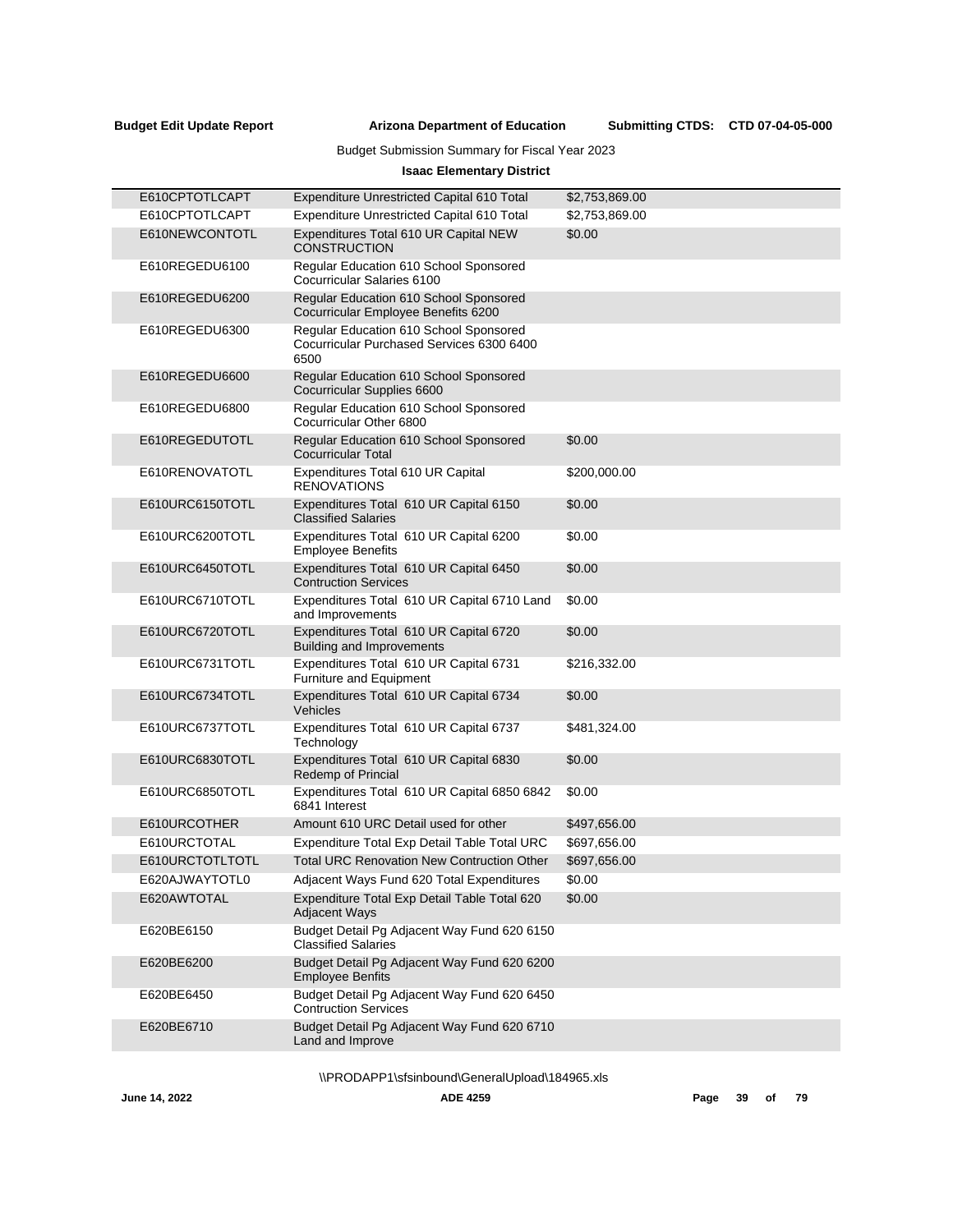Budget Submission Summary for Fiscal Year 2023

**Isaac Elementary District**

| | | |
|---|---|---|
| E610CPTOTLCAPT | Expenditure Unrestricted Capital 610 Total | $2,753,869.00 |
| E610CPTOTLCAPT | Expenditure Unrestricted Capital 610 Total | $2,753,869.00 |
| E610NEWCONTOTL | Expenditures Total 610 UR Capital NEW CONSTRUCTION | $0.00 |
| E610REGEDU6100 | Regular Education 610 School Sponsored Cocurricular Salaries 6100 | |
| E610REGEDU6200 | Regular Education 610 School Sponsored Cocurricular Employee Benefits 6200 | |
| E610REGEDU6300 | Regular Education 610 School Sponsored Cocurricular Purchased Services 6300 6400 6500 | |
| E610REGEDU6600 | Regular Education 610 School Sponsored Cocurricular Supplies 6600 | |
| E610REGEDU6800 | Regular Education 610 School Sponsored Cocurricular Other 6800 | |
| E610REGEDUTOTL | Regular Education 610 School Sponsored Cocurricular Total | $0.00 |
| E610RENOVATOTL | Expenditures Total 610 UR Capital RENOVATIONS | $200,000.00 |
| E610URC6150TOTL | Expenditures Total 610 UR Capital 6150 Classified Salaries | $0.00 |
| E610URC6200TOTL | Expenditures Total 610 UR Capital 6200 Employee Benefits | $0.00 |
| E610URC6450TOTL | Expenditures Total 610 UR Capital 6450 Contruction Services | $0.00 |
| E610URC6710TOTL | Expenditures Total 610 UR Capital 6710 Land and Improvements | $0.00 |
| E610URC6720TOTL | Expenditures Total 610 UR Capital 6720 Building and Improvements | $0.00 |
| E610URC6731TOTL | Expenditures Total 610 UR Capital 6731 Furniture and Equipment | $216,332.00 |
| E610URC6734TOTL | Expenditures Total 610 UR Capital 6734 Vehicles | $0.00 |
| E610URC6737TOTL | Expenditures Total 610 UR Capital 6737 Technology | $481,324.00 |
| E610URC6830TOTL | Expenditures Total 610 UR Capital 6830 Redemp of Princial | $0.00 |
| E610URC6850TOTL | Expenditures Total 610 UR Capital 6850 6842 6841 Interest | $0.00 |
| E610URCOTHER | Amount 610 URC Detail used for other | $497,656.00 |
| E610URCTOTAL | Expenditure Total Exp Detail Table Total URC | $697,656.00 |
| E610URCTOTLTOTL | Total URC Renovation New Contruction Other | $697,656.00 |
| E620AJWAYTOTL0 | Adjacent Ways Fund 620 Total Expenditures | $0.00 |
| E620AWTOTAL | Expenditure Total Exp Detail Table Total 620 Adjacent Ways | $0.00 |
| E620BE6150 | Budget Detail Pg Adjacent Way Fund 620 6150 Classified Salaries | |
| E620BE6200 | Budget Detail Pg Adjacent Way Fund 620 6200 Employee Benfits | |
| E620BE6450 | Budget Detail Pg Adjacent Way Fund 620 6450 Contruction Services | |
| E620BE6710 | Budget Detail Pg Adjacent Way Fund 620 6710 Land and Improve | |

\\PRODAPP1\sfsinbound\GeneralUpload\184965.xls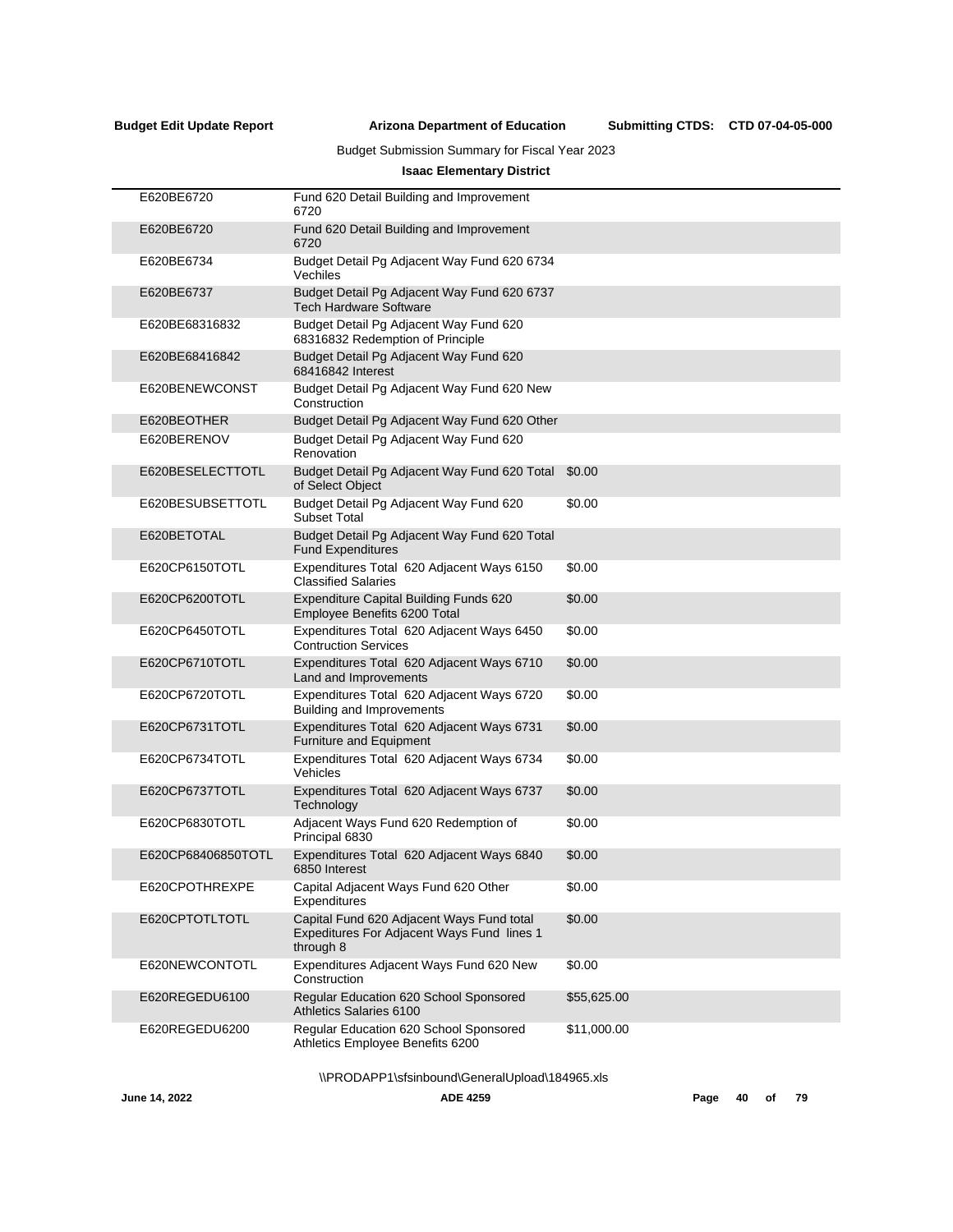**Budget Edit Update Report** **Arizona Department of Education** **Submitting CTDS: CTD 07-04-05-000**

Budget Submission Summary for Fiscal Year 2023

**Isaac Elementary District**

| | | |
|---|---|---|
| E620BE6720 | Fund 620 Detail Building and Improvement 6720 | |
| E620BE6720 | Fund 620 Detail Building and Improvement 6720 | |
| E620BE6734 | Budget Detail Pg Adjacent Way Fund 620 6734 Vechiles | |
| E620BE6737 | Budget Detail Pg Adjacent Way Fund 620 6737 Tech Hardware Software | |
| E620BE68316832 | Budget Detail Pg Adjacent Way Fund 620 68316832 Redemption of Principle | |
| E620BE68416842 | Budget Detail Pg Adjacent Way Fund 620 68416842 Interest | |
| E620BENEWCONST | Budget Detail Pg Adjacent Way Fund 620 New Construction | |
| E620BEOTHER | Budget Detail Pg Adjacent Way Fund 620 Other | |
| E620BERENOV | Budget Detail Pg Adjacent Way Fund 620 Renovation | |
| E620BESELECTTOTL | Budget Detail Pg Adjacent Way Fund 620 Total of Select Object | $0.00 |
| E620BESUBSETTOTL | Budget Detail Pg Adjacent Way Fund 620 Subset Total | $0.00 |
| E620BETOTAL | Budget Detail Pg Adjacent Way Fund 620 Total Fund Expenditures | |
| E620CP6150TOTL | Expenditures Total 620 Adjacent Ways 6150 Classified Salaries | $0.00 |
| E620CP6200TOTL | Expenditure Capital Building Funds 620 Employee Benefits 6200 Total | $0.00 |
| E620CP6450TOTL | Expenditures Total 620 Adjacent Ways 6450 Contruction Services | $0.00 |
| E620CP6710TOTL | Expenditures Total 620 Adjacent Ways 6710 Land and Improvements | $0.00 |
| E620CP6720TOTL | Expenditures Total 620 Adjacent Ways 6720 Building and Improvements | $0.00 |
| E620CP6731TOTL | Expenditures Total 620 Adjacent Ways 6731 Furniture and Equipment | $0.00 |
| E620CP6734TOTL | Expenditures Total 620 Adjacent Ways 6734 Vehicles | $0.00 |
| E620CP6737TOTL | Expenditures Total 620 Adjacent Ways 6737 Technology | $0.00 |
| E620CP6830TOTL | Adjacent Ways Fund 620 Redemption of Principal 6830 | $0.00 |
| E620CP68406850TOTL | Expenditures Total 620 Adjacent Ways 6840 6850 Interest | $0.00 |
| E620CPOTHREXPE | Capital Adjacent Ways Fund 620 Other Expenditures | $0.00 |
| E620CPTOTLTOTL | Capital Fund 620 Adjacent Ways Fund total Expeditures For Adjacent Ways Fund lines 1 through 8 | $0.00 |
| E620NEWCONTOTL | Expenditures Adjacent Ways Fund 620 New Construction | $0.00 |
| E620REGEDU6100 | Regular Education 620 School Sponsored Athletics Salaries 6100 | $55,625.00 |
| E620REGEDU6200 | Regular Education 620 School Sponsored Athletics Employee Benefits 6200 | $11,000.00 |

\\PRODAPP1\sfsinbound\GeneralUpload\184965.xls

June 14, 2022 ADE 4259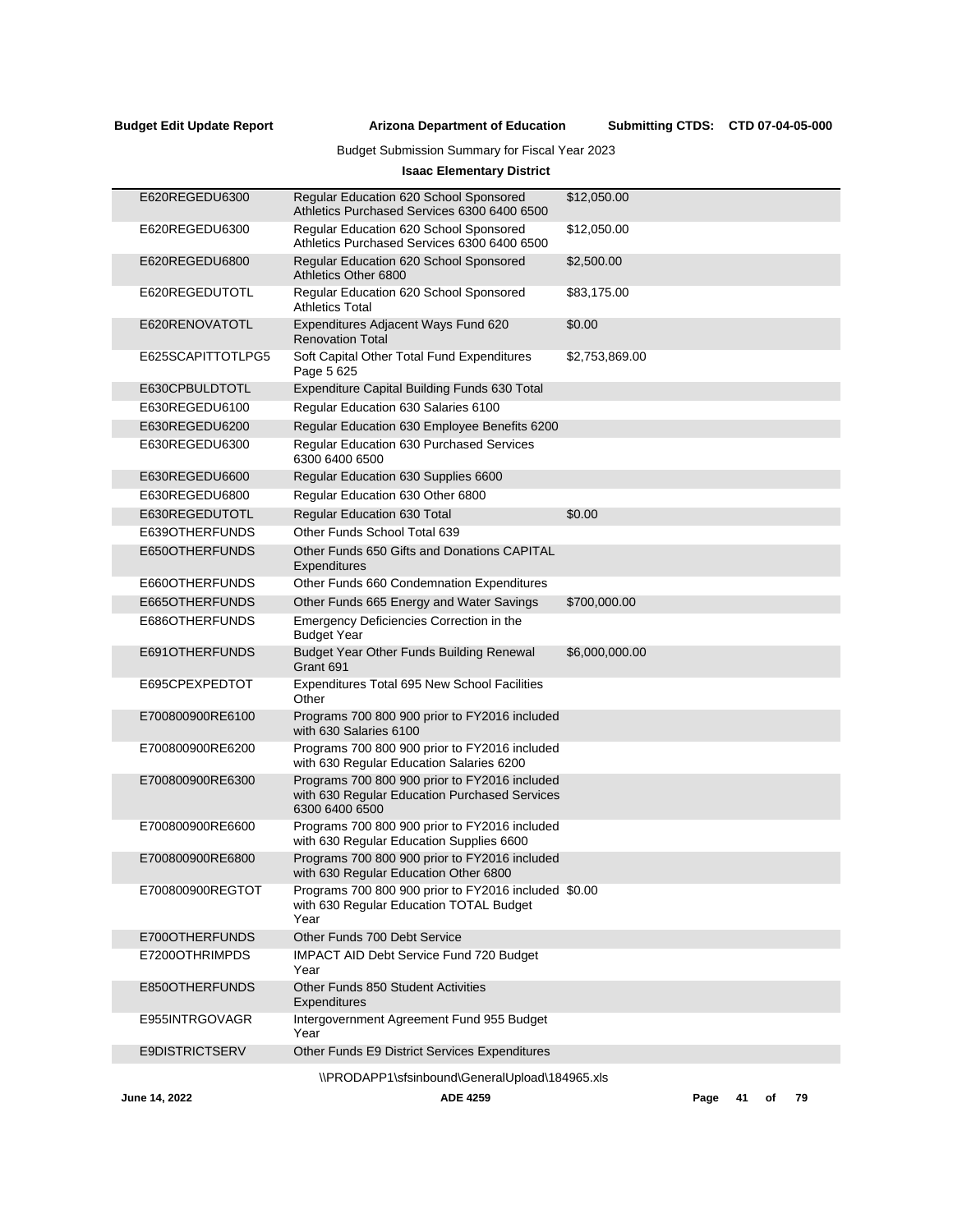**Budget Edit Update Report** **Arizona Department of Education** **Submitting CTDS: CTD 07-04-05-000**

Budget Submission Summary for Fiscal Year 2023

**Isaac Elementary District**

| | | |
|---|---|---|
| E620REGEDU6300 | Regular Education 620 School Sponsored Athletics Purchased Services 6300 6400 6500 | $12,050.00 |
| E620REGEDU6300 | Regular Education 620 School Sponsored Athletics Purchased Services 6300 6400 6500 | $12,050.00 |
| E620REGEDU6800 | Regular Education 620 School Sponsored Athletics Other 6800 | $2,500.00 |
| E620REGEDUTOTL | Regular Education 620 School Sponsored Athletics Total | $83,175.00 |
| E620RENOVATOTL | Expenditures Adjacent Ways Fund 620 Renovation Total | $0.00 |
| E625SCAPITTOTLPG5 | Soft Capital Other Total Fund Expenditures Page 5 625 | $2,753,869.00 |
| E630CPBULDTOTL | Expenditure Capital Building Funds 630 Total | |
| E630REGEDU6100 | Regular Education 630 Salaries 6100 | |
| E630REGEDU6200 | Regular Education 630 Employee Benefits 6200 | |
| E630REGEDU6300 | Regular Education 630 Purchased Services 6300 6400 6500 | |
| E630REGEDU6600 | Regular Education 630 Supplies 6600 | |
| E630REGEDU6800 | Regular Education 630 Other 6800 | |
| E630REGEDUTOTL | Regular Education 630 Total | $0.00 |
| E639OTHERFUNDS | Other Funds School Total 639 | |
| E650OTHERFUNDS | Other Funds 650 Gifts and Donations CAPITAL Expenditures | |
| E660OTHERFUNDS | Other Funds 660 Condemnation Expenditures | |
| E665OTHERFUNDS | Other Funds 665 Energy and Water Savings | $700,000.00 |
| E686OTHERFUNDS | Emergency Deficiencies Correction in the Budget Year | |
| E691OTHERFUNDS | Budget Year Other Funds Building Renewal Grant 691 | $6,000,000.00 |
| E695CPEXPEDTOT | Expenditures Total 695 New School Facilities Other | |
| E700800900RE6100 | Programs 700 800 900 prior to FY2016 included with 630 Salaries 6100 | |
| E700800900RE6200 | Programs 700 800 900 prior to FY2016 included with 630 Regular Education Salaries 6200 | |
| E700800900RE6300 | Programs 700 800 900 prior to FY2016 included with 630 Regular Education Purchased Services 6300 6400 6500 | |
| E700800900RE6600 | Programs 700 800 900 prior to FY2016 included with 630 Regular Education Supplies 6600 | |
| E700800900RE6800 | Programs 700 800 900 prior to FY2016 included with 630 Regular Education Other 6800 | |
| E700800900REGTOT | Programs 700 800 900 prior to FY2016 included with 630 Regular Education TOTAL Budget Year | $0.00 |
| E700OTHERFUNDS | Other Funds 700 Debt Service | |
| E7200OTHRIMPDS | IMPACT AID Debt Service Fund 720 Budget Year | |
| E850OTHERFUNDS | Other Funds 850 Student Activities Expenditures | |
| E955INTRGOVAGR | Intergovernment Agreement Fund 955 Budget Year | |
| E9DISTRICTSERV | Other Funds E9 District Services Expenditures | |

\\PRODAPP1\sfsinbound\GeneralUpload\184965.xls

June 14, 2022 ADE 4259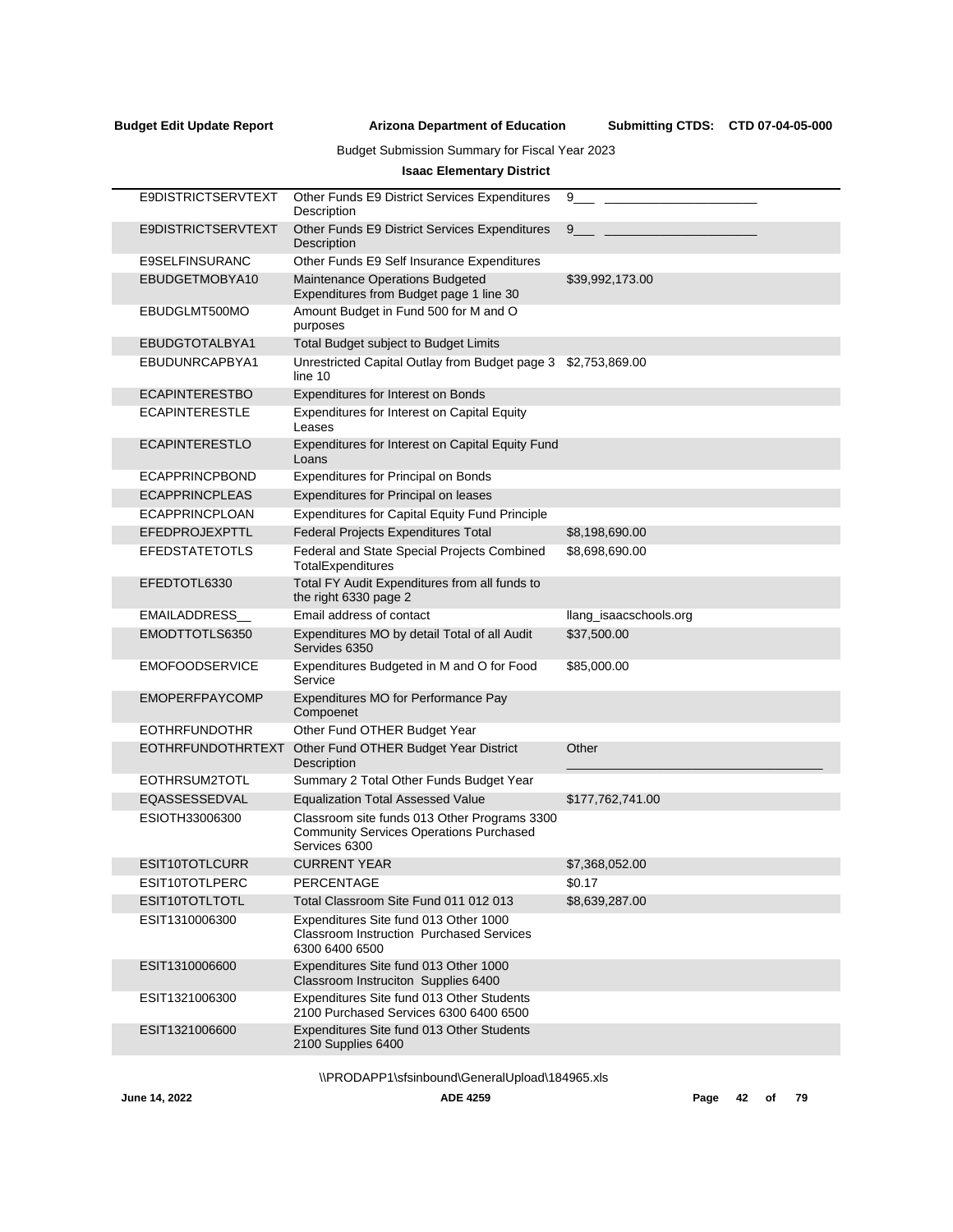**Budget Edit Update Report** **Arizona Department of Education** **Submitting CTDS: CTD 07-04-05-000**

Budget Submission Summary for Fiscal Year 2023

**Isaac Elementary District**

| | | |
|---|---|---|
| E9DISTRICTSERVTEXT | Other Funds E9 District Services Expenditures Description | 9___ ______________________ |
| E9DISTRICTSERVTEXT | Other Funds E9 District Services Expenditures Description | 9___ ______________________ |
| E9SELFINSURANC | Other Funds E9 Self Insurance Expenditures | |
| EBUDGETMOBYA10 | Maintenance Operations Budgeted Expenditures from Budget page 1 line 30 | $39,992,173.00 |
| EBUDGLMT500MO | Amount Budget in Fund 500 for M and O purposes | |
| EBUDGTOTALBYA1 | Total Budget subject to Budget Limits | |
| EBUDUNRCAPBYA1 | Unrestricted Capital Outlay from Budget page 3 line 10 | $2,753,869.00 |
| ECAPINTERESTBO | Expenditures for Interest on Bonds | |
| ECAPINTERESTLE | Expenditures for Interest on Capital Equity Leases | |
| ECAPINTERESTLO | Expenditures for Interest on Capital Equity Fund Loans | |
| ECAPPRINCPBOND | Expenditures for Principal on Bonds | |
| ECAPPRINCPLEAS | Expenditures for Principal on leases | |
| ECAPPRINCPLOAN | Expenditures for Capital Equity Fund Principle | |
| EFEDPROJEXPTTL | Federal Projects Expenditures Total | $8,198,690.00 |
| EFEDSTATETOTLS | Federal and State Special Projects Combined TotalExpenditures | $8,698,690.00 |
| EFEDTOTL6330 | Total FY Audit Expenditures from all funds to the right 6330 page 2 | |
| EMAILADDRESS__ | Email address of contact | llang_isaacschools.org |
| EMODTTOTLS6350 | Expenditures MO by detail Total of all Audit Servides 6350 | $37,500.00 |
| EMOFOODSERVICE | Expenditures Budgeted in M and O for Food Service | $85,000.00 |
| EMOPERFPAYCOMP | Expenditures MO for Performance Pay Compoenet | |
| EOTHRFUNDOTHR | Other Fund OTHER Budget Year | |
| EOTHRFUNDOTHRTEXT | Other Fund OTHER Budget Year District Description | Other ______________________________________ |
| EOTHRSUM2TOTL | Summary 2 Total Other Funds Budget Year | |
| EQASSESSEDVAL | Equalization Total Assessed Value | $177,762,741.00 |
| ESIOTH33006300 | Classroom site funds 013 Other Programs 3300 Community Services Operations Purchased Services 6300 | |
| ESIT10TOTLCURR | CURRENT YEAR | $7,368,052.00 |
| ESIT10TOTLPERC | PERCENTAGE | $0.17 |
| ESIT10TOTLTOTL | Total Classroom Site Fund 011 012 013 | $8,639,287.00 |
| ESIT1310006300 | Expenditures Site fund 013 Other 1000 Classroom Instruction Purchased Services 6300 6400 6500 | |
| ESIT1310006600 | Expenditures Site fund 013 Other 1000 Classroom Instruciton Supplies 6400 | |
| ESIT1321006300 | Expenditures Site fund 013 Other Students 2100 Purchased Services 6300 6400 6500 | |
| ESIT1321006600 | Expenditures Site fund 013 Other Students 2100 Supplies 6400 | |

\\PRODAPP1\sfsinbound\GeneralUpload\184965.xls

June 14, 2022 ADE 4259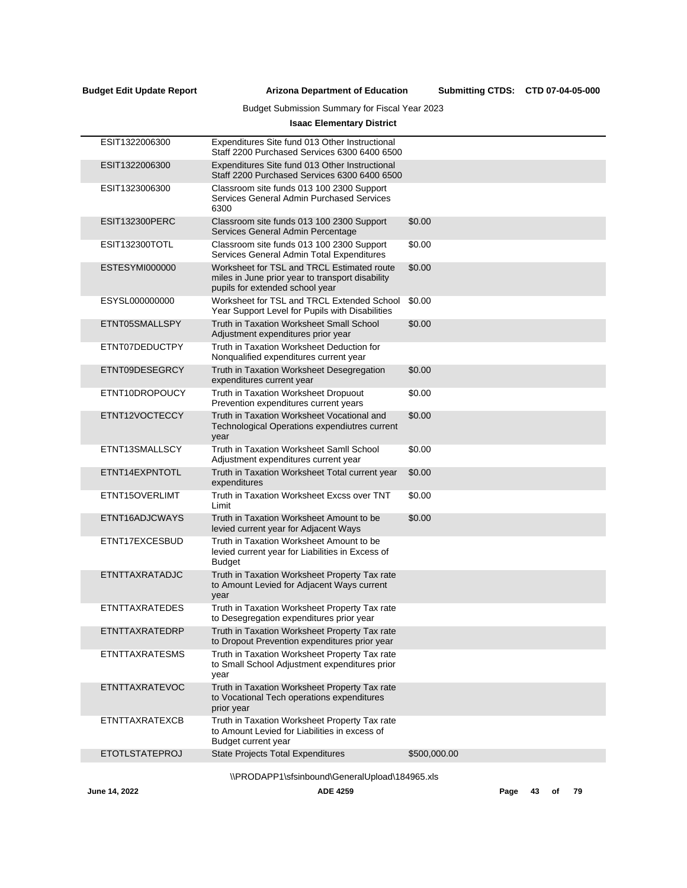Budget Submission Summary for Fiscal Year 2023

**Isaac Elementary District**

| | | |
|---|---|---|
| ESIT1322006300 | Expenditures Site fund 013 Other Instructional Staff 2200 Purchased Services 6300 6400 6500 | |
| ESIT1322006300 | Expenditures Site fund 013 Other Instructional Staff 2200 Purchased Services 6300 6400 6500 | |
| ESIT1323006300 | Classroom site funds 013 100 2300 Support Services General Admin Purchased Services 6300 | |
| ESIT132300PERC | Classroom site funds 013 100 2300 Support Services General Admin Percentage | $0.00 |
| ESIT132300TOTL | Classroom site funds 013 100 2300 Support Services General Admin Total Expenditures | $0.00 |
| ESTESYMI000000 | Worksheet for TSL and TRCL Estimated route miles in June prior year to transport disability pupils for extended school year | $0.00 |
| ESYSL000000000 | Worksheet for TSL and TRCL Extended School Year Support Level for Pupils with Disabilities | $0.00 |
| ETNT05SMALLSPY | Truth in Taxation Worksheet Small School Adjustment expenditures prior year | $0.00 |
| ETNT07DEDUCTPY | Truth in Taxation Worksheet Deduction for Nonqualified expenditures current year | |
| ETNT09DESEGRCY | Truth in Taxation Worksheet Desegregation expenditures current year | $0.00 |
| ETNT10DROPOUCY | Truth in Taxation Worksheet Dropuout Prevention expenditures current years | $0.00 |
| ETNT12VOCTECCY | Truth in Taxation Worksheet Vocational and Technological Operations expendiutres current year | $0.00 |
| ETNT13SMALLSCY | Truth in Taxation Worksheet Samll School Adjustment expenditures current year | $0.00 |
| ETNT14EXPNTOTL | Truth in Taxation Worksheet Total current year expenditures | $0.00 |
| ETNT15OVERLIMT | Truth in Taxation Worksheet Excss over TNT Limit | $0.00 |
| ETNT16ADJCWAYS | Truth in Taxation Worksheet Amount to be levied current year for Adjacent Ways | $0.00 |
| ETNT17EXCESBUD | Truth in Taxation Worksheet Amount to be levied current year for Liabilities in Excess of Budget | |
| ETNTTAXRATADJC | Truth in Taxation Worksheet Property Tax rate to Amount Levied for Adjacent Ways current year | |
| ETNTTAXRATEDES | Truth in Taxation Worksheet Property Tax rate to Desegregation expenditures prior year | |
| ETNTTAXRATEDRP | Truth in Taxation Worksheet Property Tax rate to Dropout Prevention expenditures prior year | |
| ETNTTAXRATESMS | Truth in Taxation Worksheet Property Tax rate to Small School Adjustment expenditures prior year | |
| ETNTTAXRATEVOC | Truth in Taxation Worksheet Property Tax rate to Vocational Tech operations expenditures prior year | |
| ETNTTAXRATEXCB | Truth in Taxation Worksheet Property Tax rate to Amount Levied for Liabilities in excess of Budget current year | |
| ETOTLSTATEPROJ | State Projects Total Expenditures | $500,000.00 |

\\PRODAPP1\sfsinbound\GeneralUpload\184965.xls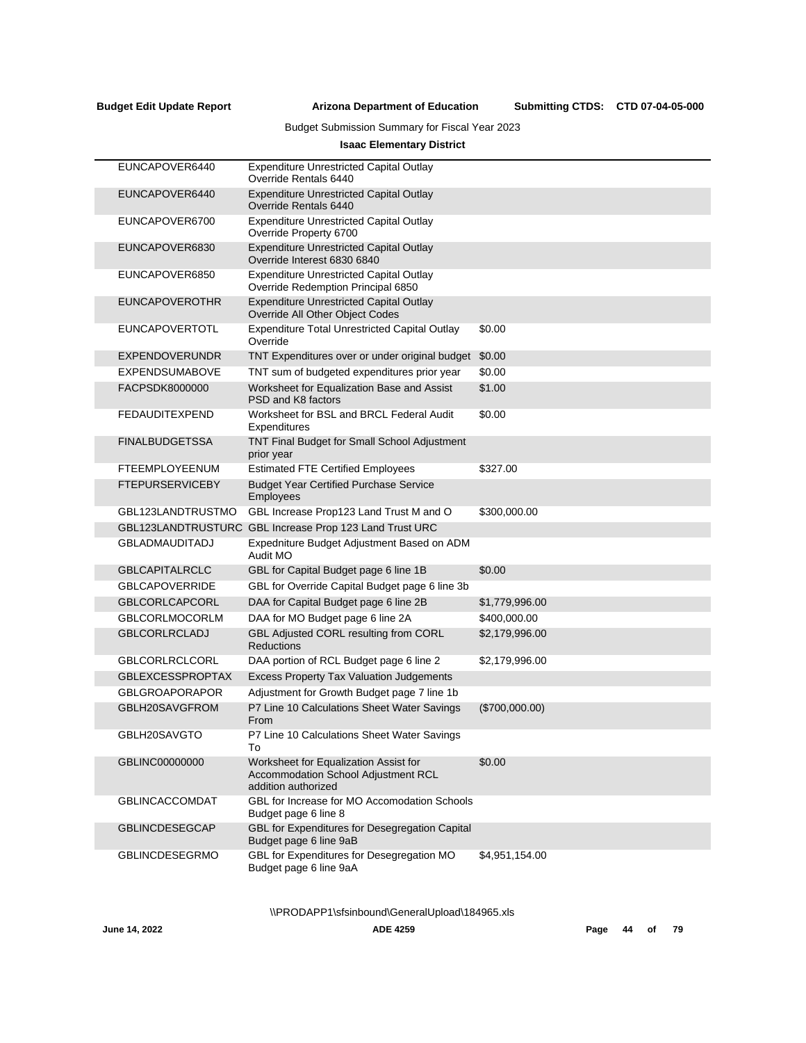**Budget Edit Update Report** **Arizona Department of Education** **Submitting CTDS: CTD 07-04-05-000**

Budget Submission Summary for Fiscal Year 2023

**Isaac Elementary District**

| | | |
|---|---|---|
| EUNCAPOVER6440 | Expenditure Unrestricted Capital Outlay Override Rentals 6440 | |
| EUNCAPOVER6440 | Expenditure Unrestricted Capital Outlay Override Rentals 6440 | |
| EUNCAPOVER6700 | Expenditure Unrestricted Capital Outlay Override Property 6700 | |
| EUNCAPOVER6830 | Expenditure Unrestricted Capital Outlay Override Interest 6830 6840 | |
| EUNCAPOVER6850 | Expenditure Unrestricted Capital Outlay Override Redemption Principal 6850 | |
| EUNCAPOVEROTHR | Expenditure Unrestricted Capital Outlay Override All Other Object Codes | |
| EUNCAPOVERTOTL | Expenditure Total Unrestricted Capital Outlay Override | $0.00 |
| EXPENDOVERUNDR | TNT Expenditures over or under original budget | $0.00 |
| EXPENDSUMABOVE | TNT sum of budgeted expenditures prior year | $0.00 |
| FACPSDK8000000 | Worksheet for Equalization Base and Assist PSD and K8 factors | $1.00 |
| FEDAUDITEXPEND | Worksheet for BSL and BRCL Federal Audit Expenditures | $0.00 |
| FINALBUDGETSSA | TNT Final Budget for Small School Adjustment prior year | |
| FTEEMPLOYEENUM | Estimated FTE Certified Employees | $327.00 |
| FTEPURSERVICEBY | Budget Year Certified Purchase Service Employees | |
| GBL123LANDTRUSTMO | GBL Increase Prop123 Land Trust M and O | $300,000.00 |
| GBL123LANDTRUSTURC | GBL Increase Prop 123 Land Trust URC | |
| GBLADMAUDITADJ | Expedniture Budget Adjustment Based on ADM Audit MO | |
| GBLCAPITALRCLC | GBL for Capital Budget page 6 line 1B | $0.00 |
| GBLCAPOVERRIDE | GBL for Override Capital Budget page 6 line 3b | |
| GBLCORLCAPCORL | DAA for Capital Budget page 6 line 2B | $1,779,996.00 |
| GBLCORLMOCORLM | DAA for MO Budget page 6 line 2A | $400,000.00 |
| GBLCORLRCLADJ | GBL Adjusted CORL resulting from CORL Reductions | $2,179,996.00 |
| GBLCORLRCLCORL | DAA portion of RCL Budget page 6 line 2 | $2,179,996.00 |
| GBLEXCESSPROPTAX | Excess Property Tax Valuation Judgements | |
| GBLGROAPORAPOR | Adjustment for Growth Budget page 7 line 1b | |
| GBLH20SAVGFROM | P7 Line 10 Calculations Sheet Water Savings From | ($700,000.00) |
| GBLH20SAVGTO | P7 Line 10 Calculations Sheet Water Savings To | |
| GBLINC00000000 | Worksheet for Equalization Assist for Accommodation School Adjustment RCL addition authorized | $0.00 |
| GBLINCACCOMDAT | GBL for Increase for MO Accomodation Schools Budget page 6 line 8 | |
| GBLINCDESEGCAP | GBL for Expenditures for Desegregation Capital Budget page 6 line 9aB | |
| GBLINCDESEGRMO | GBL for Expenditures for Desegregation MO Budget page 6 line 9aA | $4,951,154.00 |

\\PRODAPP1\sfsinbound\GeneralUpload\184965.xls

June 14, 2022 ADE 4259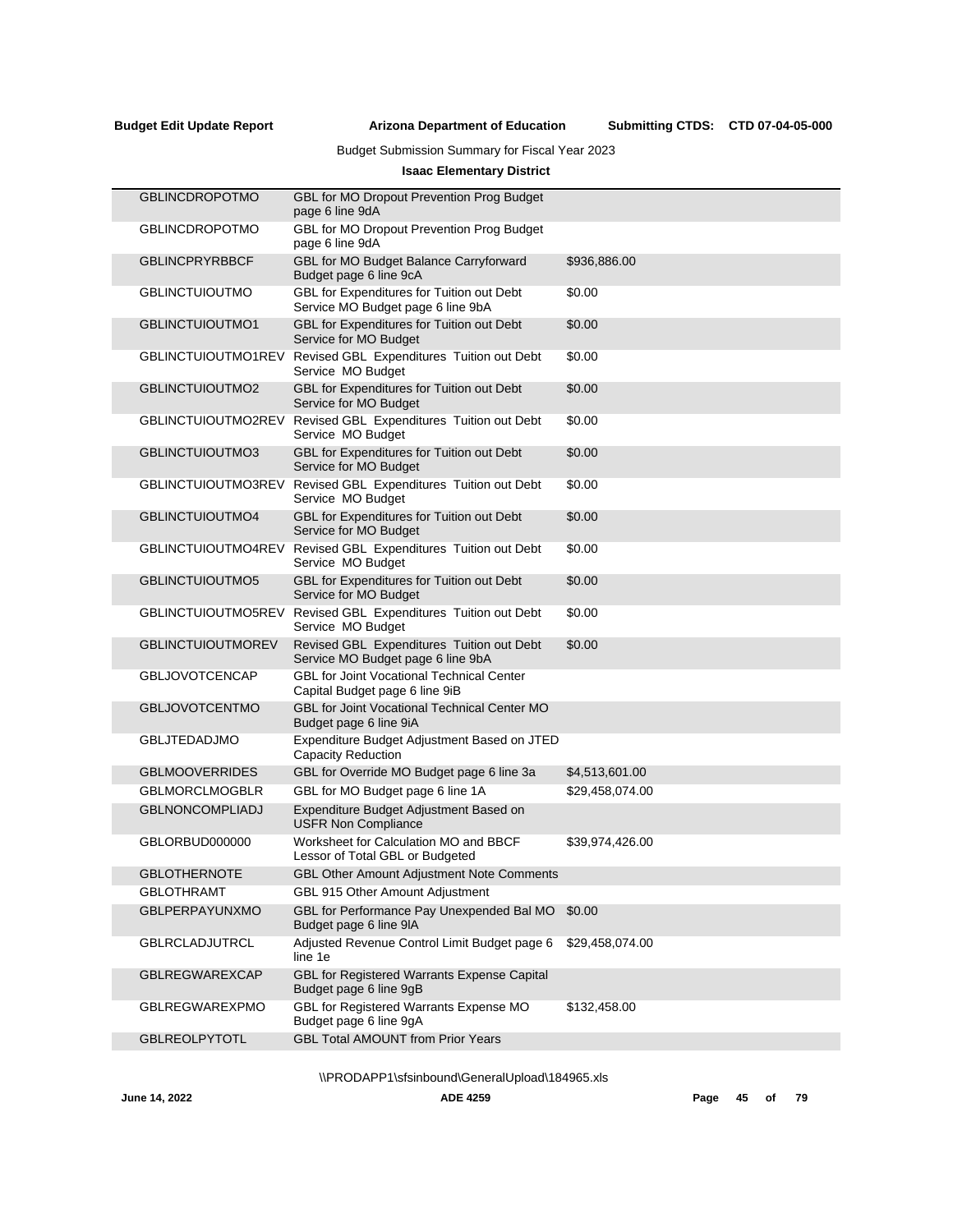**Budget Edit Update Report** **Arizona Department of Education** **Submitting CTDS: CTD 07-04-05-000**

Budget Submission Summary for Fiscal Year 2023

**Isaac Elementary District**

| | | |
|---|---|---|
| GBLINCDROPOTMO | GBL for MO Dropout Prevention Prog Budget page 6 line 9dA | |
| GBLINCDROPOTMO | GBL for MO Dropout Prevention Prog Budget page 6 line 9dA | |
| GBLINCPRYRBBCF | GBL for MO Budget Balance Carryforward Budget page 6 line 9cA | $936,886.00 |
| GBLINCTUIOUTMO | GBL for Expenditures for Tuition out Debt Service MO Budget page 6 line 9bA | $0.00 |
| GBLINCTUIOUTMO1 | GBL for Expenditures for Tuition out Debt Service for MO Budget | $0.00 |
| GBLINCTUIOUTMO1REV | Revised GBL Expenditures Tuition out Debt Service MO Budget | $0.00 |
| GBLINCTUIOUTMO2 | GBL for Expenditures for Tuition out Debt Service for MO Budget | $0.00 |
| GBLINCTUIOUTMO2REV | Revised GBL Expenditures Tuition out Debt Service MO Budget | $0.00 |
| GBLINCTUIOUTMO3 | GBL for Expenditures for Tuition out Debt Service for MO Budget | $0.00 |
| GBLINCTUIOUTMO3REV | Revised GBL Expenditures Tuition out Debt Service MO Budget | $0.00 |
| GBLINCTUIOUTMO4 | GBL for Expenditures for Tuition out Debt Service for MO Budget | $0.00 |
| GBLINCTUIOUTMO4REV | Revised GBL Expenditures Tuition out Debt Service MO Budget | $0.00 |
| GBLINCTUIOUTMO5 | GBL for Expenditures for Tuition out Debt Service for MO Budget | $0.00 |
| GBLINCTUIOUTMO5REV | Revised GBL Expenditures Tuition out Debt Service MO Budget | $0.00 |
| GBLINCTUIOUTMOREV | Revised GBL Expenditures Tuition out Debt Service MO Budget page 6 line 9bA | $0.00 |
| GBLJOVOTCENCAP | GBL for Joint Vocational Technical Center Capital Budget page 6 line 9iB | |
| GBLJOVOTCENTMO | GBL for Joint Vocational Technical Center MO Budget page 6 line 9iA | |
| GBLJTEDADJMO | Expenditure Budget Adjustment Based on JTED Capacity Reduction | |
| GBLMOOVERRIDES | GBL for Override MO Budget page 6 line 3a | $4,513,601.00 |
| GBLMORCLMOGBLR | GBL for MO Budget page 6 line 1A | $29,458,074.00 |
| GBLNONCOMPLIADJ | Expenditure Budget Adjustment Based on USFR Non Compliance | |
| GBLORBUD000000 | Worksheet for Calculation MO and BBCF Lessor of Total GBL or Budgeted | $39,974,426.00 |
| GBLOTHERNOTE | GBL Other Amount Adjustment Note Comments | |
| GBLOTHRAMT | GBL 915 Other Amount Adjustment | |
| GBLPERPAYUNXMO | GBL for Performance Pay Unexpended Bal MO Budget page 6 line 9lA | $0.00 |
| GBLRCLADJUTRCL | Adjusted Revenue Control Limit Budget page 6 line 1e | $29,458,074.00 |
| GBLREGWAREXCAP | GBL for Registered Warrants Expense Capital Budget page 6 line 9gB | |
| GBLREGWAREXPMO | GBL for Registered Warrants Expense MO Budget page 6 line 9gA | $132,458.00 |
| GBLREOLPYTOTL | GBL Total AMOUNT from Prior Years | |

\\PRODAPP1\sfsinbound\GeneralUpload\184965.xls

June 14, 2022 ADE 4259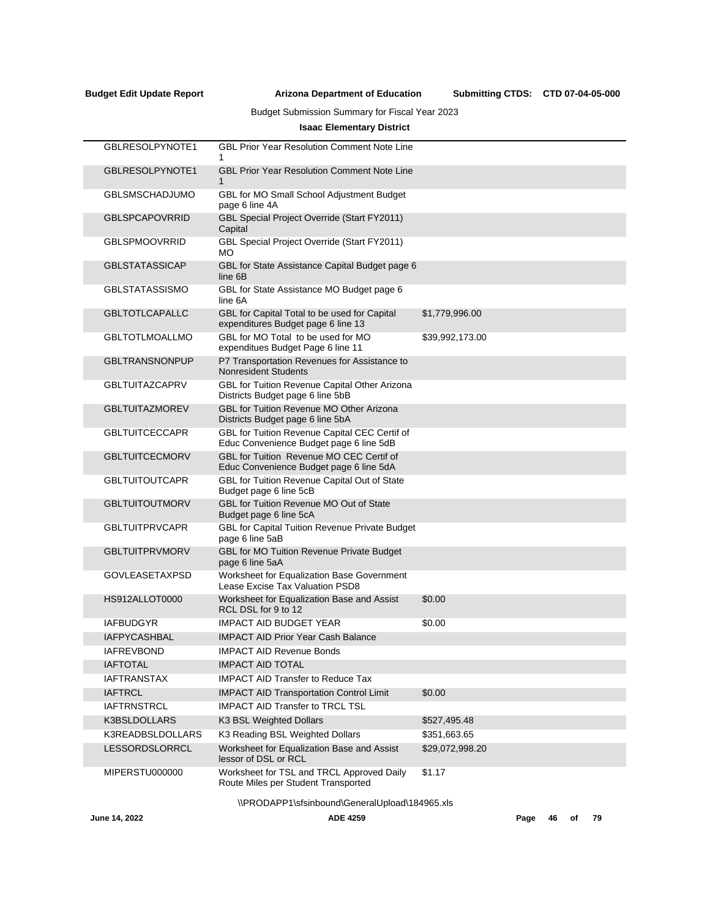Budget Submission Summary for Fiscal Year 2023

**Isaac Elementary District**

| | | |
|---|---|---|
| GBLRESOLPYNOTE1 | GBL Prior Year Resolution Comment Note Line 1 | |
| GBLRESOLPYNOTE1 | GBL Prior Year Resolution Comment Note Line 1 | |
| GBLSMSCHADJUMO | GBL for MO Small School Adjustment Budget page 6 line 4A | |
| GBLSPCAPOVRRID | GBL Special Project Override (Start FY2011) Capital | |
| GBLSPMOOVRRID | GBL Special Project Override (Start FY2011) MO | |
| GBLSTATASSICAP | GBL for State Assistance Capital Budget page 6 line 6B | |
| GBLSTATASSISMO | GBL for State Assistance MO Budget page 6 line 6A | |
| GBLTOTLCAPALLC | GBL for Capital Total to be used for Capital expenditures Budget page 6 line 13 | $1,779,996.00 |
| GBLTOTLMOALLMO | GBL for MO Total to be used for MO expenditues Budget Page 6 line 11 | $39,992,173.00 |
| GBLTRANSNONPUP | P7 Transportation Revenues for Assistance to Nonresident Students | |
| GBLTUITAZCAPRV | GBL for Tuition Revenue Capital Other Arizona Districts Budget page 6 line 5bB | |
| GBLTUITAZMOREV | GBL for Tuition Revenue MO Other Arizona Districts Budget page 6 line 5bA | |
| GBLTUITCECCAPR | GBL for Tuition Revenue Capital CEC Certif of Educ Convenience Budget page 6 line 5dB | |
| GBLTUITCECMORV | GBL for Tuition Revenue MO CEC Certif of Educ Convenience Budget page 6 line 5dA | |
| GBLTUITOUTCAPR | GBL for Tuition Revenue Capital Out of State Budget page 6 line 5cB | |
| GBLTUITOUTMORV | GBL for Tuition Revenue MO Out of State Budget page 6 line 5cA | |
| GBLTUITPRVCAPR | GBL for Capital Tuition Revenue Private Budget page 6 line 5aB | |
| GBLTUITPRVMORV | GBL for MO Tuition Revenue Private Budget page 6 line 5aA | |
| GOVLEASETAXPSD | Worksheet for Equalization Base Government Lease Excise Tax Valuation PSD8 | |
| HS912ALLOT0000 | Worksheet for Equalization Base and Assist RCL DSL for 9 to 12 | $0.00 |
| IAFBUDGYR | IMPACT AID BUDGET YEAR | $0.00 |
| IAFPYCASHBAL | IMPACT AID Prior Year Cash Balance | |
| IAFREVBOND | IMPACT AID Revenue Bonds | |
| IAFTOTAL | IMPACT AID TOTAL | |
| IAFTRANSTAX | IMPACT AID Transfer to Reduce Tax | |
| IAFTRCL | IMPACT AID Transportation Control Limit | $0.00 |
| IAFTRNSTRCL | IMPACT AID Transfer to TRCL TSL | |
| K3BSLDOLLARS | K3 BSL Weighted Dollars | $527,495.48 |
| K3READBSLDOLLARS | K3 Reading BSL Weighted Dollars | $351,663.65 |
| LESSORDSLORRCL | Worksheet for Equalization Base and Assist lessor of DSL or RCL | $29,072,998.20 |
| MIPERSTU000000 | Worksheet for TSL and TRCL Approved Daily Route Miles per Student Transported | $1.17 |

\\PRODAPP1\sfsinbound\GeneralUpload\184965.xls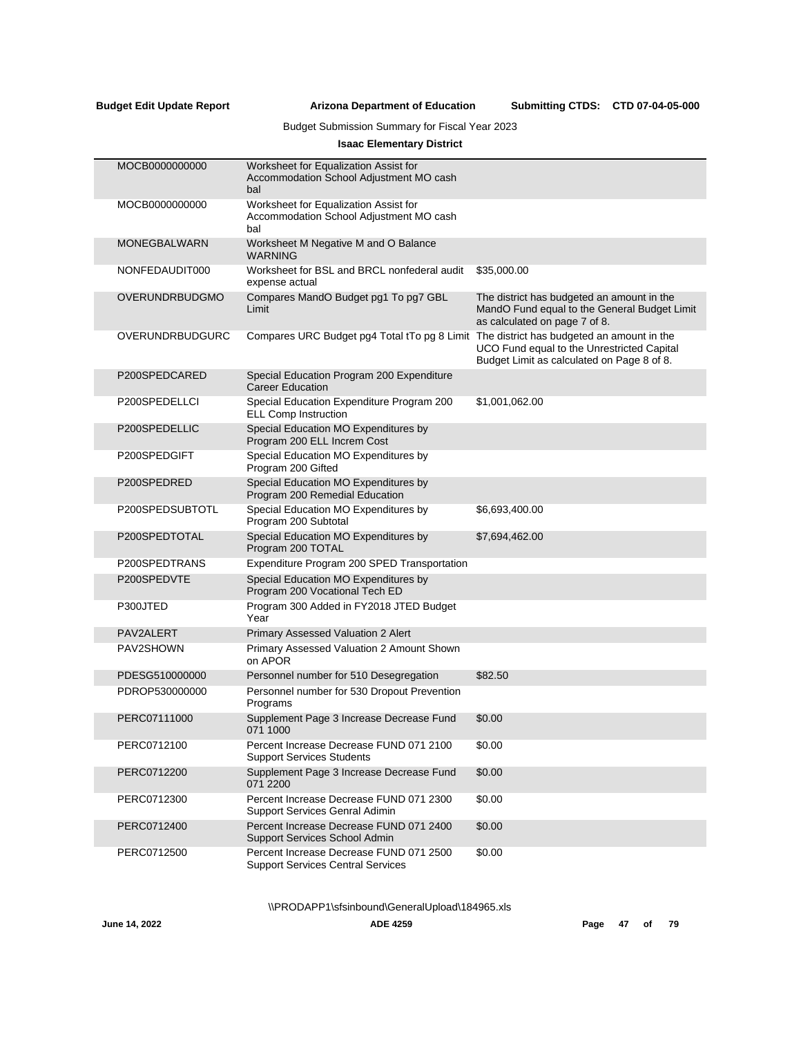| | | |
|---|---|---|
| MOCB0000000000 | Worksheet for Equalization Assist for Accommodation School Adjustment MO cash bal | |
| MOCB0000000000 | Worksheet for Equalization Assist for Accommodation School Adjustment MO cash bal | |
| MONEGBALWARN | Worksheet M Negative M and O Balance WARNING | |
| NONFEDAUDIT000 | Worksheet for BSL and BRCL nonfederal audit expense actual | $35,000.00 |
| OVERUNDRBUDGMO | Compares MandO Budget pg1 To pg7 GBL Limit | The district has budgeted an amount in the MandO Fund equal to the General Budget Limit as calculated on page 7 of 8. |
| OVERUNDRBUDGURC | Compares URC Budget pg4 Total tTo pg 8 Limit | The district has budgeted an amount in the UCO Fund equal to the Unrestricted Capital Budget Limit as calculated on Page 8 of 8. |
| P200SPEDCARED | Special Education Program 200 Expenditure Career Education | |
| P200SPEDELLCI | Special Education Expenditure Program 200 ELL Comp Instruction | $1,001,062.00 |
| P200SPEDELLIC | Special Education MO Expenditures by Program 200 ELL Increm Cost | |
| P200SPEDGIFT | Special Education MO Expenditures by Program 200 Gifted | |
| P200SPEDRED | Special Education MO Expenditures by Program 200 Remedial Education | |
| P200SPEDSUBTOTL | Special Education MO Expenditures by Program 200 Subtotal | $6,693,400.00 |
| P200SPEDTOTAL | Special Education MO Expenditures by Program 200 TOTAL | $7,694,462.00 |
| P200SPEDTRANS | Expenditure Program 200 SPED Transportation | |
| P200SPEDVTE | Special Education MO Expenditures by Program 200 Vocational Tech ED | |
| P300JTED | Program 300 Added in FY2018 JTED Budget Year | |
| PAV2ALERT | Primary Assessed Valuation 2 Alert | |
| PAV2SHOWN | Primary Assessed Valuation 2 Amount Shown on APOR | |
| PDESG510000000 | Personnel number for 510 Desegregation | $82.50 |
| PDROP530000000 | Personnel number for 530 Dropout Prevention Programs | |
| PERC07111000 | Supplement Page 3 Increase Decrease Fund 071 1000 | $0.00 |
| PERC0712100 | Percent Increase Decrease FUND 071 2100 Support Services Students | $0.00 |
| PERC0712200 | Supplement Page 3 Increase Decrease Fund 071 2200 | $0.00 |
| PERC0712300 | Percent Increase Decrease FUND 071 2300 Support Services Genral Adimin | $0.00 |
| PERC0712400 | Percent Increase Decrease FUND 071 2400 Support Services School Admin | $0.00 |
| PERC0712500 | Percent Increase Decrease FUND 071 2500 Support Services Central Services | $0.00 |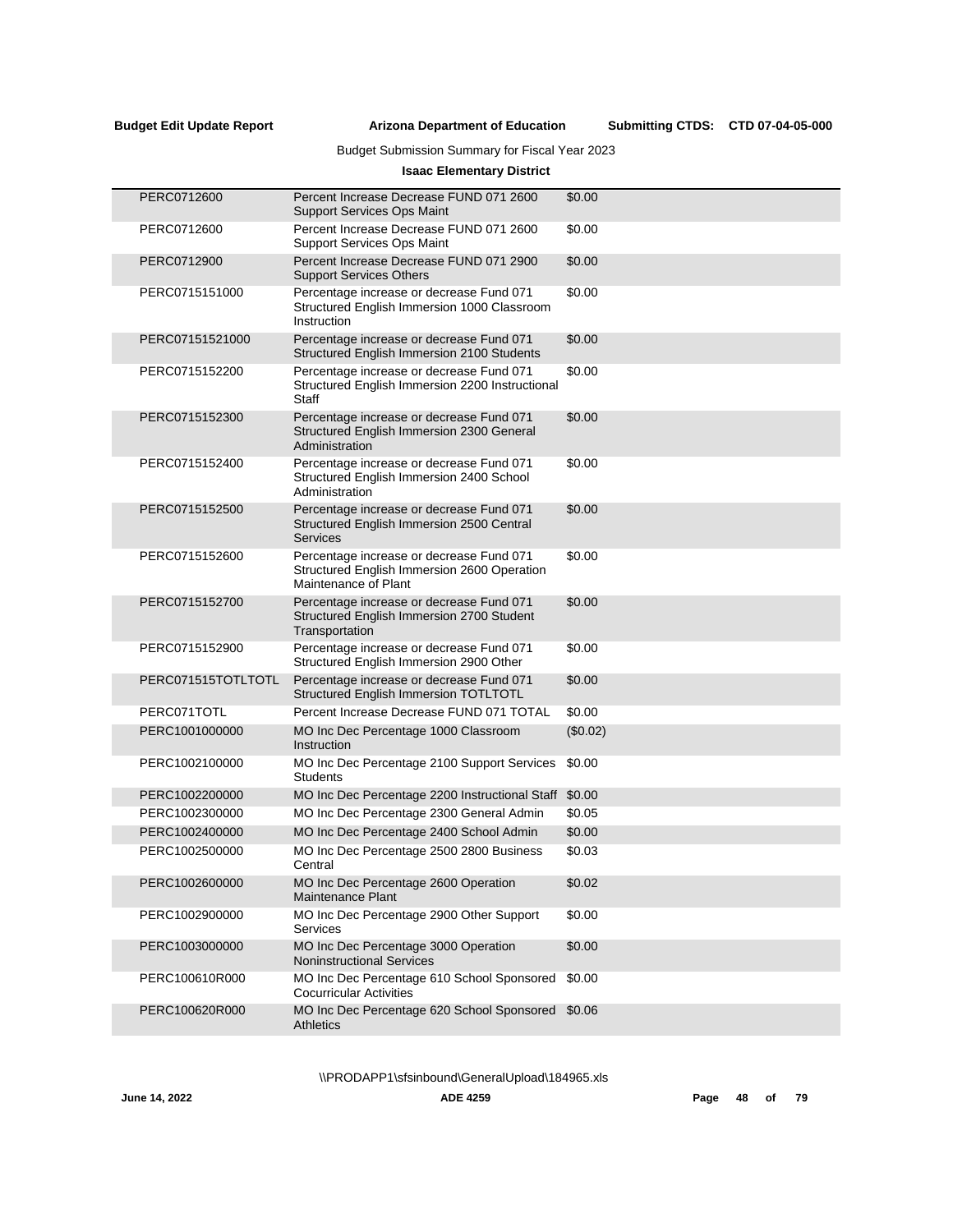Budget Submission Summary for Fiscal Year 2023

**Isaac Elementary District**

| | | |
|---|---|---|
| PERC0712600 | Percent Increase Decrease FUND 071 2600 Support Services Ops Maint | $0.00 |
| PERC0712600 | Percent Increase Decrease FUND 071 2600 Support Services Ops Maint | $0.00 |
| PERC0712900 | Percent Increase Decrease FUND 071 2900 Support Services Others | $0.00 |
| PERC0715151000 | Percentage increase or decrease Fund 071 Structured English Immersion 1000 Classroom Instruction | $0.00 |
| PERC07151521000 | Percentage increase or decrease Fund 071 Structured English Immersion 2100 Students | $0.00 |
| PERC0715152200 | Percentage increase or decrease Fund 071 Structured English Immersion 2200 Instructional Staff | $0.00 |
| PERC0715152300 | Percentage increase or decrease Fund 071 Structured English Immersion 2300 General Administration | $0.00 |
| PERC0715152400 | Percentage increase or decrease Fund 071 Structured English Immersion 2400 School Administration | $0.00 |
| PERC0715152500 | Percentage increase or decrease Fund 071 Structured English Immersion 2500 Central Services | $0.00 |
| PERC0715152600 | Percentage increase or decrease Fund 071 Structured English Immersion 2600 Operation Maintenance of Plant | $0.00 |
| PERC0715152700 | Percentage increase or decrease Fund 071 Structured English Immersion 2700 Student Transportation | $0.00 |
| PERC0715152900 | Percentage increase or decrease Fund 071 Structured English Immersion 2900 Other | $0.00 |
| PERC071515TOTLTOTL | Percentage increase or decrease Fund 071 Structured English Immersion TOTLTOTL | $0.00 |
| PERC071TOTL | Percent Increase Decrease FUND 071 TOTAL | $0.00 |
| PERC1001000000 | MO Inc Dec Percentage 1000 Classroom Instruction | ($0.02) |
| PERC1002100000 | MO Inc Dec Percentage 2100 Support Services Students | $0.00 |
| PERC1002200000 | MO Inc Dec Percentage 2200 Instructional Staff | $0.00 |
| PERC1002300000 | MO Inc Dec Percentage 2300 General Admin | $0.05 |
| PERC1002400000 | MO Inc Dec Percentage 2400 School Admin | $0.00 |
| PERC1002500000 | MO Inc Dec Percentage 2500 2800 Business Central | $0.03 |
| PERC1002600000 | MO Inc Dec Percentage 2600 Operation Maintenance Plant | $0.02 |
| PERC1002900000 | MO Inc Dec Percentage 2900 Other Support Services | $0.00 |
| PERC1003000000 | MO Inc Dec Percentage 3000 Operation Noninstructional Services | $0.00 |
| PERC100610R000 | MO Inc Dec Percentage 610 School Sponsored Cocurricular Activities | $0.00 |
| PERC100620R000 | MO Inc Dec Percentage 620 School Sponsored Athletics | $0.06 |

\\PRODAPP1\sfsinbound\GeneralUpload\184965.xls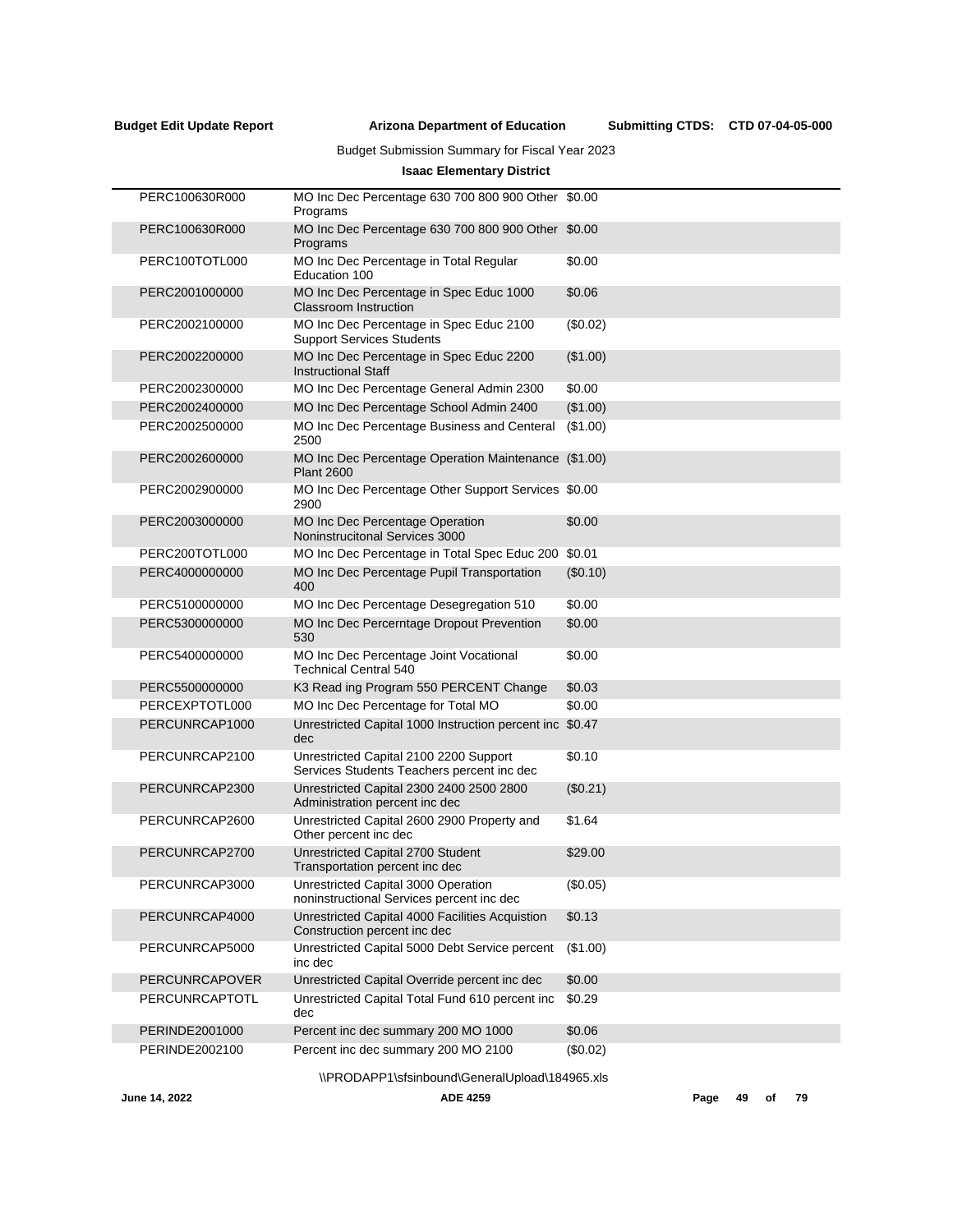Budget Submission Summary for Fiscal Year 2023

**Isaac Elementary District**

| | | |
|---|---|---|
| PERC100630R000 | MO Inc Dec Percentage 630 700 800 900 Other Programs | $0.00 |
| PERC100630R000 | MO Inc Dec Percentage 630 700 800 900 Other Programs | $0.00 |
| PERC100TOTL000 | MO Inc Dec Percentage in Total Regular Education 100 | $0.00 |
| PERC2001000000 | MO Inc Dec Percentage in Spec Educ 1000 Classroom Instruction | $0.06 |
| PERC2002100000 | MO Inc Dec Percentage in Spec Educ 2100 Support Services Students | ($0.02) |
| PERC2002200000 | MO Inc Dec Percentage in Spec Educ 2200 Instructional Staff | ($1.00) |
| PERC2002300000 | MO Inc Dec Percentage General Admin 2300 | $0.00 |
| PERC2002400000 | MO Inc Dec Percentage School Admin 2400 | ($1.00) |
| PERC2002500000 | MO Inc Dec Percentage Business and Centeral 2500 | ($1.00) |
| PERC2002600000 | MO Inc Dec Percentage Operation Maintenance Plant 2600 | ($1.00) |
| PERC2002900000 | MO Inc Dec Percentage Other Support Services 2900 | $0.00 |
| PERC2003000000 | MO Inc Dec Percentage Operation Noninstrucitonal Services 3000 | $0.00 |
| PERC200TOTL000 | MO Inc Dec Percentage in Total Spec Educ 200 | $0.01 |
| PERC4000000000 | MO Inc Dec Percentage Pupil Transportation 400 | ($0.10) |
| PERC5100000000 | MO Inc Dec Percentage Desegregation 510 | $0.00 |
| PERC5300000000 | MO Inc Dec Percerntage Dropout Prevention 530 | $0.00 |
| PERC5400000000 | MO Inc Dec Percentage Joint Vocational Technical Central 540 | $0.00 |
| PERC5500000000 | K3 Read ing Program 550 PERCENT Change | $0.03 |
| PERCEXPTOTL000 | MO Inc Dec Percentage for Total MO | $0.00 |
| PERCUNRCAP1000 | Unrestricted Capital 1000 Instruction percent inc dec | $0.47 |
| PERCUNRCAP2100 | Unrestricted Capital 2100 2200 Support Services Students Teachers percent inc dec | $0.10 |
| PERCUNRCAP2300 | Unrestricted Capital 2300 2400 2500 2800 Administration percent inc dec | ($0.21) |
| PERCUNRCAP2600 | Unrestricted Capital 2600 2900 Property and Other percent inc dec | $1.64 |
| PERCUNRCAP2700 | Unrestricted Capital 2700 Student Transportation percent inc dec | $29.00 |
| PERCUNRCAP3000 | Unrestricted Capital 3000 Operation noninstructional Services percent inc dec | ($0.05) |
| PERCUNRCAP4000 | Unrestricted Capital 4000 Facilities Acquistion Construction percent inc dec | $0.13 |
| PERCUNRCAP5000 | Unrestricted Capital 5000 Debt Service percent inc dec | ($1.00) |
| PERCUNRCAPOVER | Unrestricted Capital Override percent inc dec | $0.00 |
| PERCUNRCAPTOTL | Unrestricted Capital Total Fund 610 percent inc dec | $0.29 |
| PERINDE2001000 | Percent inc dec summary 200 MO 1000 | $0.06 |
| PERINDE2002100 | Percent inc dec summary 200 MO 2100 | ($0.02) |

\\PRODAPP1\sfsinbound\GeneralUpload\184965.xls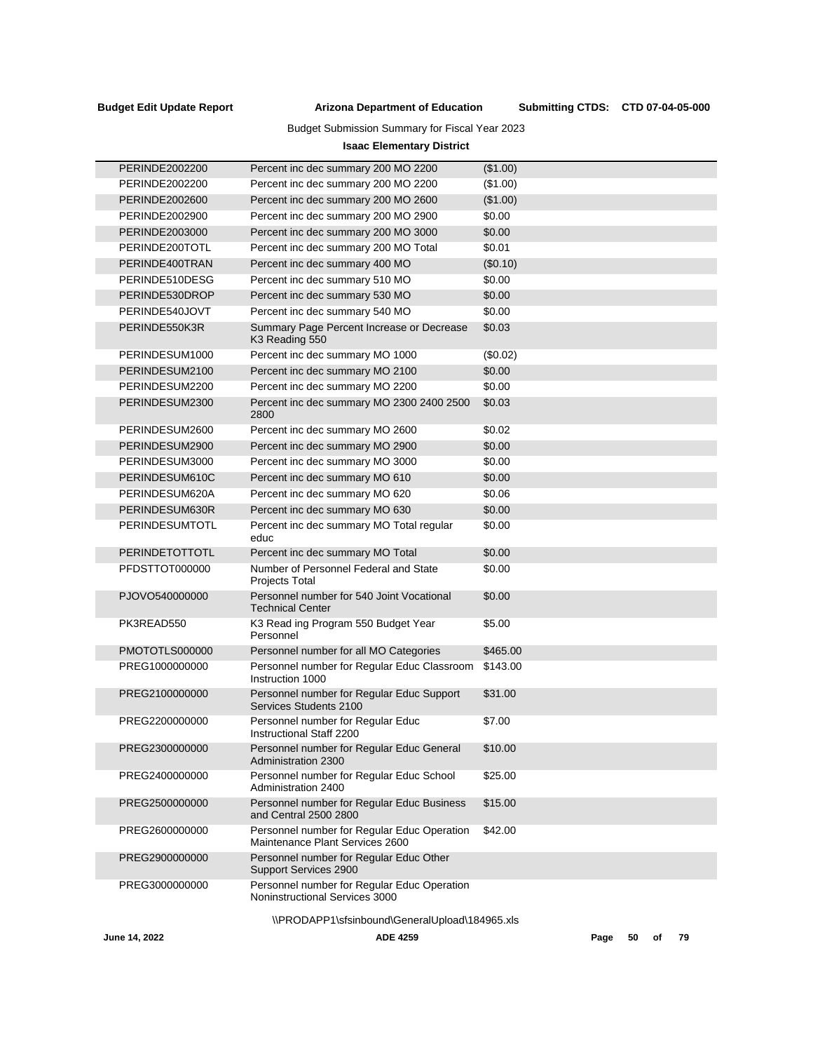Budget Submission Summary for Fiscal Year 2023

**Isaac Elementary District**

| | | |
|---|---|---|
| PERINDE2002200 | Percent inc dec summary 200 MO 2200 | ($1.00) |
| PERINDE2002200 | Percent inc dec summary 200 MO 2200 | ($1.00) |
| PERINDE2002600 | Percent inc dec summary 200 MO 2600 | ($1.00) |
| PERINDE2002900 | Percent inc dec summary 200 MO 2900 | $0.00 |
| PERINDE2003000 | Percent inc dec summary 200 MO 3000 | $0.00 |
| PERINDE200TOTL | Percent inc dec summary 200 MO Total | $0.01 |
| PERINDE400TRAN | Percent inc dec summary 400 MO | ($0.10) |
| PERINDE510DESG | Percent inc dec summary 510 MO | $0.00 |
| PERINDE530DROP | Percent inc dec summary 530 MO | $0.00 |
| PERINDE540JOVT | Percent inc dec summary 540 MO | $0.00 |
| PERINDE550K3R | Summary Page Percent Increase or Decrease K3 Reading 550 | $0.03 |
| PERINDESUM1000 | Percent inc dec summary MO 1000 | ($0.02) |
| PERINDESUM2100 | Percent inc dec summary MO 2100 | $0.00 |
| PERINDESUM2200 | Percent inc dec summary MO 2200 | $0.00 |
| PERINDESUM2300 | Percent inc dec summary MO 2300 2400 2500 2800 | $0.03 |
| PERINDESUM2600 | Percent inc dec summary MO 2600 | $0.02 |
| PERINDESUM2900 | Percent inc dec summary MO 2900 | $0.00 |
| PERINDESUM3000 | Percent inc dec summary MO 3000 | $0.00 |
| PERINDESUM610C | Percent inc dec summary MO 610 | $0.00 |
| PERINDESUM620A | Percent inc dec summary MO 620 | $0.06 |
| PERINDESUM630R | Percent inc dec summary MO 630 | $0.00 |
| PERINDESUMTOTL | Percent inc dec summary MO Total regular educ | $0.00 |
| PERINDETOTTOTL | Percent inc dec summary MO Total | $0.00 |
| PFDSTTOT000000 | Number of Personnel Federal and State Projects Total | $0.00 |
| PJOVO540000000 | Personnel number for 540 Joint Vocational Technical Center | $0.00 |
| PK3READ550 | K3 Read ing Program 550 Budget Year Personnel | $5.00 |
| PMOTOTLS000000 | Personnel number for all MO Categories | $465.00 |
| PREG1000000000 | Personnel number for Regular Educ Classroom Instruction 1000 | $143.00 |
| PREG2100000000 | Personnel number for Regular Educ Support Services Students 2100 | $31.00 |
| PREG2200000000 | Personnel number for Regular Educ Instructional Staff 2200 | $7.00 |
| PREG2300000000 | Personnel number for Regular Educ General Administration 2300 | $10.00 |
| PREG2400000000 | Personnel number for Regular Educ School Administration 2400 | $25.00 |
| PREG2500000000 | Personnel number for Regular Educ Business and Central 2500 2800 | $15.00 |
| PREG2600000000 | Personnel number for Regular Educ Operation Maintenance Plant Services 2600 | $42.00 |
| PREG2900000000 | Personnel number for Regular Educ Other Support Services 2900 | |
| PREG3000000000 | Personnel number for Regular Educ Operation Noninstructional Services 3000 | |

\\PRODAPP1\sfsinbound\GeneralUpload\184965.xls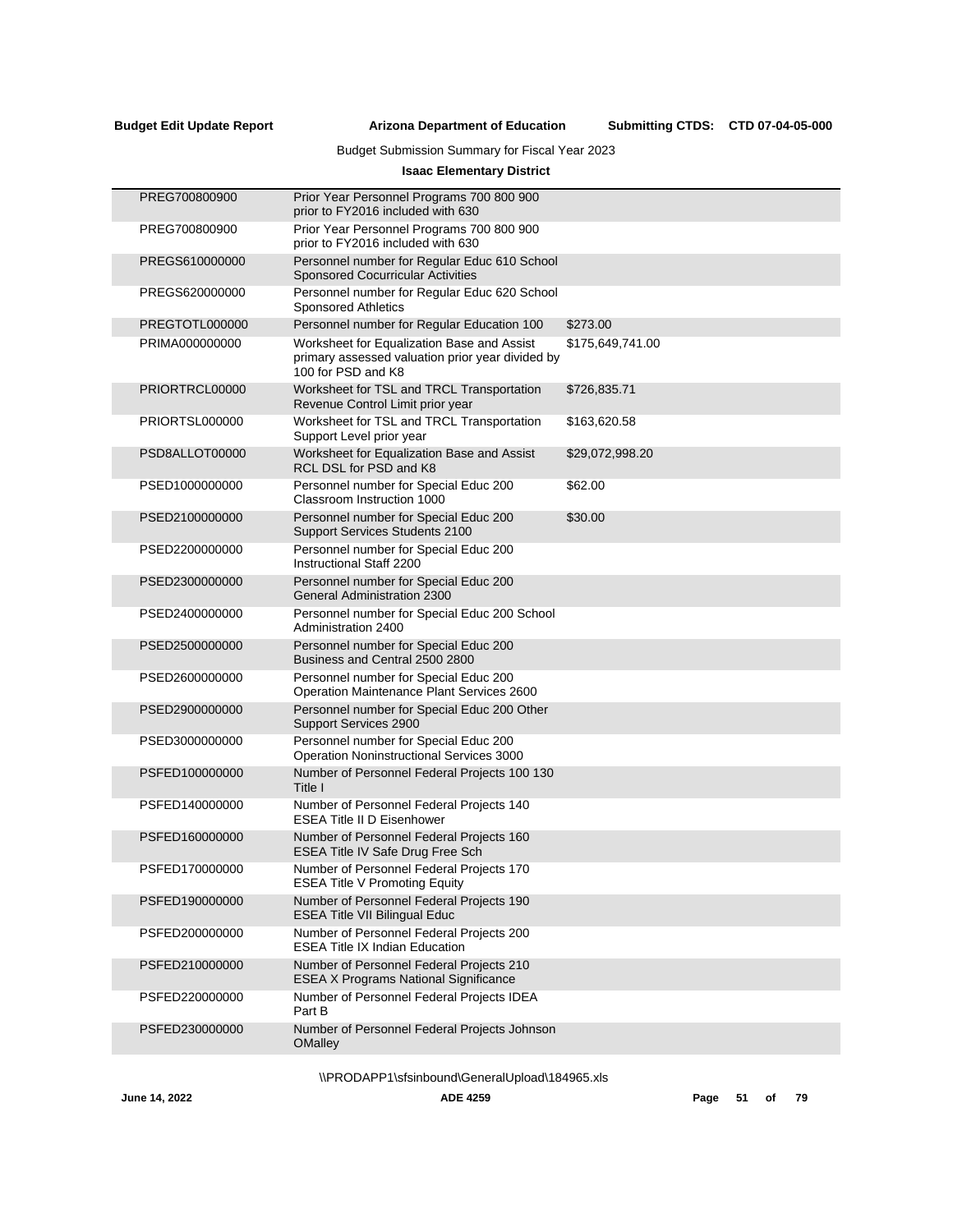**Budget Edit Update Report** **Arizona Department of Education** **Submitting CTDS: CTD 07-04-05-000**

Budget Submission Summary for Fiscal Year 2023

**Isaac Elementary District**

| | | |
|---|---|---|
| PREG700800900 | Prior Year Personnel Programs 700 800 900 prior to FY2016 included with 630 | |
| PREG700800900 | Prior Year Personnel Programs 700 800 900 prior to FY2016 included with 630 | |
| PREGS610000000 | Personnel number for Regular Educ 610 School Sponsored Cocurricular Activities | |
| PREGS620000000 | Personnel number for Regular Educ 620 School Sponsored Athletics | |
| PREGTOTL000000 | Personnel number for Regular Education 100 | $273.00 |
| PRIMA000000000 | Worksheet for Equalization Base and Assist primary assessed valuation prior year divided by 100 for PSD and K8 | $175,649,741.00 |
| PRIORTRCL00000 | Worksheet for TSL and TRCL Transportation Revenue Control Limit prior year | $726,835.71 |
| PRIORTSL000000 | Worksheet for TSL and TRCL Transportation Support Level prior year | $163,620.58 |
| PSD8ALLOT00000 | Worksheet for Equalization Base and Assist RCL DSL for PSD and K8 | $29,072,998.20 |
| PSED1000000000 | Personnel number for Special Educ 200 Classroom Instruction 1000 | $62.00 |
| PSED2100000000 | Personnel number for Special Educ 200 Support Services Students 2100 | $30.00 |
| PSED2200000000 | Personnel number for Special Educ 200 Instructional Staff 2200 | |
| PSED2300000000 | Personnel number for Special Educ 200 General Administration 2300 | |
| PSED2400000000 | Personnel number for Special Educ 200 School Administration 2400 | |
| PSED2500000000 | Personnel number for Special Educ 200 Business and Central 2500 2800 | |
| PSED2600000000 | Personnel number for Special Educ 200 Operation Maintenance Plant Services 2600 | |
| PSED2900000000 | Personnel number for Special Educ 200 Other Support Services 2900 | |
| PSED3000000000 | Personnel number for Special Educ 200 Operation Noninstructional Services 3000 | |
| PSFED100000000 | Number of Personnel Federal Projects 100 130 Title I | |
| PSFED140000000 | Number of Personnel Federal Projects 140 ESEA Title II D Eisenhower | |
| PSFED160000000 | Number of Personnel Federal Projects 160 ESEA Title IV Safe Drug Free Sch | |
| PSFED170000000 | Number of Personnel Federal Projects 170 ESEA Title V Promoting Equity | |
| PSFED190000000 | Number of Personnel Federal Projects 190 ESEA Title VII Bilingual Educ | |
| PSFED200000000 | Number of Personnel Federal Projects 200 ESEA Title IX Indian Education | |
| PSFED210000000 | Number of Personnel Federal Projects 210 ESEA X Programs National Significance | |
| PSFED220000000 | Number of Personnel Federal Projects IDEA Part B | |
| PSFED230000000 | Number of Personnel Federal Projects Johnson OMalley | |

\\PRODAPP1\sfsinbound\GeneralUpload\184965.xls

June 14, 2022 ADE 4259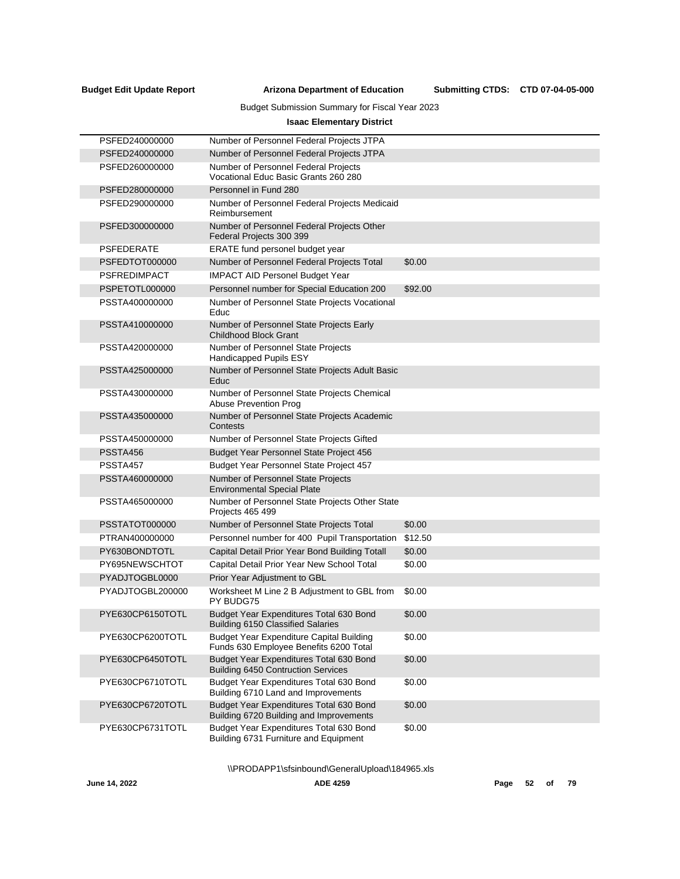Budget Submission Summary for Fiscal Year 2023

**Isaac Elementary District**

| | | |
|---|---|---|
| PSFED240000000 | Number of Personnel Federal Projects JTPA | |
| PSFED240000000 | Number of Personnel Federal Projects JTPA | |
| PSFED260000000 | Number of Personnel Federal Projects Vocational Educ Basic Grants 260 280 | |
| PSFED280000000 | Personnel in Fund 280 | |
| PSFED290000000 | Number of Personnel Federal Projects Medicaid Reimbursement | |
| PSFED300000000 | Number of Personnel Federal Projects Other Federal Projects 300 399 | |
| PSFEDERATE | ERATE fund personel budget year | |
| PSFEDTOT000000 | Number of Personnel Federal Projects Total | $0.00 |
| PSFREDIMPACT | IMPACT AID Personel Budget Year | |
| PSPETOTL000000 | Personnel number for Special Education 200 | $92.00 |
| PSSTA400000000 | Number of Personnel State Projects Vocational Educ | |
| PSSTA410000000 | Number of Personnel State Projects Early Childhood Block Grant | |
| PSSTA420000000 | Number of Personnel State Projects Handicapped Pupils ESY | |
| PSSTA425000000 | Number of Personnel State Projects Adult Basic Educ | |
| PSSTA430000000 | Number of Personnel State Projects Chemical Abuse Prevention Prog | |
| PSSTA435000000 | Number of Personnel State Projects Academic Contests | |
| PSSTA450000000 | Number of Personnel State Projects Gifted | |
| PSSTA456 | Budget Year Personnel State Project 456 | |
| PSSTA457 | Budget Year Personnel State Project 457 | |
| PSSTA460000000 | Number of Personnel State Projects Environmental Special Plate | |
| PSSTA465000000 | Number of Personnel State Projects Other State Projects 465 499 | |
| PSSTATOT000000 | Number of Personnel State Projects Total | $0.00 |
| PTRAN400000000 | Personnel number for 400 Pupil Transportation | $12.50 |
| PY630BONDTOTL | Capital Detail Prior Year Bond Building Totall | $0.00 |
| PY695NEWSCHTOT | Capital Detail Prior Year New School Total | $0.00 |
| PYADJTOGBL0000 | Prior Year Adjustment to GBL | |
| PYADJTOGBL200000 | Worksheet M Line 2 B Adjustment to GBL from PY BUDG75 | $0.00 |
| PYE630CP6150TOTL | Budget Year Expenditures Total 630 Bond Building 6150 Classified Salaries | $0.00 |
| PYE630CP6200TOTL | Budget Year Expenditure Capital Building Funds 630 Employee Benefits 6200 Total | $0.00 |
| PYE630CP6450TOTL | Budget Year Expenditures Total 630 Bond Building 6450 Contruction Services | $0.00 |
| PYE630CP6710TOTL | Budget Year Expenditures Total 630 Bond Building 6710 Land and Improvements | $0.00 |
| PYE630CP6720TOTL | Budget Year Expenditures Total 630 Bond Building 6720 Building and Improvements | $0.00 |
| PYE630CP6731TOTL | Budget Year Expenditures Total 630 Bond Building 6731 Furniture and Equipment | $0.00 |

\\PRODAPP1\sfsinbound\GeneralUpload\184965.xls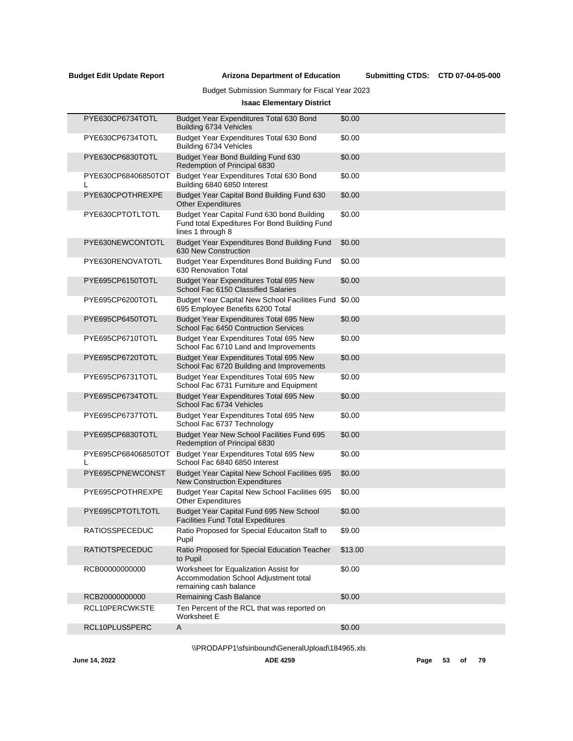Budget Submission Summary for Fiscal Year 2023

**Isaac Elementary District**

| | | |
|---|---|---|
| PYE630CP6734TOTL | Budget Year Expenditures Total 630 Bond Building 6734 Vehicles | $0.00 |
| PYE630CP6734TOTL | Budget Year Expenditures Total 630 Bond Building 6734 Vehicles | $0.00 |
| PYE630CP6830TOTL | Budget Year Bond Building Fund 630 Redemption of Principal 6830 | $0.00 |
| PYE630CP68406850TOTL | Budget Year Expenditures Total 630 Bond Building 6840 6850 Interest | $0.00 |
| PYE630CPOTHREXPE | Budget Year Capital Bond Building Fund 630 Other Expenditures | $0.00 |
| PYE630CPTOTLTOTL | Budget Year Capital Fund 630 bond Building Fund total Expeditures For Bond Building Fund lines 1 through 8 | $0.00 |
| PYE630NEWCONTOTL | Budget Year Expenditures Bond Building Fund 630 New Construction | $0.00 |
| PYE630RENOVATOTL | Budget Year Expenditures Bond Building Fund 630 Renovation Total | $0.00 |
| PYE695CP6150TOTL | Budget Year Expenditures Total 695 New School Fac 6150 Classified Salaries | $0.00 |
| PYE695CP6200TOTL | Budget Year Capital New School Facilities Fund 695 Employee Benefits 6200 Total | $0.00 |
| PYE695CP6450TOTL | Budget Year Expenditures Total 695 New School Fac 6450 Contruction Services | $0.00 |
| PYE695CP6710TOTL | Budget Year Expenditures Total 695 New School Fac 6710 Land and Improvements | $0.00 |
| PYE695CP6720TOTL | Budget Year Expenditures Total 695 New School Fac 6720 Building and Improvements | $0.00 |
| PYE695CP6731TOTL | Budget Year Expenditures Total 695 New School Fac 6731 Furniture and Equipment | $0.00 |
| PYE695CP6734TOTL | Budget Year Expenditures Total 695 New School Fac 6734 Vehicles | $0.00 |
| PYE695CP6737TOTL | Budget Year Expenditures Total 695 New School Fac 6737 Technology | $0.00 |
| PYE695CP6830TOTL | Budget Year New School Facilities Fund 695 Redemption of Principal 6830 | $0.00 |
| PYE695CP68406850TOTL | Budget Year Expenditures Total 695 New School Fac 6840 6850 Interest | $0.00 |
| PYE695CPNEWCONST | Budget Year Capital New School Facilities 695 New Construction Expenditures | $0.00 |
| PYE695CPOTHREXPE | Budget Year Capital New School Facilities 695 Other Expenditures | $0.00 |
| PYE695CPTOTLTOTL | Budget Year Capital Fund 695 New School Facilities Fund Total Expeditures | $0.00 |
| RATIOSSPECEDUC | Ratio Proposed for Special Educaiton Staff to Pupil | $9.00 |
| RATIOTSPECEDUC | Ratio Proposed for Special Education Teacher to Pupil | $13.00 |
| RCB00000000000 | Worksheet for Equalization Assist for Accommodation School Adjustment total remaining cash balance | $0.00 |
| RCB20000000000 | Remaining Cash Balance | $0.00 |
| RCL10PERCWKSTE | Ten Percent of the RCL that was reported on Worksheet E | |
| RCL10PLUS5PERC | A | $0.00 |

\\PRODAPP1\sfsinbound\GeneralUpload\184965.xls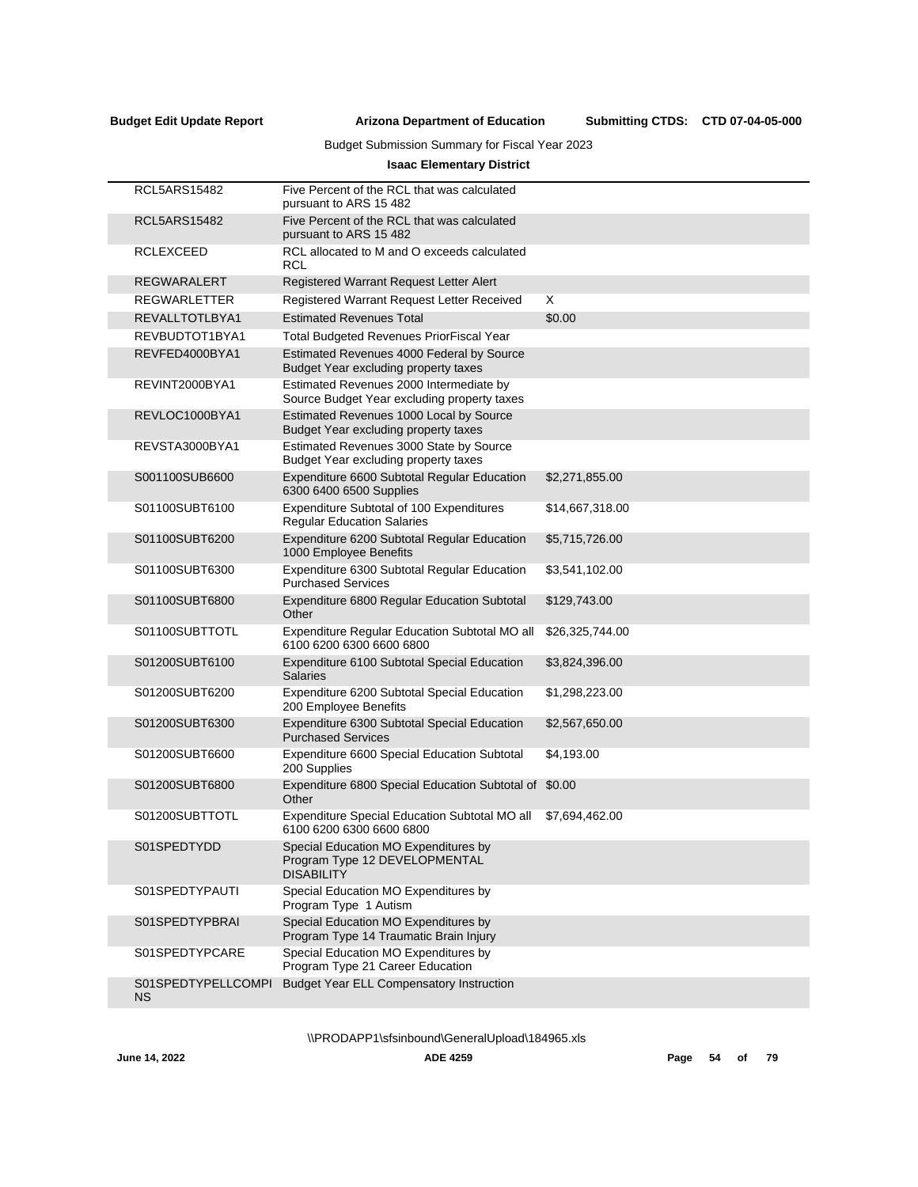Budget Submission Summary for Fiscal Year 2023

**Isaac Elementary District**

| | | |
|---|---|---|
| RCL5ARS15482 | Five Percent of the RCL that was calculated pursuant to ARS 15 482 | |
| RCL5ARS15482 | Five Percent of the RCL that was calculated pursuant to ARS 15 482 | |
| RCLEXCEED | RCL allocated to M and O exceeds calculated RCL | |
| REGWARALERT | Registered Warrant Request Letter Alert | |
| REGWARLETTER | Registered Warrant Request Letter Received | X |
| REVALLTOTLBYA1 | Estimated Revenues Total | $0.00 |
| REVBUDTOT1BYA1 | Total Budgeted Revenues PriorFiscal Year | |
| REVFED4000BYA1 | Estimated Revenues 4000 Federal by Source Budget Year excluding property taxes | |
| REVINT2000BYA1 | Estimated Revenues 2000 Intermediate by Source Budget Year excluding property taxes | |
| REVLOC1000BYA1 | Estimated Revenues 1000 Local by Source Budget Year excluding property taxes | |
| REVSTA3000BYA1 | Estimated Revenues 3000 State by Source Budget Year excluding property taxes | |
| S001100SUB6600 | Expenditure 6600 Subtotal Regular Education 6300 6400 6500 Supplies | $2,271,855.00 |
| S01100SUBT6100 | Expenditure Subtotal of 100 Expenditures Regular Education Salaries | $14,667,318.00 |
| S01100SUBT6200 | Expenditure 6200 Subtotal Regular Education 1000 Employee Benefits | $5,715,726.00 |
| S01100SUBT6300 | Expenditure 6300 Subtotal Regular Education Purchased Services | $3,541,102.00 |
| S01100SUBT6800 | Expenditure 6800 Regular Education Subtotal Other | $129,743.00 |
| S01100SUBTTOTL | Expenditure Regular Education Subtotal MO all 6100 6200 6300 6600 6800 | $26,325,744.00 |
| S01200SUBT6100 | Expenditure 6100 Subtotal Special Education Salaries | $3,824,396.00 |
| S01200SUBT6200 | Expenditure 6200 Subtotal Special Education 200 Employee Benefits | $1,298,223.00 |
| S01200SUBT6300 | Expenditure 6300 Subtotal Special Education Purchased Services | $2,567,650.00 |
| S01200SUBT6600 | Expenditure 6600 Special Education Subtotal 200 Supplies | $4,193.00 |
| S01200SUBT6800 | Expenditure 6800 Special Education Subtotal of Other | $0.00 |
| S01200SUBTTOTL | Expenditure Special Education Subtotal MO all 6100 6200 6300 6600 6800 | $7,694,462.00 |
| S01SPEDTYDD | Special Education MO Expenditures by Program Type 12 DEVELOPMENTAL DISABILITY | |
| S01SPEDTYPAUTI | Special Education MO Expenditures by Program Type 1 Autism | |
| S01SPEDTYPBRAI | Special Education MO Expenditures by Program Type 14 Traumatic Brain Injury | |
| S01SPEDTYPCARE | Special Education MO Expenditures by Program Type 21 Career Education | |
| S01SPEDTYPELLCOMPINS | Budget Year ELL Compensatory Instruction | |

\\PRODAPP1\sfsinbound\GeneralUpload\184965.xls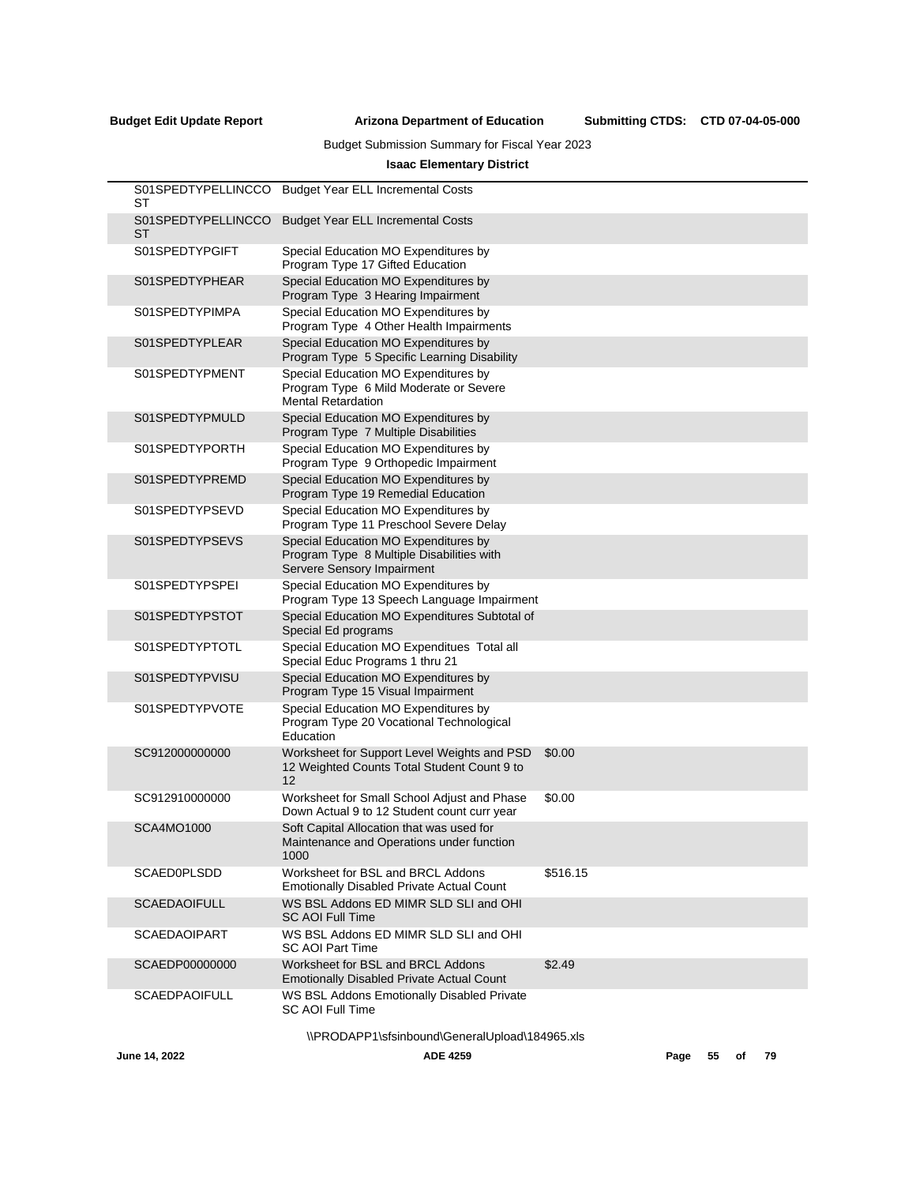Budget Submission Summary for Fiscal Year 2023

**Isaac Elementary District**

| Code | Description | Amount |
|---|---|---|
| S01SPEDTYPELLINCCO ST | Budget Year ELL Incremental Costs | |
| S01SPEDTYPELLINCCO ST | Budget Year ELL Incremental Costs | |
| S01SPEDTYPGIFT | Special Education MO Expenditures by Program Type 17 Gifted Education | |
| S01SPEDTYPHEAR | Special Education MO Expenditures by Program Type 3 Hearing Impairment | |
| S01SPEDTYPIMPA | Special Education MO Expenditures by Program Type 4 Other Health Impairments | |
| S01SPEDTYPLEAR | Special Education MO Expenditures by Program Type 5 Specific Learning Disability | |
| S01SPEDTYPMENT | Special Education MO Expenditures by Program Type 6 Mild Moderate or Severe Mental Retardation | |
| S01SPEDTYPMULD | Special Education MO Expenditures by Program Type 7 Multiple Disabilities | |
| S01SPEDTYPORTH | Special Education MO Expenditures by Program Type 9 Orthopedic Impairment | |
| S01SPEDTYPREMD | Special Education MO Expenditures by Program Type 19 Remedial Education | |
| S01SPEDTYPSEVD | Special Education MO Expenditures by Program Type 11 Preschool Severe Delay | |
| S01SPEDTYPSEVS | Special Education MO Expenditures by Program Type 8 Multiple Disabilities with Servere Sensory Impairment | |
| S01SPEDTYPSPEI | Special Education MO Expenditures by Program Type 13 Speech Language Impairment | |
| S01SPEDTYPSTOT | Special Education MO Expenditures Subtotal of Special Ed programs | |
| S01SPEDTYPTOTL | Special Education MO Expenditues Total all Special Educ Programs 1 thru 21 | |
| S01SPEDTYPVISU | Special Education MO Expenditures by Program Type 15 Visual Impairment | |
| S01SPEDTYPVOTE | Special Education MO Expenditures by Program Type 20 Vocational Technological Education | |
| SC912000000000 | Worksheet for Support Level Weights and PSD 12 Weighted Counts Total Student Count 9 to 12 | $0.00 |
| SC912910000000 | Worksheet for Small School Adjust and Phase Down Actual 9 to 12 Student count curr year | $0.00 |
| SCA4MO1000 | Soft Capital Allocation that was used for Maintenance and Operations under function 1000 | |
| SCAED0PLSDD | Worksheet for BSL and BRCL Addons Emotionally Disabled Private Actual Count | $516.15 |
| SCAEDAOIFULL | WS BSL Addons ED MIMR SLD SLI and OHI SC AOI Full Time | |
| SCAEDAOIPART | WS BSL Addons ED MIMR SLD SLI and OHI SC AOI Part Time | |
| SCAEDP00000000 | Worksheet for BSL and BRCL Addons Emotionally Disabled Private Actual Count | $2.49 |
| SCAEDPAOIFULL | WS BSL Addons Emotionally Disabled Private SC AOI Full Time | |

\\PRODAPP1\sfsinbound\GeneralUpload\184965.xls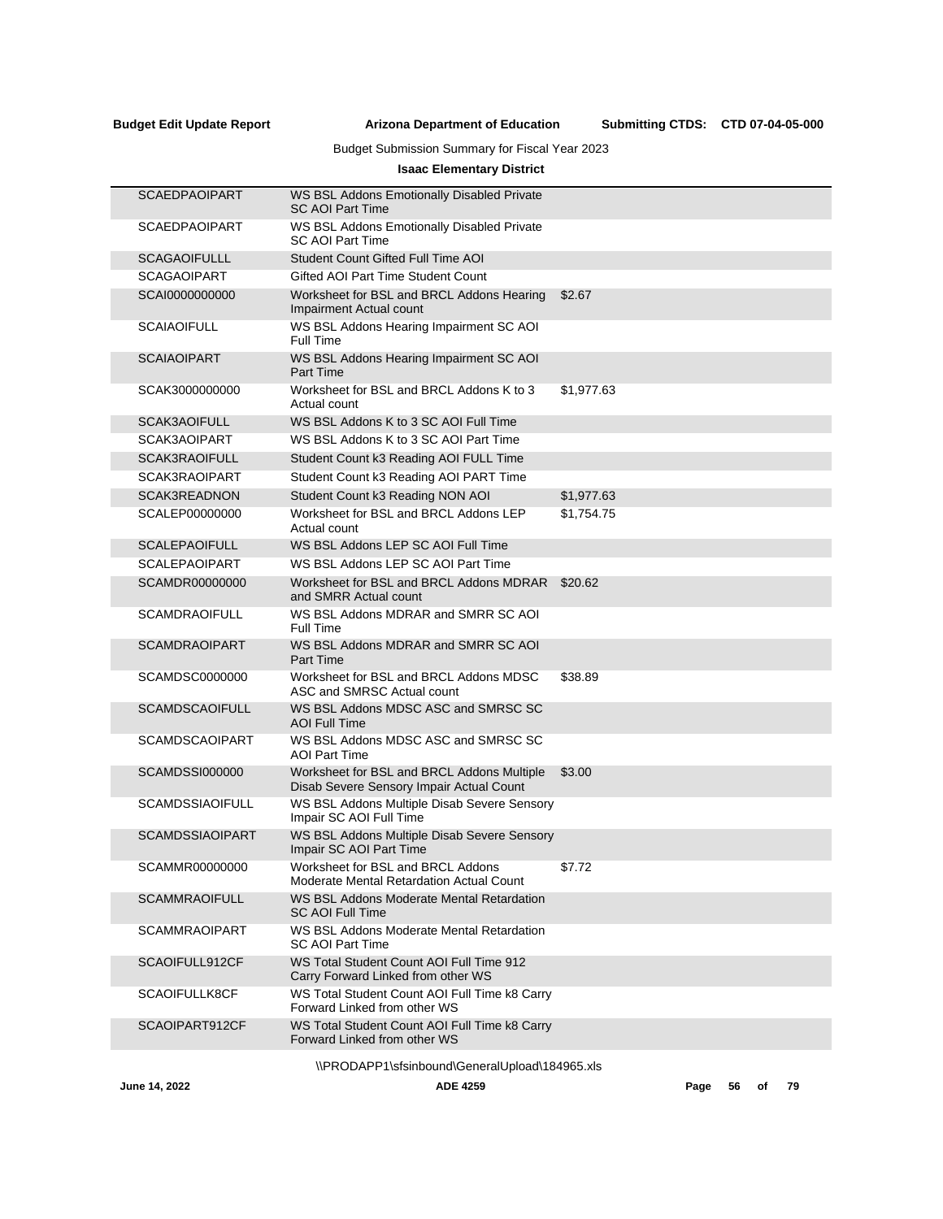Budget Submission Summary for Fiscal Year 2023

**Isaac Elementary District**

| | | |
|---|---|---|
| SCAEDPAOIPART | WS BSL Addons Emotionally Disabled Private SC AOI Part Time | |
| SCAEDPAOIPART | WS BSL Addons Emotionally Disabled Private SC AOI Part Time | |
| SCAGAOIFULLL | Student Count Gifted Full Time AOI | |
| SCAGAOIPART | Gifted AOI Part Time Student Count | |
| SCAI0000000000 | Worksheet for BSL and BRCL Addons Hearing Impairment Actual count | $2.67 |
| SCAIAOIFULL | WS BSL Addons Hearing Impairment SC AOI Full Time | |
| SCAIAOIPART | WS BSL Addons Hearing Impairment SC AOI Part Time | |
| SCAK3000000000 | Worksheet for BSL and BRCL Addons K to 3 Actual count | $1,977.63 |
| SCAK3AOIFULL | WS BSL Addons K to 3 SC AOI Full Time | |
| SCAK3AOIPART | WS BSL Addons K to 3 SC AOI Part Time | |
| SCAK3RAOIFULL | Student Count k3 Reading AOI FULL Time | |
| SCAK3RAOIPART | Student Count k3 Reading AOI PART Time | |
| SCAK3READNON | Student Count k3 Reading NON AOI | $1,977.63 |
| SCALEP00000000 | Worksheet for BSL and BRCL Addons LEP Actual count | $1,754.75 |
| SCALEPAOIFULL | WS BSL Addons LEP SC AOI Full Time | |
| SCALEPAOIPART | WS BSL Addons LEP SC AOI Part Time | |
| SCAMDR00000000 | Worksheet for BSL and BRCL Addons MDRAR and SMRR Actual count | $20.62 |
| SCAMDRAOIFULL | WS BSL Addons MDRAR and SMRR SC AOI Full Time | |
| SCAMDRAOIPART | WS BSL Addons MDRAR and SMRR SC AOI Part Time | |
| SCAMDSC0000000 | Worksheet for BSL and BRCL Addons MDSC ASC and SMRSC Actual count | $38.89 |
| SCAMDSCAOIFULL | WS BSL Addons MDSC ASC and SMRSC SC AOI Full Time | |
| SCAMDSCAOIPART | WS BSL Addons MDSC ASC and SMRSC SC AOI Part Time | |
| SCAMDSSI000000 | Worksheet for BSL and BRCL Addons Multiple Disab Severe Sensory Impair Actual Count | $3.00 |
| SCAMDSSIAOIFULL | WS BSL Addons Multiple Disab Severe Sensory Impair SC AOI Full Time | |
| SCAMDSSIAOIPART | WS BSL Addons Multiple Disab Severe Sensory Impair SC AOI Part Time | |
| SCAMMR00000000 | Worksheet for BSL and BRCL Addons Moderate Mental Retardation Actual Count | $7.72 |
| SCAMMRAOIFULL | WS BSL Addons Moderate Mental Retardation SC AOI Full Time | |
| SCAMMRAOIPART | WS BSL Addons Moderate Mental Retardation SC AOI Part Time | |
| SCAOIFULL912CF | WS Total Student Count AOI Full Time 912 Carry Forward Linked from other WS | |
| SCAOIFULLK8CF | WS Total Student Count AOI Full Time k8 Carry Forward Linked from other WS | |
| SCAOIPART912CF | WS Total Student Count AOI Full Time k8 Carry Forward Linked from other WS | |

\\PRODAPP1\sfsinbound\GeneralUpload\184965.xls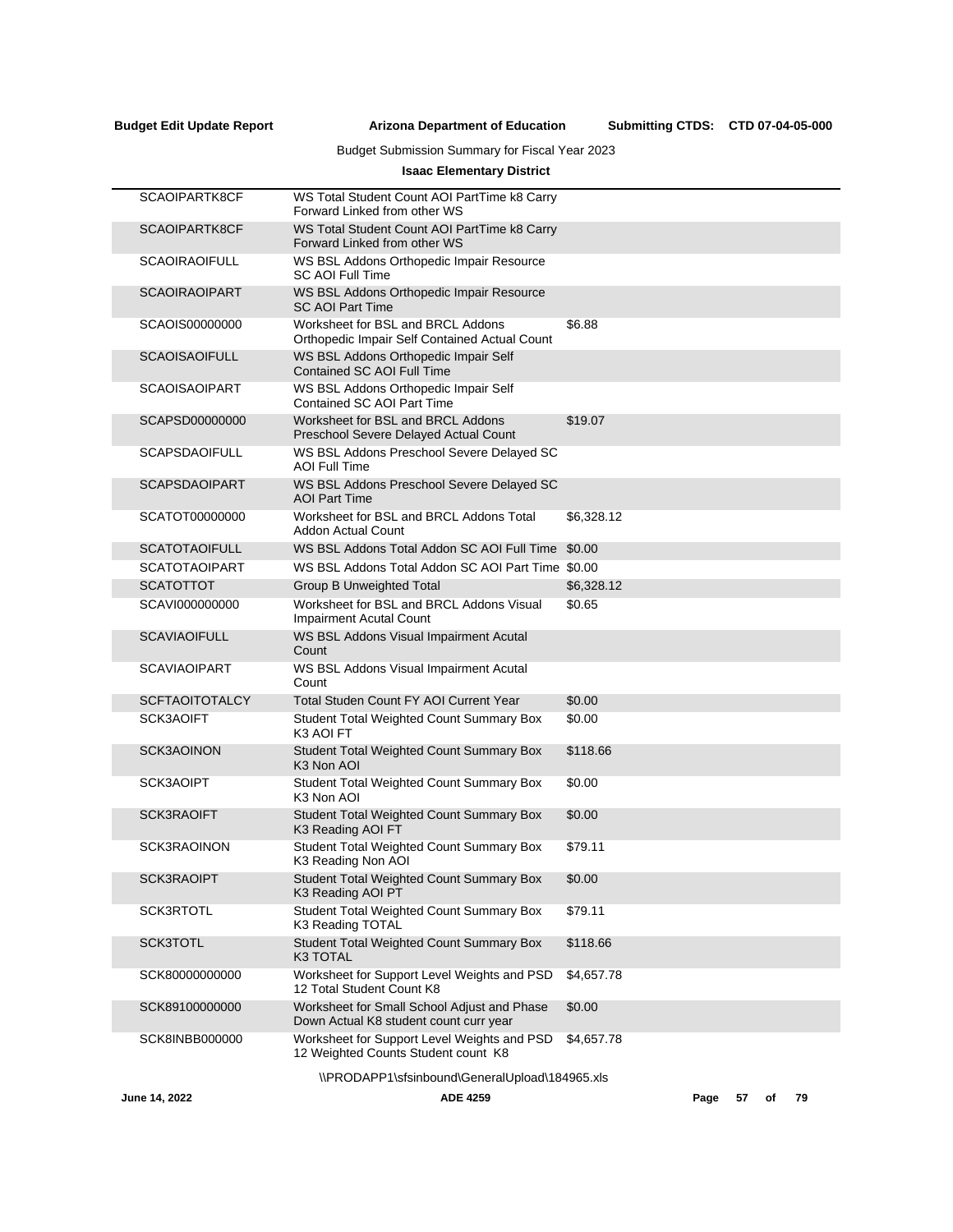**Budget Edit Update Report** **Arizona Department of Education** **Submitting CTDS: CTD 07-04-05-000**

Budget Submission Summary for Fiscal Year 2023

**Isaac Elementary District**

| | | |
|---|---|---|
| SCAOIPARTK8CF | WS Total Student Count AOI PartTime k8 Carry Forward Linked from other WS | |
| SCAOIPARTK8CF | WS Total Student Count AOI PartTime k8 Carry Forward Linked from other WS | |
| SCAOIRAOIFULL | WS BSL Addons Orthopedic Impair Resource SC AOI Full Time | |
| SCAOIRAOIPART | WS BSL Addons Orthopedic Impair Resource SC AOI Part Time | |
| SCAOIS00000000 | Worksheet for BSL and BRCL Addons Orthopedic Impair Self Contained Actual Count | $6.88 |
| SCAOISAOIFULL | WS BSL Addons Orthopedic Impair Self Contained SC AOI Full Time | |
| SCAOISAOIPART | WS BSL Addons Orthopedic Impair Self Contained SC AOI Part Time | |
| SCAPSD00000000 | Worksheet for BSL and BRCL Addons Preschool Severe Delayed Actual Count | $19.07 |
| SCAPSDAOIFULL | WS BSL Addons Preschool Severe Delayed SC AOI Full Time | |
| SCAPSDAOIPART | WS BSL Addons Preschool Severe Delayed SC AOI Part Time | |
| SCATOT00000000 | Worksheet for BSL and BRCL Addons Total Addon Actual Count | $6,328.12 |
| SCATOTAOIFULL | WS BSL Addons Total Addon SC AOI Full Time | $0.00 |
| SCATOTAOIPART | WS BSL Addons Total Addon SC AOI Part Time | $0.00 |
| SCATOTTOT | Group B Unweighted Total | $6,328.12 |
| SCAVI000000000 | Worksheet for BSL and BRCL Addons Visual Impairment Acutal Count | $0.65 |
| SCAVIAOIFULL | WS BSL Addons Visual Impairment Acutal Count | |
| SCAVIAOIPART | WS BSL Addons Visual Impairment Acutal Count | |
| SCFTAOITOTALCY | Total Studen Count FY AOI Current Year | $0.00 |
| SCK3AOIFT | Student Total Weighted Count Summary Box K3 AOI FT | $0.00 |
| SCK3AOINON | Student Total Weighted Count Summary Box K3 Non AOI | $118.66 |
| SCK3AOIPT | Student Total Weighted Count Summary Box K3 Non AOI | $0.00 |
| SCK3RAOIFT | Student Total Weighted Count Summary Box K3 Reading AOI FT | $0.00 |
| SCK3RAOINON | Student Total Weighted Count Summary Box K3 Reading Non AOI | $79.11 |
| SCK3RAOIPT | Student Total Weighted Count Summary Box K3 Reading AOI PT | $0.00 |
| SCK3RTOTL | Student Total Weighted Count Summary Box K3 Reading TOTAL | $79.11 |
| SCK3TOTL | Student Total Weighted Count Summary Box K3 TOTAL | $118.66 |
| SCK80000000000 | Worksheet for Support Level Weights and PSD 12 Total Student Count K8 | $4,657.78 |
| SCK89100000000 | Worksheet for Small School Adjust and Phase Down Actual K8 student count curr year | $0.00 |
| SCK8INBB000000 | Worksheet for Support Level Weights and PSD 12 Weighted Counts Student count K8 | $4,657.78 |

\\PRODAPP1\sfsinbound\GeneralUpload\184965.xls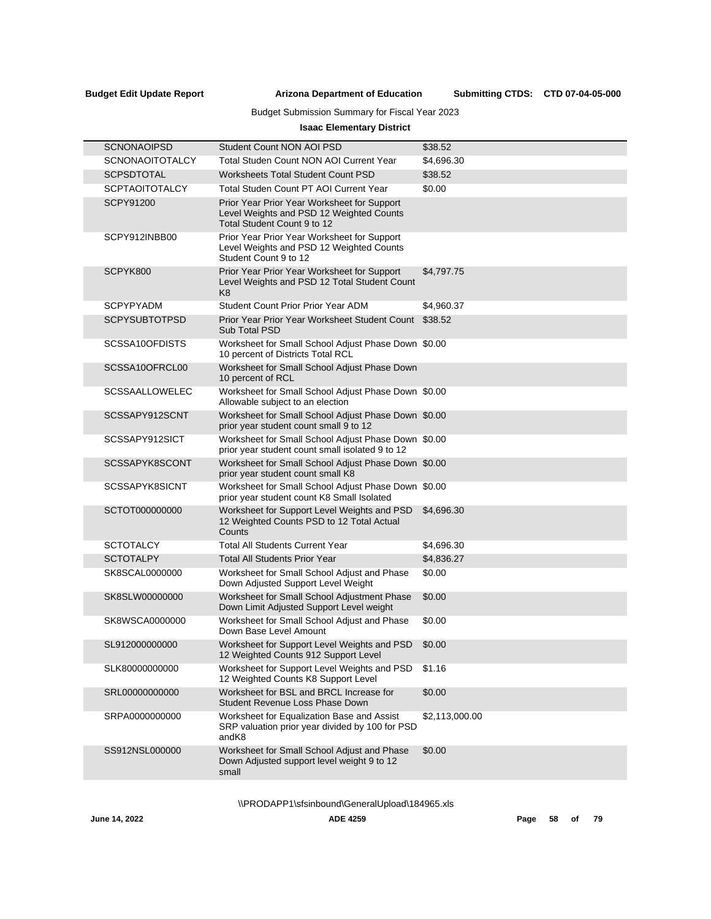Budget Submission Summary for Fiscal Year 2023

**Isaac Elementary District**

| | | |
|---|---|---|
| SCNONAOIPSD | Student Count NON AOI PSD | $38.52 |
| SCNONAOITOTALCY | Total Studen Count NON AOI Current Year | $4,696.30 |
| SCPSDTOTAL | Worksheets Total Student Count PSD | $38.52 |
| SCPTAOITOTALCY | Total Studen Count PT AOI Current Year | $0.00 |
| SCPY91200 | Prior Year Prior Year Worksheet for Support Level Weights and PSD 12 Weighted Counts Total Student Count 9 to 12 | |
| SCPY912INBB00 | Prior Year Prior Year Worksheet for Support Level Weights and PSD 12 Weighted Counts Student Count 9 to 12 | |
| SCPYK800 | Prior Year Prior Year Worksheet for Support Level Weights and PSD 12 Total Student Count K8 | $4,797.75 |
| SCPYPYADM | Student Count Prior Prior Year ADM | $4,960.37 |
| SCPYSUBTOTPSD | Prior Year Prior Year Worksheet Student Count Sub Total PSD | $38.52 |
| SCSSA10OFDISTS | Worksheet for Small School Adjust Phase Down 10 percent of Districts Total RCL | $0.00 |
| SCSSA10OFRCL00 | Worksheet for Small School Adjust Phase Down 10 percent of RCL | |
| SCSSAALLOWELEC | Worksheet for Small School Adjust Phase Down Allowable subject to an election | $0.00 |
| SCSSAPY912SCNT | Worksheet for Small School Adjust Phase Down prior year student count small 9 to 12 | $0.00 |
| SCSSAPY912SICT | Worksheet for Small School Adjust Phase Down prior year student count small isolated 9 to 12 | $0.00 |
| SCSSAPYK8SCONT | Worksheet for Small School Adjust Phase Down prior year student count small K8 | $0.00 |
| SCSSAPYK8SICNT | Worksheet for Small School Adjust Phase Down prior year student count K8 Small Isolated | $0.00 |
| SCTOT000000000 | Worksheet for Support Level Weights and PSD 12 Weighted Counts PSD to 12 Total Actual Counts | $4,696.30 |
| SCTOTALCY | Total All Students Current Year | $4,696.30 |
| SCTOTALPY | Total All Students Prior Year | $4,836.27 |
| SK8SCAL0000000 | Worksheet for Small School Adjust and Phase Down Adjusted Support Level Weight | $0.00 |
| SK8SLW00000000 | Worksheet for Small School Adjustment Phase Down Limit Adjusted Support Level weight | $0.00 |
| SK8WSCA0000000 | Worksheet for Small School Adjust and Phase Down Base Level Amount | $0.00 |
| SL912000000000 | Worksheet for Support Level Weights and PSD 12 Weighted Counts 912 Support Level | $0.00 |
| SLK80000000000 | Worksheet for Support Level Weights and PSD 12 Weighted Counts K8 Support Level | $1.16 |
| SRL00000000000 | Worksheet for BSL and BRCL Increase for Student Revenue Loss Phase Down | $0.00 |
| SRPA0000000000 | Worksheet for Equalization Base and Assist SRP valuation prior year divided by 100 for PSD andK8 | $2,113,000.00 |
| SS912NSL000000 | Worksheet for Small School Adjust and Phase Down Adjusted support level weight 9 to 12 small | $0.00 |

\\PRODAPP1\sfsinbound\GeneralUpload\184965.xls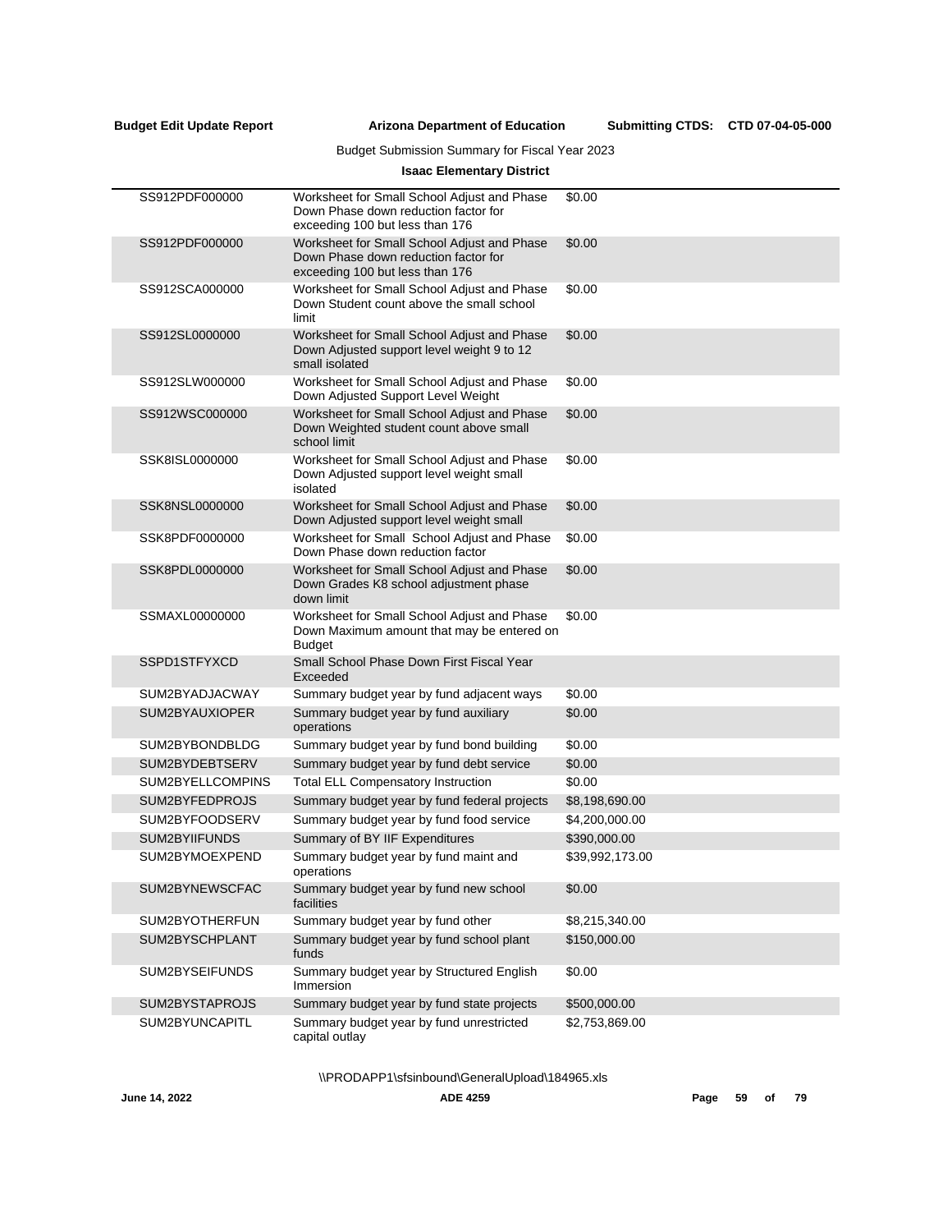Budget Submission Summary for Fiscal Year 2023

**Isaac Elementary District**

| | | |
|---|---|---|
| SS912PDF000000 | Worksheet for Small School Adjust and Phase Down Phase down reduction factor for exceeding 100 but less than 176 | \$0.00 |
| SS912PDF000000 | Worksheet for Small School Adjust and Phase Down Phase down reduction factor for exceeding 100 but less than 176 | \$0.00 |
| SS912SCA000000 | Worksheet for Small School Adjust and Phase Down Student count above the small school limit | \$0.00 |
| SS912SL0000000 | Worksheet for Small School Adjust and Phase Down Adjusted support level weight 9 to 12 small isolated | \$0.00 |
| SS912SLW000000 | Worksheet for Small School Adjust and Phase Down Adjusted Support Level Weight | \$0.00 |
| SS912WSC000000 | Worksheet for Small School Adjust and Phase Down Weighted student count above small school limit | \$0.00 |
| SSK8ISL0000000 | Worksheet for Small School Adjust and Phase Down Adjusted support level weight small isolated | \$0.00 |
| SSK8NSL0000000 | Worksheet for Small School Adjust and Phase Down Adjusted support level weight small | \$0.00 |
| SSK8PDF0000000 | Worksheet for Small School Adjust and Phase Down Phase down reduction factor | \$0.00 |
| SSK8PDL0000000 | Worksheet for Small School Adjust and Phase Down Grades K8 school adjustment phase down limit | \$0.00 |
| SSMAXL00000000 | Worksheet for Small School Adjust and Phase Down Maximum amount that may be entered on Budget | \$0.00 |
| SSPD1STFYXCD | Small School Phase Down First Fiscal Year Exceeded | |
| SUM2BYADJACWAY | Summary budget year by fund adjacent ways | \$0.00 |
| SUM2BYAUXIOPER | Summary budget year by fund auxiliary operations | \$0.00 |
| SUM2BYBONDBLDG | Summary budget year by fund bond building | \$0.00 |
| SUM2BYDEBTSERV | Summary budget year by fund debt service | \$0.00 |
| SUM2BYELLCOMPINS | Total ELL Compensatory Instruction | \$0.00 |
| SUM2BYFEDPROJS | Summary budget year by fund federal projects | \$8,198,690.00 |
| SUM2BYFOODSERV | Summary budget year by fund food service | \$4,200,000.00 |
| SUM2BYIIFUNDS | Summary of BY IIF Expenditures | \$390,000.00 |
| SUM2BYMOEXPEND | Summary budget year by fund maint and operations | \$39,992,173.00 |
| SUM2BYNEWSCFAC | Summary budget year by fund new school facilities | \$0.00 |
| SUM2BYOTHERFUN | Summary budget year by fund other | \$8,215,340.00 |
| SUM2BYSCHPLANT | Summary budget year by fund school plant funds | \$150,000.00 |
| SUM2BYSEIFUNDS | Summary budget year by Structured English Immersion | \$0.00 |
| SUM2BYSTAPROJS | Summary budget year by fund state projects | \$500,000.00 |
| SUM2BYUNCAPITL | Summary budget year by fund unrestricted capital outlay | \$2,753,869.00 |

\\PRODAPP1\sfsinbound\GeneralUpload\184965.xls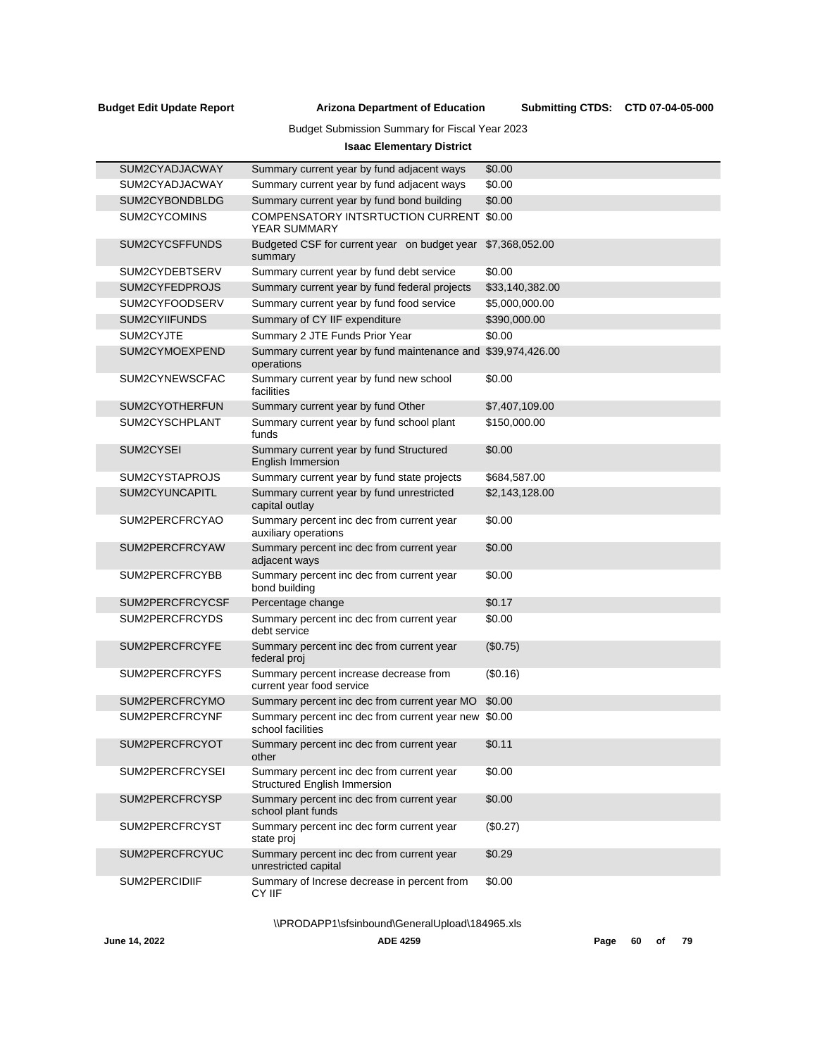Budget Submission Summary for Fiscal Year 2023

**Isaac Elementary District**

| | | |
|---|---|---|
| SUM2CYADJACWAY | Summary current year by fund adjacent ways | $0.00 |
| SUM2CYADJACWAY | Summary current year by fund adjacent ways | $0.00 |
| SUM2CYBONDBLDG | Summary current year by fund bond building | $0.00 |
| SUM2CYCOMINS | COMPENSATORY INTSRTUCTION CURRENT YEAR SUMMARY | $0.00 |
| SUM2CYCSFFUNDS | Budgeted CSF for current year on budget year summary | $7,368,052.00 |
| SUM2CYDEBTSERV | Summary current year by fund debt service | $0.00 |
| SUM2CYFEDPROJS | Summary current year by fund federal projects | $33,140,382.00 |
| SUM2CYFOODSERV | Summary current year by fund food service | $5,000,000.00 |
| SUM2CYIIFUNDS | Summary of CY IIF expenditure | $390,000.00 |
| SUM2CYJTE | Summary 2 JTE Funds Prior Year | $0.00 |
| SUM2CYMOEXPEND | Summary current year by fund maintenance and operations | $39,974,426.00 |
| SUM2CYNEWSCFAC | Summary current year by fund new school facilities | $0.00 |
| SUM2CYOTHERFUN | Summary current year by fund Other | $7,407,109.00 |
| SUM2CYSCHPLANT | Summary current year by fund school plant funds | $150,000.00 |
| SUM2CYSEI | Summary current year by fund Structured English Immersion | $0.00 |
| SUM2CYSTAPROJS | Summary current year by fund state projects | $684,587.00 |
| SUM2CYUNCAPITL | Summary current year by fund unrestricted capital outlay | $2,143,128.00 |
| SUM2PERCFRCYAO | Summary percent inc dec from current year auxiliary operations | $0.00 |
| SUM2PERCFRCYAW | Summary percent inc dec from current year adjacent ways | $0.00 |
| SUM2PERCFRCYBB | Summary percent inc dec from current year bond building | $0.00 |
| SUM2PERCFRCYCSF | Percentage change | $0.17 |
| SUM2PERCFRCYDS | Summary percent inc dec from current year debt service | $0.00 |
| SUM2PERCFRCYFE | Summary percent inc dec from current year federal proj | ($0.75) |
| SUM2PERCFRCYFS | Summary percent increase decrease from current year food service | ($0.16) |
| SUM2PERCFRCYMO | Summary percent inc dec from current year MO | $0.00 |
| SUM2PERCFRCYNF | Summary percent inc dec from current year new school facilities | $0.00 |
| SUM2PERCFRCYOT | Summary percent inc dec from current year other | $0.11 |
| SUM2PERCFRCYSEI | Summary percent inc dec from current year Structured English Immersion | $0.00 |
| SUM2PERCFRCYSP | Summary percent inc dec from current year school plant funds | $0.00 |
| SUM2PERCFRCYST | Summary percent inc dec form current year state proj | ($0.27) |
| SUM2PERCFRCYUC | Summary percent inc dec from current year unrestricted capital | $0.29 |
| SUM2PERCIDIIF | Summary of Increse decrease in percent from CY IIF | $0.00 |

\\PRODAPP1\sfsinbound\GeneralUpload\184965.xls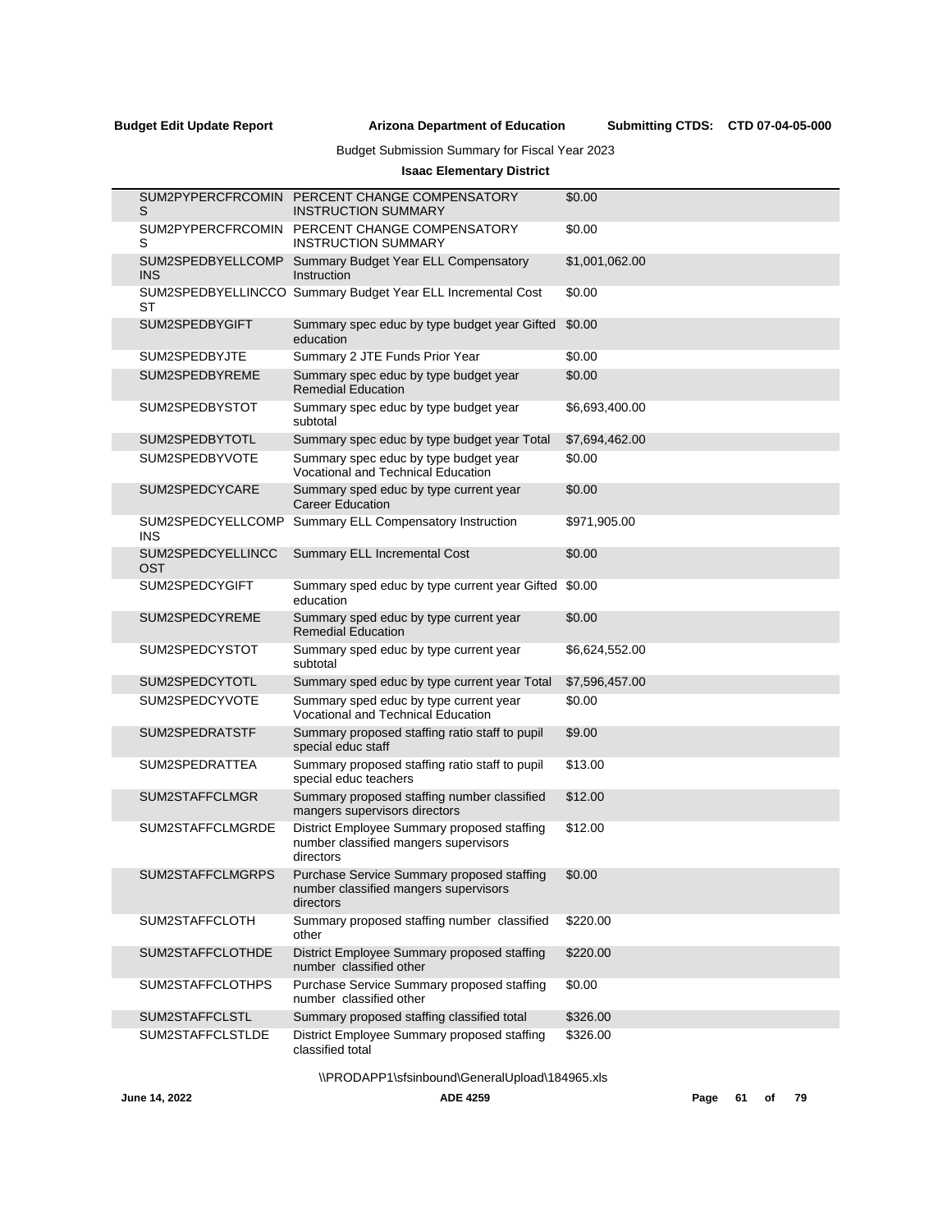Budget Submission Summary for Fiscal Year 2023

**Isaac Elementary District**

| | | |
|---|---|---|
| SUM2PYPERCFRCOMINS | PERCENT CHANGE COMPENSATORY INSTRUCTION SUMMARY | $0.00 |
| SUM2PYPERCFRCOMINS | PERCENT CHANGE COMPENSATORY INSTRUCTION SUMMARY | $0.00 |
| SUM2SPEDBYELLCOMPINS | Summary Budget Year ELL Compensatory Instruction | $1,001,062.00 |
| SUM2SPEDBYELLINCCOST | Summary Budget Year ELL Incremental Cost | $0.00 |
| SUM2SPEDBYGIFT | Summary spec educ by type budget year Gifted education | $0.00 |
| SUM2SPEDBYJTE | Summary 2 JTE Funds Prior Year | $0.00 |
| SUM2SPEDBYREME | Summary spec educ by type budget year Remedial Education | $0.00 |
| SUM2SPEDBYSTOT | Summary spec educ by type budget year subtotal | $6,693,400.00 |
| SUM2SPEDBYTOTL | Summary spec educ by type budget year Total | $7,694,462.00 |
| SUM2SPEDBYVOTE | Summary spec educ by type budget year Vocational and Technical Education | $0.00 |
| SUM2SPEDCYCARE | Summary sped educ by type current year Career Education | $0.00 |
| SUM2SPEDCYELLCOMPINS | Summary ELL Compensatory Instruction | $971,905.00 |
| SUM2SPEDCYELLINCCOST | Summary ELL Incremental Cost | $0.00 |
| SUM2SPEDCYGIFT | Summary sped educ by type current year Gifted education | $0.00 |
| SUM2SPEDCYREME | Summary sped educ by type current year Remedial Education | $0.00 |
| SUM2SPEDCYSTOT | Summary sped educ by type current year subtotal | $6,624,552.00 |
| SUM2SPEDCYTOTL | Summary sped educ by type current year Total | $7,596,457.00 |
| SUM2SPEDCYVOTE | Summary sped educ by type current year Vocational and Technical Education | $0.00 |
| SUM2SPEDRATSTF | Summary proposed staffing ratio staff to pupil special educ staff | $9.00 |
| SUM2SPEDRATTEA | Summary proposed staffing ratio staff to pupil special educ teachers | $13.00 |
| SUM2STAFFCLMGR | Summary proposed staffing number classified mangers supervisors directors | $12.00 |
| SUM2STAFFCLMGRDE | District Employee Summary proposed staffing number classified mangers supervisors directors | $12.00 |
| SUM2STAFFCLMGRPS | Purchase Service Summary proposed staffing number classified mangers supervisors directors | $0.00 |
| SUM2STAFFCLOTH | Summary proposed staffing number classified other | $220.00 |
| SUM2STAFFCLOTHDE | District Employee Summary proposed staffing number classified other | $220.00 |
| SUM2STAFFCLOTHPS | Purchase Service Summary proposed staffing number classified other | $0.00 |
| SUM2STAFFCLSTL | Summary proposed staffing classified total | $326.00 |
| SUM2STAFFCLSTLDE | District Employee Summary proposed staffing classified total | $326.00 |

\\PRODAPP1\sfsinbound\GeneralUpload\184965.xls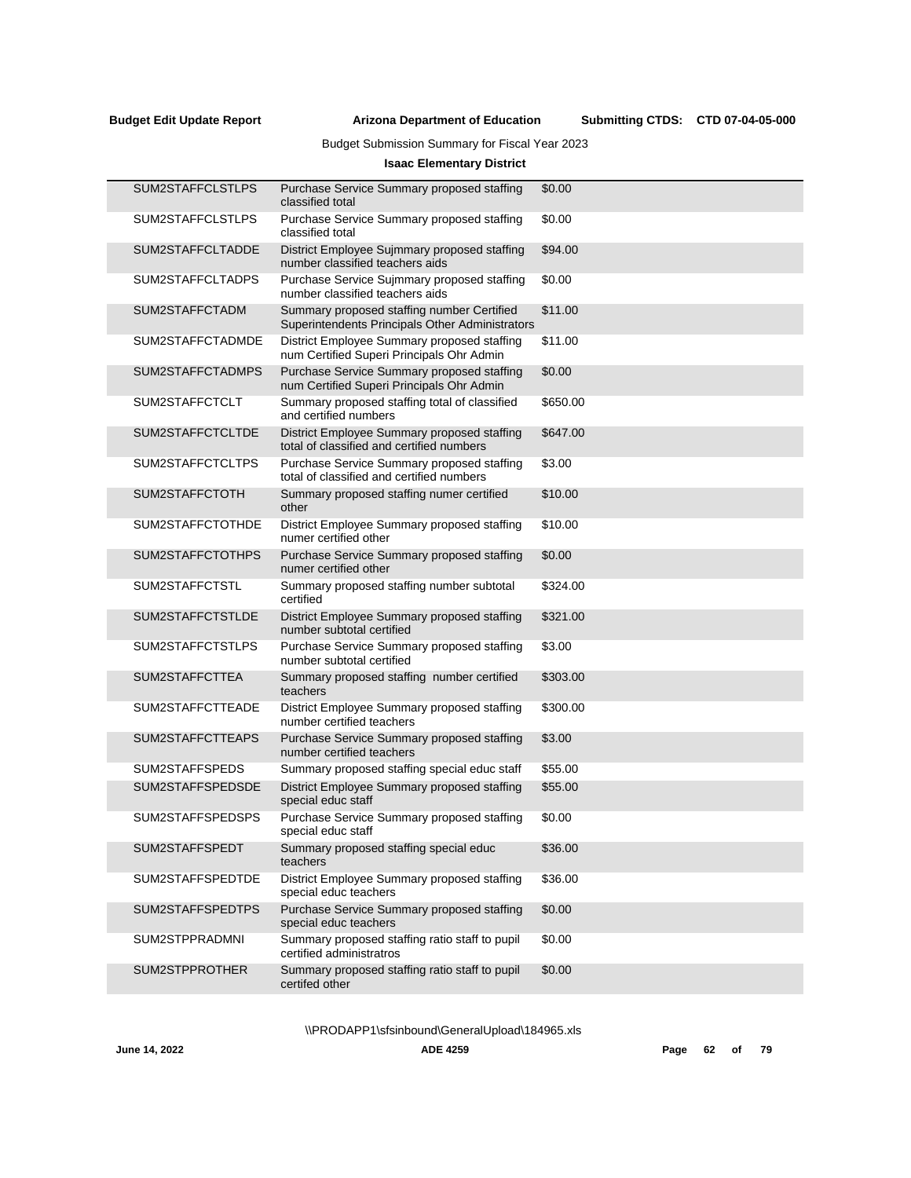| | | |
|---|---|---|
| SUM2STAFFCLSTLPS | Purchase Service Summary proposed staffing classified total | $0.00 |
| SUM2STAFFCLSTLPS | Purchase Service Summary proposed staffing classified total | $0.00 |
| SUM2STAFFCLTADDE | District Employee Sujmmary proposed staffing number classified teachers aids | $94.00 |
| SUM2STAFFCLTADPS | Purchase Service Sujmmary proposed staffing number classified teachers aids | $0.00 |
| SUM2STAFFCTADM | Summary proposed staffing number Certified Superintendents Principals Other Administrators | $11.00 |
| SUM2STAFFCTADMDE | District Employee Summary proposed staffing num Certified Superi Principals Ohr Admin | $11.00 |
| SUM2STAFFCTADMPS | Purchase Service Summary proposed staffing num Certified Superi Principals Ohr Admin | $0.00 |
| SUM2STAFFCTCLT | Summary proposed staffing total of classified and certified numbers | $650.00 |
| SUM2STAFFCTCLTDE | District Employee Summary proposed staffing total of classified and certified numbers | $647.00 |
| SUM2STAFFCTCLTPS | Purchase Service Summary proposed staffing total of classified and certified numbers | $3.00 |
| SUM2STAFFCTOTH | Summary proposed staffing numer certified other | $10.00 |
| SUM2STAFFCTOTHDE | District Employee Summary proposed staffing numer certified other | $10.00 |
| SUM2STAFFCTOTHPS | Purchase Service Summary proposed staffing numer certified other | $0.00 |
| SUM2STAFFCTSTL | Summary proposed staffing number subtotal certified | $324.00 |
| SUM2STAFFCTSTLDE | District Employee Summary proposed staffing number subtotal certified | $321.00 |
| SUM2STAFFCTSTLPS | Purchase Service Summary proposed staffing number subtotal certified | $3.00 |
| SUM2STAFFCTTEA | Summary proposed staffing number certified teachers | $303.00 |
| SUM2STAFFCTTEADE | District Employee Summary proposed staffing number certified teachers | $300.00 |
| SUM2STAFFCTTEAPS | Purchase Service Summary proposed staffing number certified teachers | $3.00 |
| SUM2STAFFSPEDS | Summary proposed staffing special educ staff | $55.00 |
| SUM2STAFFSPEDSDE | District Employee Summary proposed staffing special educ staff | $55.00 |
| SUM2STAFFSPEDSPS | Purchase Service Summary proposed staffing special educ staff | $0.00 |
| SUM2STAFFSPEDT | Summary proposed staffing special educ teachers | $36.00 |
| SUM2STAFFSPEDTDE | District Employee Summary proposed staffing special educ teachers | $36.00 |
| SUM2STAFFSPEDTPS | Purchase Service Summary proposed staffing special educ teachers | $0.00 |
| SUM2STPPRADMNI | Summary proposed staffing ratio staff to pupil certified administratros | $0.00 |
| SUM2STPPROTHER | Summary proposed staffing ratio staff to pupil certifed other | $0.00 |

\\PRODAPP1\sfsinbound\GeneralUpload\184965.xls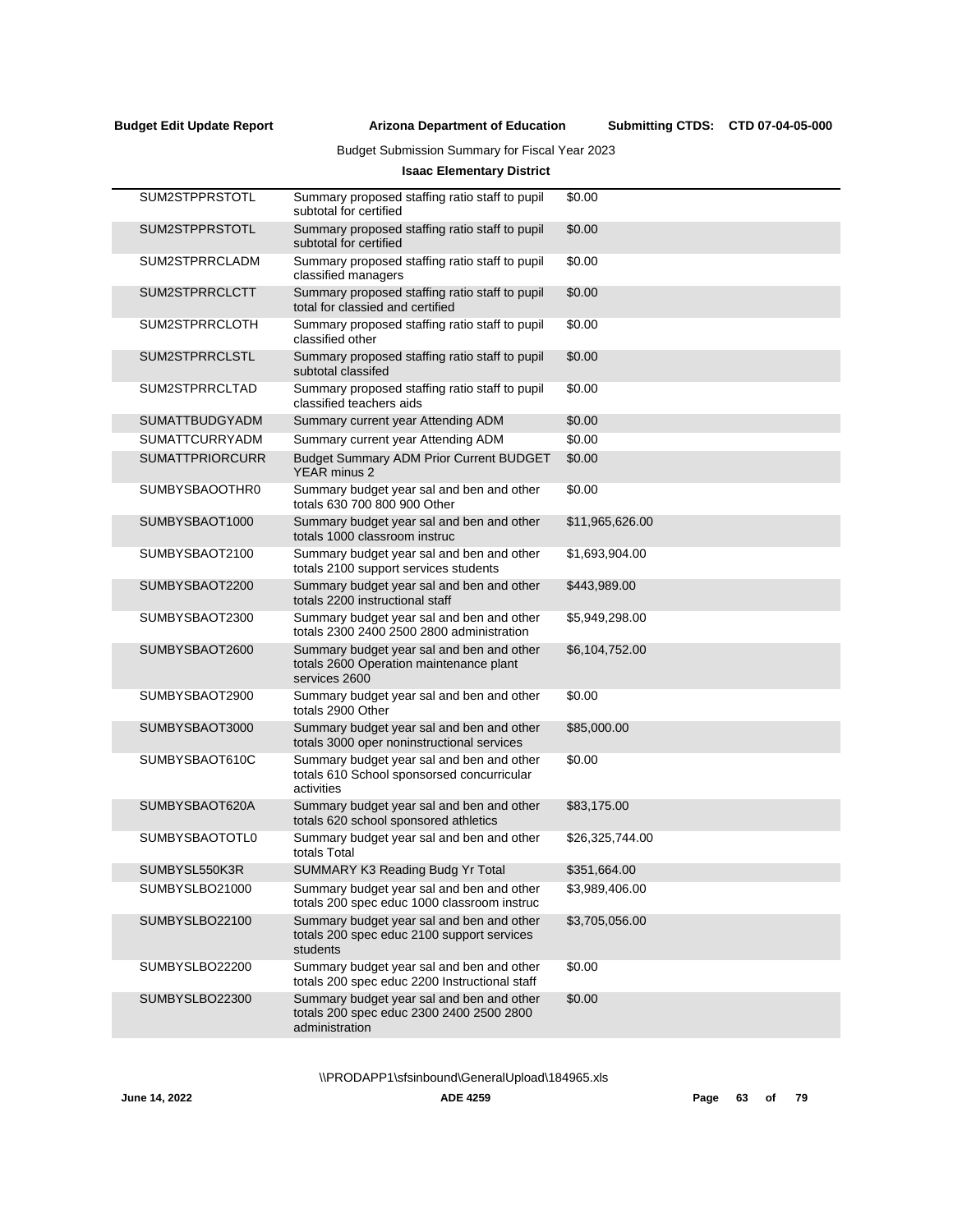**Budget Edit Update Report** **Arizona Department of Education** **Submitting CTDS: CTD 07-04-05-000**

Budget Submission Summary for Fiscal Year 2023

**Isaac Elementary District**

| | | |
|---|---|---|
| SUM2STPPRSTOTL | Summary proposed staffing ratio staff to pupil subtotal for certified | $0.00 |
| SUM2STPPRSTOTL | Summary proposed staffing ratio staff to pupil subtotal for certified | $0.00 |
| SUM2STPRRCLADM | Summary proposed staffing ratio staff to pupil classified managers | $0.00 |
| SUM2STPRRCLCTT | Summary proposed staffing ratio staff to pupil total for classied and certified | $0.00 |
| SUM2STPRRCLOTH | Summary proposed staffing ratio staff to pupil classified other | $0.00 |
| SUM2STPRRCLSTL | Summary proposed staffing ratio staff to pupil subtotal classifed | $0.00 |
| SUM2STPRRCLTAD | Summary proposed staffing ratio staff to pupil classified teachers aids | $0.00 |
| SUMATTBUDGYADM | Summary current year Attending ADM | $0.00 |
| SUMATTCURRYADM | Summary current year Attending ADM | $0.00 |
| SUMATTPRIORCURR | Budget Summary ADM Prior Current BUDGET YEAR minus 2 | $0.00 |
| SUMBYSBAOOTHR0 | Summary budget year sal and ben and other totals 630 700 800 900 Other | $0.00 |
| SUMBYSBAOT1000 | Summary budget year sal and ben and other totals 1000 classroom instruc | $11,965,626.00 |
| SUMBYSBAOT2100 | Summary budget year sal and ben and other totals 2100 support services students | $1,693,904.00 |
| SUMBYSBAOT2200 | Summary budget year sal and ben and other totals 2200 instructional staff | $443,989.00 |
| SUMBYSBAOT2300 | Summary budget year sal and ben and other totals 2300 2400 2500 2800 administration | $5,949,298.00 |
| SUMBYSBAOT2600 | Summary budget year sal and ben and other totals 2600 Operation maintenance plant services 2600 | $6,104,752.00 |
| SUMBYSBAOT2900 | Summary budget year sal and ben and other totals 2900 Other | $0.00 |
| SUMBYSBAOT3000 | Summary budget year sal and ben and other totals 3000 oper noninstructional services | $85,000.00 |
| SUMBYSBAOT610C | Summary budget year sal and ben and other totals 610 School sponsorsed concurricular activities | $0.00 |
| SUMBYSBAOT620A | Summary budget year sal and ben and other totals 620 school sponsored athletics | $83,175.00 |
| SUMBYSBAOTOTL0 | Summary budget year sal and ben and other totals Total | $26,325,744.00 |
| SUMBYSL550K3R | SUMMARY K3 Reading Budg Yr Total | $351,664.00 |
| SUMBYSLBO21000 | Summary budget year sal and ben and other totals 200 spec educ 1000 classroom instruc | $3,989,406.00 |
| SUMBYSLBO22100 | Summary budget year sal and ben and other totals 200 spec educ 2100 support services students | $3,705,056.00 |
| SUMBYSLBO22200 | Summary budget year sal and ben and other totals 200 spec educ 2200 Instructional staff | $0.00 |
| SUMBYSLBO22300 | Summary budget year sal and ben and other totals 200 spec educ 2300 2400 2500 2800 administration | $0.00 |

\\PRODAPP1\sfsinbound\GeneralUpload\184965.xls

June 14, 2022 ADE 4259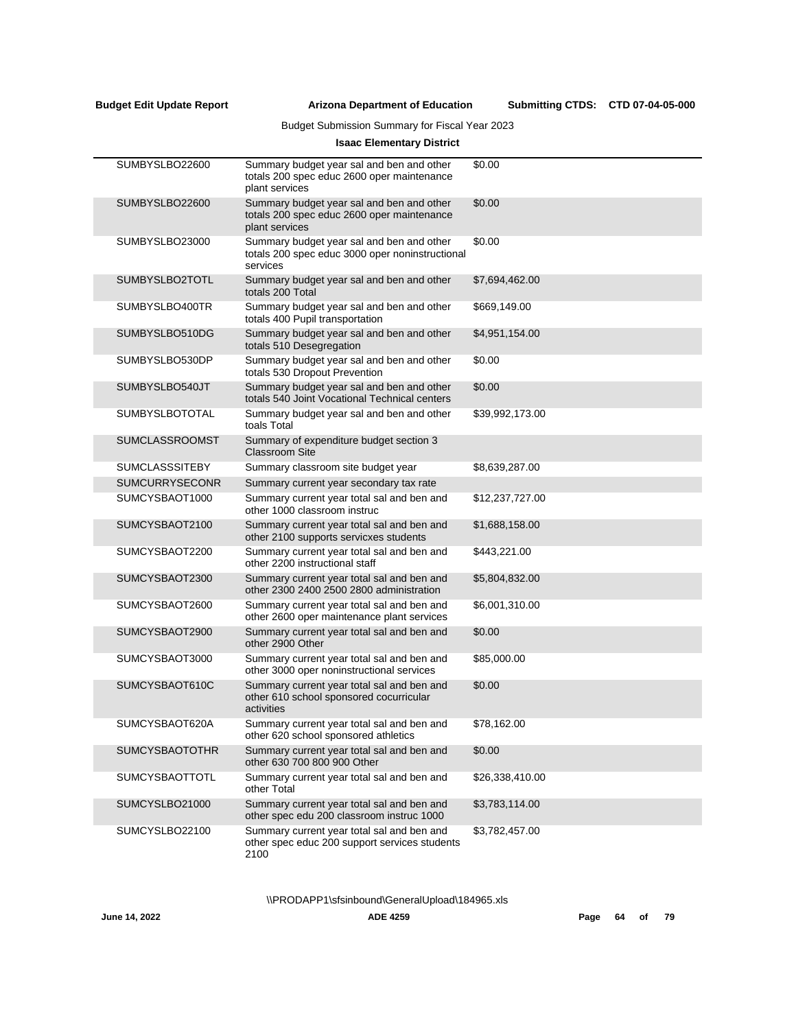Budget Submission Summary for Fiscal Year 2023

**Isaac Elementary District**

| | | |
|---|---|---|
| SUMBYSLBO22600 | Summary budget year sal and ben and other totals 200 spec educ 2600 oper maintenance plant services | $0.00 |
| SUMBYSLBO22600 | Summary budget year sal and ben and other totals 200 spec educ 2600 oper maintenance plant services | $0.00 |
| SUMBYSLBO23000 | Summary budget year sal and ben and other totals 200 spec educ 3000 oper noninstructional services | $0.00 |
| SUMBYSLBO2TOTL | Summary budget year sal and ben and other totals 200 Total | $7,694,462.00 |
| SUMBYSLBO400TR | Summary budget year sal and ben and other totals 400 Pupil transportation | $669,149.00 |
| SUMBYSLBO510DG | Summary budget year sal and ben and other totals 510 Desegregation | $4,951,154.00 |
| SUMBYSLBO530DP | Summary budget year sal and ben and other totals 530 Dropout Prevention | $0.00 |
| SUMBYSLBO540JT | Summary budget year sal and ben and other totals 540 Joint Vocational Technical centers | $0.00 |
| SUMBYSLBOTOTAL | Summary budget year sal and ben and other toals Total | $39,992,173.00 |
| SUMCLASSROOMST | Summary of expenditure budget section 3 Classroom Site | |
| SUMCLASSSITEBY | Summary classroom site budget year | $8,639,287.00 |
| SUMCURRYSECONR | Summary current year secondary tax rate | |
| SUMCYSBAOT1000 | Summary current year total sal and ben and other 1000 classroom instruc | $12,237,727.00 |
| SUMCYSBAOT2100 | Summary current year total sal and ben and other 2100 supports servicxes students | $1,688,158.00 |
| SUMCYSBAOT2200 | Summary current year total sal and ben and other 2200 instructional staff | $443,221.00 |
| SUMCYSBAOT2300 | Summary current year total sal and ben and other 2300 2400 2500 2800 administration | $5,804,832.00 |
| SUMCYSBAOT2600 | Summary current year total sal and ben and other 2600 oper maintenance plant services | $6,001,310.00 |
| SUMCYSBAOT2900 | Summary current year total sal and ben and other 2900 Other | $0.00 |
| SUMCYSBAOT3000 | Summary current year total sal and ben and other 3000 oper noninstructional services | $85,000.00 |
| SUMCYSBAOT610C | Summary current year total sal and ben and other 610 school sponsored cocurricular activities | $0.00 |
| SUMCYSBAOT620A | Summary current year total sal and ben and other 620 school sponsored athletics | $78,162.00 |
| SUMCYSBAOTOTHR | Summary current year total sal and ben and other 630 700 800 900 Other | $0.00 |
| SUMCYSBAOTTOTL | Summary current year total sal and ben and other Total | $26,338,410.00 |
| SUMCYSLBO21000 | Summary current year total sal and ben and other spec edu 200 classroom instruc 1000 | $3,783,114.00 |
| SUMCYSLBO22100 | Summary current year total sal and ben and other spec educ 200 support services students 2100 | $3,782,457.00 |

\\PRODAPP1\sfsinbound\GeneralUpload\184965.xls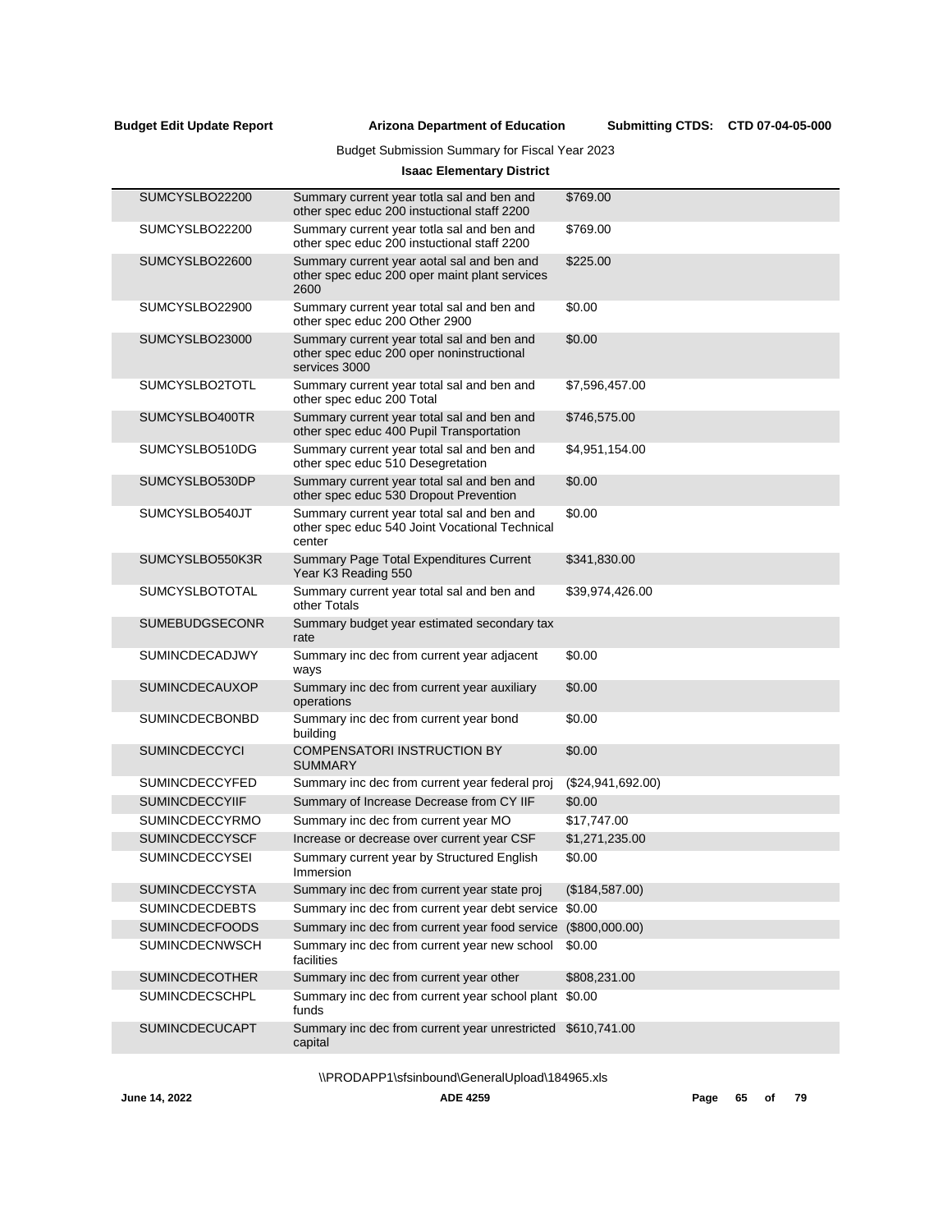**Budget Edit Update Report** **Arizona Department of Education** **Submitting CTDS: CTD 07-04-05-000**

Budget Submission Summary for Fiscal Year 2023

**Isaac Elementary District**

| | | |
|---|---|---|
| SUMCYSLBO22200 | Summary current year totla sal and ben and other spec educ 200 instuctional staff 2200 | $769.00 |
| SUMCYSLBO22200 | Summary current year totla sal and ben and other spec educ 200 instuctional staff 2200 | $769.00 |
| SUMCYSLBO22600 | Summary current year aotal sal and ben and other spec educ 200 oper maint plant services 2600 | $225.00 |
| SUMCYSLBO22900 | Summary current year total sal and ben and other spec educ 200 Other 2900 | $0.00 |
| SUMCYSLBO23000 | Summary current year total sal and ben and other spec educ 200 oper noninstructional services 3000 | $0.00 |
| SUMCYSLBO2TOTL | Summary current year total sal and ben and other spec educ 200 Total | $7,596,457.00 |
| SUMCYSLBO400TR | Summary current year total sal and ben and other spec educ 400 Pupil Transportation | $746,575.00 |
| SUMCYSLBO510DG | Summary current year total sal and ben and other spec educ 510 Desegretation | $4,951,154.00 |
| SUMCYSLBO530DP | Summary current year total sal and ben and other spec educ 530 Dropout Prevention | $0.00 |
| SUMCYSLBO540JT | Summary current year total sal and ben and other spec educ 540 Joint Vocational Technical center | $0.00 |
| SUMCYSLBO550K3R | Summary Page Total Expenditures Current Year K3 Reading 550 | $341,830.00 |
| SUMCYSLBOTOTAL | Summary current year total sal and ben and other Totals | $39,974,426.00 |
| SUMEBUDGSECONR | Summary budget year estimated secondary tax rate | |
| SUMINCDECADJWY | Summary inc dec from current year adjacent ways | $0.00 |
| SUMINCDECAUXOP | Summary inc dec from current year auxiliary operations | $0.00 |
| SUMINCDECBONBD | Summary inc dec from current year bond building | $0.00 |
| SUMINCDECCYCI | COMPENSATORI INSTRUCTION BY SUMMARY | $0.00 |
| SUMINCDECCYFED | Summary inc dec from current year federal proj | ($24,941,692.00) |
| SUMINCDECCYIIF | Summary of Increase Decrease from CY IIF | $0.00 |
| SUMINCDECCYRMO | Summary inc dec from current year MO | $17,747.00 |
| SUMINCDECCYSCF | Increase or decrease over current year CSF | $1,271,235.00 |
| SUMINCDECCYSEI | Summary current year by Structured English Immersion | $0.00 |
| SUMINCDECCYSTA | Summary inc dec from current year state proj | ($184,587.00) |
| SUMINCDECDEBTS | Summary inc dec from current year debt service | $0.00 |
| SUMINCDECFOODS | Summary inc dec from current year food service | ($800,000.00) |
| SUMINCDECNWSCH | Summary inc dec from current year new school facilities | $0.00 |
| SUMINCDECOTHER | Summary inc dec from current year other | $808,231.00 |
| SUMINCDECSCHPL | Summary inc dec from current year school plant funds | $0.00 |
| SUMINCDECUCAPT | Summary inc dec from current year unrestricted capital | $610,741.00 |

\\PRODAPP1\sfsinbound\GeneralUpload\184965.xls

**June 14, 2022** **ADE 4259**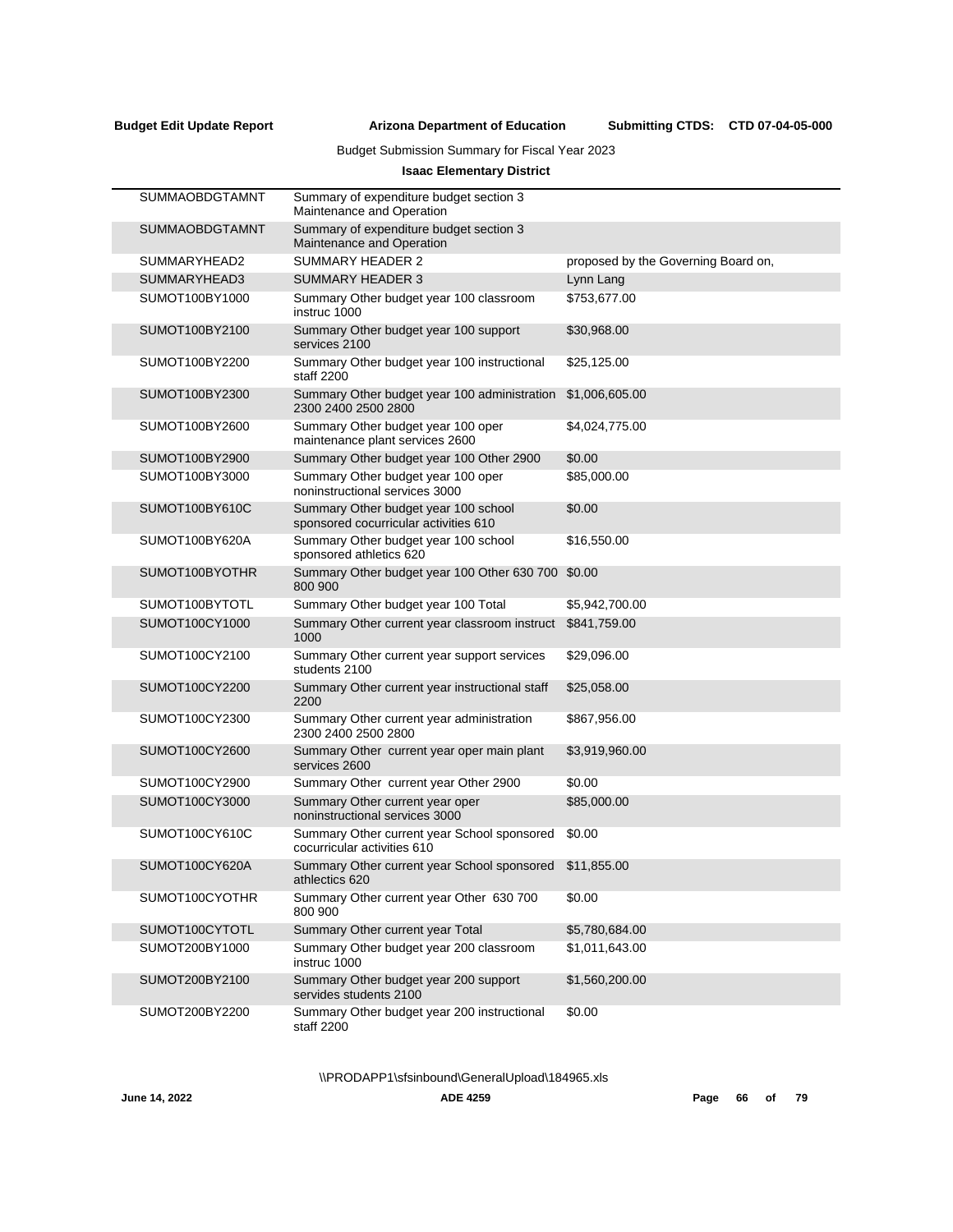Budget Submission Summary for Fiscal Year 2023

**Isaac Elementary District**

| | | |
|---|---|---|
| SUMMAOBDGTAMNT | Summary of expenditure budget section 3 Maintenance and Operation | |
| SUMMAOBDGTAMNT | Summary of expenditure budget section 3 Maintenance and Operation | |
| SUMMARYHEAD2 | SUMMARY HEADER 2 | proposed by the Governing Board on, |
| SUMMARYHEAD3 | SUMMARY HEADER 3 | Lynn Lang |
| SUMOT100BY1000 | Summary Other budget year 100 classroom instruc 1000 | $753,677.00 |
| SUMOT100BY2100 | Summary Other budget year 100 support services 2100 | $30,968.00 |
| SUMOT100BY2200 | Summary Other budget year 100 instructional staff 2200 | $25,125.00 |
| SUMOT100BY2300 | Summary Other budget year 100 administration 2300 2400 2500 2800 | $1,006,605.00 |
| SUMOT100BY2600 | Summary Other budget year 100 oper maintenance plant services 2600 | $4,024,775.00 |
| SUMOT100BY2900 | Summary Other budget year 100 Other 2900 | $0.00 |
| SUMOT100BY3000 | Summary Other budget year 100 oper noninstructional services 3000 | $85,000.00 |
| SUMOT100BY610C | Summary Other budget year 100 school sponsored cocurricular activities 610 | $0.00 |
| SUMOT100BY620A | Summary Other budget year 100 school sponsored athletics 620 | $16,550.00 |
| SUMOT100BYOTHR | Summary Other budget year 100 Other 630 700 800 900 | $0.00 |
| SUMOT100BYTOTL | Summary Other budget year 100 Total | $5,942,700.00 |
| SUMOT100CY1000 | Summary Other current year classroom instruct 1000 | $841,759.00 |
| SUMOT100CY2100 | Summary Other current year support services students 2100 | $29,096.00 |
| SUMOT100CY2200 | Summary Other current year instructional staff 2200 | $25,058.00 |
| SUMOT100CY2300 | Summary Other current year administration 2300 2400 2500 2800 | $867,956.00 |
| SUMOT100CY2600 | Summary Other current year oper main plant services 2600 | $3,919,960.00 |
| SUMOT100CY2900 | Summary Other current year Other 2900 | $0.00 |
| SUMOT100CY3000 | Summary Other current year oper noninstructional services 3000 | $85,000.00 |
| SUMOT100CY610C | Summary Other current year School sponsored cocurricular activities 610 | $0.00 |
| SUMOT100CY620A | Summary Other current year School sponsored athlectics 620 | $11,855.00 |
| SUMOT100CYOTHR | Summary Other current year Other 630 700 800 900 | $0.00 |
| SUMOT100CYTOTL | Summary Other current year Total | $5,780,684.00 |
| SUMOT200BY1000 | Summary Other budget year 200 classroom instruc 1000 | $1,011,643.00 |
| SUMOT200BY2100 | Summary Other budget year 200 support servides students 2100 | $1,560,200.00 |
| SUMOT200BY2200 | Summary Other budget year 200 instructional staff 2200 | $0.00 |

\\PRODAPP1\sfsinbound\GeneralUpload\184965.xls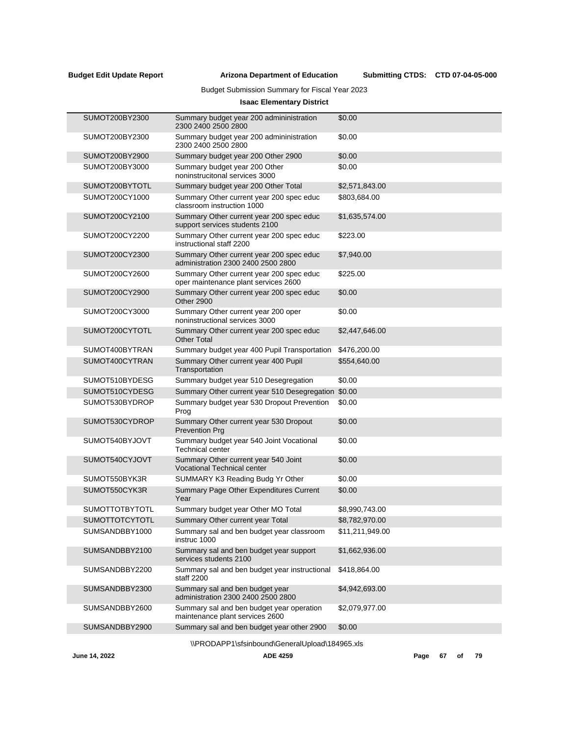Budget Submission Summary for Fiscal Year 2023

**Isaac Elementary District**

| | | |
|---|---|---|
| SUMOT200BY2300 | Summary budget year 200 admininistration 2300 2400 2500 2800 | $0.00 |
| SUMOT200BY2300 | Summary budget year 200 admininistration 2300 2400 2500 2800 | $0.00 |
| SUMOT200BY2900 | Summary budget year 200 Other 2900 | $0.00 |
| SUMOT200BY3000 | Summary budget year 200 Other noninstrucitonal services 3000 | $0.00 |
| SUMOT200BYTOTL | Summary budget year 200 Other Total | $2,571,843.00 |
| SUMOT200CY1000 | Summary Other current year 200 spec educ classroom instruction 1000 | $803,684.00 |
| SUMOT200CY2100 | Summary Other current year 200 spec educ support services students 2100 | $1,635,574.00 |
| SUMOT200CY2200 | Summary Other current year 200 spec educ instructional staff 2200 | $223.00 |
| SUMOT200CY2300 | Summary Other current year 200 spec educ administration 2300 2400 2500 2800 | $7,940.00 |
| SUMOT200CY2600 | Summary Other current year 200 spec educ oper maintenance plant services 2600 | $225.00 |
| SUMOT200CY2900 | Summary Other current year 200 spec educ Other 2900 | $0.00 |
| SUMOT200CY3000 | Summary Other current year 200 oper noninstructional services 3000 | $0.00 |
| SUMOT200CYTOTL | Summary Other current year 200 spec educ Other Total | $2,447,646.00 |
| SUMOT400BYTRAN | Summary budget year 400 Pupil Transportation | $476,200.00 |
| SUMOT400CYTRAN | Summary Other current year 400 Pupil Transportation | $554,640.00 |
| SUMOT510BYDESG | Summary budget year 510 Desegregation | $0.00 |
| SUMOT510CYDESG | Summary Other current year 510 Desegregation | $0.00 |
| SUMOT530BYDROP | Summary budget year 530 Dropout Prevention Prog | $0.00 |
| SUMOT530CYDROP | Summary Other current year 530 Dropout Prevention Prg | $0.00 |
| SUMOT540BYJOVT | Summary budget year 540 Joint Vocational Technical center | $0.00 |
| SUMOT540CYJOVT | Summary Other current year 540 Joint Vocational Technical center | $0.00 |
| SUMOT550BYK3R | SUMMARY K3 Reading Budg Yr Other | $0.00 |
| SUMOT550CYK3R | Summary Page Other Expenditures Current Year | $0.00 |
| SUMOTTOTBYTOTL | Summary budget year Other MO Total | $8,990,743.00 |
| SUMOTTOTCYTOTL | Summary Other current year Total | $8,782,970.00 |
| SUMSANDBBY1000 | Summary sal and ben budget year classroom instruc 1000 | $11,211,949.00 |
| SUMSANDBBY2100 | Summary sal and ben budget year support services students 2100 | $1,662,936.00 |
| SUMSANDBBY2200 | Summary sal and ben budget year instructional staff 2200 | $418,864.00 |
| SUMSANDBBY2300 | Summary sal and ben budget year administration 2300 2400 2500 2800 | $4,942,693.00 |
| SUMSANDBBY2600 | Summary sal and ben budget year operation maintenance plant services 2600 | $2,079,977.00 |
| SUMSANDBBY2900 | Summary sal and ben budget year other 2900 | $0.00 |

\\PRODAPP1\sfsinbound\GeneralUpload\184965.xls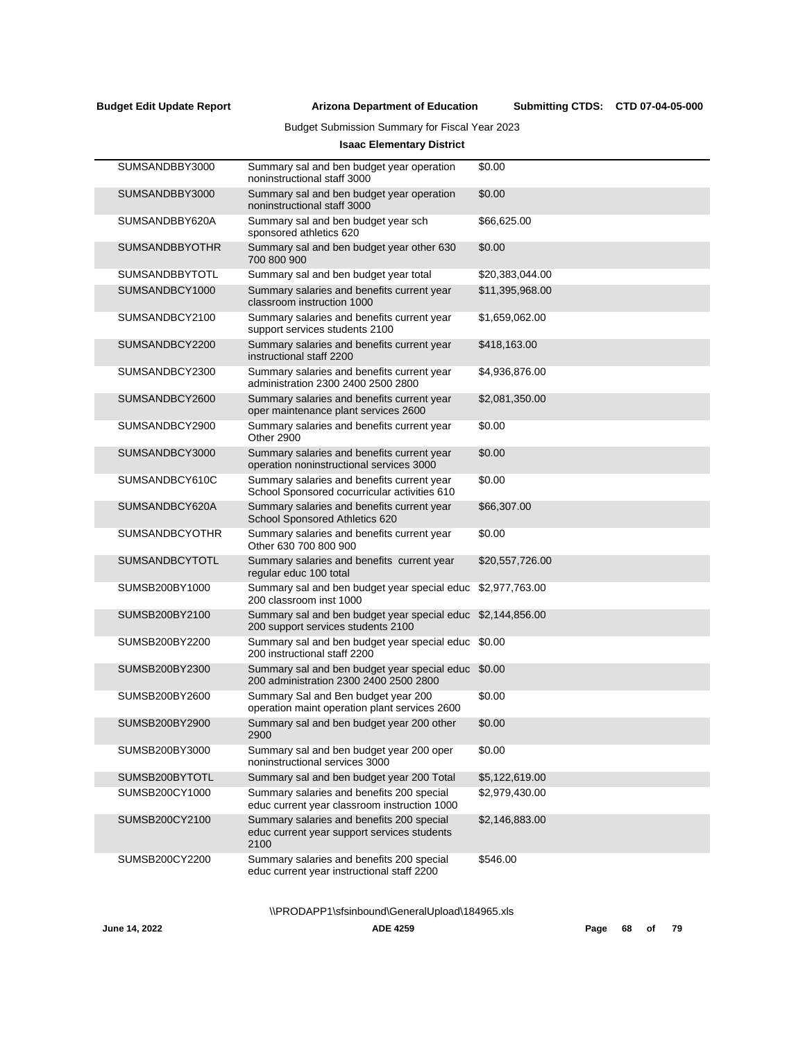Budget Submission Summary for Fiscal Year 2023

**Isaac Elementary District**

| | | |
|---|---|---|
| SUMSANDBBY3000 | Summary sal and ben budget year operation noninstructional staff 3000 | $0.00 |
| SUMSANDBBY3000 | Summary sal and ben budget year operation noninstructional staff 3000 | $0.00 |
| SUMSANDBBY620A | Summary sal and ben budget year sch sponsored athletics 620 | $66,625.00 |
| SUMSANDBBYOTHR | Summary sal and ben budget year other 630 700 800 900 | $0.00 |
| SUMSANDBBYTOTL | Summary sal and ben budget year total | $20,383,044.00 |
| SUMSANDBCY1000 | Summary salaries and benefits current year classroom instruction 1000 | $11,395,968.00 |
| SUMSANDBCY2100 | Summary salaries and benefits current year support services students 2100 | $1,659,062.00 |
| SUMSANDBCY2200 | Summary salaries and benefits current year instructional staff 2200 | $418,163.00 |
| SUMSANDBCY2300 | Summary salaries and benefits current year administration 2300 2400 2500 2800 | $4,936,876.00 |
| SUMSANDBCY2600 | Summary salaries and benefits current year oper maintenance plant services 2600 | $2,081,350.00 |
| SUMSANDBCY2900 | Summary salaries and benefits current year Other 2900 | $0.00 |
| SUMSANDBCY3000 | Summary salaries and benefits current year operation noninstructional services 3000 | $0.00 |
| SUMSANDBCY610C | Summary salaries and benefits current year School Sponsored cocurricular activities 610 | $0.00 |
| SUMSANDBCY620A | Summary salaries and benefits current year School Sponsored Athletics 620 | $66,307.00 |
| SUMSANDBCYOTHR | Summary salaries and benefits current year Other 630 700 800 900 | $0.00 |
| SUMSANDBCYTOTL | Summary salaries and benefits current year regular educ 100 total | $20,557,726.00 |
| SUMSB200BY1000 | Summary sal and ben budget year special educ 200 classroom inst 1000 | $2,977,763.00 |
| SUMSB200BY2100 | Summary sal and ben budget year special educ 200 support services students 2100 | $2,144,856.00 |
| SUMSB200BY2200 | Summary sal and ben budget year special educ 200 instructional staff 2200 | $0.00 |
| SUMSB200BY2300 | Summary sal and ben budget year special educ 200 administration 2300 2400 2500 2800 | $0.00 |
| SUMSB200BY2600 | Summary Sal and Ben budget year 200 operation maint operation plant services 2600 | $0.00 |
| SUMSB200BY2900 | Summary sal and ben budget year 200 other 2900 | $0.00 |
| SUMSB200BY3000 | Summary sal and ben budget year 200 oper noninstructional services 3000 | $0.00 |
| SUMSB200BYTOTL | Summary sal and ben budget year 200 Total | $5,122,619.00 |
| SUMSB200CY1000 | Summary salaries and benefits 200 special educ current year classroom instruction 1000 | $2,979,430.00 |
| SUMSB200CY2100 | Summary salaries and benefits 200 special educ current year support services students 2100 | $2,146,883.00 |
| SUMSB200CY2200 | Summary salaries and benefits 200 special educ current year instructional staff 2200 | $546.00 |

\\PRODAPP1\sfsinbound\GeneralUpload\184965.xls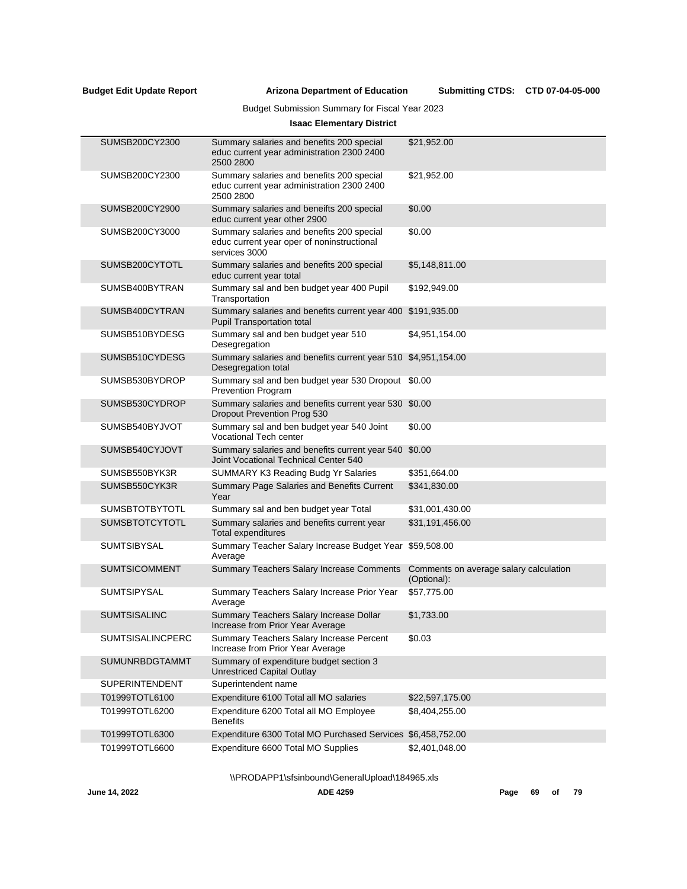Budget Submission Summary for Fiscal Year 2023

**Isaac Elementary District**

| | | |
|---|---|---|
| SUMSB200CY2300 | Summary salaries and benefits 200 special educ current year administration 2300 2400 2500 2800 | $21,952.00 |
| SUMSB200CY2300 | Summary salaries and benefits 200 special educ current year administration 2300 2400 2500 2800 | $21,952.00 |
| SUMSB200CY2900 | Summary salaries and beneifts 200 special educ current year other 2900 | $0.00 |
| SUMSB200CY3000 | Summary salaries and benefits 200 special educ current year oper of noninstructional services 3000 | $0.00 |
| SUMSB200CYTOTL | Summary salaries and benefits 200 special educ current year total | $5,148,811.00 |
| SUMSB400BYTRAN | Summary sal and ben budget year 400 Pupil Transportation | $192,949.00 |
| SUMSB400CYTRAN | Summary salaries and benefits current year 400 Pupil Transportation total | $191,935.00 |
| SUMSB510BYDESG | Summary sal and ben budget year 510 Desegregation | $4,951,154.00 |
| SUMSB510CYDESG | Summary salaries and benefits current year 510 Desegregation total | $4,951,154.00 |
| SUMSB530BYDROP | Summary sal and ben budget year 530 Dropout Prevention Program | $0.00 |
| SUMSB530CYDROP | Summary salaries and benefits current year 530 Dropout Prevention Prog 530 | $0.00 |
| SUMSB540BYJVOT | Summary sal and ben budget year 540 Joint Vocational Tech center | $0.00 |
| SUMSB540CYJOVT | Summary salaries and benefits current year 540 Joint Vocational Technical Center 540 | $0.00 |
| SUMSB550BYK3R | SUMMARY K3 Reading Budg Yr Salaries | $351,664.00 |
| SUMSB550CYK3R | Summary Page Salaries and Benefits Current Year | $341,830.00 |
| SUMSBTOTBYTOTL | Summary sal and ben budget year Total | $31,001,430.00 |
| SUMSBTOTCYTOTL | Summary salaries and benefits current year Total expenditures | $31,191,456.00 |
| SUMTSIBYSAL | Summary Teacher Salary Increase Budget Year Average | $59,508.00 |
| SUMTSICOMMENT | Summary Teachers Salary Increase Comments | Comments on average salary calculation (Optional): |
| SUMTSIPYSAL | Summary Teachers Salary Increase Prior Year Average | $57,775.00 |
| SUMTSISALINC | Summary Teachers Salary Increase Dollar Increase from Prior Year Average | $1,733.00 |
| SUMTSISALINCPERC | Summary Teachers Salary Increase Percent Increase from Prior Year Average | $0.03 |
| SUMUNRBDGTAMMT | Summary of expenditure budget section 3 Unrestriced Capital Outlay | |
| SUPERINTENDENT | Superintendent name | |
| T01999TOTL6100 | Expenditure 6100 Total all MO salaries | $22,597,175.00 |
| T01999TOTL6200 | Expenditure 6200 Total all MO Employee Benefits | $8,404,255.00 |
| T01999TOTL6300 | Expenditure 6300 Total MO Purchased Services | $6,458,752.00 |
| T01999TOTL6600 | Expenditure 6600 Total MO Supplies | $2,401,048.00 |

\\PRODAPP1\sfsinbound\GeneralUpload\184965.xls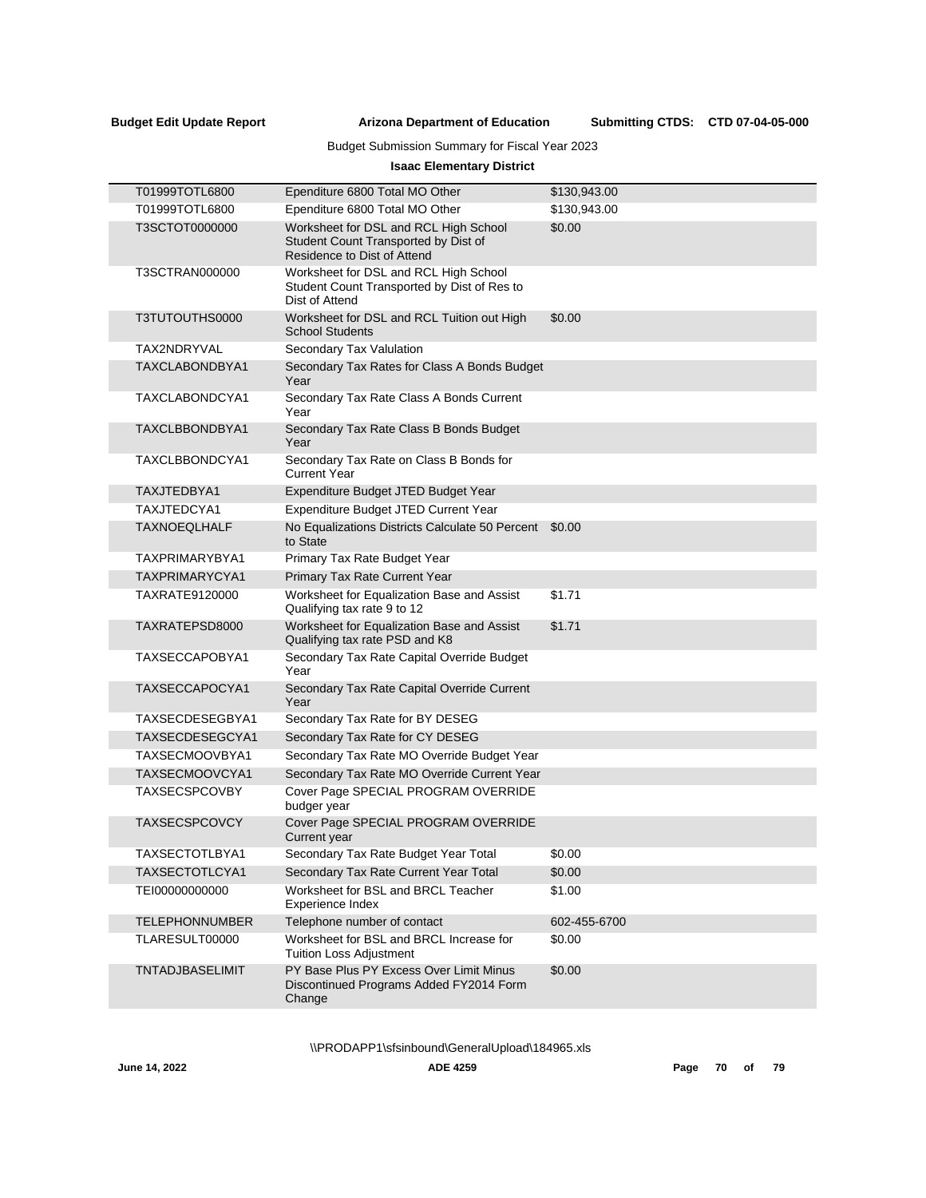Budget Submission Summary for Fiscal Year 2023

**Isaac Elementary District**

| | | |
|---|---|---|
| T01999TOTL6800 | Ependiture 6800 Total MO Other | $130,943.00 |
| T01999TOTL6800 | Ependiture 6800 Total MO Other | $130,943.00 |
| T3SCTOT0000000 | Worksheet for DSL and RCL High School Student Count Transported by Dist of Residence to Dist of Attend | $0.00 |
| T3SCTRAN000000 | Worksheet for DSL and RCL High School Student Count Transported by Dist of Res to Dist of Attend | |
| T3TUTOUTHS0000 | Worksheet for DSL and RCL Tuition out High School Students | $0.00 |
| TAX2NDRYVAL | Secondary Tax Valulation | |
| TAXCLABONDBYA1 | Secondary Tax Rates for Class A Bonds Budget Year | |
| TAXCLABONDCYA1 | Secondary Tax Rate Class A Bonds Current Year | |
| TAXCLBBONDBYA1 | Secondary Tax Rate Class B Bonds Budget Year | |
| TAXCLBBONDCYA1 | Secondary Tax Rate on Class B Bonds for Current Year | |
| TAXJTEDBYA1 | Expenditure Budget JTED Budget Year | |
| TAXJTEDCYA1 | Expenditure Budget JTED Current Year | |
| TAXNOEQLHALF | No Equalizations Districts Calculate 50 Percent to State | $0.00 |
| TAXPRIMARYBYA1 | Primary Tax Rate Budget Year | |
| TAXPRIMARYCYA1 | Primary Tax Rate Current Year | |
| TAXRATE9120000 | Worksheet for Equalization Base and Assist Qualifying tax rate 9 to 12 | $1.71 |
| TAXRATEPSD8000 | Worksheet for Equalization Base and Assist Qualifying tax rate PSD and K8 | $1.71 |
| TAXSECCAPOBYA1 | Secondary Tax Rate Capital Override Budget Year | |
| TAXSECCAPOCYA1 | Secondary Tax Rate Capital Override Current Year | |
| TAXSECDESEGBYA1 | Secondary Tax Rate for BY DESEG | |
| TAXSECDESEGCYA1 | Secondary Tax Rate for CY DESEG | |
| TAXSECMOOVBYA1 | Secondary Tax Rate MO Override Budget Year | |
| TAXSECMOOVCYA1 | Secondary Tax Rate MO Override Current Year | |
| TAXSECSPCOVBY | Cover Page SPECIAL PROGRAM OVERRIDE budger year | |
| TAXSECSPCOVCY | Cover Page SPECIAL PROGRAM OVERRIDE Current year | |
| TAXSECTOTLBYA1 | Secondary Tax Rate Budget Year Total | $0.00 |
| TAXSECTOTLCYA1 | Secondary Tax Rate Current Year Total | $0.00 |
| TEI00000000000 | Worksheet for BSL and BRCL Teacher Experience Index | $1.00 |
| TELEPHONNUMBER | Telephone number of contact | 602-455-6700 |
| TLARESULT00000 | Worksheet for BSL and BRCL Increase for Tuition Loss Adjustment | $0.00 |
| TNTADJBASELIMIT | PY Base Plus PY Excess Over Limit Minus Discontinued Programs Added FY2014 Form Change | $0.00 |

\\PRODAPP1\sfsinbound\GeneralUpload\184965.xls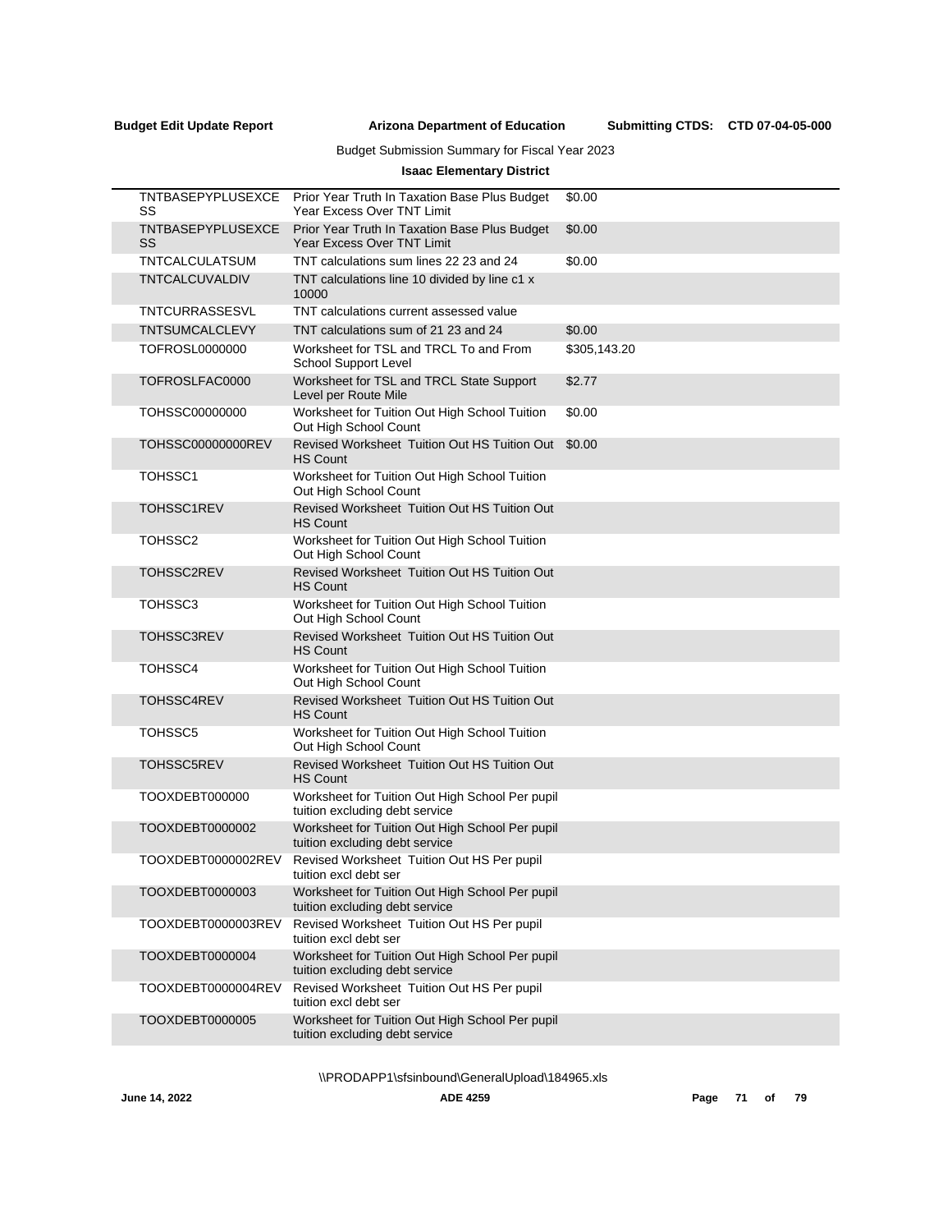Budget Submission Summary for Fiscal Year 2023

**Isaac Elementary District**

| | | |
|---|---|---|
| TNTBASEPYPLUSEXCESS | Prior Year Truth In Taxation Base Plus Budget Year Excess Over TNT Limit | $0.00 |
| TNTBASEPYPLUSEXCESS | Prior Year Truth In Taxation Base Plus Budget Year Excess Over TNT Limit | $0.00 |
| TNTCALCULATSUM | TNT calculations sum lines 22 23 and 24 | $0.00 |
| TNTCALCUVALDIV | TNT calculations line 10 divided by line c1 x 10000 | |
| TNTCURRASSESVL | TNT calculations current assessed value | |
| TNTSUMCALCLEVY | TNT calculations sum of 21 23 and 24 | $0.00 |
| TOFROSL0000000 | Worksheet for TSL and TRCL To and From School Support Level | $305,143.20 |
| TOFROSLFAC0000 | Worksheet for TSL and TRCL State Support Level per Route Mile | $2.77 |
| TOHSSC00000000 | Worksheet for Tuition Out High School Tuition Out High School Count | $0.00 |
| TOHSSC00000000REV | Revised Worksheet Tuition Out HS Tuition Out HS Count | $0.00 |
| TOHSSC1 | Worksheet for Tuition Out High School Tuition Out High School Count | |
| TOHSSC1REV | Revised Worksheet Tuition Out HS Tuition Out HS Count | |
| TOHSSC2 | Worksheet for Tuition Out High School Tuition Out High School Count | |
| TOHSSC2REV | Revised Worksheet Tuition Out HS Tuition Out HS Count | |
| TOHSSC3 | Worksheet for Tuition Out High School Tuition Out High School Count | |
| TOHSSC3REV | Revised Worksheet Tuition Out HS Tuition Out HS Count | |
| TOHSSC4 | Worksheet for Tuition Out High School Tuition Out High School Count | |
| TOHSSC4REV | Revised Worksheet Tuition Out HS Tuition Out HS Count | |
| TOHSSC5 | Worksheet for Tuition Out High School Tuition Out High School Count | |
| TOHSSC5REV | Revised Worksheet Tuition Out HS Tuition Out HS Count | |
| TOOXDEBT000000 | Worksheet for Tuition Out High School Per pupil tuition excluding debt service | |
| TOOXDEBT0000002 | Worksheet for Tuition Out High School Per pupil tuition excluding debt service | |
| TOOXDEBT0000002REV | Revised Worksheet Tuition Out HS Per pupil tuition excl debt ser | |
| TOOXDEBT0000003 | Worksheet for Tuition Out High School Per pupil tuition excluding debt service | |
| TOOXDEBT0000003REV | Revised Worksheet Tuition Out HS Per pupil tuition excl debt ser | |
| TOOXDEBT0000004 | Worksheet for Tuition Out High School Per pupil tuition excluding debt service | |
| TOOXDEBT0000004REV | Revised Worksheet Tuition Out HS Per pupil tuition excl debt ser | |
| TOOXDEBT0000005 | Worksheet for Tuition Out High School Per pupil tuition excluding debt service | |

\\PRODAPP1\sfsinbound\GeneralUpload\184965.xls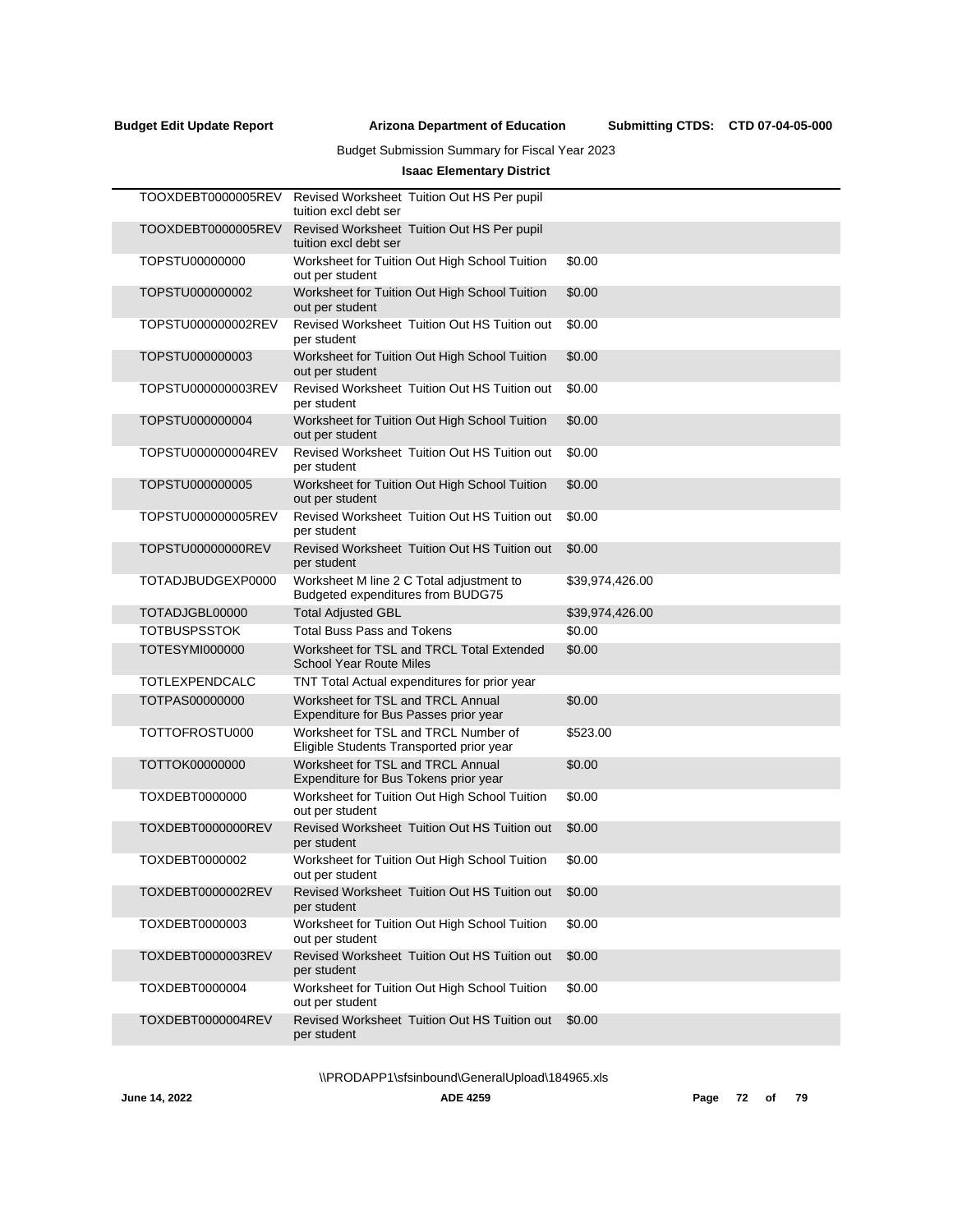| | | |
|---|---|---|
| TOOXDEBT0000005REV | Revised Worksheet Tuition Out HS Per pupil tuition excl debt ser | |
| TOOXDEBT0000005REV | Revised Worksheet Tuition Out HS Per pupil tuition excl debt ser | |
| TOPSTU00000000 | Worksheet for Tuition Out High School Tuition out per student | $0.00 |
| TOPSTU000000002 | Worksheet for Tuition Out High School Tuition out per student | $0.00 |
| TOPSTU000000002REV | Revised Worksheet Tuition Out HS Tuition out per student | $0.00 |
| TOPSTU000000003 | Worksheet for Tuition Out High School Tuition out per student | $0.00 |
| TOPSTU000000003REV | Revised Worksheet Tuition Out HS Tuition out per student | $0.00 |
| TOPSTU000000004 | Worksheet for Tuition Out High School Tuition out per student | $0.00 |
| TOPSTU000000004REV | Revised Worksheet Tuition Out HS Tuition out per student | $0.00 |
| TOPSTU000000005 | Worksheet for Tuition Out High School Tuition out per student | $0.00 |
| TOPSTU000000005REV | Revised Worksheet Tuition Out HS Tuition out per student | $0.00 |
| TOPSTU00000000REV | Revised Worksheet Tuition Out HS Tuition out per student | $0.00 |
| TOTADJBUDGEXP0000 | Worksheet M line 2 C Total adjustment to Budgeted expenditures from BUDG75 | $39,974,426.00 |
| TOTADJGBL00000 | Total Adjusted GBL | $39,974,426.00 |
| TOTBUSPSSTOK | Total Buss Pass and Tokens | $0.00 |
| TOTESYMI000000 | Worksheet for TSL and TRCL Total Extended School Year Route Miles | $0.00 |
| TOTLEXPENDCALC | TNT Total Actual expenditures for prior year | |
| TOTPAS00000000 | Worksheet for TSL and TRCL Annual Expenditure for Bus Passes prior year | $0.00 |
| TOTTOFROSTU000 | Worksheet for TSL and TRCL Number of Eligible Students Transported prior year | $523.00 |
| TOTTOK00000000 | Worksheet for TSL and TRCL Annual Expenditure for Bus Tokens prior year | $0.00 |
| TOXDEBT0000000 | Worksheet for Tuition Out High School Tuition out per student | $0.00 |
| TOXDEBT0000000REV | Revised Worksheet Tuition Out HS Tuition out per student | $0.00 |
| TOXDEBT0000002 | Worksheet for Tuition Out High School Tuition out per student | $0.00 |
| TOXDEBT0000002REV | Revised Worksheet Tuition Out HS Tuition out per student | $0.00 |
| TOXDEBT0000003 | Worksheet for Tuition Out High School Tuition out per student | $0.00 |
| TOXDEBT0000003REV | Revised Worksheet Tuition Out HS Tuition out per student | $0.00 |
| TOXDEBT0000004 | Worksheet for Tuition Out High School Tuition out per student | $0.00 |
| TOXDEBT0000004REV | Revised Worksheet Tuition Out HS Tuition out per student | $0.00 |

\\PRODAPP1\sfsinbound\GeneralUpload\184965.xls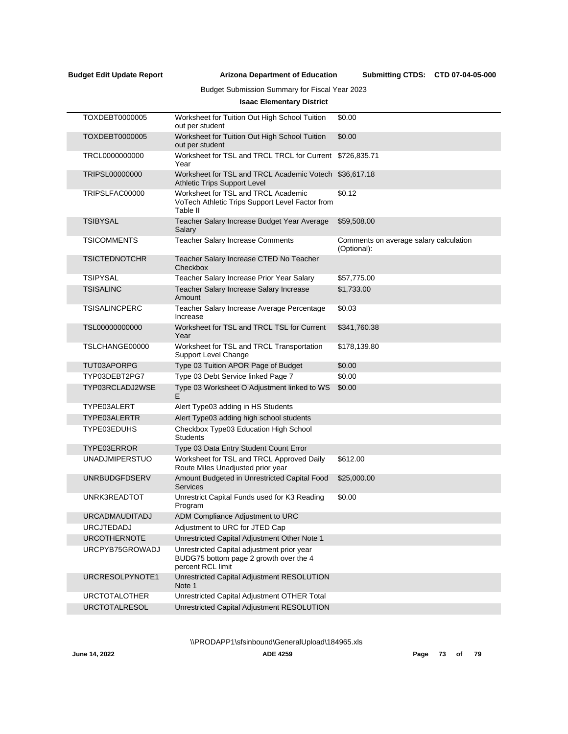Budget Submission Summary for Fiscal Year 2023

**Isaac Elementary District**

| | | |
|---|---|---|
| TOXDEBT0000005 | Worksheet for Tuition Out High School Tuition out per student | $0.00 |
| TOXDEBT0000005 | Worksheet for Tuition Out High School Tuition out per student | $0.00 |
| TRCL0000000000 | Worksheet for TSL and TRCL TRCL for Current Year | $726,835.71 |
| TRIPSL00000000 | Worksheet for TSL and TRCL Academic Votech Athletic Trips Support Level | $36,617.18 |
| TRIPSLFAC00000 | Worksheet for TSL and TRCL Academic VoTech Athletic Trips Support Level Factor from Table II | $0.12 |
| TSIBYSAL | Teacher Salary Increase Budget Year Average Salary | $59,508.00 |
| TSICOMMENTS | Teacher Salary Increase Comments | Comments on average salary calculation (Optional): |
| TSICTEDNOTCHR | Teacher Salary Increase CTED No Teacher Checkbox | |
| TSIPYSAL | Teacher Salary Increase Prior Year Salary | $57,775.00 |
| TSISALINC | Teacher Salary Increase Salary Increase Amount | $1,733.00 |
| TSISALINCPERC | Teacher Salary Increase Average Percentage Increase | $0.03 |
| TSL00000000000 | Worksheet for TSL and TRCL TSL for Current Year | $341,760.38 |
| TSLCHANGE00000 | Worksheet for TSL and TRCL Transportation Support Level Change | $178,139.80 |
| TUT03APORPG | Type 03 Tuition APOR Page of Budget | $0.00 |
| TYP03DEBT2PG7 | Type 03 Debt Service linked Page 7 | $0.00 |
| TYP03RCLADJ2WSE | Type 03 Worksheet O Adjustment linked to WS E | $0.00 |
| TYPE03ALERT | Alert Type03 adding in HS Students | |
| TYPE03ALERTR | Alert Type03 adding high school students | |
| TYPE03EDUHS | Checkbox Type03 Education High School Students | |
| TYPE03ERROR | Type 03 Data Entry Student Count Error | |
| UNADJMIPERSTUO | Worksheet for TSL and TRCL Approved Daily Route Miles Unadjusted prior year | $612.00 |
| UNRBUDGFDSERV | Amount Budgeted in Unrestricted Capital Food Services | $25,000.00 |
| UNRK3READTOT | Unrestrict Capital Funds used for K3 Reading Program | $0.00 |
| URCADMAUDITADJ | ADM Compliance Adjustment to URC | |
| URCJTEDADJ | Adjustment to URC for JTED Cap | |
| URCOTHERNOTE | Unrestricted Capital Adjustment Other Note 1 | |
| URCPYB75GROWADJ | Unrestricted Capital adjustment prior year BUDG75 bottom page 2 growth over the 4 percent RCL limit | |
| URCRESOLPYNOTE1 | Unrestricted Capital Adjustment RESOLUTION Note 1 | |
| URCTOTALOTHER | Unrestricted Capital Adjustment OTHER Total | |
| URCTOTALRESOL | Unrestricted Capital Adjustment RESOLUTION | |

\\PRODAPP1\sfsinbound\GeneralUpload\184965.xls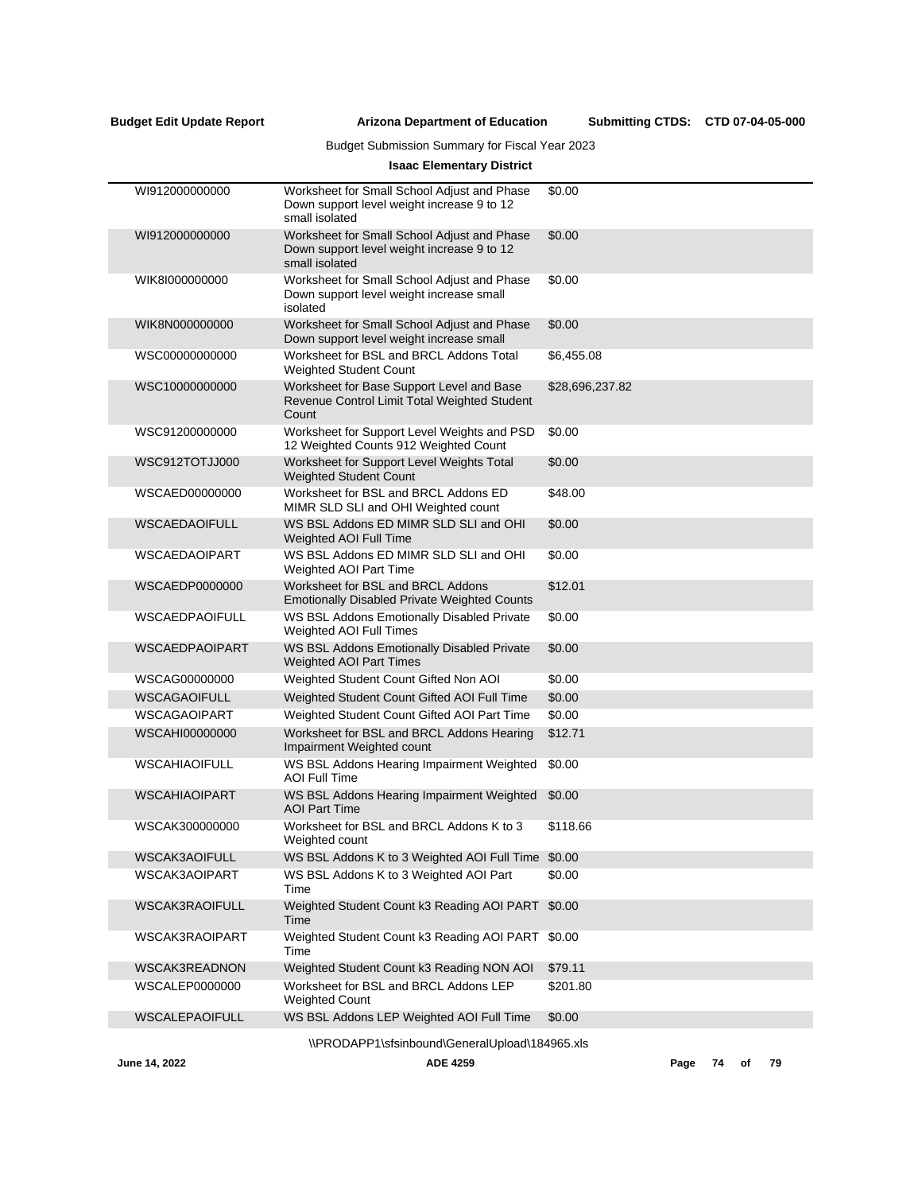**Budget Edit Update Report** **Arizona Department of Education** **Submitting CTDS: CTD 07-04-05-000**

Budget Submission Summary for Fiscal Year 2023

**Isaac Elementary District**

| | | |
|---|---|---|
| WI912000000000 | Worksheet for Small School Adjust and Phase Down support level weight increase 9 to 12 small isolated | $0.00 |
| WI912000000000 | Worksheet for Small School Adjust and Phase Down support level weight increase 9 to 12 small isolated | $0.00 |
| WIK8I000000000 | Worksheet for Small School Adjust and Phase Down support level weight increase small isolated | $0.00 |
| WIK8N000000000 | Worksheet for Small School Adjust and Phase Down support level weight increase small | $0.00 |
| WSC00000000000 | Worksheet for BSL and BRCL Addons Total Weighted Student Count | $6,455.08 |
| WSC10000000000 | Worksheet for Base Support Level and Base Revenue Control Limit Total Weighted Student Count | $28,696,237.82 |
| WSC91200000000 | Worksheet for Support Level Weights and PSD 12 Weighted Counts 912 Weighted Count | $0.00 |
| WSC912TOTJJ000 | Worksheet for Support Level Weights Total Weighted Student Count | $0.00 |
| WSCAED00000000 | Worksheet for BSL and BRCL Addons ED MIMR SLD SLI and OHI Weighted count | $48.00 |
| WSCAEDAOIFULL | WS BSL Addons ED MIMR SLD SLI and OHI Weighted AOI Full Time | $0.00 |
| WSCAEDAOIPART | WS BSL Addons ED MIMR SLD SLI and OHI Weighted AOI Part Time | $0.00 |
| WSCAEDP0000000 | Worksheet for BSL and BRCL Addons Emotionally Disabled Private Weighted Counts | $12.01 |
| WSCAEDPAOIFULL | WS BSL Addons Emotionally Disabled Private Weighted AOI Full Times | $0.00 |
| WSCAEDPAOIPART | WS BSL Addons Emotionally Disabled Private Weighted AOI Part Times | $0.00 |
| WSCAG00000000 | Weighted Student Count Gifted Non AOI | $0.00 |
| WSCAGAOIFULL | Weighted Student Count Gifted AOI Full Time | $0.00 |
| WSCAGAOIPART | Weighted Student Count Gifted AOI Part Time | $0.00 |
| WSCAHI00000000 | Worksheet for BSL and BRCL Addons Hearing Impairment Weighted count | $12.71 |
| WSCAHIAOIFULL | WS BSL Addons Hearing Impairment Weighted AOI Full Time | $0.00 |
| WSCAHIAOIPART | WS BSL Addons Hearing Impairment Weighted AOI Part Time | $0.00 |
| WSCAK300000000 | Worksheet for BSL and BRCL Addons K to 3 Weighted count | $118.66 |
| WSCAK3AOIFULL | WS BSL Addons K to 3 Weighted AOI Full Time | $0.00 |
| WSCAK3AOIPART | WS BSL Addons K to 3 Weighted AOI Part Time | $0.00 |
| WSCAK3RAOIFULL | Weighted Student Count k3 Reading AOI PART Time | $0.00 |
| WSCAK3RAOIPART | Weighted Student Count k3 Reading AOI PART Time | $0.00 |
| WSCAK3READNON | Weighted Student Count k3 Reading NON AOI | $79.11 |
| WSCALEP0000000 | Worksheet for BSL and BRCL Addons LEP Weighted Count | $201.80 |
| WSCALEPAOIFULL | WS BSL Addons LEP Weighted AOI Full Time | $0.00 |

\\PRODAPP1\sfsinbound\GeneralUpload\184965.xls

June 14, 2022 ADE 4259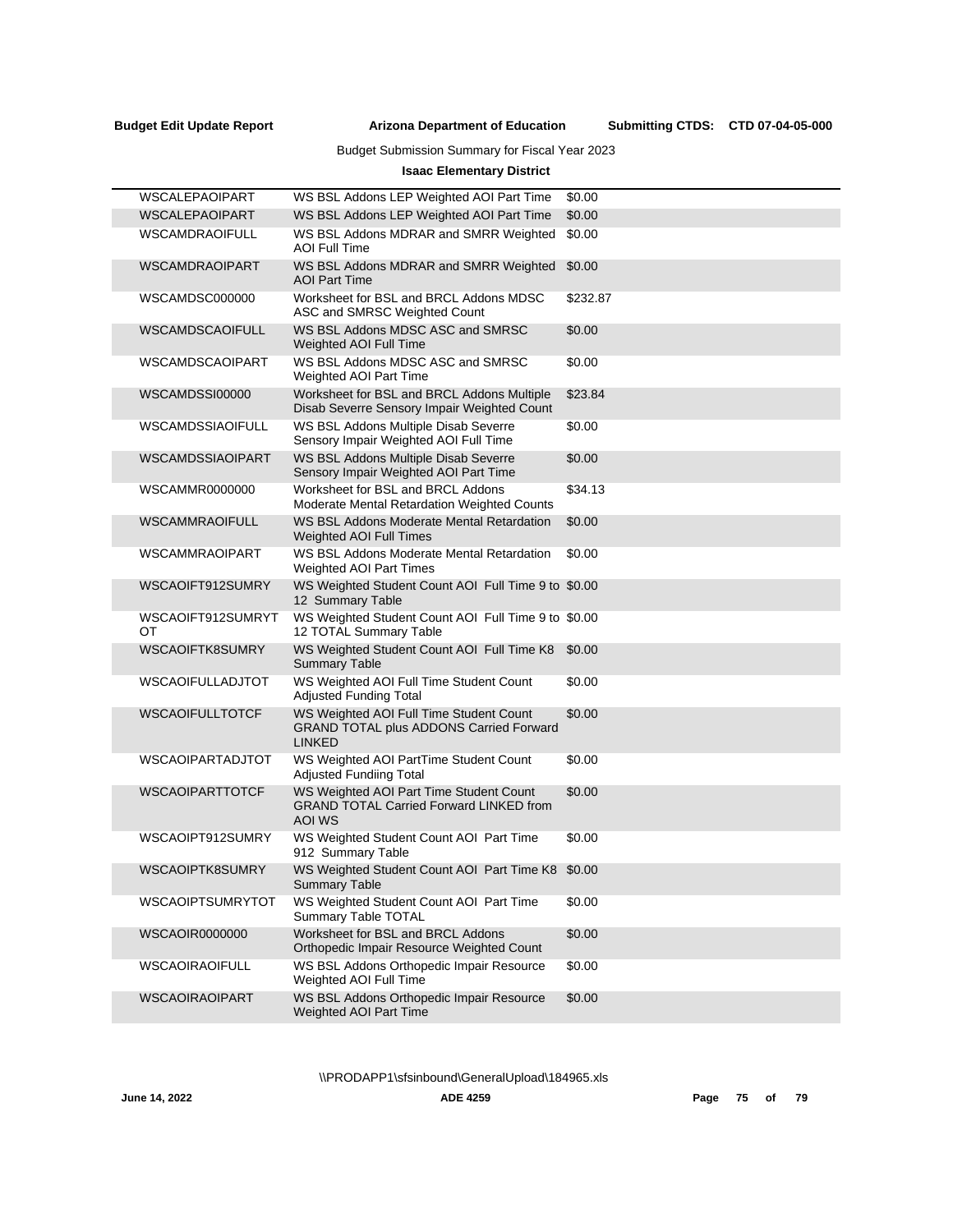Budget Submission Summary for Fiscal Year 2023

**Isaac Elementary District**

| | | |
|---|---|---|
| WSCALEPAOIPART | WS BSL Addons LEP Weighted AOI Part Time | $0.00 |
| WSCALEPAOIPART | WS BSL Addons LEP Weighted AOI Part Time | $0.00 |
| WSCAMDRAOIFULL | WS BSL Addons MDRAR and SMRR Weighted AOI Full Time | $0.00 |
| WSCAMDRAOIPART | WS BSL Addons MDRAR and SMRR Weighted AOI Part Time | $0.00 |
| WSCAMDSC000000 | Worksheet for BSL and BRCL Addons MDSC ASC and SMRSC Weighted Count | $232.87 |
| WSCAMDSCAOIFULL | WS BSL Addons MDSC ASC and SMRSC Weighted AOI Full Time | $0.00 |
| WSCAMDSCAOIPART | WS BSL Addons MDSC ASC and SMRSC Weighted AOI Part Time | $0.00 |
| WSCAMDSSI00000 | Worksheet for BSL and BRCL Addons Multiple Disab Severre Sensory Impair Weighted Count | $23.84 |
| WSCAMDSSIAOIFULL | WS BSL Addons Multiple Disab Severre Sensory Impair Weighted AOI Full Time | $0.00 |
| WSCAMDSSIAOIPART | WS BSL Addons Multiple Disab Severre Sensory Impair Weighted AOI Part Time | $0.00 |
| WSCAMMR0000000 | Worksheet for BSL and BRCL Addons Moderate Mental Retardation Weighted Counts | $34.13 |
| WSCAMMRAOIFULL | WS BSL Addons Moderate Mental Retardation Weighted AOI Full Times | $0.00 |
| WSCAMMRAOIPART | WS BSL Addons Moderate Mental Retardation Weighted AOI Part Times | $0.00 |
| WSCAOIFT912SUMRY | WS Weighted Student Count AOI Full Time 9 to 12 Summary Table | $0.00 |
| WSCAOIFT912SUMRYTOT | WS Weighted Student Count AOI Full Time 9 to 12 TOTAL Summary Table | $0.00 |
| WSCAOIFTK8SUMRY | WS Weighted Student Count AOI Full Time K8 Summary Table | $0.00 |
| WSCAOIFULLADJTOT | WS Weighted AOI Full Time Student Count Adjusted Funding Total | $0.00 |
| WSCAOIFULLTOTCF | WS Weighted AOI Full Time Student Count GRAND TOTAL plus ADDONS Carried Forward LINKED | $0.00 |
| WSCAOIPARTADJTOT | WS Weighted AOI PartTime Student Count Adjusted Fundiing Total | $0.00 |
| WSCAOIPARTTOTCF | WS Weighted AOI Part Time Student Count GRAND TOTAL Carried Forward LINKED from AOI WS | $0.00 |
| WSCAOIPT912SUMRY | WS Weighted Student Count AOI Part Time 912 Summary Table | $0.00 |
| WSCAOIPTK8SUMRY | WS Weighted Student Count AOI Part Time K8 Summary Table | $0.00 |
| WSCAOIPTSUMRYTOT | WS Weighted Student Count AOI Part Time Summary Table TOTAL | $0.00 |
| WSCAOIR0000000 | Worksheet for BSL and BRCL Addons Orthopedic Impair Resource Weighted Count | $0.00 |
| WSCAOIRAOIFULL | WS BSL Addons Orthopedic Impair Resource Weighted AOI Full Time | $0.00 |
| WSCAOIRAOIPART | WS BSL Addons Orthopedic Impair Resource Weighted AOI Part Time | $0.00 |

\\PRODAPP1\sfsinbound\GeneralUpload\184965.xls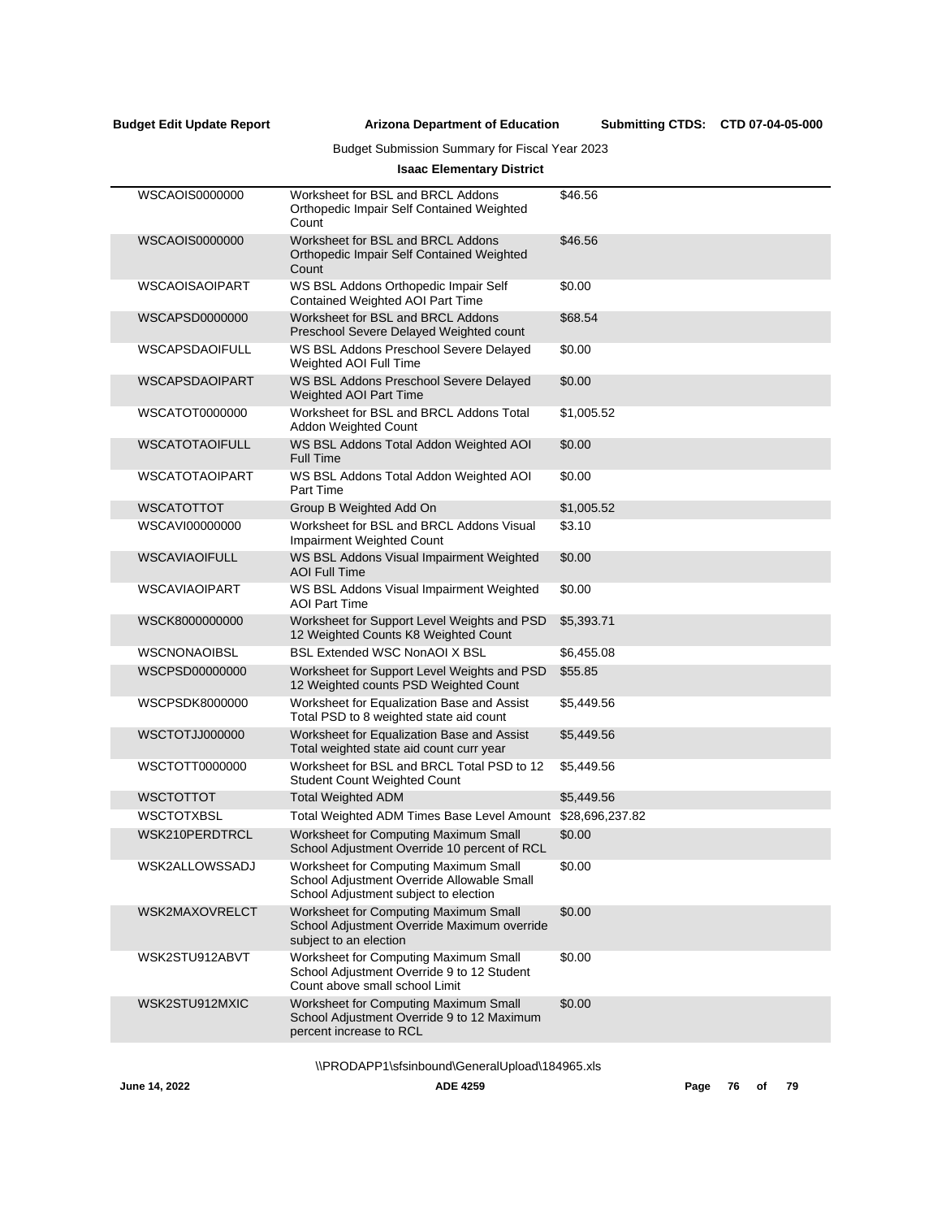Budget Submission Summary for Fiscal Year 2023

**Isaac Elementary District**

| | | |
|---|---|---|
| WSCAOIS0000000 | Worksheet for BSL and BRCL Addons Orthopedic Impair Self Contained Weighted Count | $46.56 |
| WSCAOIS0000000 | Worksheet for BSL and BRCL Addons Orthopedic Impair Self Contained Weighted Count | $46.56 |
| WSCAOISAOIPART | WS BSL Addons Orthopedic Impair Self Contained Weighted AOI Part Time | $0.00 |
| WSCAPSD0000000 | Worksheet for BSL and BRCL Addons Preschool Severe Delayed Weighted count | $68.54 |
| WSCAPSDAOIFULL | WS BSL Addons Preschool Severe Delayed Weighted AOI Full Time | $0.00 |
| WSCAPSDAOIPART | WS BSL Addons Preschool Severe Delayed Weighted AOI Part Time | $0.00 |
| WSCATOT0000000 | Worksheet for BSL and BRCL Addons Total Addon Weighted Count | $1,005.52 |
| WSCATOTAOIFULL | WS BSL Addons Total Addon Weighted AOI Full Time | $0.00 |
| WSCATOTAOIPART | WS BSL Addons Total Addon Weighted AOI Part Time | $0.00 |
| WSCATOTTOT | Group B Weighted Add On | $1,005.52 |
| WSCAVI00000000 | Worksheet for BSL and BRCL Addons Visual Impairment Weighted Count | $3.10 |
| WSCAVIAOIFULL | WS BSL Addons Visual Impairment Weighted AOI Full Time | $0.00 |
| WSCAVIAOIPART | WS BSL Addons Visual Impairment Weighted AOI Part Time | $0.00 |
| WSCK8000000000 | Worksheet for Support Level Weights and PSD 12 Weighted Counts K8 Weighted Count | $5,393.71 |
| WSCNONAOIBSL | BSL Extended WSC NonAOI X BSL | $6,455.08 |
| WSCPSD00000000 | Worksheet for Support Level Weights and PSD 12 Weighted counts PSD Weighted Count | $55.85 |
| WSCPSDK8000000 | Worksheet for Equalization Base and Assist Total PSD to 8 weighted state aid count | $5,449.56 |
| WSCTOTJJ000000 | Worksheet for Equalization Base and Assist Total weighted state aid count curr year | $5,449.56 |
| WSCTOTT0000000 | Worksheet for BSL and BRCL Total PSD to 12 Student Count Weighted Count | $5,449.56 |
| WSCTOTTOT | Total Weighted ADM | $5,449.56 |
| WSCTOTXBSL | Total Weighted ADM Times Base Level Amount | $28,696,237.82 |
| WSK210PERDTRCL | Worksheet for Computing Maximum Small School Adjustment Override 10 percent of RCL | $0.00 |
| WSK2ALLOWSSADJ | Worksheet for Computing Maximum Small School Adjustment Override Allowable Small School Adjustment subject to election | $0.00 |
| WSK2MAXOVRELCT | Worksheet for Computing Maximum Small School Adjustment Override Maximum override subject to an election | $0.00 |
| WSK2STU912ABVT | Worksheet for Computing Maximum Small School Adjustment Override 9 to 12 Student Count above small school Limit | $0.00 |
| WSK2STU912MXIC | Worksheet for Computing Maximum Small School Adjustment Override 9 to 12 Maximum percent increase to RCL | $0.00 |

\\PRODAPP1\sfsinbound\GeneralUpload\184965.xls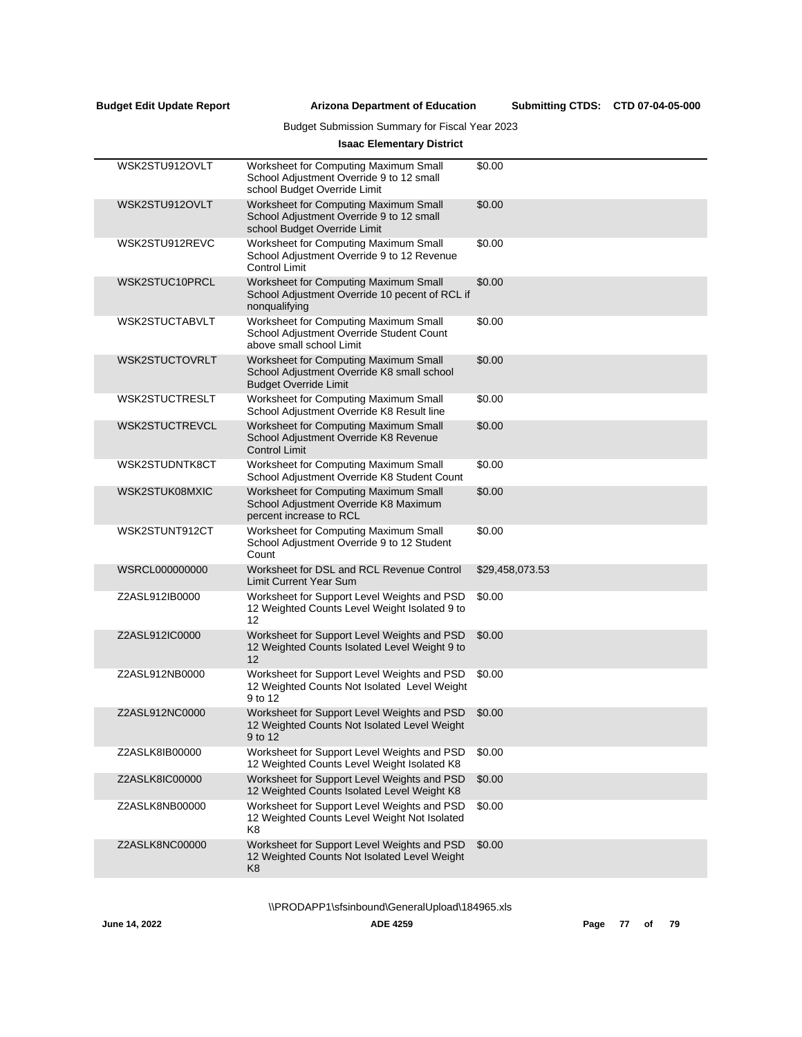Budget Submission Summary for Fiscal Year 2023

**Isaac Elementary District**

| | | |
|---|---|---|
| WSK2STU912OVLT | Worksheet for Computing Maximum Small School Adjustment Override 9 to 12 small school Budget Override Limit | $0.00 |
| WSK2STU912OVLT | Worksheet for Computing Maximum Small School Adjustment Override 9 to 12 small school Budget Override Limit | $0.00 |
| WSK2STU912REVC | Worksheet for Computing Maximum Small School Adjustment Override 9 to 12 Revenue Control Limit | $0.00 |
| WSK2STUC10PRCL | Worksheet for Computing Maximum Small School Adjustment Override 10 pecent of RCL if nonqualifying | $0.00 |
| WSK2STUCTABVLT | Worksheet for Computing Maximum Small School Adjustment Override Student Count above small school Limit | $0.00 |
| WSK2STUCTOVRLT | Worksheet for Computing Maximum Small School Adjustment Override K8 small school Budget Override Limit | $0.00 |
| WSK2STUCTRESLT | Worksheet for Computing Maximum Small School Adjustment Override K8 Result line | $0.00 |
| WSK2STUCTREVCL | Worksheet for Computing Maximum Small School Adjustment Override K8 Revenue Control Limit | $0.00 |
| WSK2STUDNTK8CT | Worksheet for Computing Maximum Small School Adjustment Override K8 Student Count | $0.00 |
| WSK2STUK08MXIC | Worksheet for Computing Maximum Small School Adjustment Override K8 Maximum percent increase to RCL | $0.00 |
| WSK2STUNT912CT | Worksheet for Computing Maximum Small School Adjustment Override 9 to 12 Student Count | $0.00 |
| WSRCL000000000 | Worksheet for DSL and RCL Revenue Control Limit Current Year Sum | $29,458,073.53 |
| Z2ASL912IB0000 | Worksheet for Support Level Weights and PSD 12 Weighted Counts Level Weight Isolated 9 to 12 | $0.00 |
| Z2ASL912IC0000 | Worksheet for Support Level Weights and PSD 12 Weighted Counts Isolated Level Weight 9 to 12 | $0.00 |
| Z2ASL912NB0000 | Worksheet for Support Level Weights and PSD 12 Weighted Counts Not Isolated Level Weight 9 to 12 | $0.00 |
| Z2ASL912NC0000 | Worksheet for Support Level Weights and PSD 12 Weighted Counts Not Isolated Level Weight 9 to 12 | $0.00 |
| Z2ASLK8IB00000 | Worksheet for Support Level Weights and PSD 12 Weighted Counts Level Weight Isolated K8 | $0.00 |
| Z2ASLK8IC00000 | Worksheet for Support Level Weights and PSD 12 Weighted Counts Isolated Level Weight K8 | $0.00 |
| Z2ASLK8NB00000 | Worksheet for Support Level Weights and PSD 12 Weighted Counts Level Weight Not Isolated K8 | $0.00 |
| Z2ASLK8NC00000 | Worksheet for Support Level Weights and PSD 12 Weighted Counts Not Isolated Level Weight K8 | $0.00 |

\\PRODAPP1\sfsinbound\GeneralUpload\184965.xls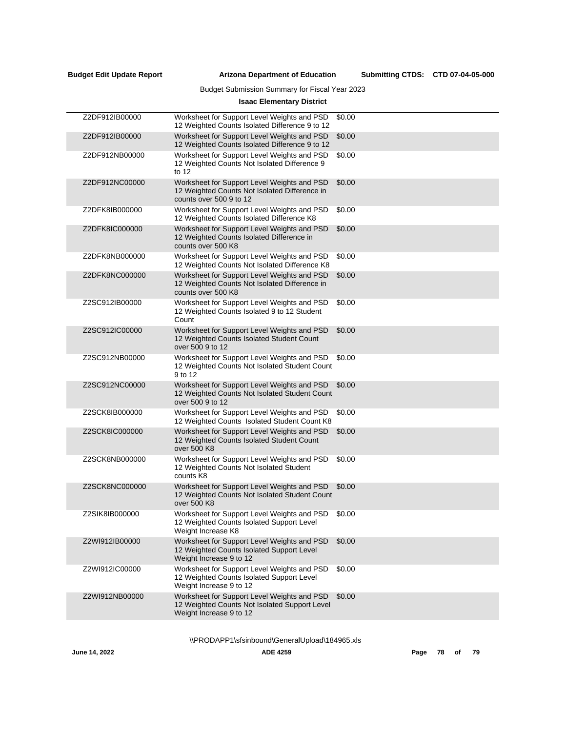| | | |
|---|---|---|
| Z2DF912IB00000 | Worksheet for Support Level Weights and PSD 12 Weighted Counts Isolated Difference 9 to 12 | $0.00 |
| Z2DF912IB00000 | Worksheet for Support Level Weights and PSD 12 Weighted Counts Isolated Difference 9 to 12 | $0.00 |
| Z2DF912NB00000 | Worksheet for Support Level Weights and PSD 12 Weighted Counts Not Isolated Difference 9 to 12 | $0.00 |
| Z2DF912NC00000 | Worksheet for Support Level Weights and PSD 12 Weighted Counts Not Isolated Difference in counts over 500 9 to 12 | $0.00 |
| Z2DFK8IB000000 | Worksheet for Support Level Weights and PSD 12 Weighted Counts Isolated Difference K8 | $0.00 |
| Z2DFK8IC000000 | Worksheet for Support Level Weights and PSD 12 Weighted Counts Isolated Difference in counts over 500 K8 | $0.00 |
| Z2DFK8NB000000 | Worksheet for Support Level Weights and PSD 12 Weighted Counts Not Isolated Difference K8 | $0.00 |
| Z2DFK8NC000000 | Worksheet for Support Level Weights and PSD 12 Weighted Counts Not Isolated Difference in counts over 500 K8 | $0.00 |
| Z2SC912IB00000 | Worksheet for Support Level Weights and PSD 12 Weighted Counts Isolated 9 to 12 Student Count | $0.00 |
| Z2SC912IC00000 | Worksheet for Support Level Weights and PSD 12 Weighted Counts Isolated Student Count over 500 9 to 12 | $0.00 |
| Z2SC912NB00000 | Worksheet for Support Level Weights and PSD 12 Weighted Counts Not Isolated Student Count 9 to 12 | $0.00 |
| Z2SC912NC00000 | Worksheet for Support Level Weights and PSD 12 Weighted Counts Not Isolated Student Count over 500 9 to 12 | $0.00 |
| Z2SCK8IB000000 | Worksheet for Support Level Weights and PSD 12 Weighted Counts Isolated Student Count K8 | $0.00 |
| Z2SCK8IC000000 | Worksheet for Support Level Weights and PSD 12 Weighted Counts Isolated Student Count over 500 K8 | $0.00 |
| Z2SCK8NB000000 | Worksheet for Support Level Weights and PSD 12 Weighted Counts Not Isolated Student counts K8 | $0.00 |
| Z2SCK8NC000000 | Worksheet for Support Level Weights and PSD 12 Weighted Counts Not Isolated Student Count over 500 K8 | $0.00 |
| Z2SIK8IB000000 | Worksheet for Support Level Weights and PSD 12 Weighted Counts Isolated Support Level Weight Increase K8 | $0.00 |
| Z2WI912IB00000 | Worksheet for Support Level Weights and PSD 12 Weighted Counts Isolated Support Level Weight Increase 9 to 12 | $0.00 |
| Z2WI912IC00000 | Worksheet for Support Level Weights and PSD 12 Weighted Counts Isolated Support Level Weight Increase 9 to 12 | $0.00 |
| Z2WI912NB00000 | Worksheet for Support Level Weights and PSD 12 Weighted Counts Not Isolated Support Level Weight Increase 9 to 12 | $0.00 |

\\PRODAPP1\sfsinbound\GeneralUpload\184965.xls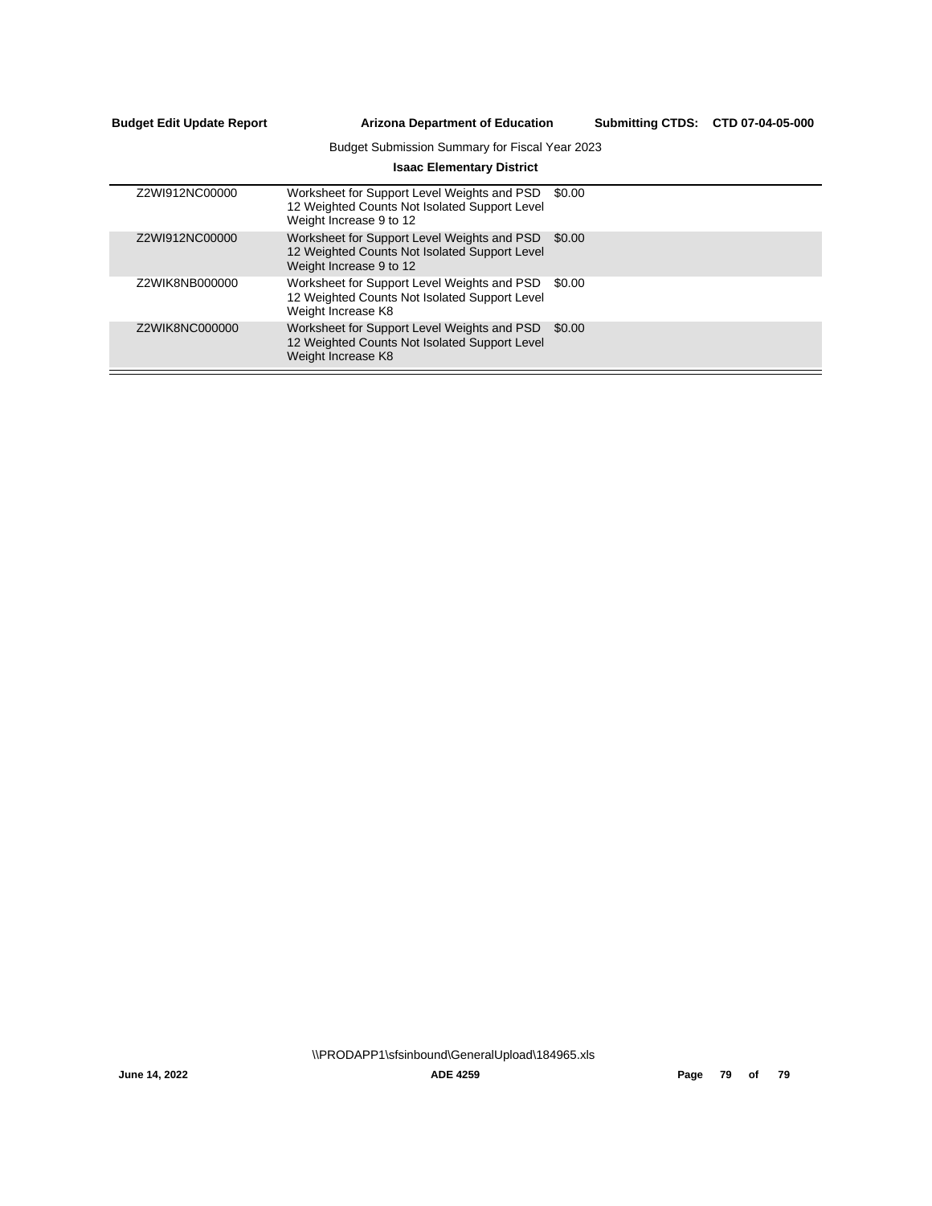| | | |
|---|---|---|
| Z2WI912NC00000 | Worksheet for Support Level Weights and PSD 12 Weighted Counts Not Isolated Support Level Weight Increase 9 to 12 | $0.00 |
| Z2WI912NC00000 | Worksheet for Support Level Weights and PSD 12 Weighted Counts Not Isolated Support Level Weight Increase 9 to 12 | $0.00 |
| Z2WIK8NB000000 | Worksheet for Support Level Weights and PSD 12 Weighted Counts Not Isolated Support Level Weight Increase K8 | $0.00 |
| Z2WIK8NC000000 | Worksheet for Support Level Weights and PSD 12 Weighted Counts Not Isolated Support Level Weight Increase K8 | $0.00 |

\\PRODAPP1\sfsinbound\GeneralUpload\184965.xls